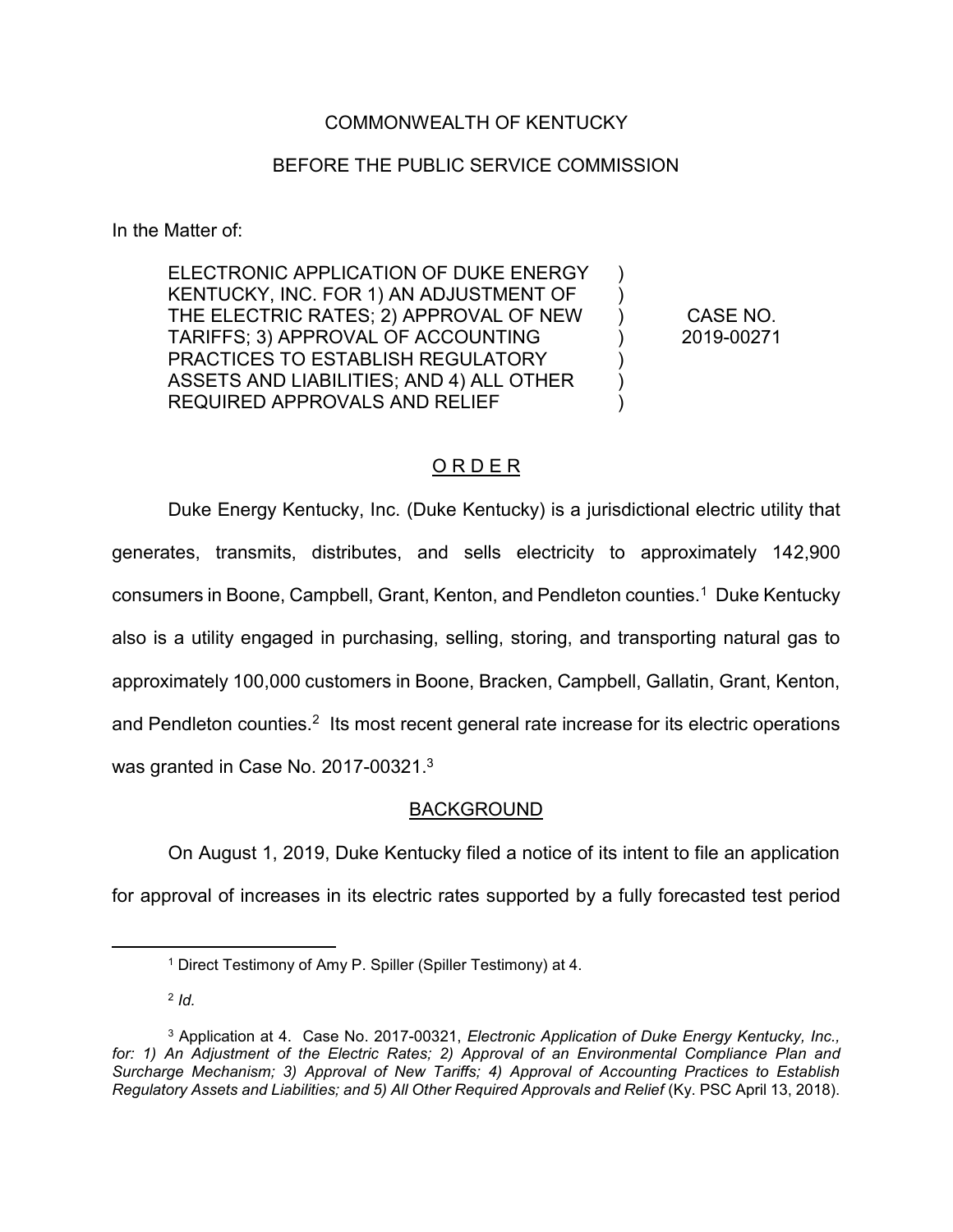COMMONWEALTH OF KENTUCKY

BEFORE THE PUBLIC SERVICE COMMISSION

In the Matter of:

| | | |
|---|---|---|
| ELECTRONIC APPLICATION OF DUKE ENERGY KENTUCKY, INC. FOR 1) AN ADJUSTMENT OF THE ELECTRIC RATES; 2) APPROVAL OF NEW TARIFFS; 3) APPROVAL OF ACCOUNTING PRACTICES TO ESTABLISH REGULATORY ASSETS AND LIABILITIES; AND 4) ALL OTHER REQUIRED APPROVALS AND RELIEF | ) | CASE NO. 2019-00271 |

## O R D E R

Duke Energy Kentucky, Inc. (Duke Kentucky) is a jurisdictional electric utility that generates, transmits, distributes, and sells electricity to approximately 142,900 consumers in Boone, Campbell, Grant, Kenton, and Pendleton counties.[1] Duke Kentucky also is a utility engaged in purchasing, selling, storing, and transporting natural gas to approximately 100,000 customers in Boone, Bracken, Campbell, Gallatin, Grant, Kenton, and Pendleton counties.[2] Its most recent general rate increase for its electric operations was granted in Case No. 2017-00321.[3]

## BACKGROUND

On August 1, 2019, Duke Kentucky filed a notice of its intent to file an application for approval of increases in its electric rates supported by a fully forecasted test period

---

[1] Direct Testimony of Amy P. Spiller (Spiller Testimony) at 4.

[2] *Id.*

[3] Application at 4. Case No. 2017-00321, *Electronic Application of Duke Energy Kentucky, Inc., for: 1) An Adjustment of the Electric Rates; 2) Approval of an Environmental Compliance Plan and Surcharge Mechanism; 3) Approval of New Tariffs; 4) Approval of Accounting Practices to Establish Regulatory Assets and Liabilities; and 5) All Other Required Approvals and Relief* (Ky. PSC April 13, 2018).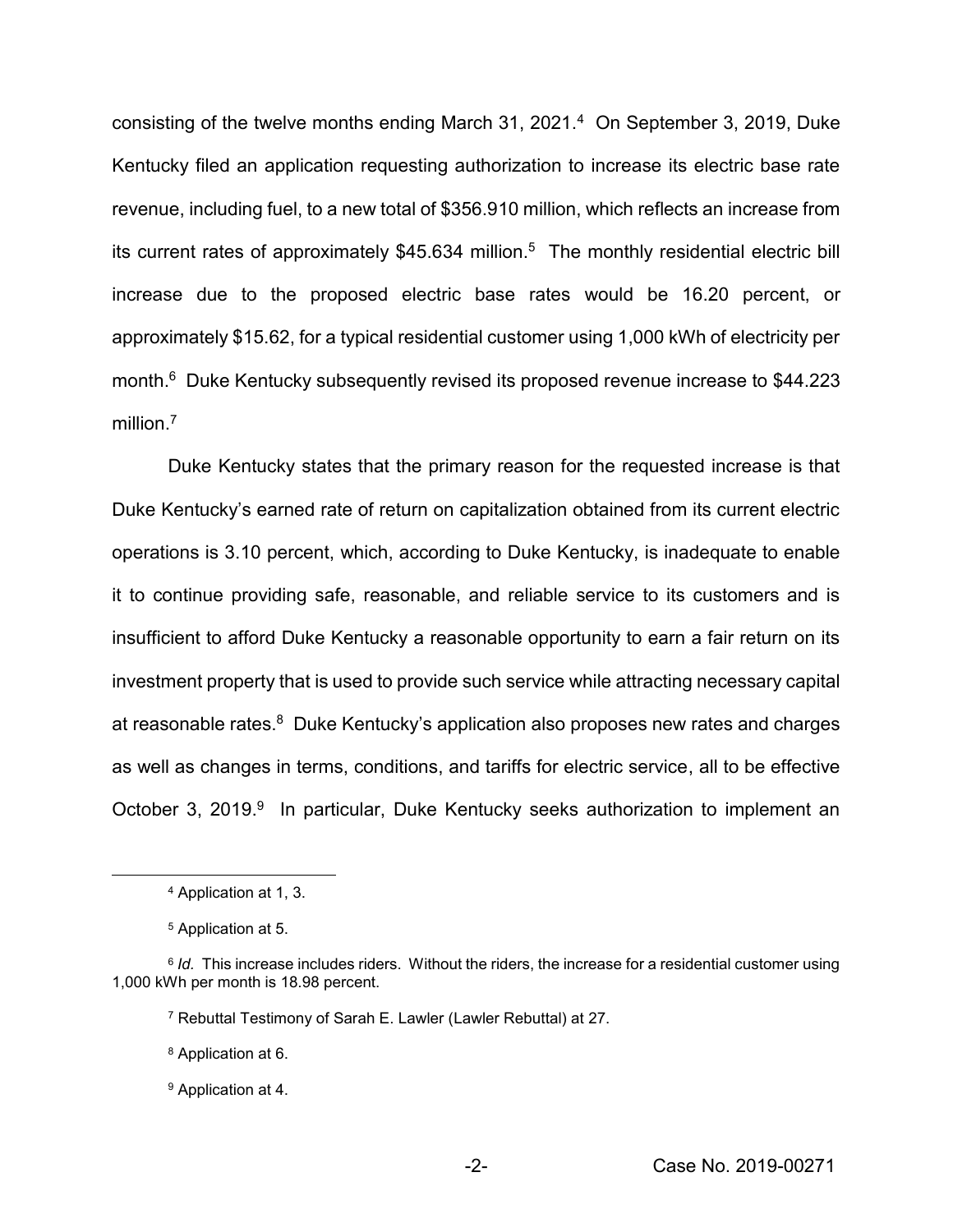consisting of the twelve months ending March 31, 2021.[4] On September 3, 2019, Duke Kentucky filed an application requesting authorization to increase its electric base rate revenue, including fuel, to a new total of $356.910 million, which reflects an increase from its current rates of approximately $45.634 million.[5] The monthly residential electric bill increase due to the proposed electric base rates would be 16.20 percent, or approximately $15.62, for a typical residential customer using 1,000 kWh of electricity per month.[6] Duke Kentucky subsequently revised its proposed revenue increase to $44.223 million.[7]

Duke Kentucky states that the primary reason for the requested increase is that Duke Kentucky's earned rate of return on capitalization obtained from its current electric operations is 3.10 percent, which, according to Duke Kentucky, is inadequate to enable it to continue providing safe, reasonable, and reliable service to its customers and is insufficient to afford Duke Kentucky a reasonable opportunity to earn a fair return on its investment property that is used to provide such service while attracting necessary capital at reasonable rates.[8] Duke Kentucky's application also proposes new rates and charges as well as changes in terms, conditions, and tariffs for electric service, all to be effective October 3, 2019.[9] In particular, Duke Kentucky seeks authorization to implement an

---

[4] Application at 1, 3.

[5] Application at 5.

[6] *Id.* This increase includes riders. Without the riders, the increase for a residential customer using 1,000 kWh per month is 18.98 percent.

[7] Rebuttal Testimony of Sarah E. Lawler (Lawler Rebuttal) at 27.

[8] Application at 6.

[9] Application at 4.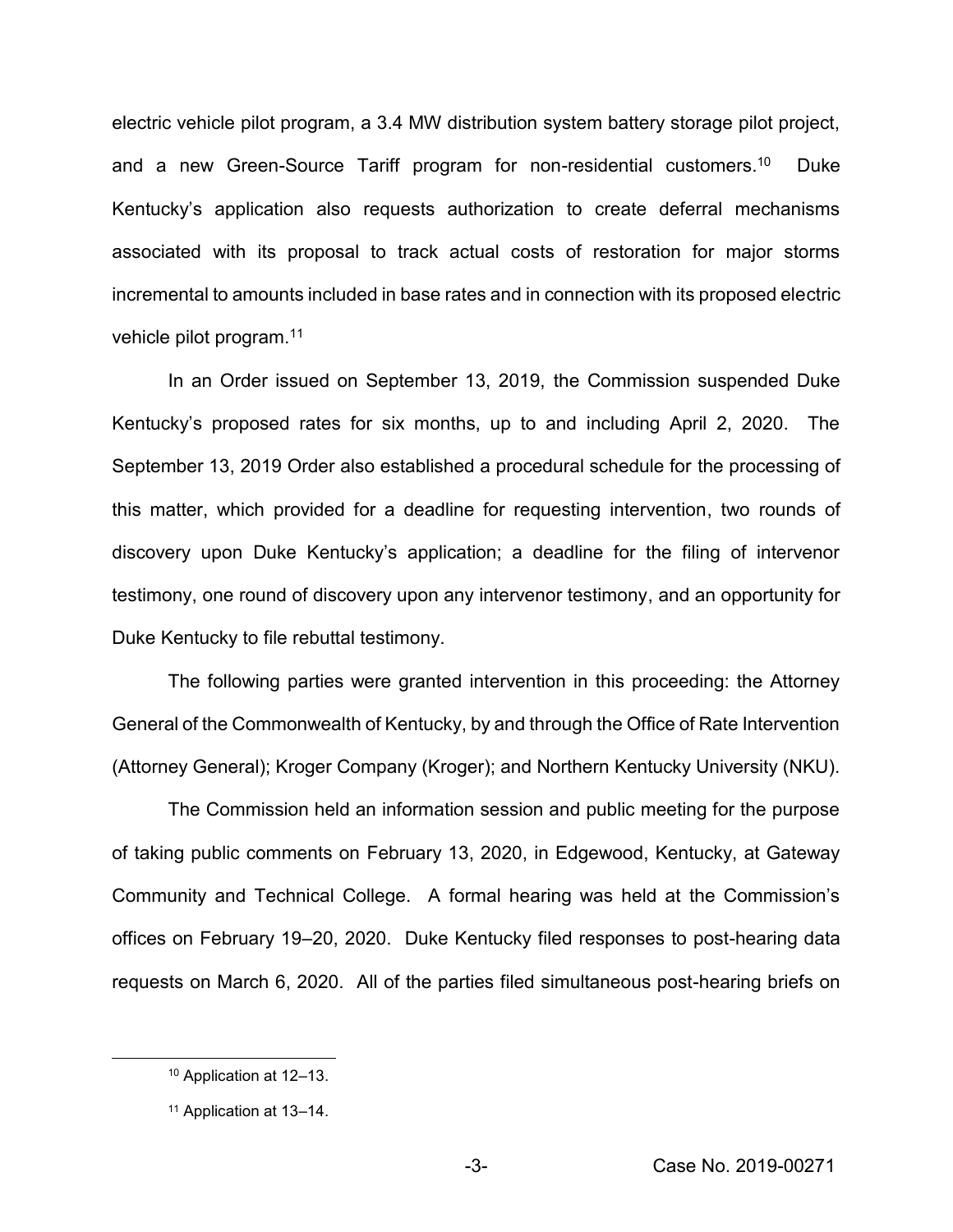electric vehicle pilot program, a 3.4 MW distribution system battery storage pilot project, and a new Green-Source Tariff program for non-residential customers.[10] Duke Kentucky's application also requests authorization to create deferral mechanisms associated with its proposal to track actual costs of restoration for major storms incremental to amounts included in base rates and in connection with its proposed electric vehicle pilot program.[11]

In an Order issued on September 13, 2019, the Commission suspended Duke Kentucky's proposed rates for six months, up to and including April 2, 2020. The September 13, 2019 Order also established a procedural schedule for the processing of this matter, which provided for a deadline for requesting intervention, two rounds of discovery upon Duke Kentucky's application; a deadline for the filing of intervenor testimony, one round of discovery upon any intervenor testimony, and an opportunity for Duke Kentucky to file rebuttal testimony.

The following parties were granted intervention in this proceeding: the Attorney General of the Commonwealth of Kentucky, by and through the Office of Rate Intervention (Attorney General); Kroger Company (Kroger); and Northern Kentucky University (NKU).

The Commission held an information session and public meeting for the purpose of taking public comments on February 13, 2020, in Edgewood, Kentucky, at Gateway Community and Technical College. A formal hearing was held at the Commission's offices on February 19–20, 2020. Duke Kentucky filed responses to post-hearing data requests on March 6, 2020. All of the parties filed simultaneous post-hearing briefs on

[10] Application at 12–13.

[11] Application at 13–14.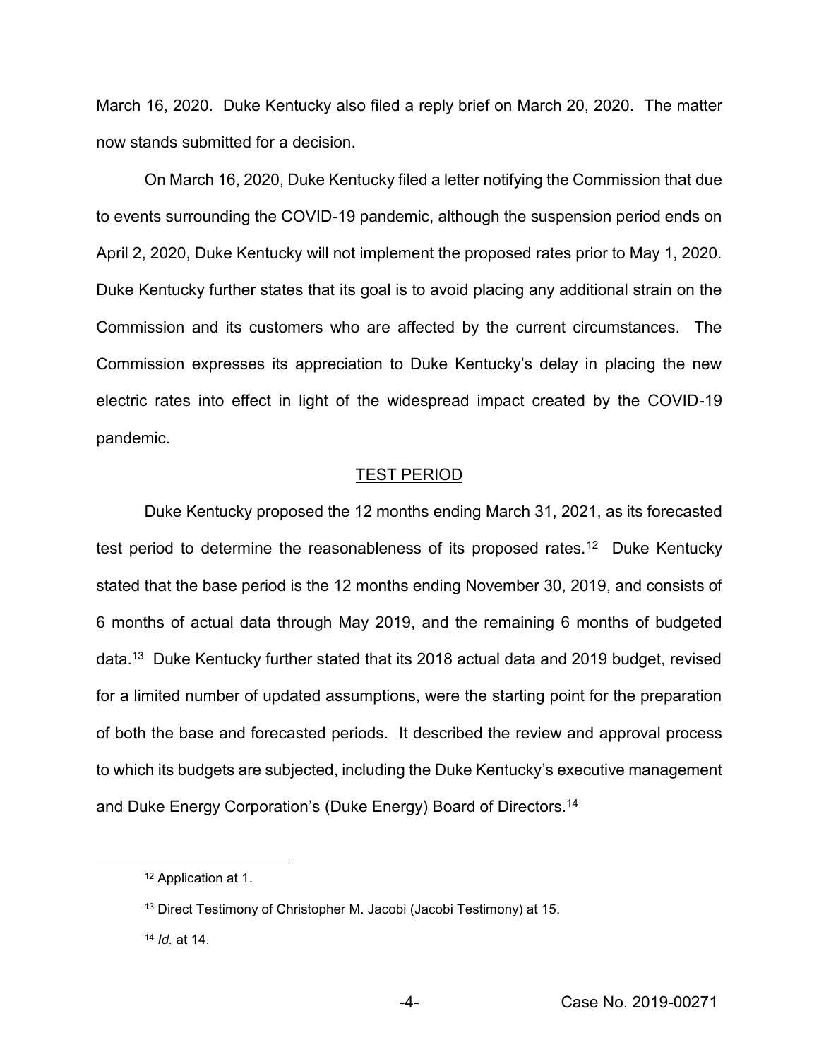March 16, 2020. Duke Kentucky also filed a reply brief on March 20, 2020. The matter now stands submitted for a decision.

On March 16, 2020, Duke Kentucky filed a letter notifying the Commission that due to events surrounding the COVID-19 pandemic, although the suspension period ends on April 2, 2020, Duke Kentucky will not implement the proposed rates prior to May 1, 2020. Duke Kentucky further states that its goal is to avoid placing any additional strain on the Commission and its customers who are affected by the current circumstances. The Commission expresses its appreciation to Duke Kentucky's delay in placing the new electric rates into effect in light of the widespread impact created by the COVID-19 pandemic.

## TEST PERIOD

Duke Kentucky proposed the 12 months ending March 31, 2021, as its forecasted test period to determine the reasonableness of its proposed rates.[12] Duke Kentucky stated that the base period is the 12 months ending November 30, 2019, and consists of 6 months of actual data through May 2019, and the remaining 6 months of budgeted data.[13] Duke Kentucky further stated that its 2018 actual data and 2019 budget, revised for a limited number of updated assumptions, were the starting point for the preparation of both the base and forecasted periods. It described the review and approval process to which its budgets are subjected, including the Duke Kentucky's executive management and Duke Energy Corporation's (Duke Energy) Board of Directors.[14]

---

[12] Application at 1.

[13] Direct Testimony of Christopher M. Jacobi (Jacobi Testimony) at 15.

[14] *Id.* at 14.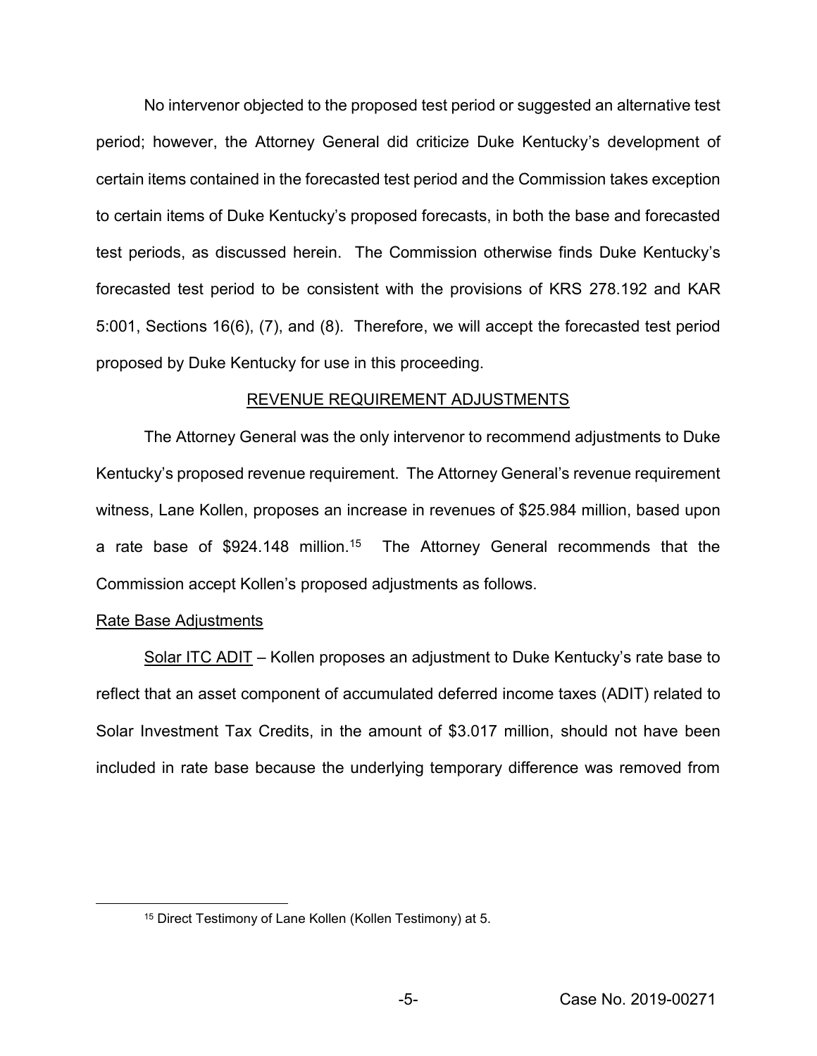No intervenor objected to the proposed test period or suggested an alternative test period; however, the Attorney General did criticize Duke Kentucky's development of certain items contained in the forecasted test period and the Commission takes exception to certain items of Duke Kentucky's proposed forecasts, in both the base and forecasted test periods, as discussed herein. The Commission otherwise finds Duke Kentucky's forecasted test period to be consistent with the provisions of KRS 278.192 and KAR 5:001, Sections 16(6), (7), and (8). Therefore, we will accept the forecasted test period proposed by Duke Kentucky for use in this proceeding.

## REVENUE REQUIREMENT ADJUSTMENTS

The Attorney General was the only intervenor to recommend adjustments to Duke Kentucky's proposed revenue requirement. The Attorney General's revenue requirement witness, Lane Kollen, proposes an increase in revenues of $25.984 million, based upon a rate base of $924.148 million.[15] The Attorney General recommends that the Commission accept Kollen's proposed adjustments as follows.

### Rate Base Adjustments

Solar ITC ADIT – Kollen proposes an adjustment to Duke Kentucky's rate base to reflect that an asset component of accumulated deferred income taxes (ADIT) related to Solar Investment Tax Credits, in the amount of $3.017 million, should not have been included in rate base because the underlying temporary difference was removed from

[15] Direct Testimony of Lane Kollen (Kollen Testimony) at 5.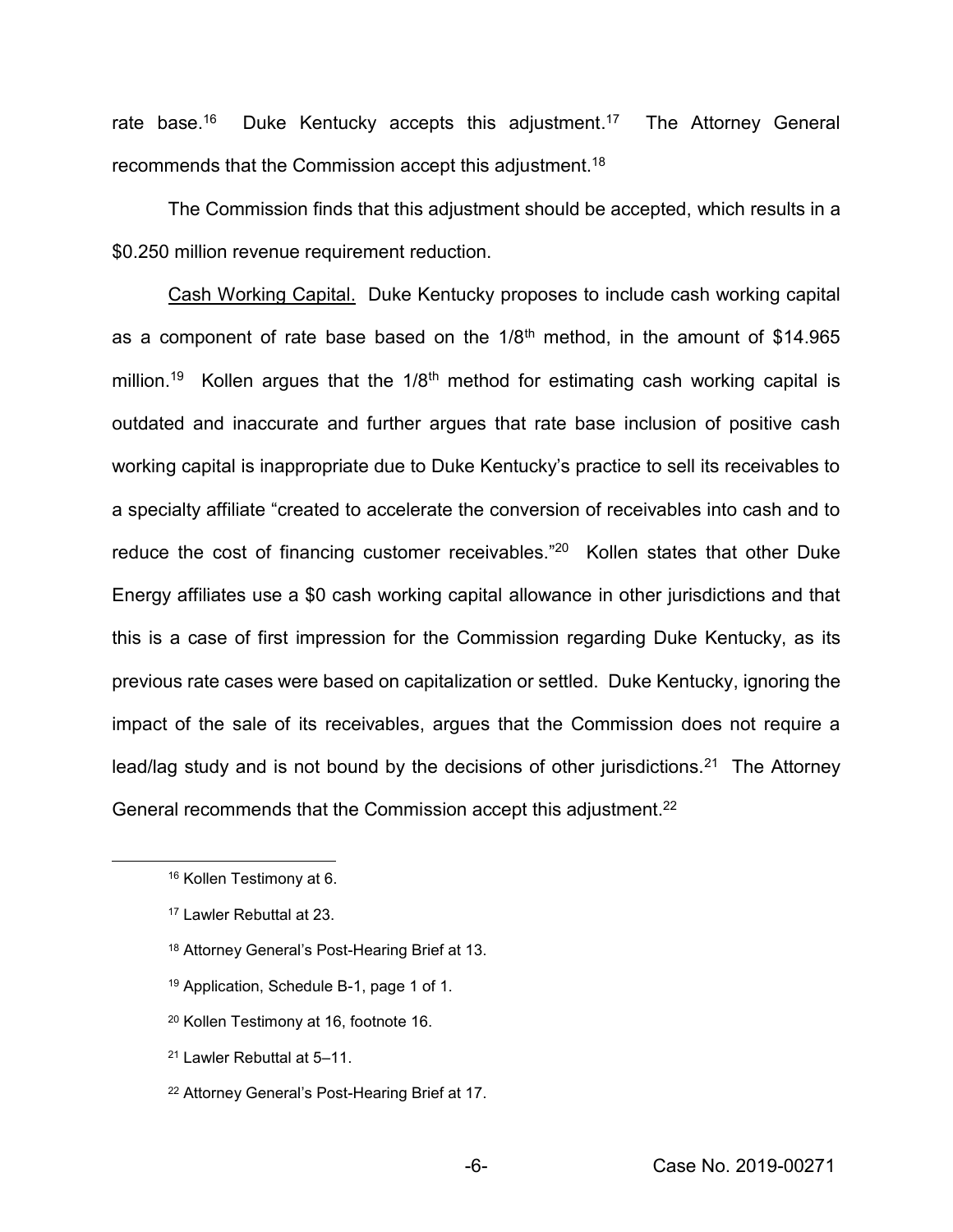rate base.[16] Duke Kentucky accepts this adjustment.[17] The Attorney General recommends that the Commission accept this adjustment.[18]

The Commission finds that this adjustment should be accepted, which results in a \$0.250 million revenue requirement reduction.

Cash Working Capital. Duke Kentucky proposes to include cash working capital as a component of rate base based on the 1/8th method, in the amount of \$14.965 million.[19] Kollen argues that the 1/8th method for estimating cash working capital is outdated and inaccurate and further argues that rate base inclusion of positive cash working capital is inappropriate due to Duke Kentucky's practice to sell its receivables to a specialty affiliate "created to accelerate the conversion of receivables into cash and to reduce the cost of financing customer receivables."[20] Kollen states that other Duke Energy affiliates use a \$0 cash working capital allowance in other jurisdictions and that this is a case of first impression for the Commission regarding Duke Kentucky, as its previous rate cases were based on capitalization or settled. Duke Kentucky, ignoring the impact of the sale of its receivables, argues that the Commission does not require a lead/lag study and is not bound by the decisions of other jurisdictions.[21] The Attorney General recommends that the Commission accept this adjustment.[22]

[16] Kollen Testimony at 6.

[17] Lawler Rebuttal at 23.

[18] Attorney General's Post-Hearing Brief at 13.

[19] Application, Schedule B-1, page 1 of 1.

[20] Kollen Testimony at 16, footnote 16.

[21] Lawler Rebuttal at 5–11.

[22] Attorney General's Post-Hearing Brief at 17.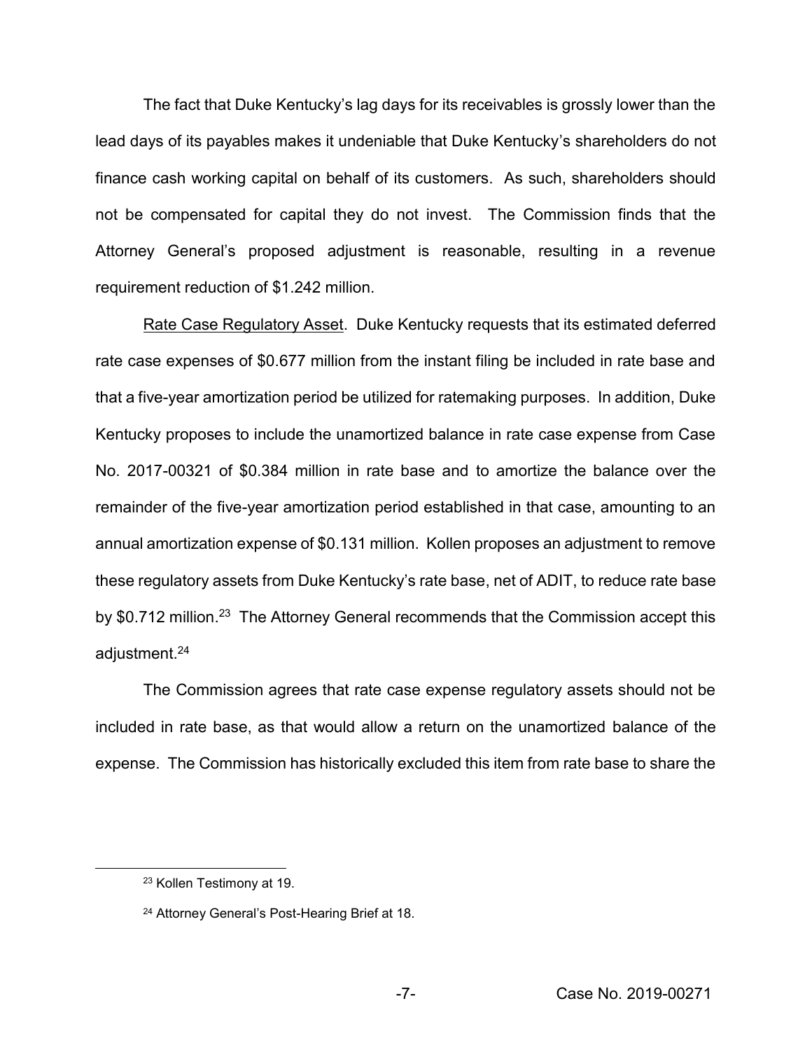The fact that Duke Kentucky's lag days for its receivables is grossly lower than the lead days of its payables makes it undeniable that Duke Kentucky's shareholders do not finance cash working capital on behalf of its customers. As such, shareholders should not be compensated for capital they do not invest. The Commission finds that the Attorney General's proposed adjustment is reasonable, resulting in a revenue requirement reduction of $1.242 million.

Rate Case Regulatory Asset. Duke Kentucky requests that its estimated deferred rate case expenses of $0.677 million from the instant filing be included in rate base and that a five-year amortization period be utilized for ratemaking purposes. In addition, Duke Kentucky proposes to include the unamortized balance in rate case expense from Case No. 2017-00321 of $0.384 million in rate base and to amortize the balance over the remainder of the five-year amortization period established in that case, amounting to an annual amortization expense of $0.131 million. Kollen proposes an adjustment to remove these regulatory assets from Duke Kentucky's rate base, net of ADIT, to reduce rate base by $0.712 million.[23] The Attorney General recommends that the Commission accept this adjustment.[24]

The Commission agrees that rate case expense regulatory assets should not be included in rate base, as that would allow a return on the unamortized balance of the expense. The Commission has historically excluded this item from rate base to share the

[23] Kollen Testimony at 19.

[24] Attorney General's Post-Hearing Brief at 18.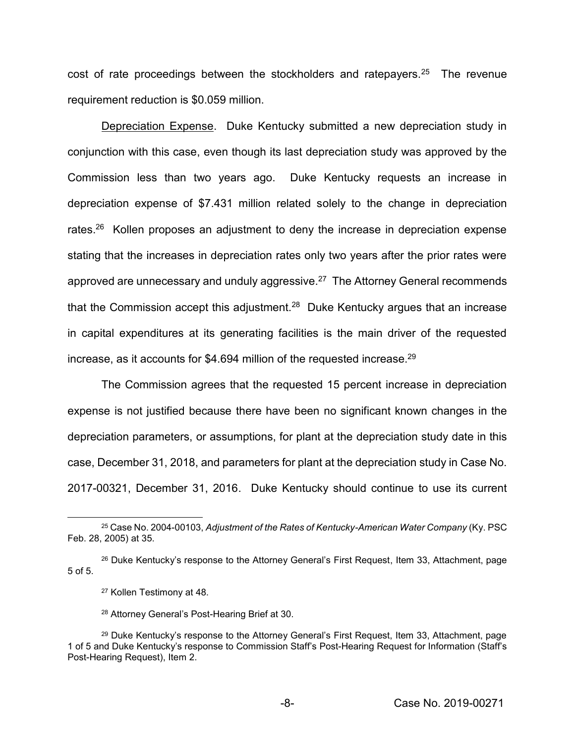cost of rate proceedings between the stockholders and ratepayers.[25] The revenue requirement reduction is $0.059 million.

Depreciation Expense. Duke Kentucky submitted a new depreciation study in conjunction with this case, even though its last depreciation study was approved by the Commission less than two years ago. Duke Kentucky requests an increase in depreciation expense of $7.431 million related solely to the change in depreciation rates.[26] Kollen proposes an adjustment to deny the increase in depreciation expense stating that the increases in depreciation rates only two years after the prior rates were approved are unnecessary and unduly aggressive.[27] The Attorney General recommends that the Commission accept this adjustment.[28] Duke Kentucky argues that an increase in capital expenditures at its generating facilities is the main driver of the requested increase, as it accounts for $4.694 million of the requested increase.[29]

The Commission agrees that the requested 15 percent increase in depreciation expense is not justified because there have been no significant known changes in the depreciation parameters, or assumptions, for plant at the depreciation study date in this case, December 31, 2018, and parameters for plant at the depreciation study in Case No. 2017-00321, December 31, 2016. Duke Kentucky should continue to use its current

[25] Case No. 2004-00103, *Adjustment of the Rates of Kentucky-American Water Company* (Ky. PSC Feb. 28, 2005) at 35.

[26] Duke Kentucky's response to the Attorney General's First Request, Item 33, Attachment, page 5 of 5.

[27] Kollen Testimony at 48.

[28] Attorney General's Post-Hearing Brief at 30.

[29] Duke Kentucky's response to the Attorney General's First Request, Item 33, Attachment, page 1 of 5 and Duke Kentucky's response to Commission Staff's Post-Hearing Request for Information (Staff's Post-Hearing Request), Item 2.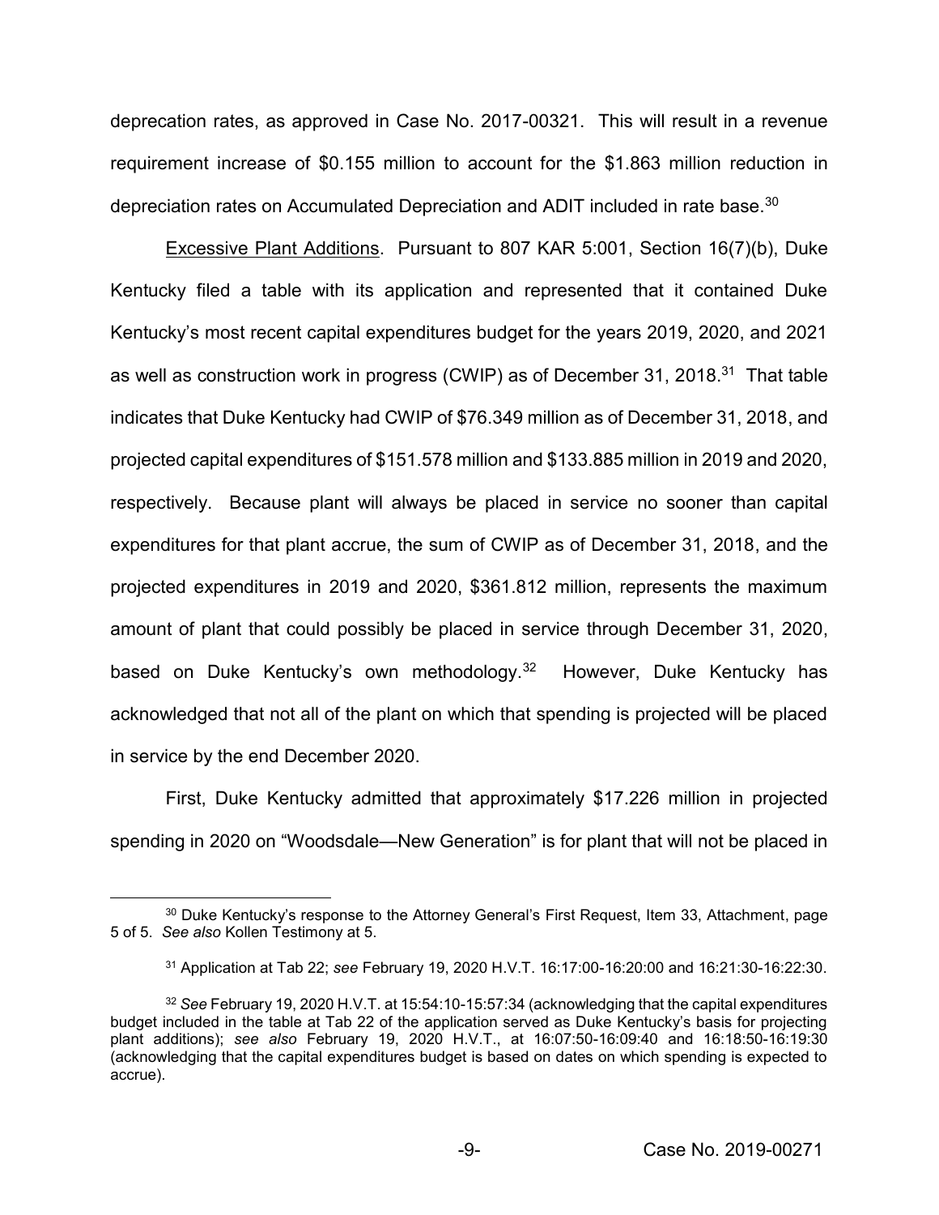deprecation rates, as approved in Case No. 2017-00321. This will result in a revenue requirement increase of $0.155 million to account for the $1.863 million reduction in depreciation rates on Accumulated Depreciation and ADIT included in rate base.[30]

Excessive Plant Additions. Pursuant to 807 KAR 5:001, Section 16(7)(b), Duke Kentucky filed a table with its application and represented that it contained Duke Kentucky's most recent capital expenditures budget for the years 2019, 2020, and 2021 as well as construction work in progress (CWIP) as of December 31, 2018.[31] That table indicates that Duke Kentucky had CWIP of $76.349 million as of December 31, 2018, and projected capital expenditures of $151.578 million and $133.885 million in 2019 and 2020, respectively. Because plant will always be placed in service no sooner than capital expenditures for that plant accrue, the sum of CWIP as of December 31, 2018, and the projected expenditures in 2019 and 2020, $361.812 million, represents the maximum amount of plant that could possibly be placed in service through December 31, 2020, based on Duke Kentucky's own methodology.[32] However, Duke Kentucky has acknowledged that not all of the plant on which that spending is projected will be placed in service by the end December 2020.

First, Duke Kentucky admitted that approximately $17.226 million in projected spending in 2020 on "Woodsdale—New Generation" is for plant that will not be placed in

---

[30] Duke Kentucky's response to the Attorney General's First Request, Item 33, Attachment, page 5 of 5. *See also* Kollen Testimony at 5.

[31] Application at Tab 22; *see* February 19, 2020 H.V.T. 16:17:00-16:20:00 and 16:21:30-16:22:30.

[32] *See* February 19, 2020 H.V.T. at 15:54:10-15:57:34 (acknowledging that the capital expenditures budget included in the table at Tab 22 of the application served as Duke Kentucky's basis for projecting plant additions); *see also* February 19, 2020 H.V.T., at 16:07:50-16:09:40 and 16:18:50-16:19:30 (acknowledging that the capital expenditures budget is based on dates on which spending is expected to accrue).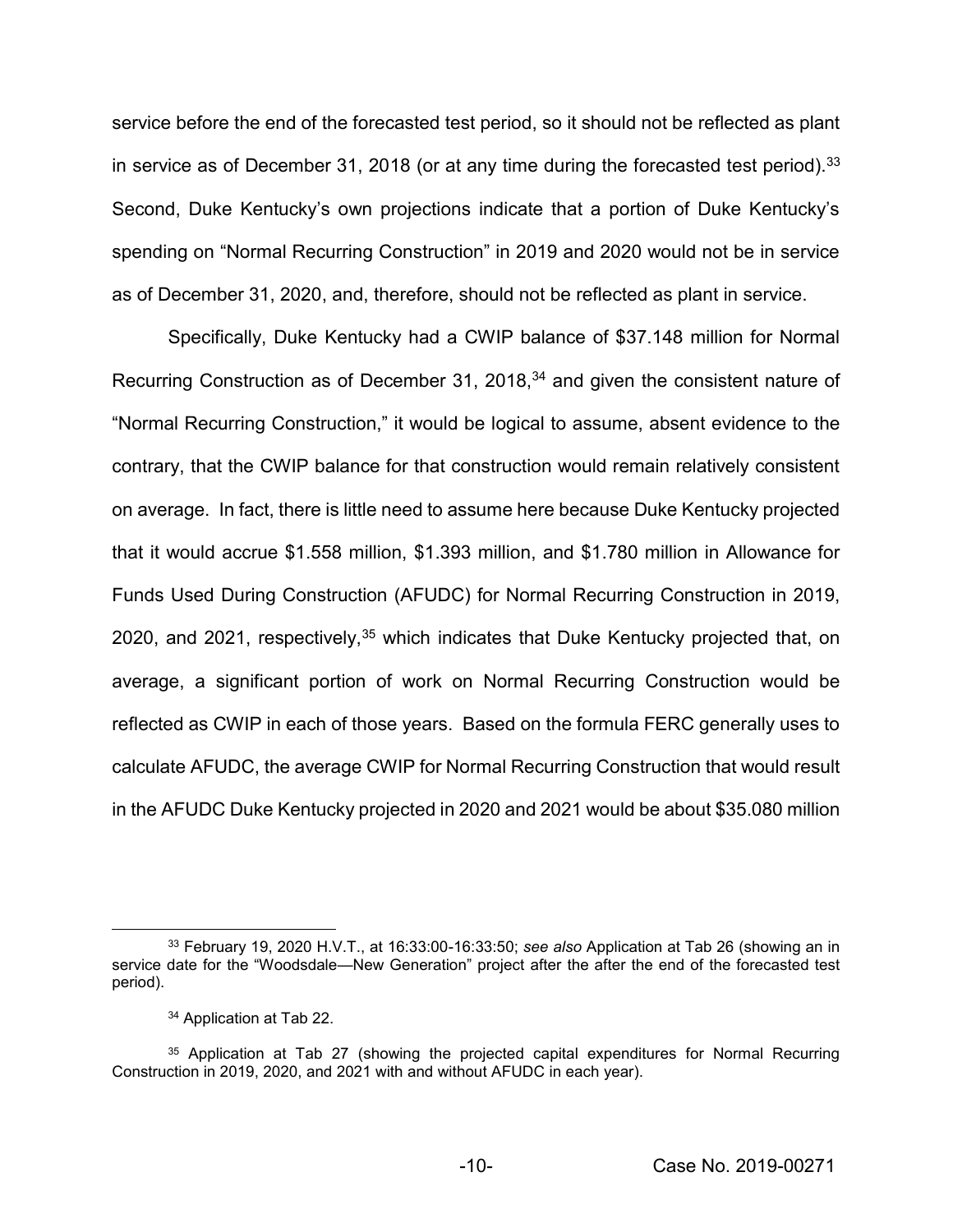service before the end of the forecasted test period, so it should not be reflected as plant in service as of December 31, 2018 (or at any time during the forecasted test period).[33] Second, Duke Kentucky's own projections indicate that a portion of Duke Kentucky's spending on "Normal Recurring Construction" in 2019 and 2020 would not be in service as of December 31, 2020, and, therefore, should not be reflected as plant in service.

Specifically, Duke Kentucky had a CWIP balance of $37.148 million for Normal Recurring Construction as of December 31, 2018,[34] and given the consistent nature of "Normal Recurring Construction," it would be logical to assume, absent evidence to the contrary, that the CWIP balance for that construction would remain relatively consistent on average. In fact, there is little need to assume here because Duke Kentucky projected that it would accrue $1.558 million, $1.393 million, and $1.780 million in Allowance for Funds Used During Construction (AFUDC) for Normal Recurring Construction in 2019, 2020, and 2021, respectively,[35] which indicates that Duke Kentucky projected that, on average, a significant portion of work on Normal Recurring Construction would be reflected as CWIP in each of those years. Based on the formula FERC generally uses to calculate AFUDC, the average CWIP for Normal Recurring Construction that would result in the AFUDC Duke Kentucky projected in 2020 and 2021 would be about $35.080 million

---

[33] February 19, 2020 H.V.T., at 16:33:00-16:33:50; *see also* Application at Tab 26 (showing an in service date for the "Woodsdale—New Generation" project after the after the end of the forecasted test period).

[34] Application at Tab 22.

[35] Application at Tab 27 (showing the projected capital expenditures for Normal Recurring Construction in 2019, 2020, and 2021 with and without AFUDC in each year).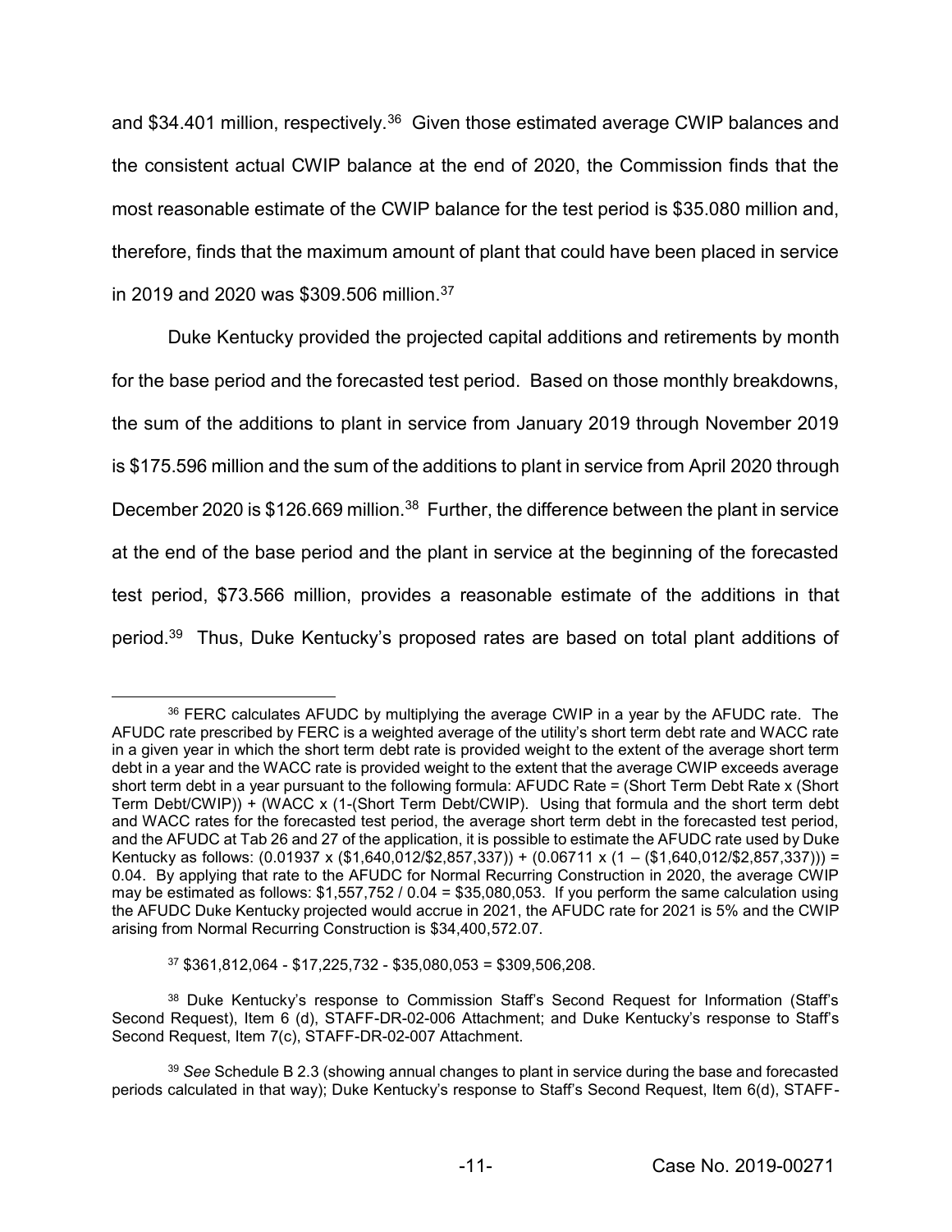and \$34.401 million, respectively.[36] Given those estimated average CWIP balances and the consistent actual CWIP balance at the end of 2020, the Commission finds that the most reasonable estimate of the CWIP balance for the test period is \$35.080 million and, therefore, finds that the maximum amount of plant that could have been placed in service in 2019 and 2020 was \$309.506 million.[37]

Duke Kentucky provided the projected capital additions and retirements by month for the base period and the forecasted test period. Based on those monthly breakdowns, the sum of the additions to plant in service from January 2019 through November 2019 is \$175.596 million and the sum of the additions to plant in service from April 2020 through December 2020 is \$126.669 million.[38] Further, the difference between the plant in service at the end of the base period and the plant in service at the beginning of the forecasted test period, \$73.566 million, provides a reasonable estimate of the additions in that period.[39] Thus, Duke Kentucky's proposed rates are based on total plant additions of

---

[36] FERC calculates AFUDC by multiplying the average CWIP in a year by the AFUDC rate. The AFUDC rate prescribed by FERC is a weighted average of the utility's short term debt rate and WACC rate in a given year in which the short term debt rate is provided weight to the extent of the average short term debt in a year and the WACC rate is provided weight to the extent that the average CWIP exceeds average short term debt in a year pursuant to the following formula: AFUDC Rate = (Short Term Debt Rate x (Short Term Debt/CWIP)) + (WACC x (1-(Short Term Debt/CWIP). Using that formula and the short term debt and WACC rates for the forecasted test period, the average short term debt in the forecasted test period, and the AFUDC at Tab 26 and 27 of the application, it is possible to estimate the AFUDC rate used by Duke Kentucky as follows: (0.01937 x (\$1,640,012/\$2,857,337)) + (0.06711 x (1 – (\$1,640,012/\$2,857,337))) = 0.04. By applying that rate to the AFUDC for Normal Recurring Construction in 2020, the average CWIP may be estimated as follows: \$1,557,752 / 0.04 = \$35,080,053. If you perform the same calculation using the AFUDC Duke Kentucky projected would accrue in 2021, the AFUDC rate for 2021 is 5% and the CWIP arising from Normal Recurring Construction is \$34,400,572.07.

[37] \$361,812,064 - \$17,225,732 - \$35,080,053 = \$309,506,208.

[38] Duke Kentucky's response to Commission Staff's Second Request for Information (Staff's Second Request), Item 6 (d), STAFF-DR-02-006 Attachment; and Duke Kentucky's response to Staff's Second Request, Item 7(c), STAFF-DR-02-007 Attachment.

[39] *See* Schedule B 2.3 (showing annual changes to plant in service during the base and forecasted periods calculated in that way); Duke Kentucky's response to Staff's Second Request, Item 6(d), STAFF-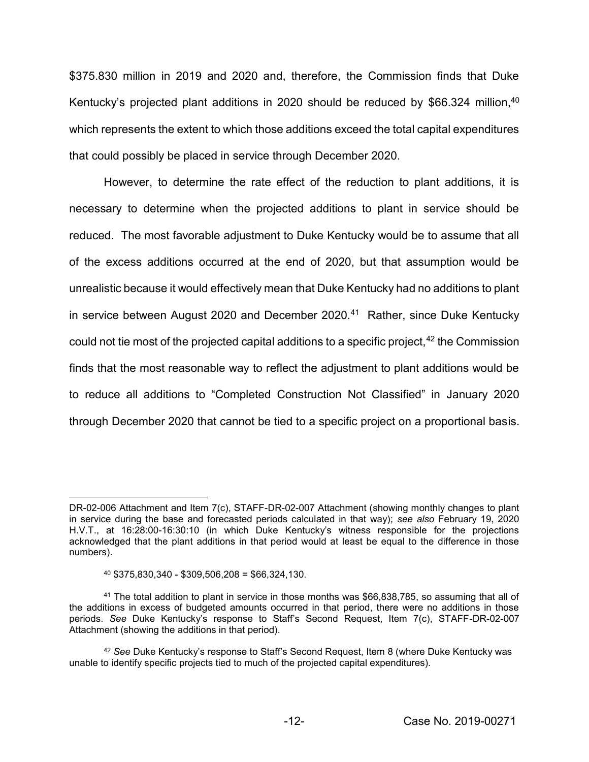$375.830 million in 2019 and 2020 and, therefore, the Commission finds that Duke Kentucky's projected plant additions in 2020 should be reduced by $66.324 million,[40] which represents the extent to which those additions exceed the total capital expenditures that could possibly be placed in service through December 2020.

However, to determine the rate effect of the reduction to plant additions, it is necessary to determine when the projected additions to plant in service should be reduced. The most favorable adjustment to Duke Kentucky would be to assume that all of the excess additions occurred at the end of 2020, but that assumption would be unrealistic because it would effectively mean that Duke Kentucky had no additions to plant in service between August 2020 and December 2020.[41] Rather, since Duke Kentucky could not tie most of the projected capital additions to a specific project,[42] the Commission finds that the most reasonable way to reflect the adjustment to plant additions would be to reduce all additions to "Completed Construction Not Classified" in January 2020 through December 2020 that cannot be tied to a specific project on a proportional basis.

---

DR-02-006 Attachment and Item 7(c), STAFF-DR-02-007 Attachment (showing monthly changes to plant in service during the base and forecasted periods calculated in that way); *see also* February 19, 2020 H.V.T., at 16:28:00-16:30:10 (in which Duke Kentucky's witness responsible for the projections acknowledged that the plant additions in that period would at least be equal to the difference in those numbers).

[40] $375,830,340 - $309,506,208 = $66,324,130.

[41] The total addition to plant in service in those months was $66,838,785, so assuming that all of the additions in excess of budgeted amounts occurred in that period, there were no additions in those periods. *See* Duke Kentucky's response to Staff's Second Request, Item 7(c), STAFF-DR-02-007 Attachment (showing the additions in that period).

[42] *See* Duke Kentucky's response to Staff's Second Request, Item 8 (where Duke Kentucky was unable to identify specific projects tied to much of the projected capital expenditures).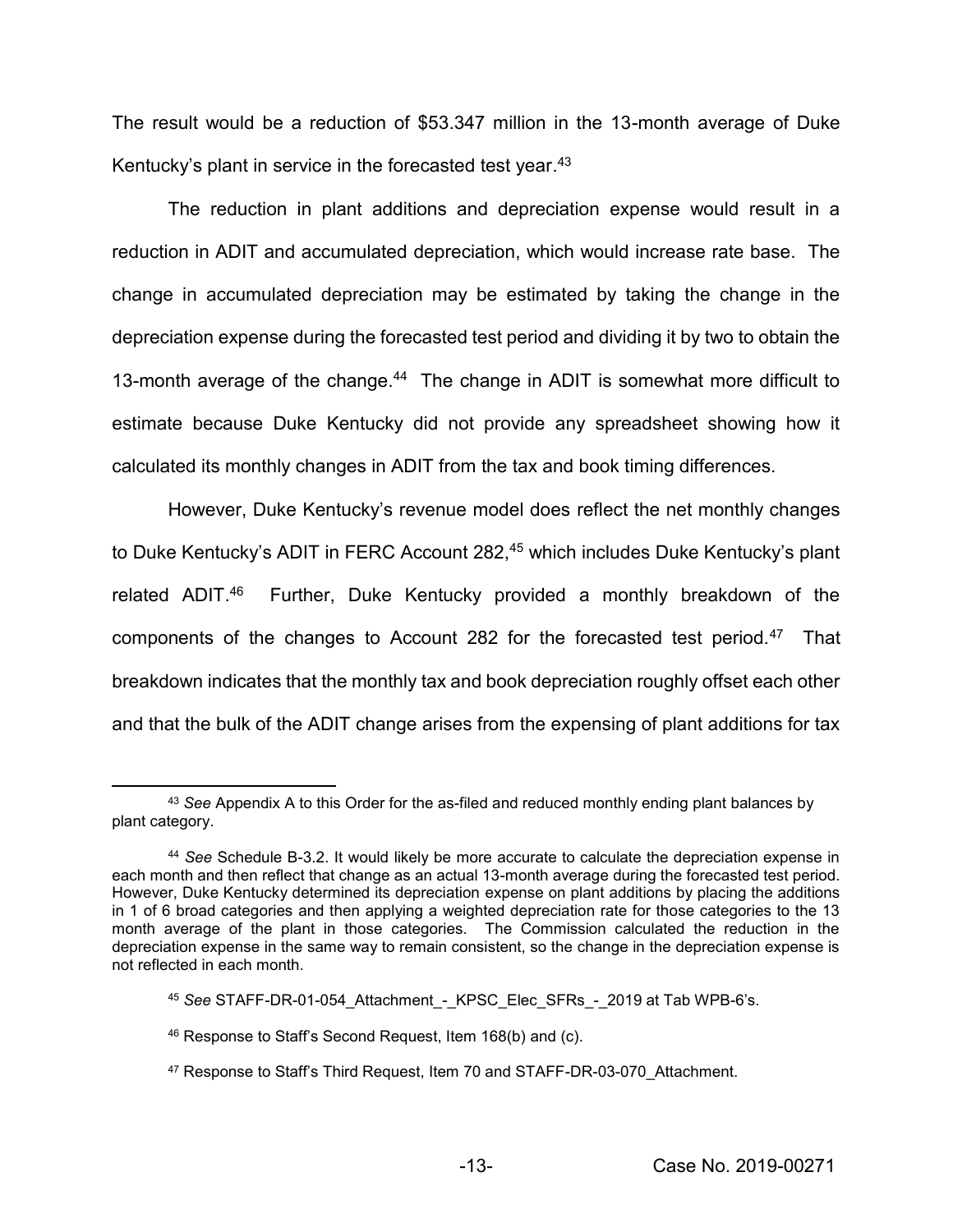The result would be a reduction of $53.347 million in the 13-month average of Duke Kentucky's plant in service in the forecasted test year.[43]

The reduction in plant additions and depreciation expense would result in a reduction in ADIT and accumulated depreciation, which would increase rate base. The change in accumulated depreciation may be estimated by taking the change in the depreciation expense during the forecasted test period and dividing it by two to obtain the 13-month average of the change.[44] The change in ADIT is somewhat more difficult to estimate because Duke Kentucky did not provide any spreadsheet showing how it calculated its monthly changes in ADIT from the tax and book timing differences.

However, Duke Kentucky's revenue model does reflect the net monthly changes to Duke Kentucky's ADIT in FERC Account 282,[45] which includes Duke Kentucky's plant related ADIT.[46] Further, Duke Kentucky provided a monthly breakdown of the components of the changes to Account 282 for the forecasted test period.[47] That breakdown indicates that the monthly tax and book depreciation roughly offset each other and that the bulk of the ADIT change arises from the expensing of plant additions for tax

---

[43] *See* Appendix A to this Order for the as-filed and reduced monthly ending plant balances by plant category.

[44] *See* Schedule B-3.2. It would likely be more accurate to calculate the depreciation expense in each month and then reflect that change as an actual 13-month average during the forecasted test period. However, Duke Kentucky determined its depreciation expense on plant additions by placing the additions in 1 of 6 broad categories and then applying a weighted depreciation rate for those categories to the 13 month average of the plant in those categories. The Commission calculated the reduction in the depreciation expense in the same way to remain consistent, so the change in the depreciation expense is not reflected in each month.

[45] *See* STAFF-DR-01-054_Attachment_-_KPSC_Elec_SFRs_-_2019 at Tab WPB-6's.

[46] Response to Staff's Second Request, Item 168(b) and (c).

[47] Response to Staff's Third Request, Item 70 and STAFF-DR-03-070_Attachment.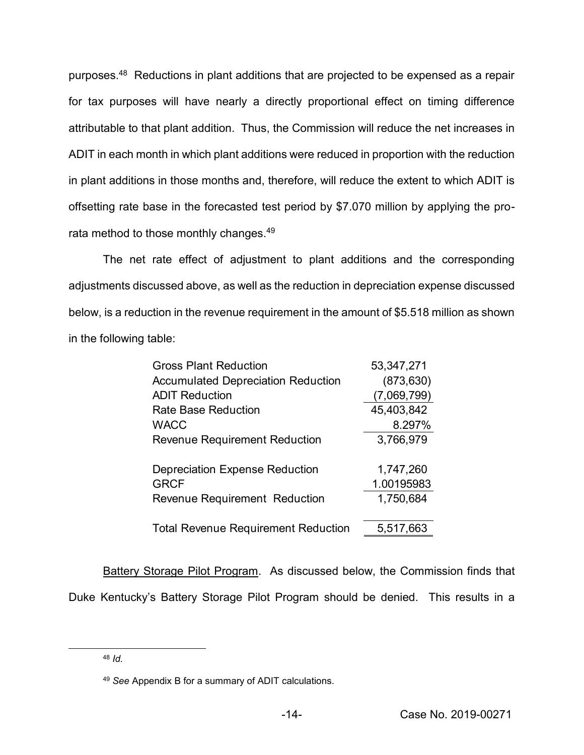purposes.[48] Reductions in plant additions that are projected to be expensed as a repair for tax purposes will have nearly a directly proportional effect on timing difference attributable to that plant addition. Thus, the Commission will reduce the net increases in ADIT in each month in which plant additions were reduced in proportion with the reduction in plant additions in those months and, therefore, will reduce the extent to which ADIT is offsetting rate base in the forecasted test period by $7.070 million by applying the pro-rata method to those monthly changes.[49]

The net rate effect of adjustment to plant additions and the corresponding adjustments discussed above, as well as the reduction in depreciation expense discussed below, is a reduction in the revenue requirement in the amount of $5.518 million as shown in the following table:

| | |
|---|---|
| Gross Plant Reduction | 53,347,271 |
| Accumulated Depreciation Reduction | (873,630) |
| ADIT Reduction | (7,069,799) |
| Rate Base Reduction | 45,403,842 |
| WACC | 8.297% |
| Revenue Requirement Reduction | 3,766,979 |
| | |
| Depreciation Expense Reduction | 1,747,260 |
| GRCF | 1.00195983 |
| Revenue Requirement Reduction | 1,750,684 |
| | |
| Total Revenue Requirement Reduction | 5,517,663 |

Battery Storage Pilot Program. As discussed below, the Commission finds that Duke Kentucky's Battery Storage Pilot Program should be denied. This results in a

---

[48] *Id.*

[49] *See* Appendix B for a summary of ADIT calculations.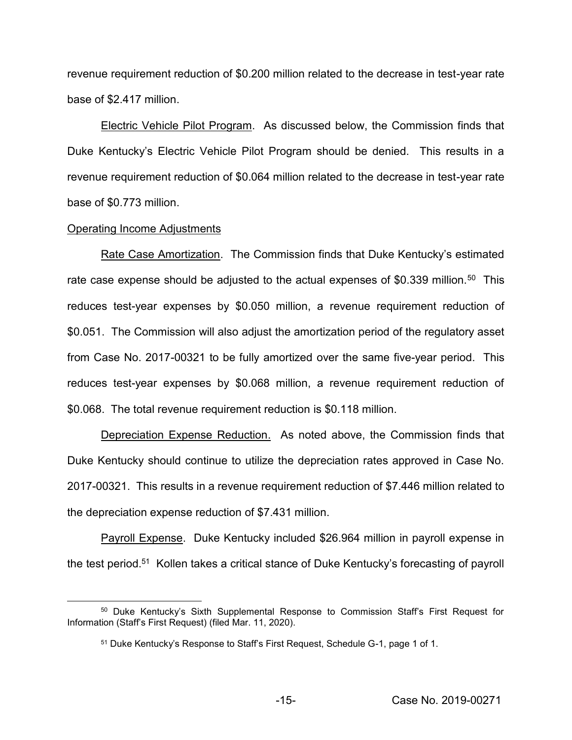revenue requirement reduction of $0.200 million related to the decrease in test-year rate base of $2.417 million.

Electric Vehicle Pilot Program. As discussed below, the Commission finds that Duke Kentucky's Electric Vehicle Pilot Program should be denied. This results in a revenue requirement reduction of $0.064 million related to the decrease in test-year rate base of $0.773 million.

Operating Income Adjustments

Rate Case Amortization. The Commission finds that Duke Kentucky's estimated rate case expense should be adjusted to the actual expenses of $0.339 million.[50] This reduces test-year expenses by $0.050 million, a revenue requirement reduction of $0.051. The Commission will also adjust the amortization period of the regulatory asset from Case No. 2017-00321 to be fully amortized over the same five-year period. This reduces test-year expenses by $0.068 million, a revenue requirement reduction of $0.068. The total revenue requirement reduction is $0.118 million.

Depreciation Expense Reduction. As noted above, the Commission finds that Duke Kentucky should continue to utilize the depreciation rates approved in Case No. 2017-00321. This results in a revenue requirement reduction of $7.446 million related to the depreciation expense reduction of $7.431 million.

Payroll Expense. Duke Kentucky included $26.964 million in payroll expense in the test period.[51] Kollen takes a critical stance of Duke Kentucky's forecasting of payroll

[50] Duke Kentucky's Sixth Supplemental Response to Commission Staff's First Request for Information (Staff's First Request) (filed Mar. 11, 2020).

[51] Duke Kentucky's Response to Staff's First Request, Schedule G-1, page 1 of 1.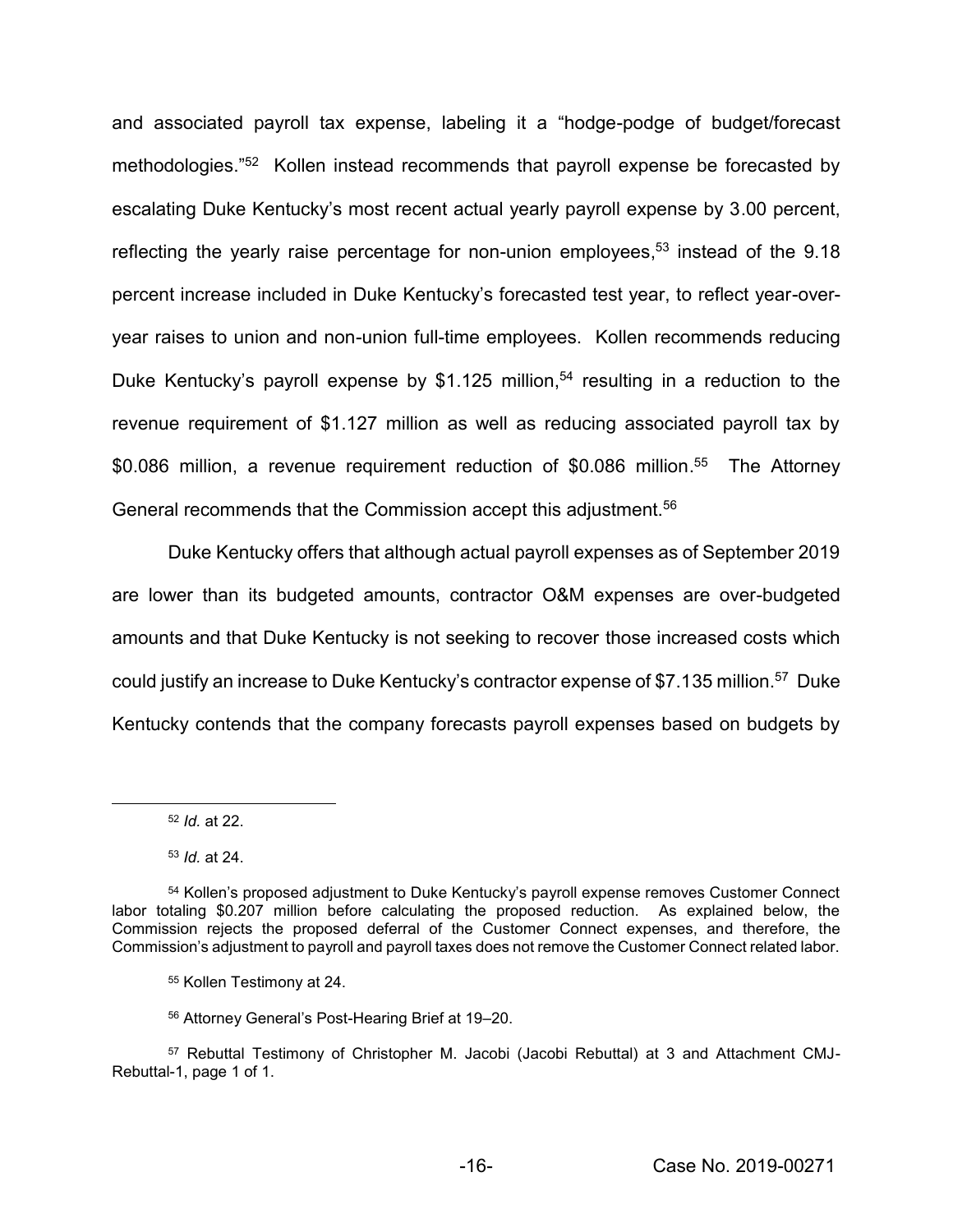and associated payroll tax expense, labeling it a "hodge-podge of budget/forecast methodologies."[52] Kollen instead recommends that payroll expense be forecasted by escalating Duke Kentucky's most recent actual yearly payroll expense by 3.00 percent, reflecting the yearly raise percentage for non-union employees,[53] instead of the 9.18 percent increase included in Duke Kentucky's forecasted test year, to reflect year-over-year raises to union and non-union full-time employees. Kollen recommends reducing Duke Kentucky's payroll expense by $1.125 million,[54] resulting in a reduction to the revenue requirement of $1.127 million as well as reducing associated payroll tax by $0.086 million, a revenue requirement reduction of $0.086 million.[55] The Attorney General recommends that the Commission accept this adjustment.[56]

Duke Kentucky offers that although actual payroll expenses as of September 2019 are lower than its budgeted amounts, contractor O&M expenses are over-budgeted amounts and that Duke Kentucky is not seeking to recover those increased costs which could justify an increase to Duke Kentucky's contractor expense of $7.135 million.[57] Duke Kentucky contends that the company forecasts payroll expenses based on budgets by

---

[52] *Id.* at 22.

[53] *Id.* at 24.

[54] Kollen's proposed adjustment to Duke Kentucky's payroll expense removes Customer Connect labor totaling $0.207 million before calculating the proposed reduction. As explained below, the Commission rejects the proposed deferral of the Customer Connect expenses, and therefore, the Commission's adjustment to payroll and payroll taxes does not remove the Customer Connect related labor.

[55] Kollen Testimony at 24.

[56] Attorney General's Post-Hearing Brief at 19–20.

[57] Rebuttal Testimony of Christopher M. Jacobi (Jacobi Rebuttal) at 3 and Attachment CMJ-Rebuttal-1, page 1 of 1.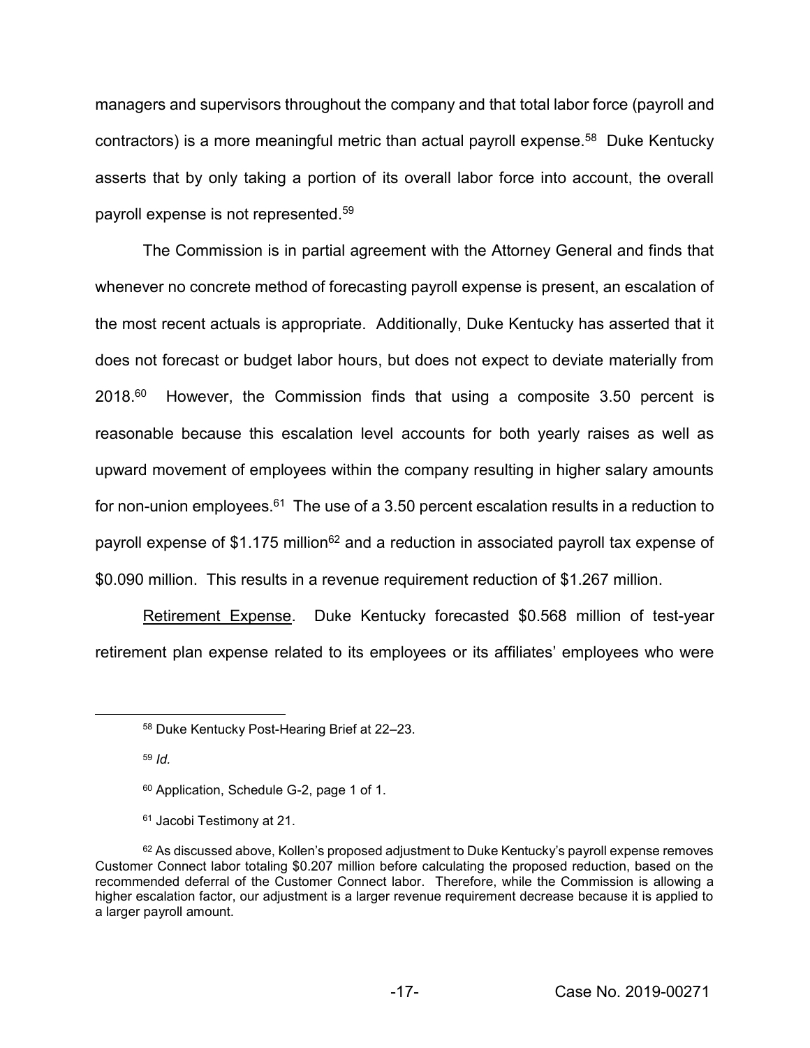managers and supervisors throughout the company and that total labor force (payroll and contractors) is a more meaningful metric than actual payroll expense.[58] Duke Kentucky asserts that by only taking a portion of its overall labor force into account, the overall payroll expense is not represented.[59]

The Commission is in partial agreement with the Attorney General and finds that whenever no concrete method of forecasting payroll expense is present, an escalation of the most recent actuals is appropriate. Additionally, Duke Kentucky has asserted that it does not forecast or budget labor hours, but does not expect to deviate materially from 2018.[60] However, the Commission finds that using a composite 3.50 percent is reasonable because this escalation level accounts for both yearly raises as well as upward movement of employees within the company resulting in higher salary amounts for non-union employees.[61] The use of a 3.50 percent escalation results in a reduction to payroll expense of $1.175 million[62] and a reduction in associated payroll tax expense of $0.090 million. This results in a revenue requirement reduction of $1.267 million.

<u>Retirement Expense</u>. Duke Kentucky forecasted $0.568 million of test-year retirement plan expense related to its employees or its affiliates' employees who were

---

[58] Duke Kentucky Post-Hearing Brief at 22–23.

[59] *Id.*

[60] Application, Schedule G-2, page 1 of 1.

[61] Jacobi Testimony at 21.

[62] As discussed above, Kollen's proposed adjustment to Duke Kentucky's payroll expense removes Customer Connect labor totaling $0.207 million before calculating the proposed reduction, based on the recommended deferral of the Customer Connect labor. Therefore, while the Commission is allowing a higher escalation factor, our adjustment is a larger revenue requirement decrease because it is applied to a larger payroll amount.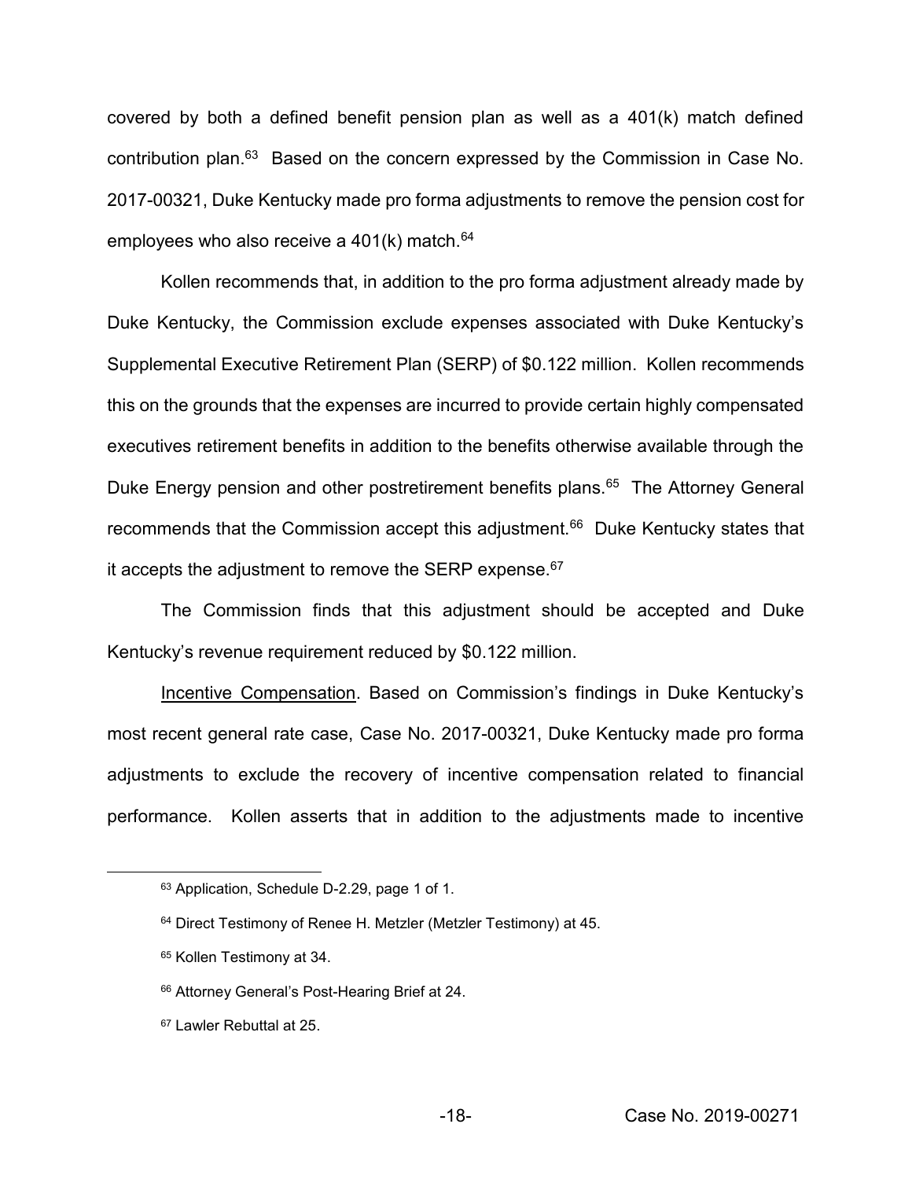covered by both a defined benefit pension plan as well as a 401(k) match defined contribution plan.[63] Based on the concern expressed by the Commission in Case No. 2017-00321, Duke Kentucky made pro forma adjustments to remove the pension cost for employees who also receive a 401(k) match.[64]

Kollen recommends that, in addition to the pro forma adjustment already made by Duke Kentucky, the Commission exclude expenses associated with Duke Kentucky's Supplemental Executive Retirement Plan (SERP) of \$0.122 million. Kollen recommends this on the grounds that the expenses are incurred to provide certain highly compensated executives retirement benefits in addition to the benefits otherwise available through the Duke Energy pension and other postretirement benefits plans.[65] The Attorney General recommends that the Commission accept this adjustment.[66] Duke Kentucky states that it accepts the adjustment to remove the SERP expense.[67]

The Commission finds that this adjustment should be accepted and Duke Kentucky's revenue requirement reduced by \$0.122 million.

<u>Incentive Compensation</u>. Based on Commission's findings in Duke Kentucky's most recent general rate case, Case No. 2017-00321, Duke Kentucky made pro forma adjustments to exclude the recovery of incentive compensation related to financial performance. Kollen asserts that in addition to the adjustments made to incentive

---

[63] Application, Schedule D-2.29, page 1 of 1.

[64] Direct Testimony of Renee H. Metzler (Metzler Testimony) at 45.

[65] Kollen Testimony at 34.

[66] Attorney General's Post-Hearing Brief at 24.

[67] Lawler Rebuttal at 25.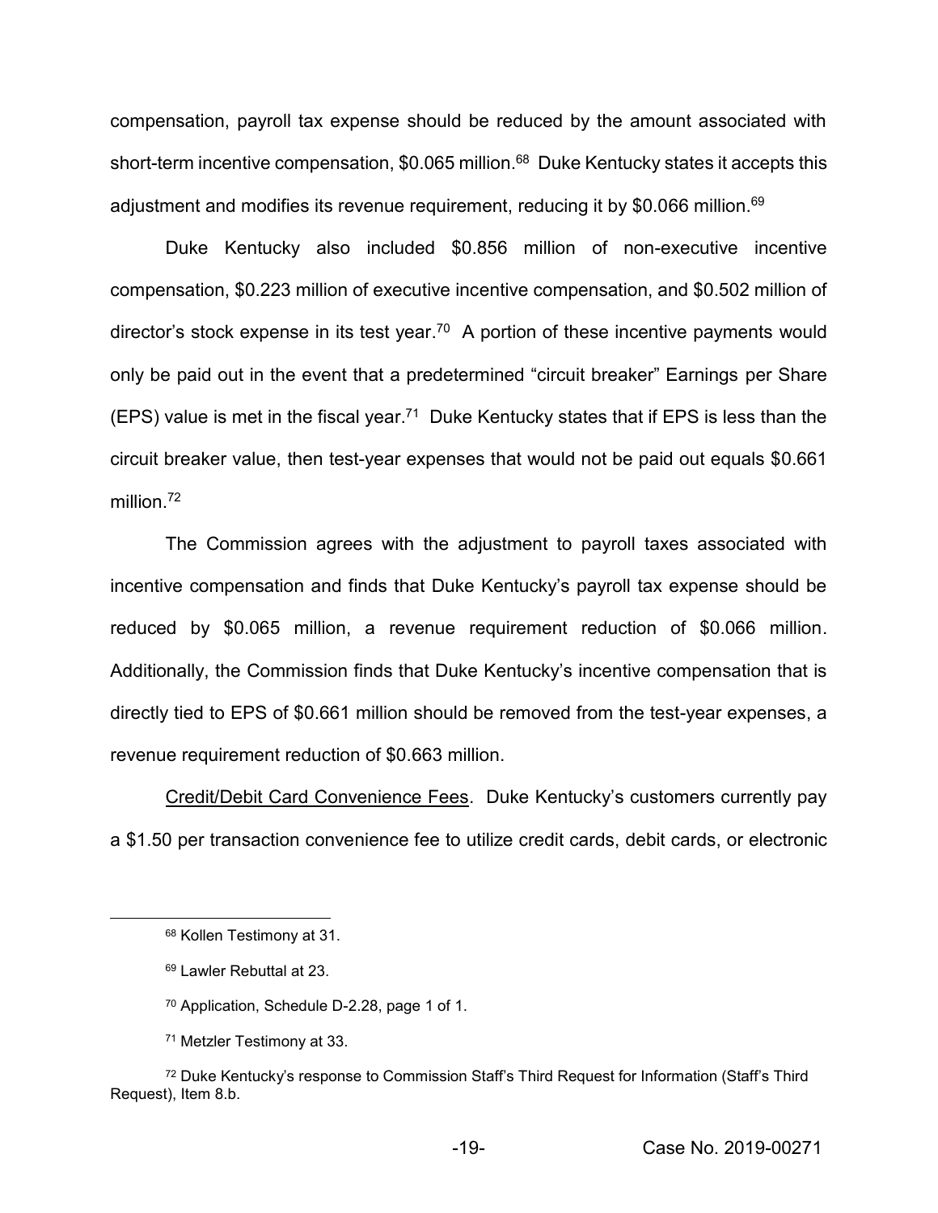compensation, payroll tax expense should be reduced by the amount associated with short-term incentive compensation, $0.065 million.[68] Duke Kentucky states it accepts this adjustment and modifies its revenue requirement, reducing it by $0.066 million.[69]

Duke Kentucky also included $0.856 million of non-executive incentive compensation, $0.223 million of executive incentive compensation, and $0.502 million of director's stock expense in its test year.[70] A portion of these incentive payments would only be paid out in the event that a predetermined "circuit breaker" Earnings per Share (EPS) value is met in the fiscal year.[71] Duke Kentucky states that if EPS is less than the circuit breaker value, then test-year expenses that would not be paid out equals $0.661 million.[72]

The Commission agrees with the adjustment to payroll taxes associated with incentive compensation and finds that Duke Kentucky's payroll tax expense should be reduced by $0.065 million, a revenue requirement reduction of $0.066 million. Additionally, the Commission finds that Duke Kentucky's incentive compensation that is directly tied to EPS of $0.661 million should be removed from the test-year expenses, a revenue requirement reduction of $0.663 million.

<u>Credit/Debit Card Convenience Fees</u>. Duke Kentucky's customers currently pay a $1.50 per transaction convenience fee to utilize credit cards, debit cards, or electronic

---

[68] Kollen Testimony at 31.

[69] Lawler Rebuttal at 23.

[70] Application, Schedule D-2.28, page 1 of 1.

[71] Metzler Testimony at 33.

[72] Duke Kentucky's response to Commission Staff's Third Request for Information (Staff's Third Request), Item 8.b.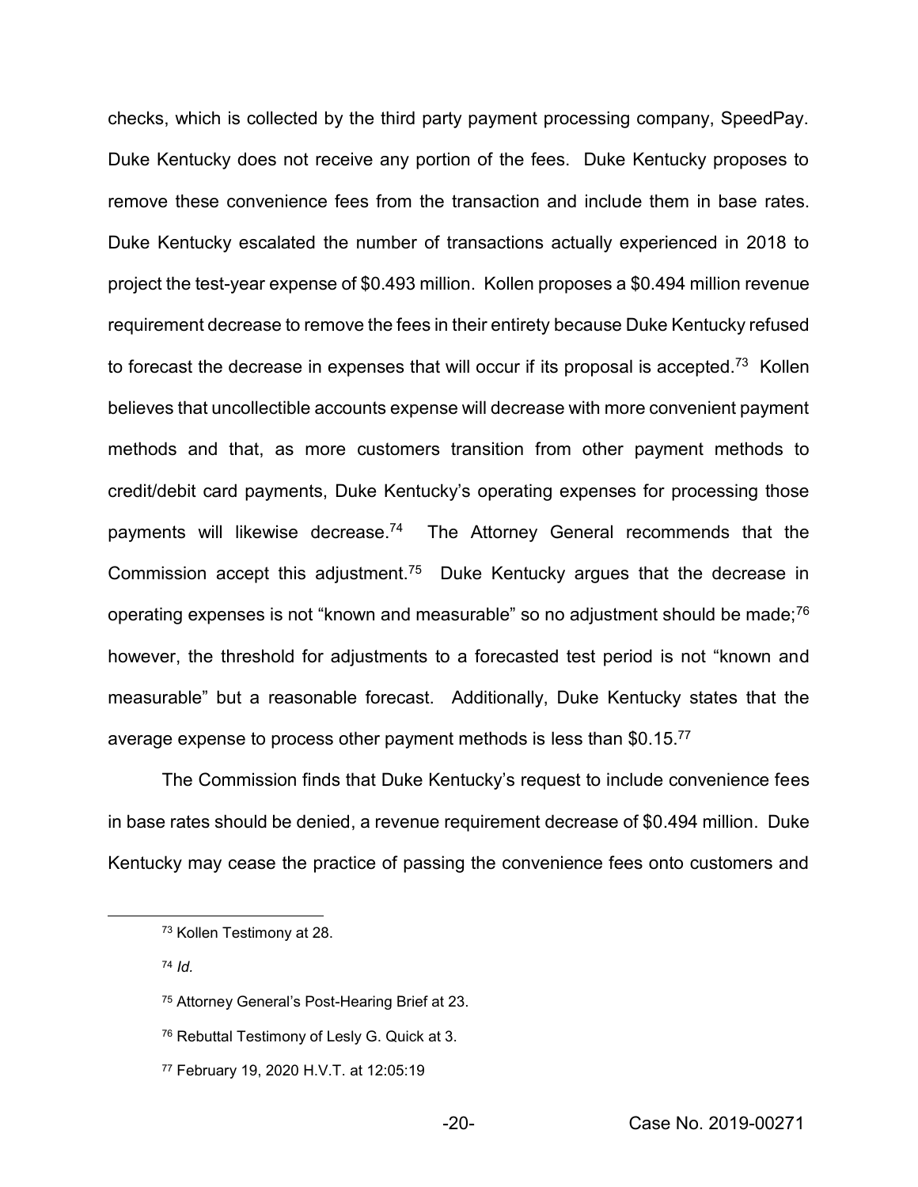checks, which is collected by the third party payment processing company, SpeedPay. Duke Kentucky does not receive any portion of the fees. Duke Kentucky proposes to remove these convenience fees from the transaction and include them in base rates. Duke Kentucky escalated the number of transactions actually experienced in 2018 to project the test-year expense of $0.493 million. Kollen proposes a $0.494 million revenue requirement decrease to remove the fees in their entirety because Duke Kentucky refused to forecast the decrease in expenses that will occur if its proposal is accepted.[73] Kollen believes that uncollectible accounts expense will decrease with more convenient payment methods and that, as more customers transition from other payment methods to credit/debit card payments, Duke Kentucky's operating expenses for processing those payments will likewise decrease.[74] The Attorney General recommends that the Commission accept this adjustment.[75] Duke Kentucky argues that the decrease in operating expenses is not "known and measurable" so no adjustment should be made;[76] however, the threshold for adjustments to a forecasted test period is not "known and measurable" but a reasonable forecast. Additionally, Duke Kentucky states that the average expense to process other payment methods is less than $0.15.[77]

The Commission finds that Duke Kentucky's request to include convenience fees in base rates should be denied, a revenue requirement decrease of $0.494 million. Duke Kentucky may cease the practice of passing the convenience fees onto customers and

---

[73] Kollen Testimony at 28.

[74] *Id.*

[75] Attorney General's Post-Hearing Brief at 23.

[76] Rebuttal Testimony of Lesly G. Quick at 3.

[77] February 19, 2020 H.V.T. at 12:05:19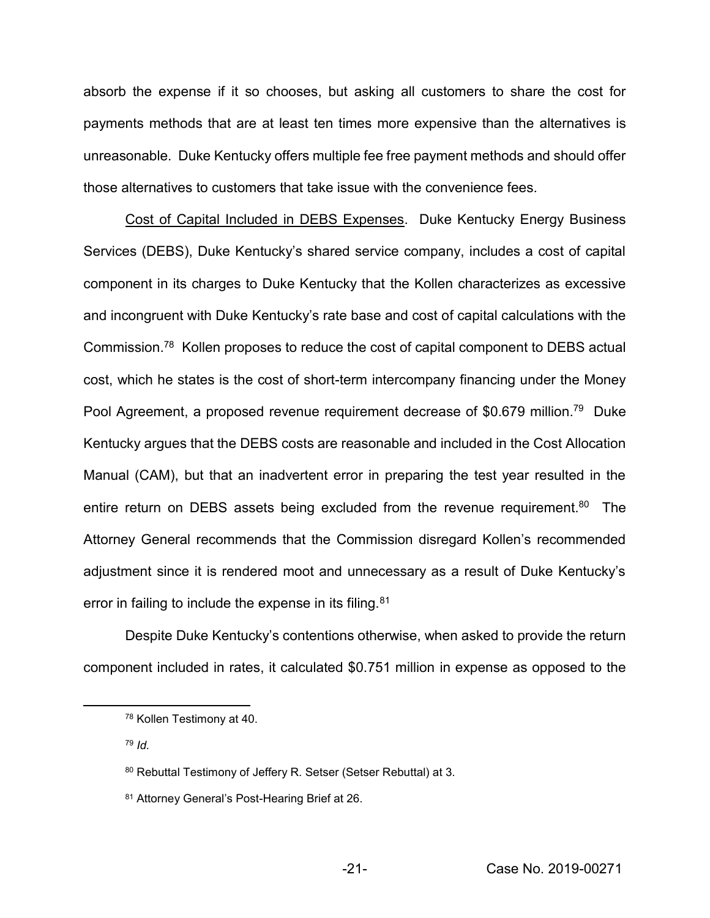absorb the expense if it so chooses, but asking all customers to share the cost for payments methods that are at least ten times more expensive than the alternatives is unreasonable. Duke Kentucky offers multiple fee free payment methods and should offer those alternatives to customers that take issue with the convenience fees.

Cost of Capital Included in DEBS Expenses. Duke Kentucky Energy Business Services (DEBS), Duke Kentucky's shared service company, includes a cost of capital component in its charges to Duke Kentucky that the Kollen characterizes as excessive and incongruent with Duke Kentucky's rate base and cost of capital calculations with the Commission.[78] Kollen proposes to reduce the cost of capital component to DEBS actual cost, which he states is the cost of short-term intercompany financing under the Money Pool Agreement, a proposed revenue requirement decrease of $0.679 million.[79] Duke Kentucky argues that the DEBS costs are reasonable and included in the Cost Allocation Manual (CAM), but that an inadvertent error in preparing the test year resulted in the entire return on DEBS assets being excluded from the revenue requirement.[80] The Attorney General recommends that the Commission disregard Kollen's recommended adjustment since it is rendered moot and unnecessary as a result of Duke Kentucky's error in failing to include the expense in its filing.[81]

Despite Duke Kentucky's contentions otherwise, when asked to provide the return component included in rates, it calculated $0.751 million in expense as opposed to the

[78] Kollen Testimony at 40.

[79] *Id.*

[80] Rebuttal Testimony of Jeffery R. Setser (Setser Rebuttal) at 3.

[81] Attorney General's Post-Hearing Brief at 26.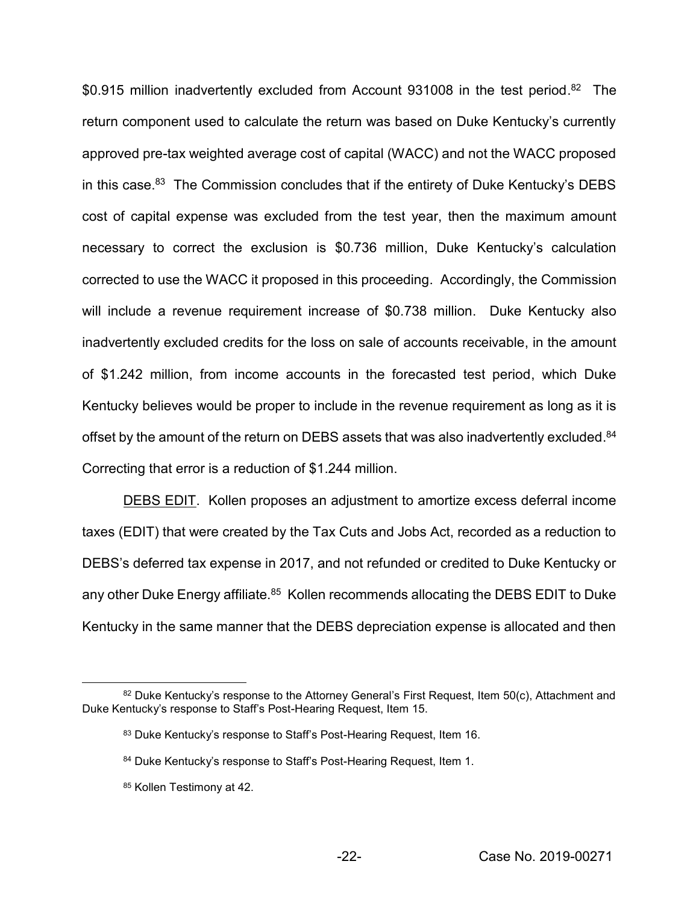$0.915 million inadvertently excluded from Account 931008 in the test period.[82] The return component used to calculate the return was based on Duke Kentucky's currently approved pre-tax weighted average cost of capital (WACC) and not the WACC proposed in this case.[83] The Commission concludes that if the entirety of Duke Kentucky's DEBS cost of capital expense was excluded from the test year, then the maximum amount necessary to correct the exclusion is $0.736 million, Duke Kentucky's calculation corrected to use the WACC it proposed in this proceeding. Accordingly, the Commission will include a revenue requirement increase of $0.738 million. Duke Kentucky also inadvertently excluded credits for the loss on sale of accounts receivable, in the amount of $1.242 million, from income accounts in the forecasted test period, which Duke Kentucky believes would be proper to include in the revenue requirement as long as it is offset by the amount of the return on DEBS assets that was also inadvertently excluded.[84] Correcting that error is a reduction of $1.244 million.

<u>DEBS EDIT</u>. Kollen proposes an adjustment to amortize excess deferral income taxes (EDIT) that were created by the Tax Cuts and Jobs Act, recorded as a reduction to DEBS's deferred tax expense in 2017, and not refunded or credited to Duke Kentucky or any other Duke Energy affiliate.[85] Kollen recommends allocating the DEBS EDIT to Duke Kentucky in the same manner that the DEBS depreciation expense is allocated and then

---

[82] Duke Kentucky's response to the Attorney General's First Request, Item 50(c), Attachment and Duke Kentucky's response to Staff's Post-Hearing Request, Item 15.

[83] Duke Kentucky's response to Staff's Post-Hearing Request, Item 16.

[84] Duke Kentucky's response to Staff's Post-Hearing Request, Item 1.

[85] Kollen Testimony at 42.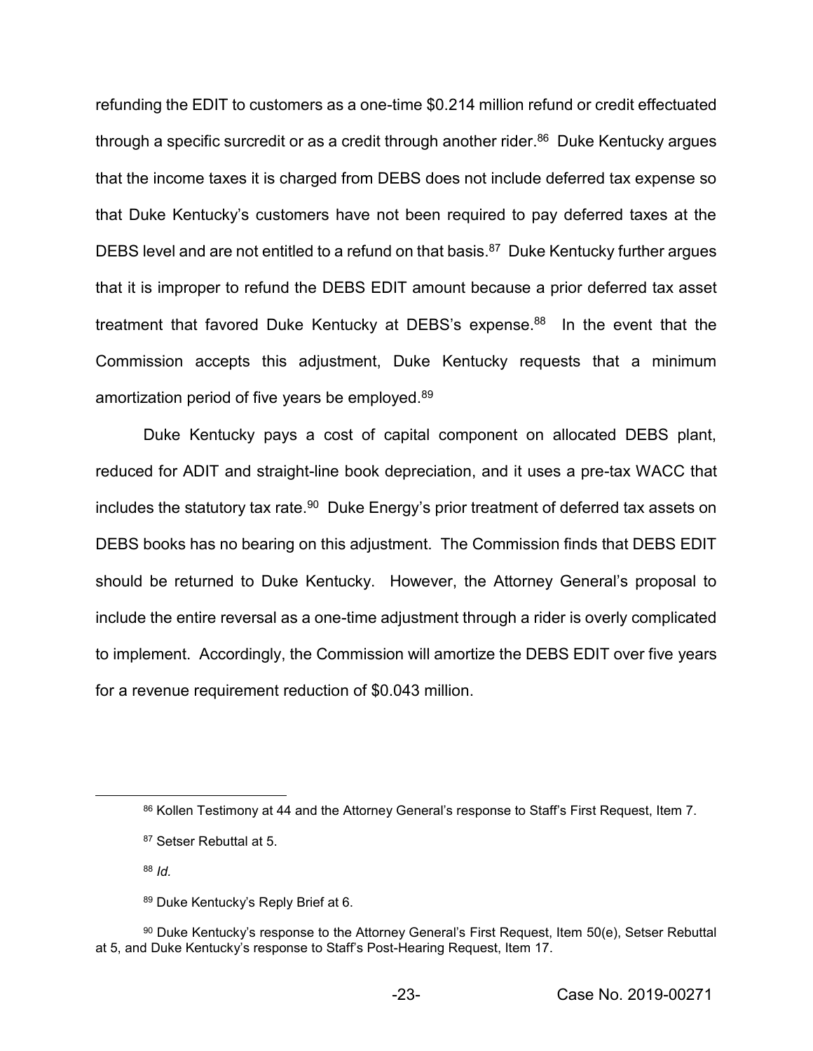refunding the EDIT to customers as a one-time $0.214 million refund or credit effectuated through a specific surcredit or as a credit through another rider.[86] Duke Kentucky argues that the income taxes it is charged from DEBS does not include deferred tax expense so that Duke Kentucky's customers have not been required to pay deferred taxes at the DEBS level and are not entitled to a refund on that basis.[87] Duke Kentucky further argues that it is improper to refund the DEBS EDIT amount because a prior deferred tax asset treatment that favored Duke Kentucky at DEBS's expense.[88] In the event that the Commission accepts this adjustment, Duke Kentucky requests that a minimum amortization period of five years be employed.[89]

Duke Kentucky pays a cost of capital component on allocated DEBS plant, reduced for ADIT and straight-line book depreciation, and it uses a pre-tax WACC that includes the statutory tax rate.[90] Duke Energy's prior treatment of deferred tax assets on DEBS books has no bearing on this adjustment. The Commission finds that DEBS EDIT should be returned to Duke Kentucky. However, the Attorney General's proposal to include the entire reversal as a one-time adjustment through a rider is overly complicated to implement. Accordingly, the Commission will amortize the DEBS EDIT over five years for a revenue requirement reduction of $0.043 million.

---

[86] Kollen Testimony at 44 and the Attorney General's response to Staff's First Request, Item 7.

[87] Setser Rebuttal at 5.

[88] *Id.*

[89] Duke Kentucky's Reply Brief at 6.

[90] Duke Kentucky's response to the Attorney General's First Request, Item 50(e), Setser Rebuttal at 5, and Duke Kentucky's response to Staff's Post-Hearing Request, Item 17.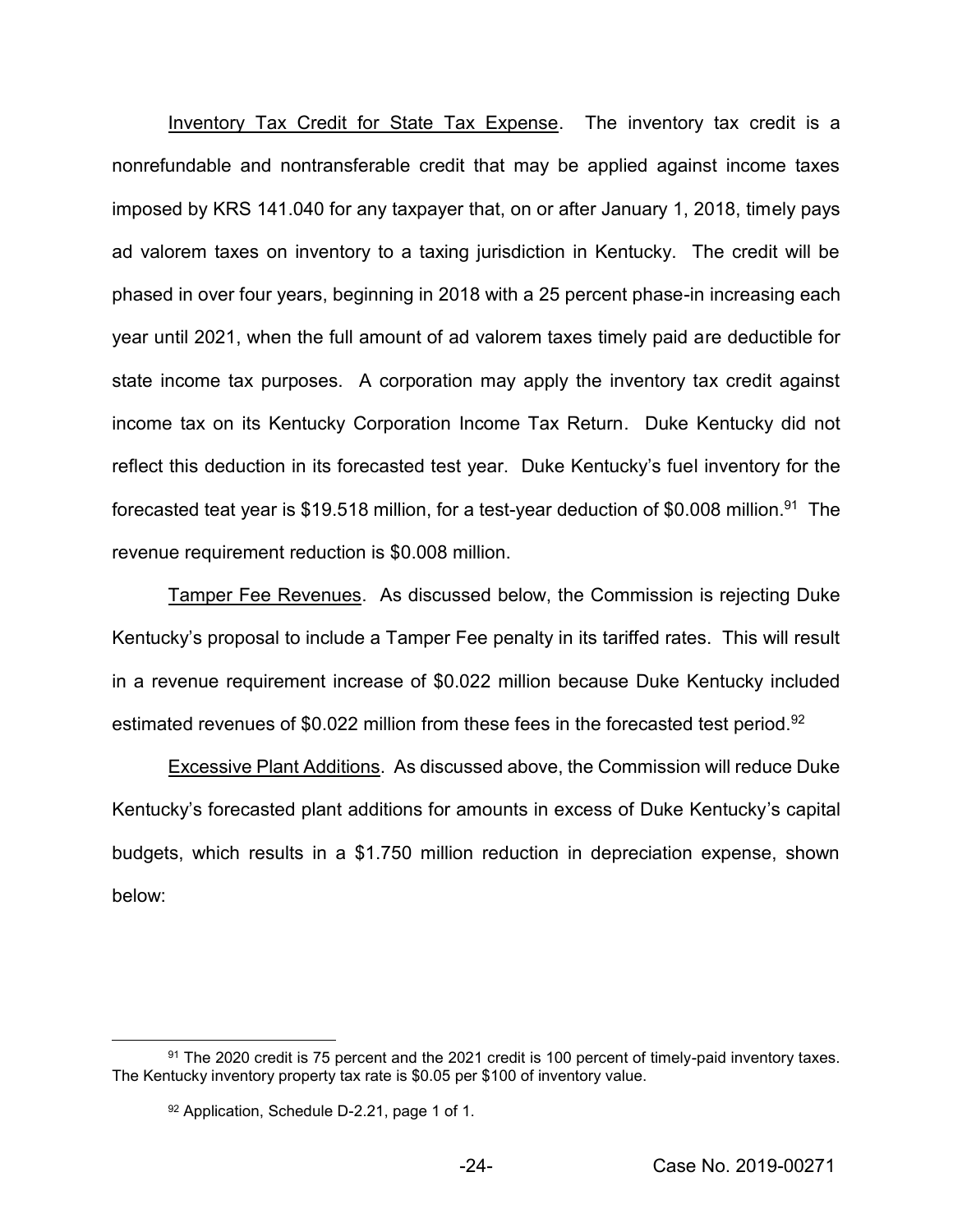Inventory Tax Credit for State Tax Expense. The inventory tax credit is a nonrefundable and nontransferable credit that may be applied against income taxes imposed by KRS 141.040 for any taxpayer that, on or after January 1, 2018, timely pays ad valorem taxes on inventory to a taxing jurisdiction in Kentucky. The credit will be phased in over four years, beginning in 2018 with a 25 percent phase-in increasing each year until 2021, when the full amount of ad valorem taxes timely paid are deductible for state income tax purposes. A corporation may apply the inventory tax credit against income tax on its Kentucky Corporation Income Tax Return. Duke Kentucky did not reflect this deduction in its forecasted test year. Duke Kentucky's fuel inventory for the forecasted teat year is \$19.518 million, for a test-year deduction of \$0.008 million.[91] The revenue requirement reduction is \$0.008 million.

Tamper Fee Revenues. As discussed below, the Commission is rejecting Duke Kentucky's proposal to include a Tamper Fee penalty in its tariffed rates. This will result in a revenue requirement increase of \$0.022 million because Duke Kentucky included estimated revenues of \$0.022 million from these fees in the forecasted test period.[92]

Excessive Plant Additions. As discussed above, the Commission will reduce Duke Kentucky's forecasted plant additions for amounts in excess of Duke Kentucky's capital budgets, which results in a \$1.750 million reduction in depreciation expense, shown below:

---

[91] The 2020 credit is 75 percent and the 2021 credit is 100 percent of timely-paid inventory taxes. The Kentucky inventory property tax rate is \$0.05 per \$100 of inventory value.

[92] Application, Schedule D-2.21, page 1 of 1.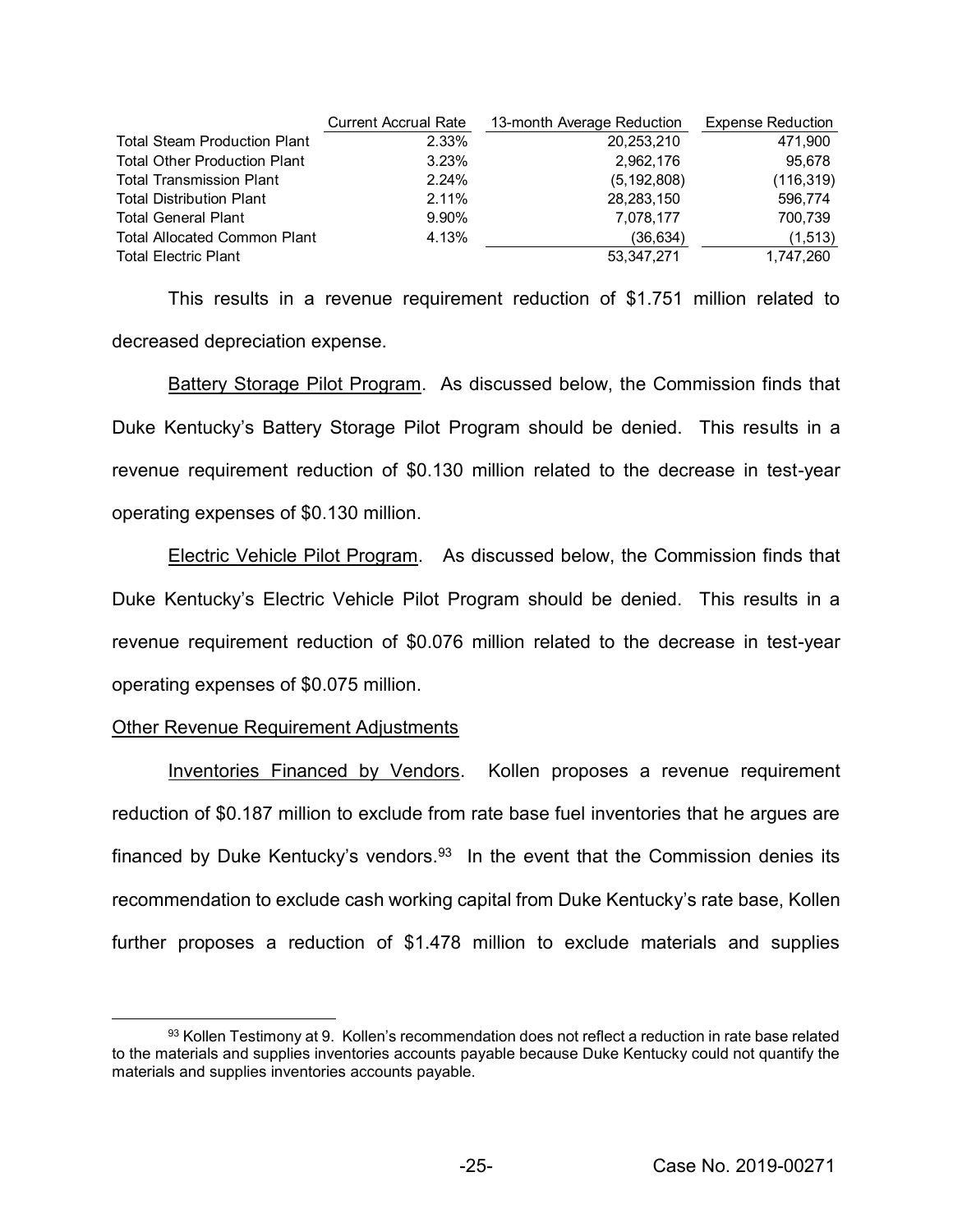| | Current Accrual Rate | 13-month Average Reduction | Expense Reduction |
|---|---|---|---|
| Total Steam Production Plant | 2.33% | 20,253,210 | 471,900 |
| Total Other Production Plant | 3.23% | 2,962,176 | 95,678 |
| Total Transmission Plant | 2.24% | (5,192,808) | (116,319) |
| Total Distribution Plant | 2.11% | 28,283,150 | 596,774 |
| Total General Plant | 9.90% | 7,078,177 | 700,739 |
| Total Allocated Common Plant | 4.13% | (36,634) | (1,513) |
| Total Electric Plant | | 53,347,271 | 1,747,260 |

This results in a revenue requirement reduction of $1.751 million related to decreased depreciation expense.

Battery Storage Pilot Program. As discussed below, the Commission finds that Duke Kentucky's Battery Storage Pilot Program should be denied. This results in a revenue requirement reduction of $0.130 million related to the decrease in test-year operating expenses of $0.130 million.

Electric Vehicle Pilot Program. As discussed below, the Commission finds that Duke Kentucky's Electric Vehicle Pilot Program should be denied. This results in a revenue requirement reduction of $0.076 million related to the decrease in test-year operating expenses of $0.075 million.

Other Revenue Requirement Adjustments

Inventories Financed by Vendors. Kollen proposes a revenue requirement reduction of $0.187 million to exclude from rate base fuel inventories that he argues are financed by Duke Kentucky's vendors.[93] In the event that the Commission denies its recommendation to exclude cash working capital from Duke Kentucky's rate base, Kollen further proposes a reduction of $1.478 million to exclude materials and supplies

[93] Kollen Testimony at 9. Kollen's recommendation does not reflect a reduction in rate base related to the materials and supplies inventories accounts payable because Duke Kentucky could not quantify the materials and supplies inventories accounts payable.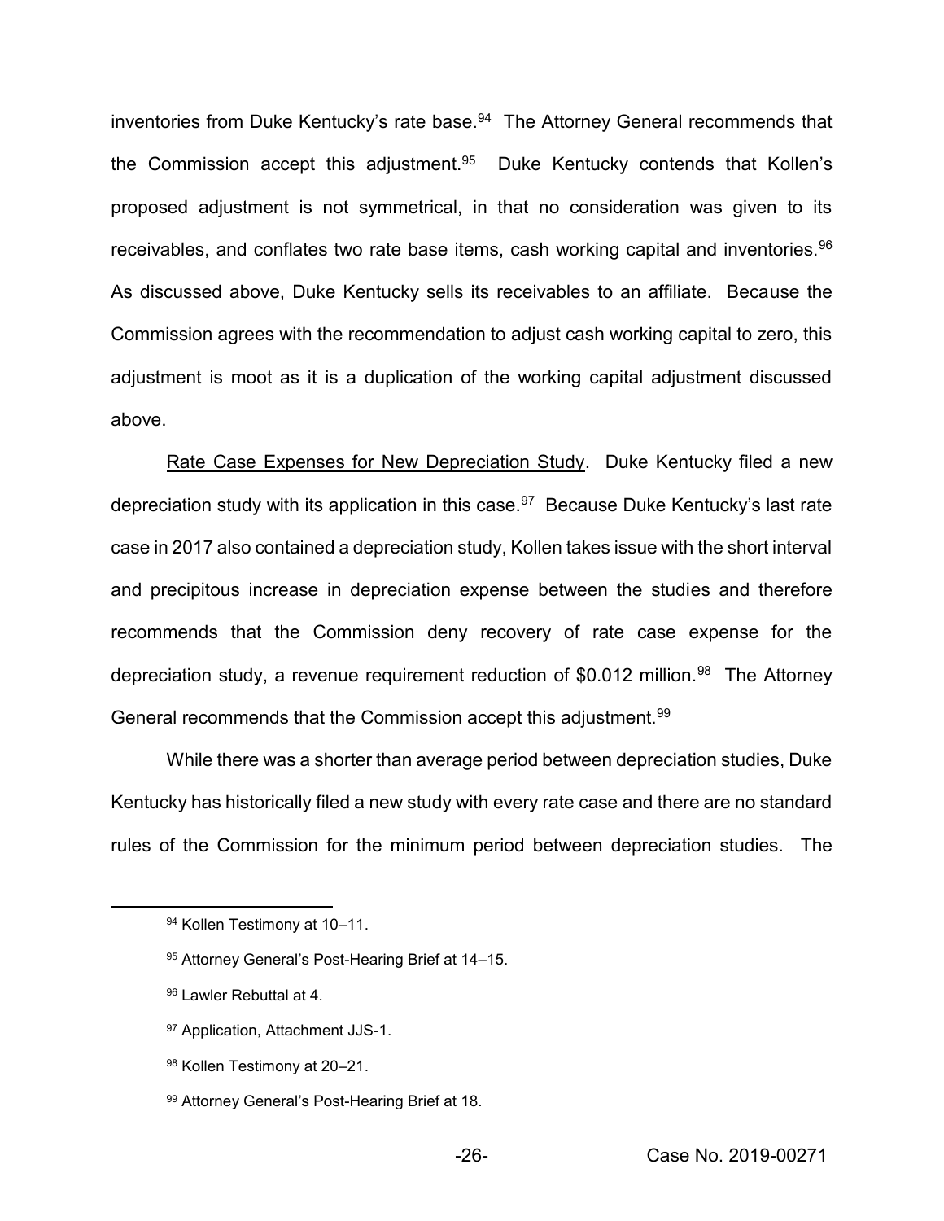inventories from Duke Kentucky's rate base.[94] The Attorney General recommends that the Commission accept this adjustment.[95] Duke Kentucky contends that Kollen's proposed adjustment is not symmetrical, in that no consideration was given to its receivables, and conflates two rate base items, cash working capital and inventories.[96] As discussed above, Duke Kentucky sells its receivables to an affiliate. Because the Commission agrees with the recommendation to adjust cash working capital to zero, this adjustment is moot as it is a duplication of the working capital adjustment discussed above.

<u>Rate Case Expenses for New Depreciation Study</u>. Duke Kentucky filed a new depreciation study with its application in this case.[97] Because Duke Kentucky's last rate case in 2017 also contained a depreciation study, Kollen takes issue with the short interval and precipitous increase in depreciation expense between the studies and therefore recommends that the Commission deny recovery of rate case expense for the depreciation study, a revenue requirement reduction of $0.012 million.[98] The Attorney General recommends that the Commission accept this adjustment.[99]

While there was a shorter than average period between depreciation studies, Duke Kentucky has historically filed a new study with every rate case and there are no standard rules of the Commission for the minimum period between depreciation studies. The

---

[94] Kollen Testimony at 10–11.

[95] Attorney General's Post-Hearing Brief at 14–15.

[96] Lawler Rebuttal at 4.

[97] Application, Attachment JJS-1.

[98] Kollen Testimony at 20–21.

[99] Attorney General's Post-Hearing Brief at 18.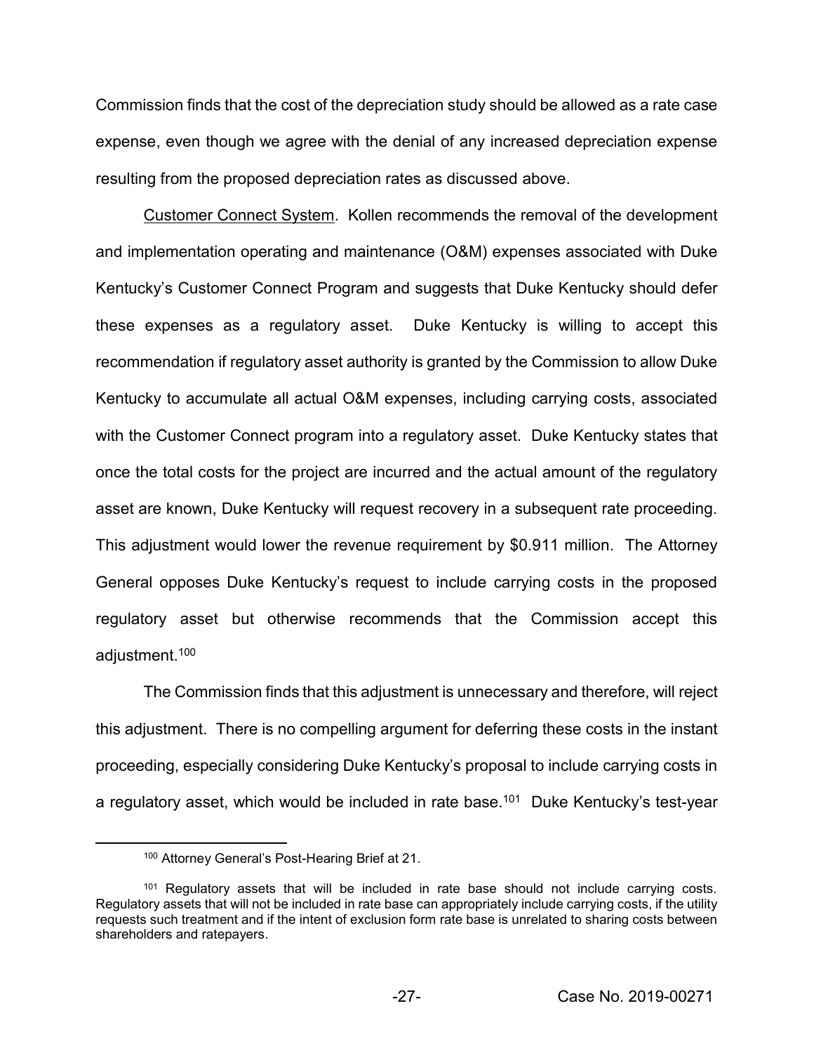Commission finds that the cost of the depreciation study should be allowed as a rate case expense, even though we agree with the denial of any increased depreciation expense resulting from the proposed depreciation rates as discussed above.

Customer Connect System. Kollen recommends the removal of the development and implementation operating and maintenance (O&M) expenses associated with Duke Kentucky's Customer Connect Program and suggests that Duke Kentucky should defer these expenses as a regulatory asset. Duke Kentucky is willing to accept this recommendation if regulatory asset authority is granted by the Commission to allow Duke Kentucky to accumulate all actual O&M expenses, including carrying costs, associated with the Customer Connect program into a regulatory asset. Duke Kentucky states that once the total costs for the project are incurred and the actual amount of the regulatory asset are known, Duke Kentucky will request recovery in a subsequent rate proceeding. This adjustment would lower the revenue requirement by $0.911 million. The Attorney General opposes Duke Kentucky's request to include carrying costs in the proposed regulatory asset but otherwise recommends that the Commission accept this adjustment.[100]

The Commission finds that this adjustment is unnecessary and therefore, will reject this adjustment. There is no compelling argument for deferring these costs in the instant proceeding, especially considering Duke Kentucky's proposal to include carrying costs in a regulatory asset, which would be included in rate base.[101] Duke Kentucky's test-year

[100] Attorney General's Post-Hearing Brief at 21.

[101] Regulatory assets that will be included in rate base should not include carrying costs. Regulatory assets that will not be included in rate base can appropriately include carrying costs, if the utility requests such treatment and if the intent of exclusion form rate base is unrelated to sharing costs between shareholders and ratepayers.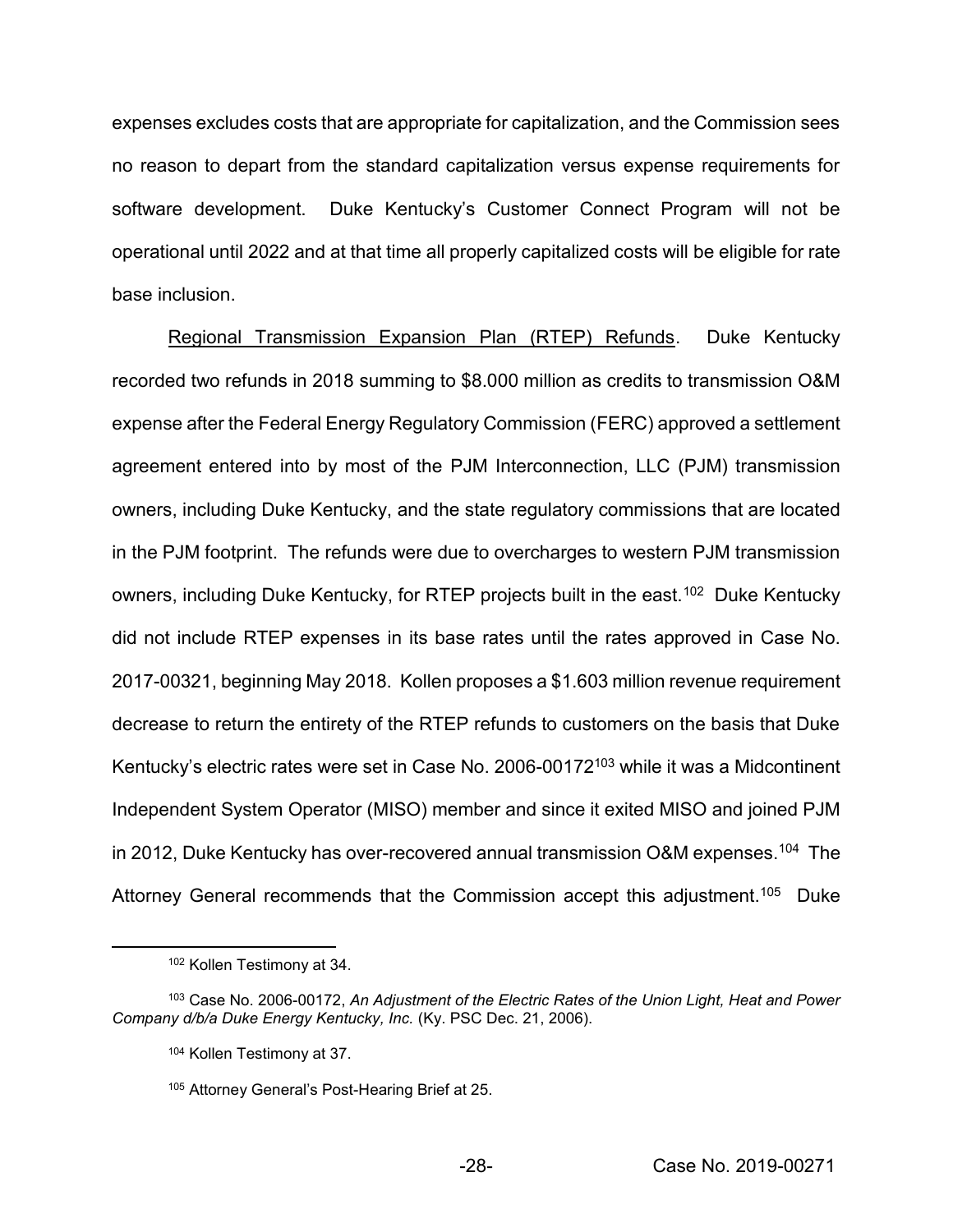expenses excludes costs that are appropriate for capitalization, and the Commission sees no reason to depart from the standard capitalization versus expense requirements for software development. Duke Kentucky's Customer Connect Program will not be operational until 2022 and at that time all properly capitalized costs will be eligible for rate base inclusion.

Regional Transmission Expansion Plan (RTEP) Refunds. Duke Kentucky recorded two refunds in 2018 summing to \$8.000 million as credits to transmission O&M expense after the Federal Energy Regulatory Commission (FERC) approved a settlement agreement entered into by most of the PJM Interconnection, LLC (PJM) transmission owners, including Duke Kentucky, and the state regulatory commissions that are located in the PJM footprint. The refunds were due to overcharges to western PJM transmission owners, including Duke Kentucky, for RTEP projects built in the east.[102] Duke Kentucky did not include RTEP expenses in its base rates until the rates approved in Case No. 2017-00321, beginning May 2018. Kollen proposes a \$1.603 million revenue requirement decrease to return the entirety of the RTEP refunds to customers on the basis that Duke Kentucky's electric rates were set in Case No. 2006-00172[103] while it was a Midcontinent Independent System Operator (MISO) member and since it exited MISO and joined PJM in 2012, Duke Kentucky has over-recovered annual transmission O&M expenses.[104] The Attorney General recommends that the Commission accept this adjustment.[105] Duke

---

[102] Kollen Testimony at 34.

[103] Case No. 2006-00172, *An Adjustment of the Electric Rates of the Union Light, Heat and Power Company d/b/a Duke Energy Kentucky, Inc.* (Ky. PSC Dec. 21, 2006).

[104] Kollen Testimony at 37.

[105] Attorney General's Post-Hearing Brief at 25.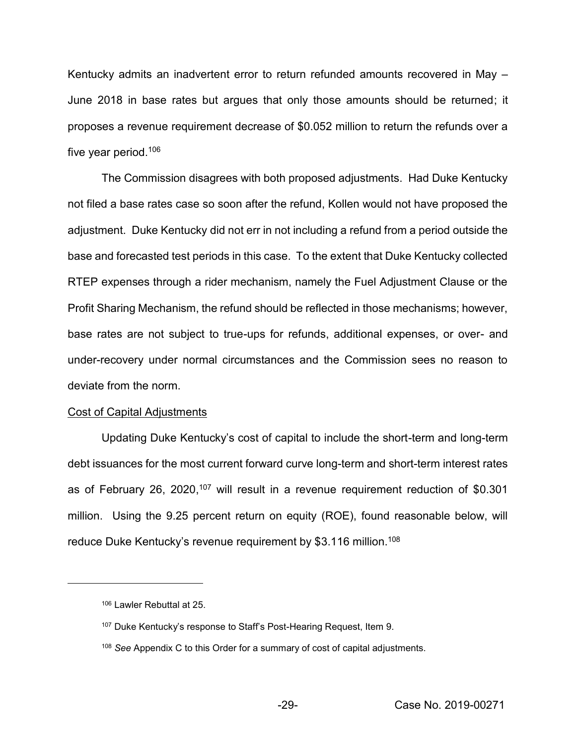Kentucky admits an inadvertent error to return refunded amounts recovered in May – June 2018 in base rates but argues that only those amounts should be returned; it proposes a revenue requirement decrease of $0.052 million to return the refunds over a five year period.[106]

The Commission disagrees with both proposed adjustments. Had Duke Kentucky not filed a base rates case so soon after the refund, Kollen would not have proposed the adjustment. Duke Kentucky did not err in not including a refund from a period outside the base and forecasted test periods in this case. To the extent that Duke Kentucky collected RTEP expenses through a rider mechanism, namely the Fuel Adjustment Clause or the Profit Sharing Mechanism, the refund should be reflected in those mechanisms; however, base rates are not subject to true-ups for refunds, additional expenses, or over- and under-recovery under normal circumstances and the Commission sees no reason to deviate from the norm.

<u>Cost of Capital Adjustments</u>

Updating Duke Kentucky's cost of capital to include the short-term and long-term debt issuances for the most current forward curve long-term and short-term interest rates as of February 26, 2020,[107] will result in a revenue requirement reduction of $0.301 million. Using the 9.25 percent return on equity (ROE), found reasonable below, will reduce Duke Kentucky's revenue requirement by $3.116 million.[108]

---

[106] Lawler Rebuttal at 25.

[107] Duke Kentucky's response to Staff's Post-Hearing Request, Item 9.

[108] *See* Appendix C to this Order for a summary of cost of capital adjustments.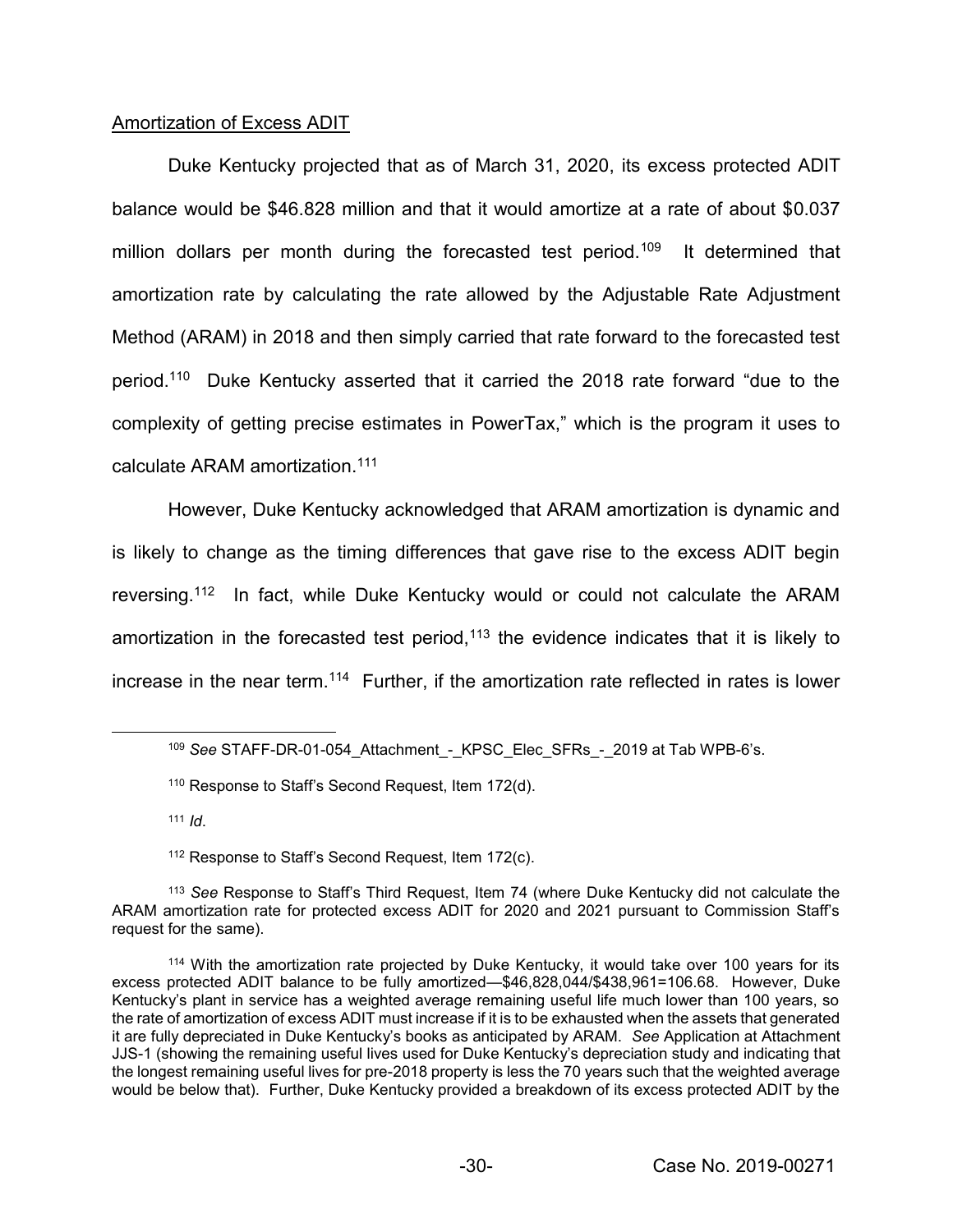Amortization of Excess ADIT

Duke Kentucky projected that as of March 31, 2020, its excess protected ADIT balance would be $46.828 million and that it would amortize at a rate of about $0.037 million dollars per month during the forecasted test period.[109] It determined that amortization rate by calculating the rate allowed by the Adjustable Rate Adjustment Method (ARAM) in 2018 and then simply carried that rate forward to the forecasted test period.[110] Duke Kentucky asserted that it carried the 2018 rate forward "due to the complexity of getting precise estimates in PowerTax," which is the program it uses to calculate ARAM amortization.[111]

However, Duke Kentucky acknowledged that ARAM amortization is dynamic and is likely to change as the timing differences that gave rise to the excess ADIT begin reversing.[112] In fact, while Duke Kentucky would or could not calculate the ARAM amortization in the forecasted test period,[113] the evidence indicates that it is likely to increase in the near term.[114] Further, if the amortization rate reflected in rates is lower

---

[109] *See* STAFF-DR-01-054_Attachment_-_KPSC_Elec_SFRs_-_2019 at Tab WPB-6's.

[110] Response to Staff's Second Request, Item 172(d).

[111] *Id*.

[112] Response to Staff's Second Request, Item 172(c).

[113] *See* Response to Staff's Third Request, Item 74 (where Duke Kentucky did not calculate the ARAM amortization rate for protected excess ADIT for 2020 and 2021 pursuant to Commission Staff's request for the same).

[114] With the amortization rate projected by Duke Kentucky, it would take over 100 years for its excess protected ADIT balance to be fully amortized—$46,828,044/$438,961=106.68. However, Duke Kentucky's plant in service has a weighted average remaining useful life much lower than 100 years, so the rate of amortization of excess ADIT must increase if it is to be exhausted when the assets that generated it are fully depreciated in Duke Kentucky's books as anticipated by ARAM. *See* Application at Attachment JJS-1 (showing the remaining useful lives used for Duke Kentucky's depreciation study and indicating that the longest remaining useful lives for pre-2018 property is less the 70 years such that the weighted average would be below that). Further, Duke Kentucky provided a breakdown of its excess protected ADIT by the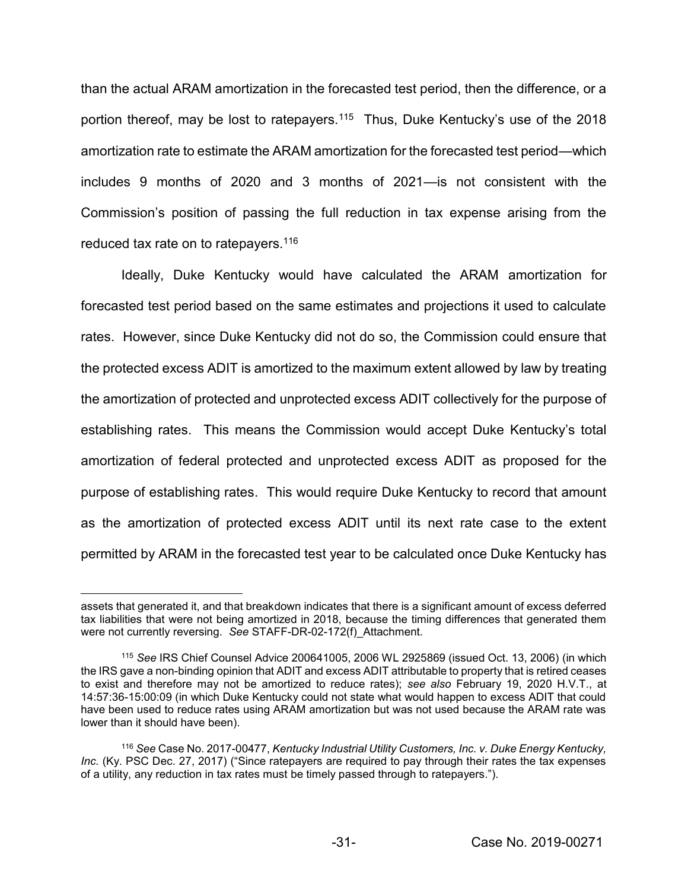than the actual ARAM amortization in the forecasted test period, then the difference, or a portion thereof, may be lost to ratepayers.[115] Thus, Duke Kentucky's use of the 2018 amortization rate to estimate the ARAM amortization for the forecasted test period—which includes 9 months of 2020 and 3 months of 2021—is not consistent with the Commission's position of passing the full reduction in tax expense arising from the reduced tax rate on to ratepayers.[116]

Ideally, Duke Kentucky would have calculated the ARAM amortization for forecasted test period based on the same estimates and projections it used to calculate rates. However, since Duke Kentucky did not do so, the Commission could ensure that the protected excess ADIT is amortized to the maximum extent allowed by law by treating the amortization of protected and unprotected excess ADIT collectively for the purpose of establishing rates. This means the Commission would accept Duke Kentucky's total amortization of federal protected and unprotected excess ADIT as proposed for the purpose of establishing rates. This would require Duke Kentucky to record that amount as the amortization of protected excess ADIT until its next rate case to the extent permitted by ARAM in the forecasted test year to be calculated once Duke Kentucky has

---

assets that generated it, and that breakdown indicates that there is a significant amount of excess deferred tax liabilities that were not being amortized in 2018, because the timing differences that generated them were not currently reversing. *See* STAFF-DR-02-172(f)_Attachment.

[115] *See* IRS Chief Counsel Advice 200641005, 2006 WL 2925869 (issued Oct. 13, 2006) (in which the IRS gave a non-binding opinion that ADIT and excess ADIT attributable to property that is retired ceases to exist and therefore may not be amortized to reduce rates); *see also* February 19, 2020 H.V.T., at 14:57:36-15:00:09 (in which Duke Kentucky could not state what would happen to excess ADIT that could have been used to reduce rates using ARAM amortization but was not used because the ARAM rate was lower than it should have been).

[116] *See* Case No. 2017-00477, *Kentucky Industrial Utility Customers, Inc. v. Duke Energy Kentucky, Inc.* (Ky. PSC Dec. 27, 2017) ("Since ratepayers are required to pay through their rates the tax expenses of a utility, any reduction in tax rates must be timely passed through to ratepayers.").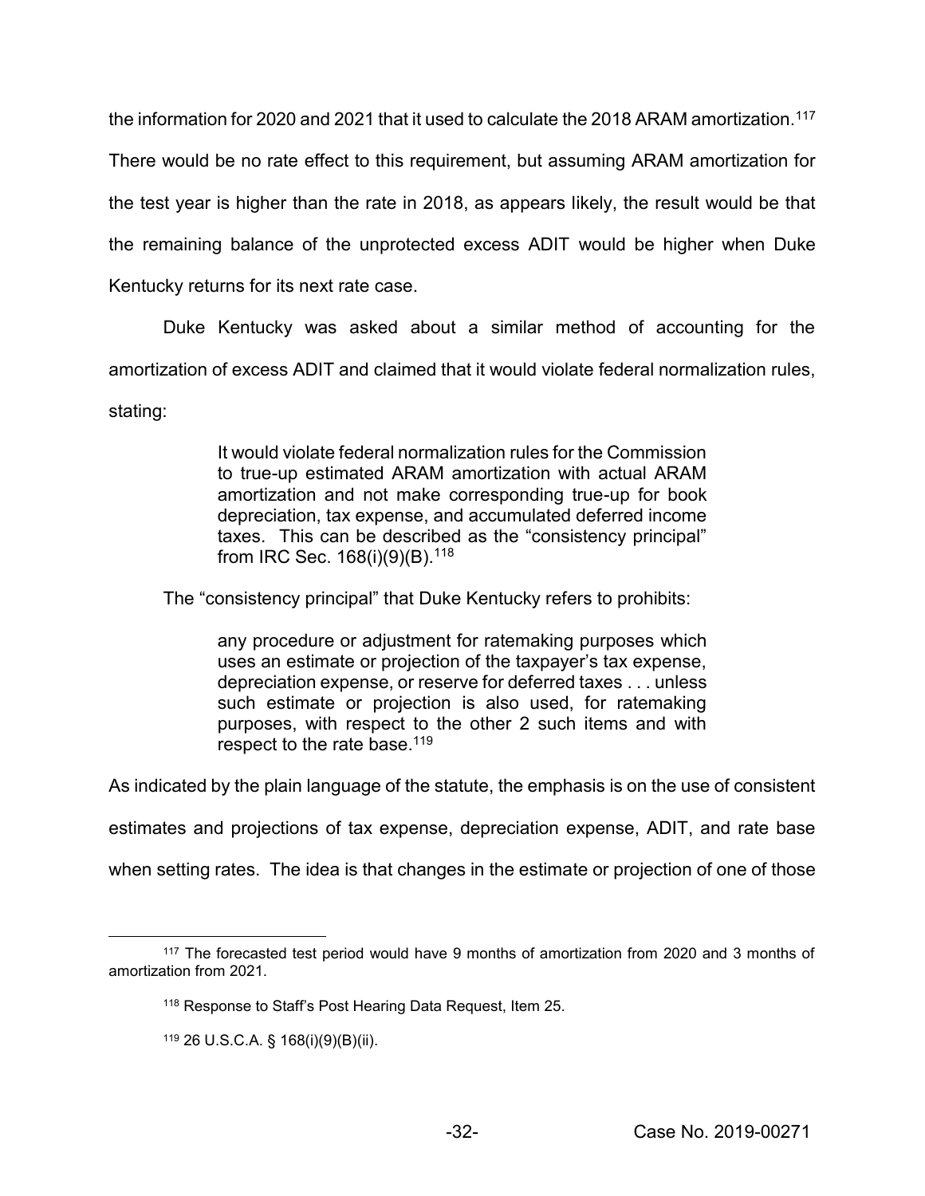the information for 2020 and 2021 that it used to calculate the 2018 ARAM amortization.[117] There would be no rate effect to this requirement, but assuming ARAM amortization for the test year is higher than the rate in 2018, as appears likely, the result would be that the remaining balance of the unprotected excess ADIT would be higher when Duke Kentucky returns for its next rate case.

Duke Kentucky was asked about a similar method of accounting for the amortization of excess ADIT and claimed that it would violate federal normalization rules, stating:

> It would violate federal normalization rules for the Commission to true-up estimated ARAM amortization with actual ARAM amortization and not make corresponding true-up for book depreciation, tax expense, and accumulated deferred income taxes. This can be described as the "consistency principal" from IRC Sec. 168(i)(9)(B).[118]

The "consistency principal" that Duke Kentucky refers to prohibits:

> any procedure or adjustment for ratemaking purposes which uses an estimate or projection of the taxpayer's tax expense, depreciation expense, or reserve for deferred taxes . . . unless such estimate or projection is also used, for ratemaking purposes, with respect to the other 2 such items and with respect to the rate base.[119]

As indicated by the plain language of the statute, the emphasis is on the use of consistent estimates and projections of tax expense, depreciation expense, ADIT, and rate base when setting rates. The idea is that changes in the estimate or projection of one of those

---

[117] The forecasted test period would have 9 months of amortization from 2020 and 3 months of amortization from 2021.

[118] Response to Staff's Post Hearing Data Request, Item 25.

[119] 26 U.S.C.A. § 168(i)(9)(B)(ii).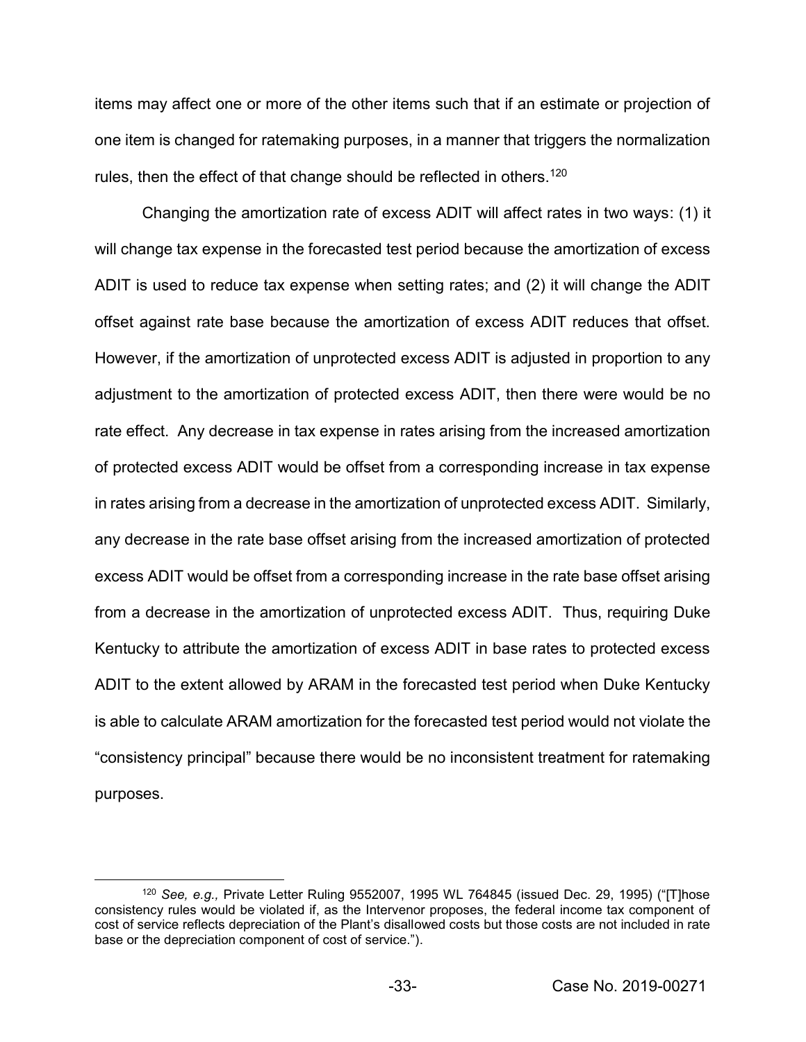items may affect one or more of the other items such that if an estimate or projection of one item is changed for ratemaking purposes, in a manner that triggers the normalization rules, then the effect of that change should be reflected in others.[120]

Changing the amortization rate of excess ADIT will affect rates in two ways: (1) it will change tax expense in the forecasted test period because the amortization of excess ADIT is used to reduce tax expense when setting rates; and (2) it will change the ADIT offset against rate base because the amortization of excess ADIT reduces that offset. However, if the amortization of unprotected excess ADIT is adjusted in proportion to any adjustment to the amortization of protected excess ADIT, then there were would be no rate effect. Any decrease in tax expense in rates arising from the increased amortization of protected excess ADIT would be offset from a corresponding increase in tax expense in rates arising from a decrease in the amortization of unprotected excess ADIT. Similarly, any decrease in the rate base offset arising from the increased amortization of protected excess ADIT would be offset from a corresponding increase in the rate base offset arising from a decrease in the amortization of unprotected excess ADIT. Thus, requiring Duke Kentucky to attribute the amortization of excess ADIT in base rates to protected excess ADIT to the extent allowed by ARAM in the forecasted test period when Duke Kentucky is able to calculate ARAM amortization for the forecasted test period would not violate the "consistency principal" because there would be no inconsistent treatment for ratemaking purposes.

[120] *See, e.g.,* Private Letter Ruling 9552007, 1995 WL 764845 (issued Dec. 29, 1995) ("[T]hose consistency rules would be violated if, as the Intervenor proposes, the federal income tax component of cost of service reflects depreciation of the Plant's disallowed costs but those costs are not included in rate base or the depreciation component of cost of service.").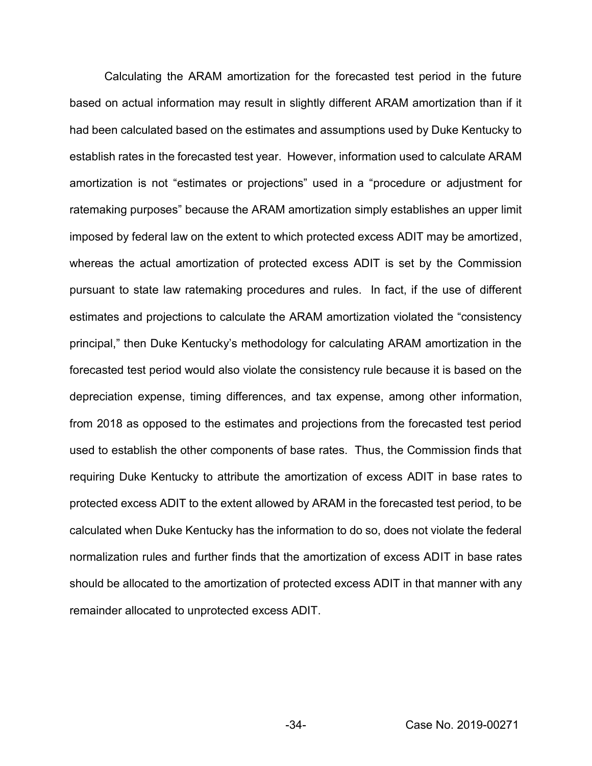Calculating the ARAM amortization for the forecasted test period in the future based on actual information may result in slightly different ARAM amortization than if it had been calculated based on the estimates and assumptions used by Duke Kentucky to establish rates in the forecasted test year. However, information used to calculate ARAM amortization is not "estimates or projections" used in a "procedure or adjustment for ratemaking purposes" because the ARAM amortization simply establishes an upper limit imposed by federal law on the extent to which protected excess ADIT may be amortized, whereas the actual amortization of protected excess ADIT is set by the Commission pursuant to state law ratemaking procedures and rules. In fact, if the use of different estimates and projections to calculate the ARAM amortization violated the "consistency principal," then Duke Kentucky's methodology for calculating ARAM amortization in the forecasted test period would also violate the consistency rule because it is based on the depreciation expense, timing differences, and tax expense, among other information, from 2018 as opposed to the estimates and projections from the forecasted test period used to establish the other components of base rates. Thus, the Commission finds that requiring Duke Kentucky to attribute the amortization of excess ADIT in base rates to protected excess ADIT to the extent allowed by ARAM in the forecasted test period, to be calculated when Duke Kentucky has the information to do so, does not violate the federal normalization rules and further finds that the amortization of excess ADIT in base rates should be allocated to the amortization of protected excess ADIT in that manner with any remainder allocated to unprotected excess ADIT.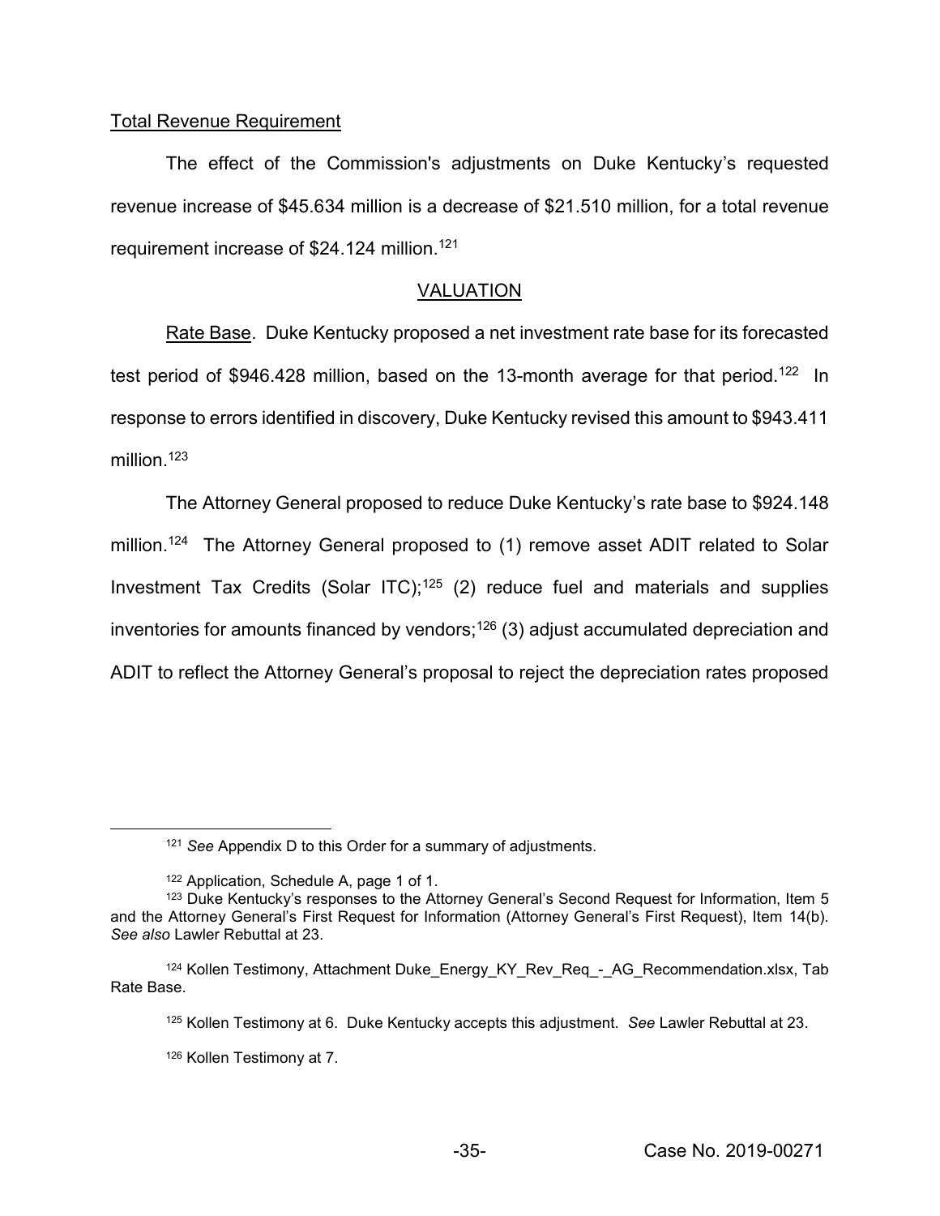Total Revenue Requirement

The effect of the Commission's adjustments on Duke Kentucky's requested revenue increase of $45.634 million is a decrease of $21.510 million, for a total revenue requirement increase of $24.124 million.[121]

VALUATION

Rate Base. Duke Kentucky proposed a net investment rate base for its forecasted test period of $946.428 million, based on the 13-month average for that period.[122] In response to errors identified in discovery, Duke Kentucky revised this amount to $943.411 million.[123]

The Attorney General proposed to reduce Duke Kentucky's rate base to $924.148 million.[124] The Attorney General proposed to (1) remove asset ADIT related to Solar Investment Tax Credits (Solar ITC);[125] (2) reduce fuel and materials and supplies inventories for amounts financed by vendors;[126] (3) adjust accumulated depreciation and ADIT to reflect the Attorney General's proposal to reject the depreciation rates proposed

---

[121] *See* Appendix D to this Order for a summary of adjustments.

[122] Application, Schedule A, page 1 of 1.

[123] Duke Kentucky's responses to the Attorney General's Second Request for Information, Item 5 and the Attorney General's First Request for Information (Attorney General's First Request), Item 14(b). *See also* Lawler Rebuttal at 23.

[124] Kollen Testimony, Attachment Duke_Energy_KY_Rev_Req_-_AG_Recommendation.xlsx, Tab Rate Base.

[125] Kollen Testimony at 6. Duke Kentucky accepts this adjustment. *See* Lawler Rebuttal at 23.

[126] Kollen Testimony at 7.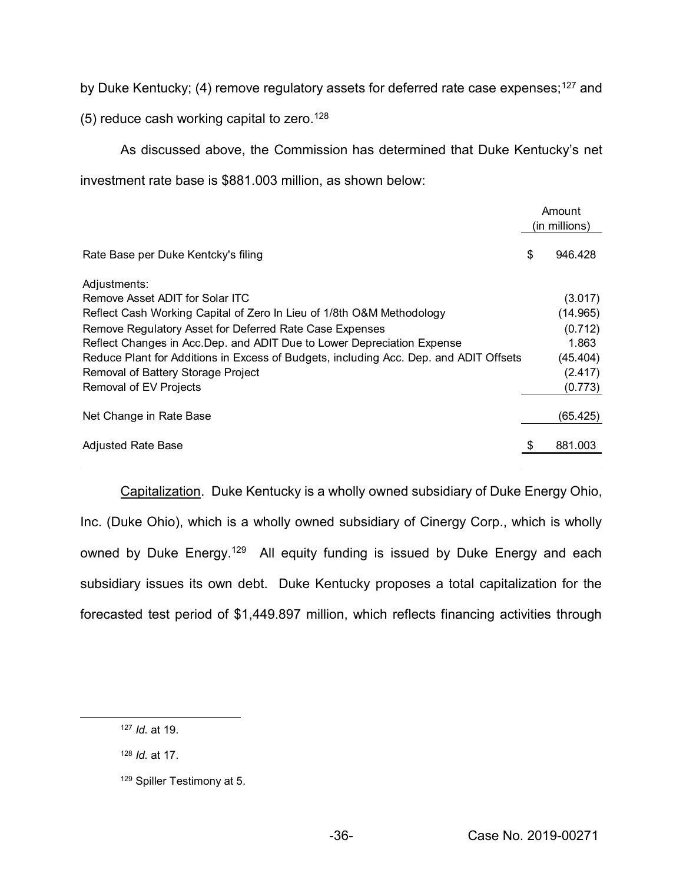by Duke Kentucky; (4) remove regulatory assets for deferred rate case expenses;[127] and (5) reduce cash working capital to zero.[128]

As discussed above, the Commission has determined that Duke Kentucky's net investment rate base is $881.003 million, as shown below:

| | Amount (in millions) |
|---|---|
| Rate Base per Duke Kentcky's filing | $ 946.428 |
| Adjustments: | |
| Remove Asset ADIT for Solar ITC | (3.017) |
| Reflect Cash Working Capital of Zero In Lieu of 1/8th O&M Methodology | (14.965) |
| Remove Regulatory Asset for Deferred Rate Case Expenses | (0.712) |
| Reflect Changes in Acc.Dep. and ADIT Due to Lower Depreciation Expense | 1.863 |
| Reduce Plant for Additions in Excess of Budgets, including Acc. Dep. and ADIT Offsets | (45.404) |
| Removal of Battery Storage Project | (2.417) |
| Removal of EV Projects | (0.773) |
| Net Change in Rate Base | (65.425) |
| Adjusted Rate Base | $ 881.003 |

Capitalization. Duke Kentucky is a wholly owned subsidiary of Duke Energy Ohio, Inc. (Duke Ohio), which is a wholly owned subsidiary of Cinergy Corp., which is wholly owned by Duke Energy.[129] All equity funding is issued by Duke Energy and each subsidiary issues its own debt. Duke Kentucky proposes a total capitalization for the forecasted test period of $1,449.897 million, which reflects financing activities through

---

[127] *Id.* at 19.

[128] *Id.* at 17.

[129] Spiller Testimony at 5.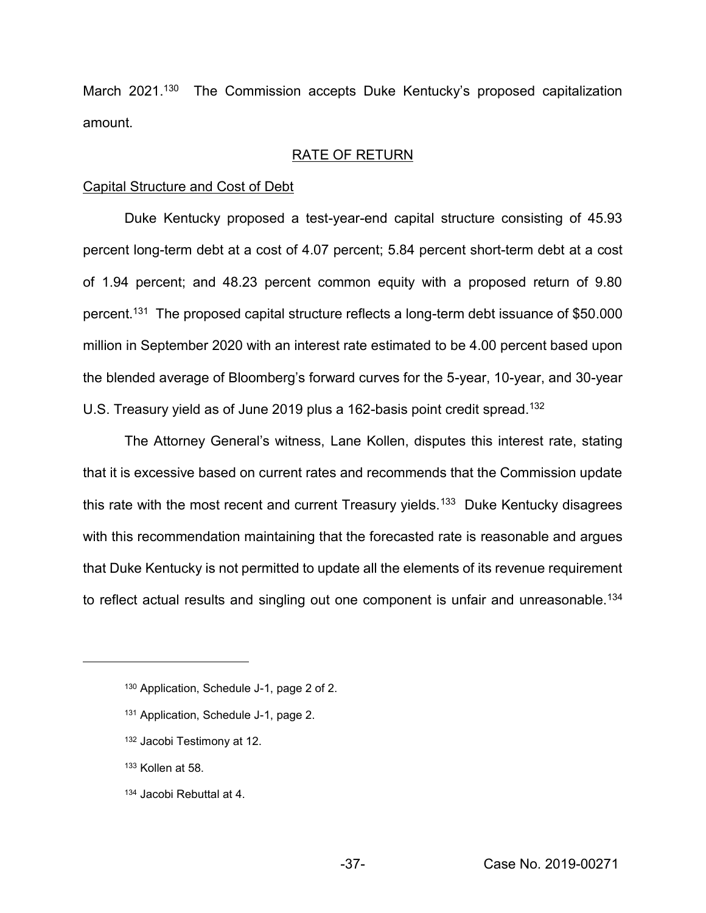March 2021.[130] The Commission accepts Duke Kentucky's proposed capitalization amount.

## RATE OF RETURN

### Capital Structure and Cost of Debt

Duke Kentucky proposed a test-year-end capital structure consisting of 45.93 percent long-term debt at a cost of 4.07 percent; 5.84 percent short-term debt at a cost of 1.94 percent; and 48.23 percent common equity with a proposed return of 9.80 percent.[131] The proposed capital structure reflects a long-term debt issuance of $50.000 million in September 2020 with an interest rate estimated to be 4.00 percent based upon the blended average of Bloomberg's forward curves for the 5-year, 10-year, and 30-year U.S. Treasury yield as of June 2019 plus a 162-basis point credit spread.[132]

The Attorney General's witness, Lane Kollen, disputes this interest rate, stating that it is excessive based on current rates and recommends that the Commission update this rate with the most recent and current Treasury yields.[133] Duke Kentucky disagrees with this recommendation maintaining that the forecasted rate is reasonable and argues that Duke Kentucky is not permitted to update all the elements of its revenue requirement to reflect actual results and singling out one component is unfair and unreasonable.[134]

---

[130] Application, Schedule J-1, page 2 of 2.

[131] Application, Schedule J-1, page 2.

[132] Jacobi Testimony at 12.

[133] Kollen at 58.

[134] Jacobi Rebuttal at 4.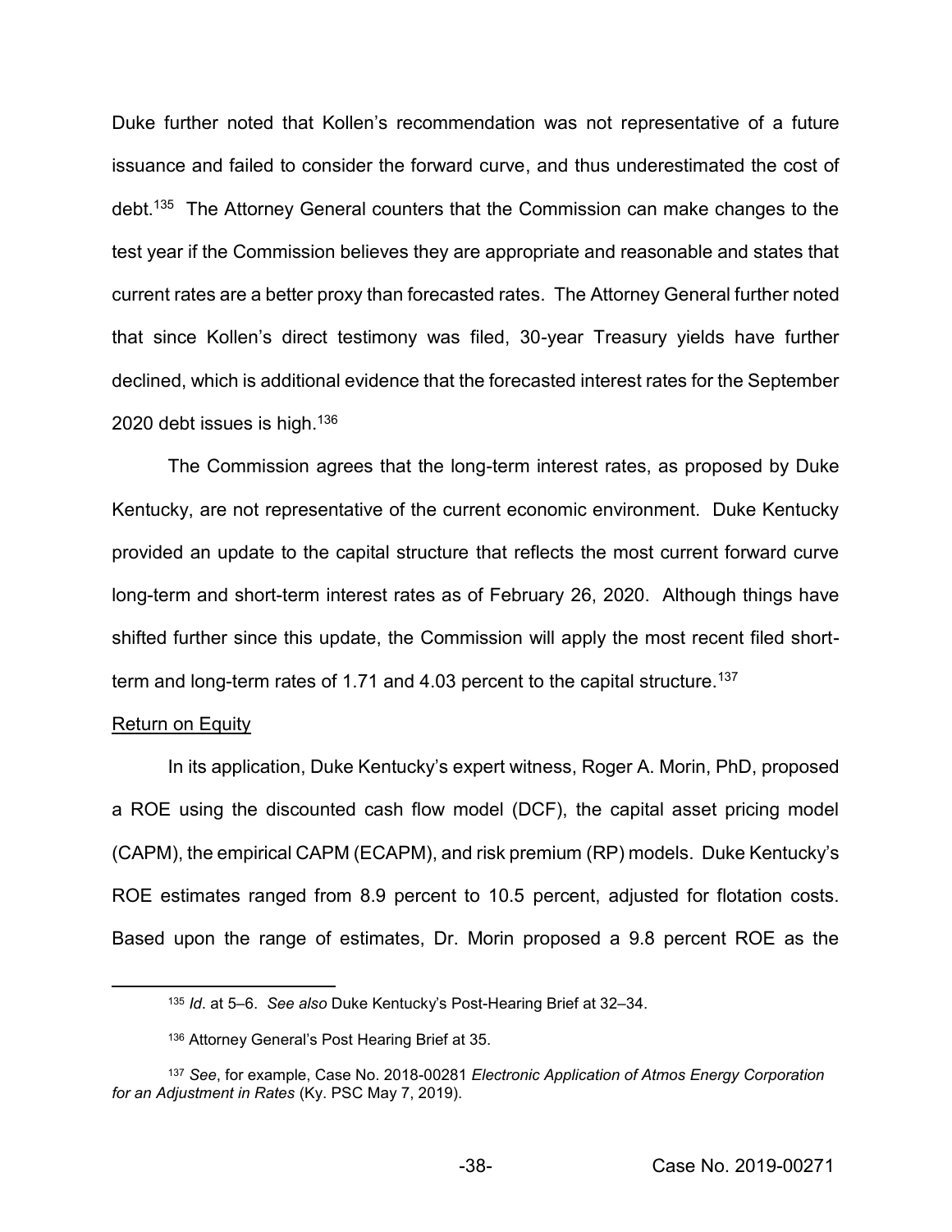Duke further noted that Kollen's recommendation was not representative of a future issuance and failed to consider the forward curve, and thus underestimated the cost of debt.[135] The Attorney General counters that the Commission can make changes to the test year if the Commission believes they are appropriate and reasonable and states that current rates are a better proxy than forecasted rates. The Attorney General further noted that since Kollen's direct testimony was filed, 30-year Treasury yields have further declined, which is additional evidence that the forecasted interest rates for the September 2020 debt issues is high.[136]

The Commission agrees that the long-term interest rates, as proposed by Duke Kentucky, are not representative of the current economic environment. Duke Kentucky provided an update to the capital structure that reflects the most current forward curve long-term and short-term interest rates as of February 26, 2020. Although things have shifted further since this update, the Commission will apply the most recent filed short-term and long-term rates of 1.71 and 4.03 percent to the capital structure.[137]

Return on Equity

In its application, Duke Kentucky's expert witness, Roger A. Morin, PhD, proposed a ROE using the discounted cash flow model (DCF), the capital asset pricing model (CAPM), the empirical CAPM (ECAPM), and risk premium (RP) models. Duke Kentucky's ROE estimates ranged from 8.9 percent to 10.5 percent, adjusted for flotation costs. Based upon the range of estimates, Dr. Morin proposed a 9.8 percent ROE as the

---

[135] *Id*. at 5–6. *See also* Duke Kentucky's Post-Hearing Brief at 32–34.

[136] Attorney General's Post Hearing Brief at 35.

[137] *See*, for example, Case No. 2018-00281 *Electronic Application of Atmos Energy Corporation for an Adjustment in Rates* (Ky. PSC May 7, 2019).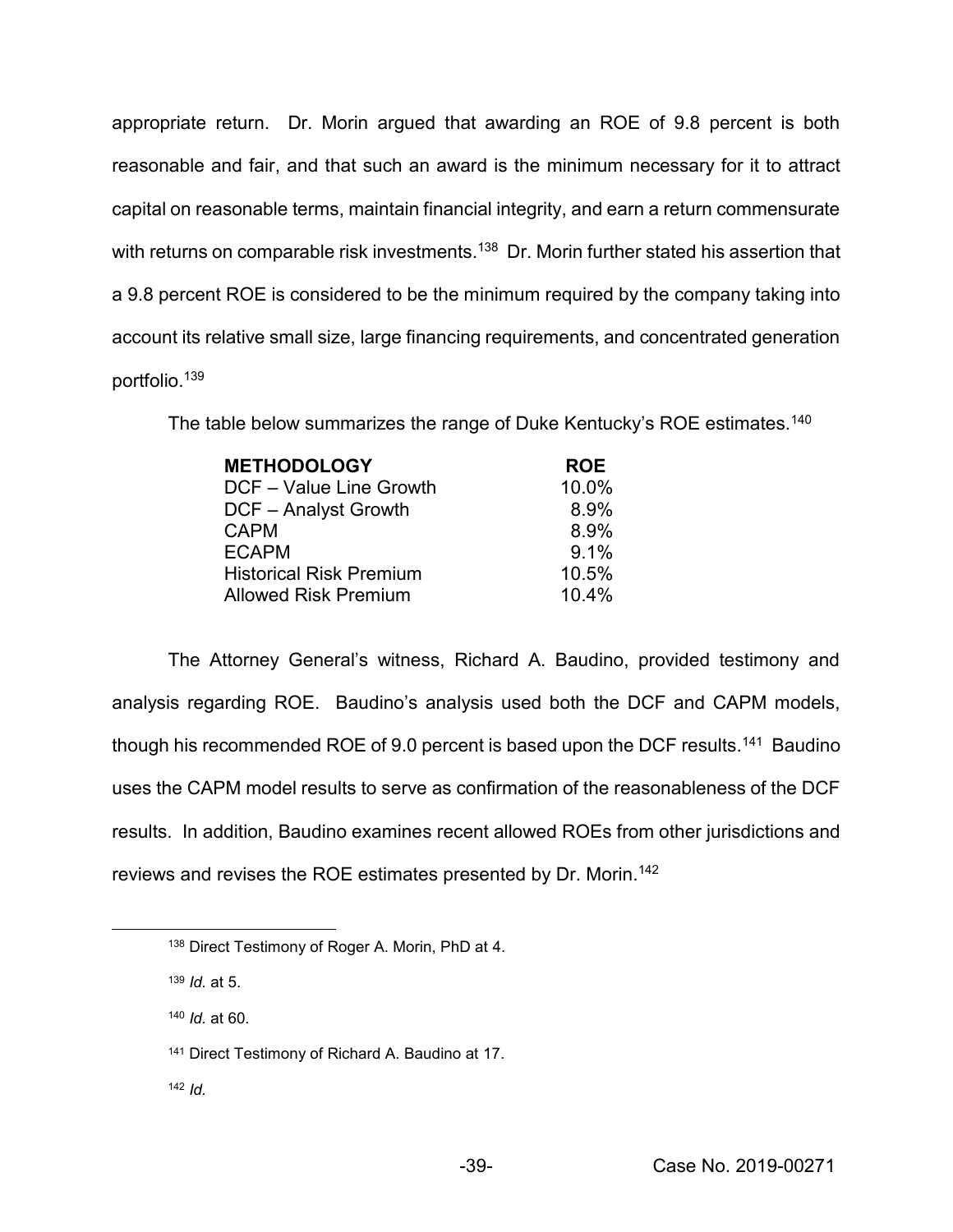appropriate return. Dr. Morin argued that awarding an ROE of 9.8 percent is both reasonable and fair, and that such an award is the minimum necessary for it to attract capital on reasonable terms, maintain financial integrity, and earn a return commensurate with returns on comparable risk investments.[138] Dr. Morin further stated his assertion that a 9.8 percent ROE is considered to be the minimum required by the company taking into account its relative small size, large financing requirements, and concentrated generation portfolio.[139]

The table below summarizes the range of Duke Kentucky's ROE estimates.[140]

| **METHODOLOGY** | **ROE** |
| --- | --- |
| DCF – Value Line Growth | 10.0% |
| DCF – Analyst Growth | 8.9% |
| CAPM | 8.9% |
| ECAPM | 9.1% |
| Historical Risk Premium | 10.5% |
| Allowed Risk Premium | 10.4% |

The Attorney General's witness, Richard A. Baudino, provided testimony and analysis regarding ROE. Baudino's analysis used both the DCF and CAPM models, though his recommended ROE of 9.0 percent is based upon the DCF results.[141] Baudino uses the CAPM model results to serve as confirmation of the reasonableness of the DCF results. In addition, Baudino examines recent allowed ROEs from other jurisdictions and reviews and revises the ROE estimates presented by Dr. Morin.[142]

[138] Direct Testimony of Roger A. Morin, PhD at 4.

[139] *Id.* at 5.

[140] *Id.* at 60.

[141] Direct Testimony of Richard A. Baudino at 17.

[142] *Id.*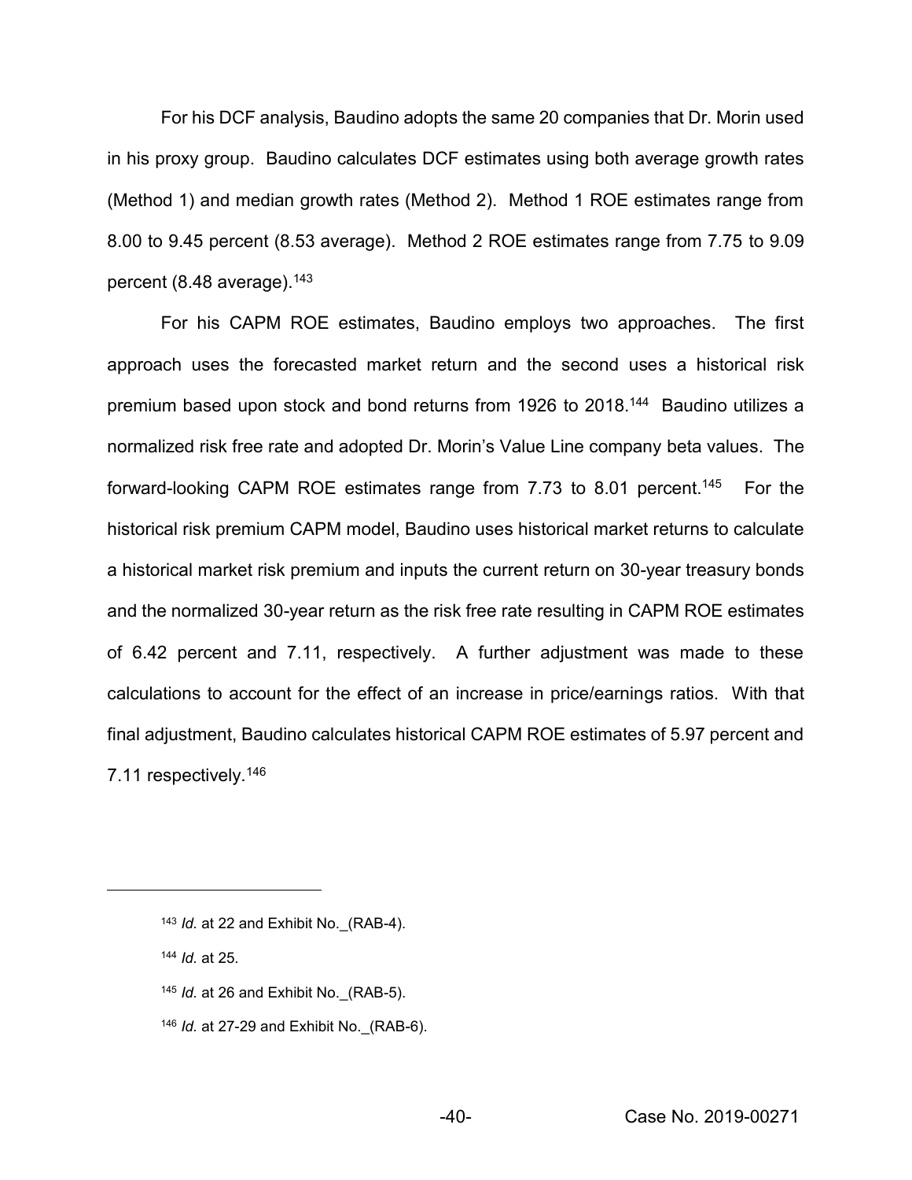For his DCF analysis, Baudino adopts the same 20 companies that Dr. Morin used in his proxy group. Baudino calculates DCF estimates using both average growth rates (Method 1) and median growth rates (Method 2). Method 1 ROE estimates range from 8.00 to 9.45 percent (8.53 average). Method 2 ROE estimates range from 7.75 to 9.09 percent (8.48 average).[143]

For his CAPM ROE estimates, Baudino employs two approaches. The first approach uses the forecasted market return and the second uses a historical risk premium based upon stock and bond returns from 1926 to 2018.[144] Baudino utilizes a normalized risk free rate and adopted Dr. Morin's Value Line company beta values. The forward-looking CAPM ROE estimates range from 7.73 to 8.01 percent.[145] For the historical risk premium CAPM model, Baudino uses historical market returns to calculate a historical market risk premium and inputs the current return on 30-year treasury bonds and the normalized 30-year return as the risk free rate resulting in CAPM ROE estimates of 6.42 percent and 7.11, respectively. A further adjustment was made to these calculations to account for the effect of an increase in price/earnings ratios. With that final adjustment, Baudino calculates historical CAPM ROE estimates of 5.97 percent and 7.11 respectively.[146]

---

[143] *Id.* at 22 and Exhibit No._(RAB-4).

[144] *Id.* at 25.

[145] *Id.* at 26 and Exhibit No._(RAB-5).

[146] *Id.* at 27-29 and Exhibit No._(RAB-6).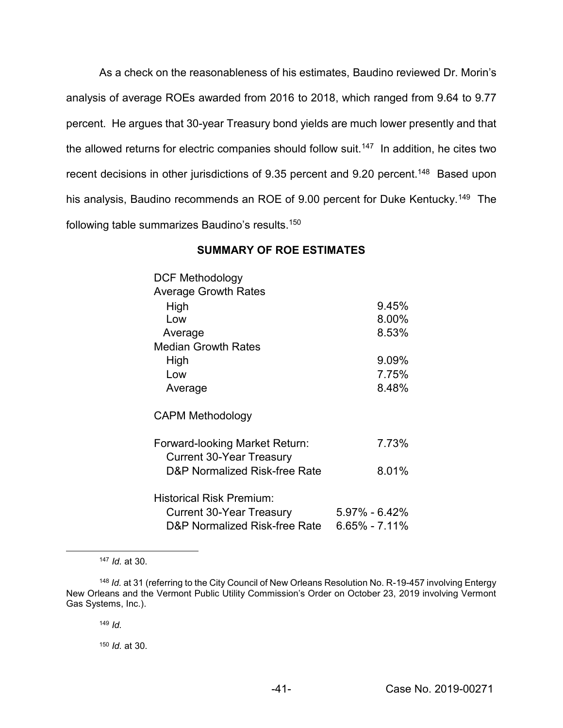As a check on the reasonableness of his estimates, Baudino reviewed Dr. Morin's analysis of average ROEs awarded from 2016 to 2018, which ranged from 9.64 to 9.77 percent. He argues that 30-year Treasury bond yields are much lower presently and that the allowed returns for electric companies should follow suit.[147] In addition, he cites two recent decisions in other jurisdictions of 9.35 percent and 9.20 percent.[148] Based upon his analysis, Baudino recommends an ROE of 9.00 percent for Duke Kentucky.[149] The following table summarizes Baudino's results.[150]

**SUMMARY OF ROE ESTIMATES**

| | |
|---|---|
| DCF Methodology | |
| Average Growth Rates | |
| High | 9.45% |
| Low | 8.00% |
| Average | 8.53% |
| Median Growth Rates | |
| High | 9.09% |
| Low | 7.75% |
| Average | 8.48% |
| CAPM Methodology | |
| Forward-looking Market Return: | 7.73% |
| Current 30-Year Treasury | |
| D&P Normalized Risk-free Rate | 8.01% |
| Historical Risk Premium: | |
| Current 30-Year Treasury | 5.97% - 6.42% |
| D&P Normalized Risk-free Rate | 6.65% - 7.11% |

[147] *Id.* at 30.

[148] *Id.* at 31 (referring to the City Council of New Orleans Resolution No. R-19-457 involving Entergy New Orleans and the Vermont Public Utility Commission's Order on October 23, 2019 involving Vermont Gas Systems, Inc.).

[149] *Id.*

[150] *Id.* at 30.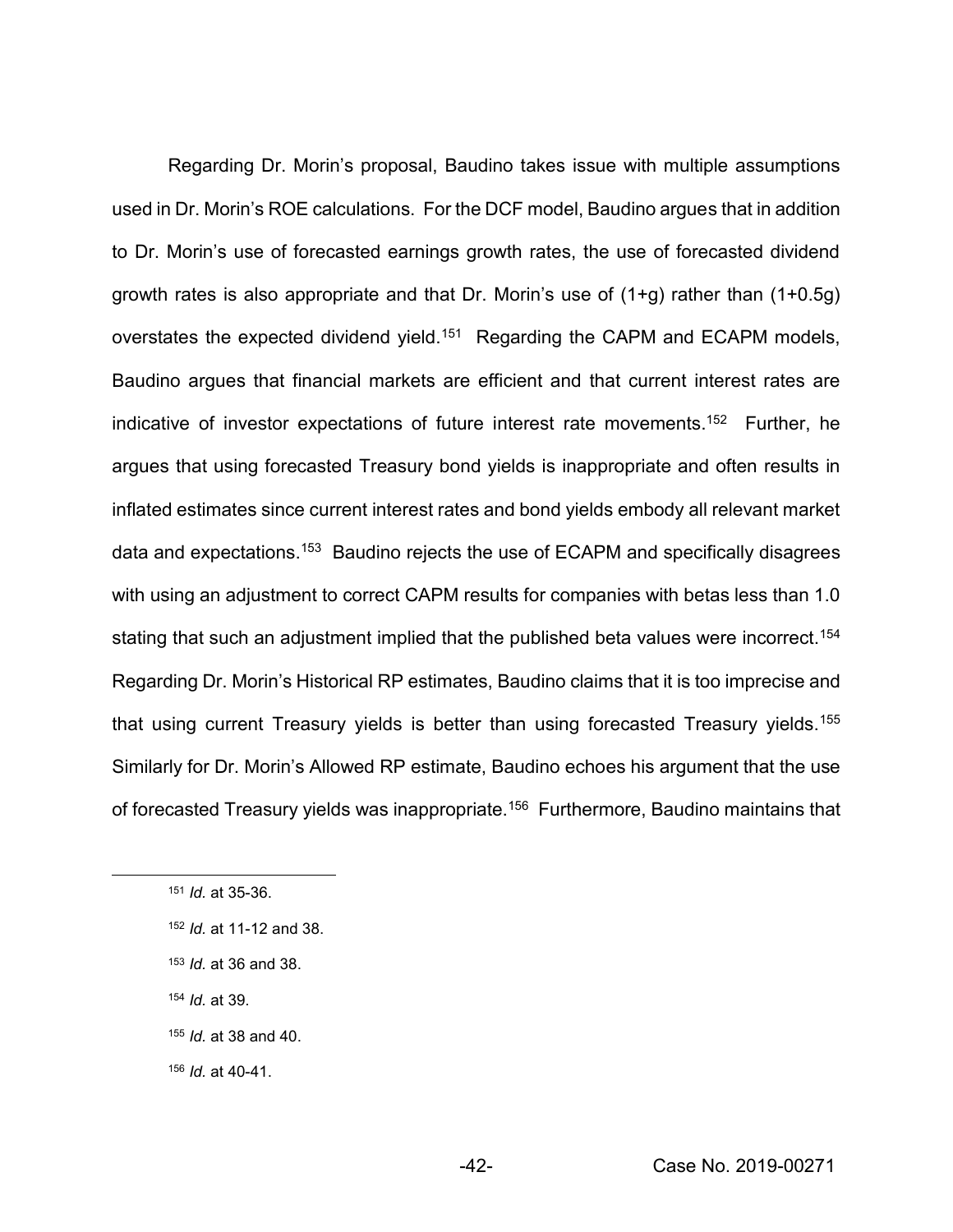Regarding Dr. Morin's proposal, Baudino takes issue with multiple assumptions used in Dr. Morin's ROE calculations. For the DCF model, Baudino argues that in addition to Dr. Morin's use of forecasted earnings growth rates, the use of forecasted dividend growth rates is also appropriate and that Dr. Morin's use of (1+g) rather than (1+0.5g) overstates the expected dividend yield.[151] Regarding the CAPM and ECAPM models, Baudino argues that financial markets are efficient and that current interest rates are indicative of investor expectations of future interest rate movements.[152] Further, he argues that using forecasted Treasury bond yields is inappropriate and often results in inflated estimates since current interest rates and bond yields embody all relevant market data and expectations.[153] Baudino rejects the use of ECAPM and specifically disagrees with using an adjustment to correct CAPM results for companies with betas less than 1.0 stating that such an adjustment implied that the published beta values were incorrect.[154] Regarding Dr. Morin's Historical RP estimates, Baudino claims that it is too imprecise and that using current Treasury yields is better than using forecasted Treasury yields.[155] Similarly for Dr. Morin's Allowed RP estimate, Baudino echoes his argument that the use of forecasted Treasury yields was inappropriate.[156] Furthermore, Baudino maintains that

---

[151] *Id.* at 35-36.

[152] *Id.* at 11-12 and 38.

[153] *Id.* at 36 and 38.

[154] *Id.* at 39.

[155] *Id.* at 38 and 40.

[156] *Id.* at 40-41.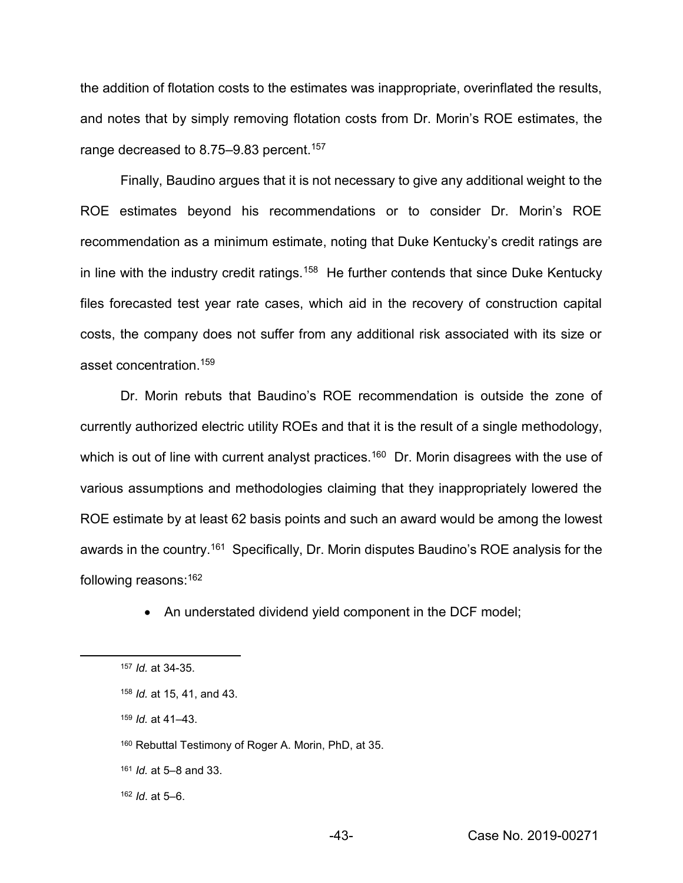the addition of flotation costs to the estimates was inappropriate, overinflated the results, and notes that by simply removing flotation costs from Dr. Morin's ROE estimates, the range decreased to 8.75–9.83 percent.[157]

Finally, Baudino argues that it is not necessary to give any additional weight to the ROE estimates beyond his recommendations or to consider Dr. Morin's ROE recommendation as a minimum estimate, noting that Duke Kentucky's credit ratings are in line with the industry credit ratings.[158] He further contends that since Duke Kentucky files forecasted test year rate cases, which aid in the recovery of construction capital costs, the company does not suffer from any additional risk associated with its size or asset concentration.[159]

Dr. Morin rebuts that Baudino's ROE recommendation is outside the zone of currently authorized electric utility ROEs and that it is the result of a single methodology, which is out of line with current analyst practices.[160] Dr. Morin disagrees with the use of various assumptions and methodologies claiming that they inappropriately lowered the ROE estimate by at least 62 basis points and such an award would be among the lowest awards in the country.[161] Specifically, Dr. Morin disputes Baudino's ROE analysis for the following reasons:[162]

- An understated dividend yield component in the DCF model;

---

[157] *Id.* at 34-35.

[158] *Id.* at 15, 41, and 43.

[159] *Id.* at 41–43.

[160] Rebuttal Testimony of Roger A. Morin, PhD, at 35.

[161] *Id.* at 5–8 and 33.

[162] *Id*. at 5–6.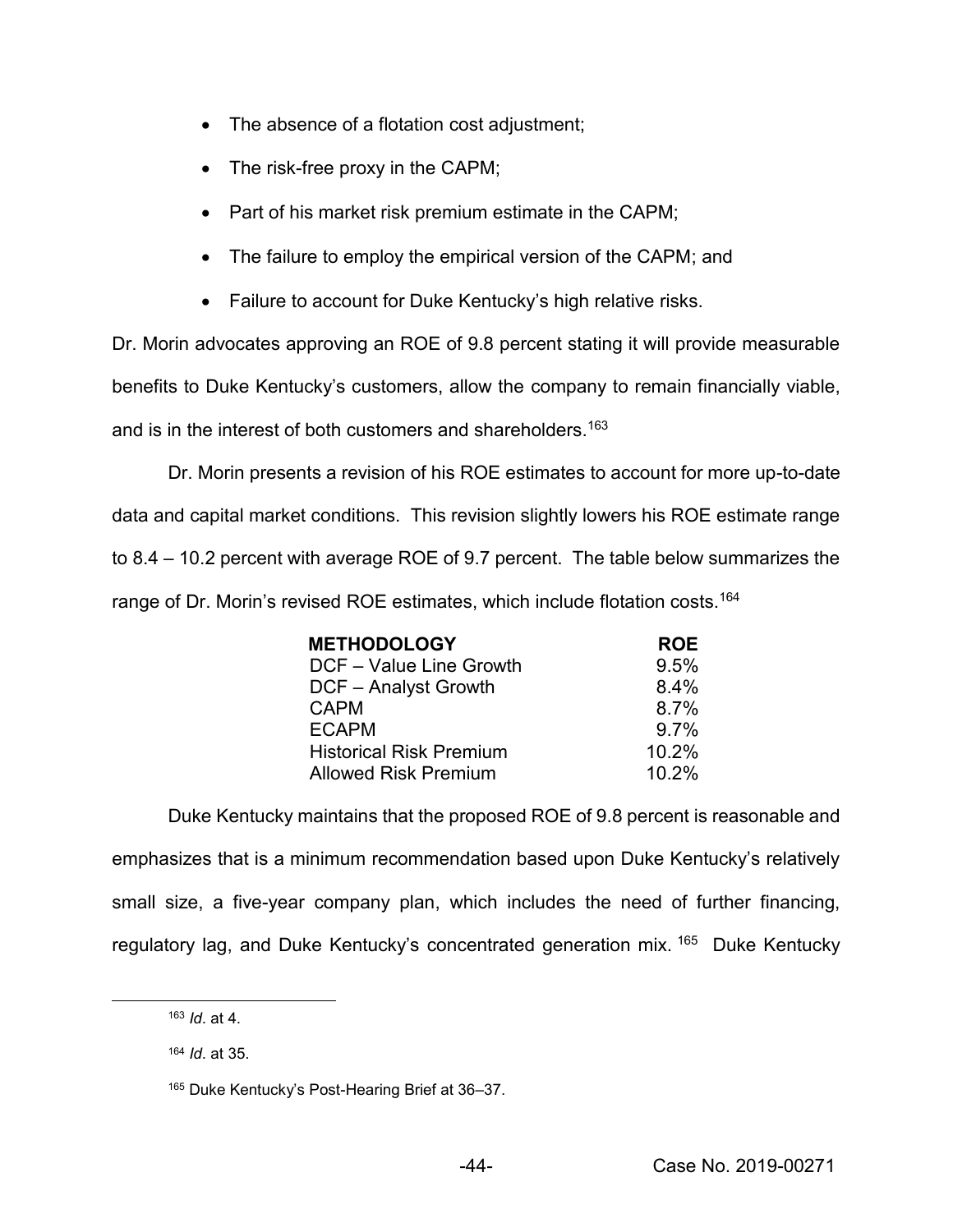- The absence of a flotation cost adjustment;
- The risk-free proxy in the CAPM;
- Part of his market risk premium estimate in the CAPM;
- The failure to employ the empirical version of the CAPM; and
- Failure to account for Duke Kentucky's high relative risks.

Dr. Morin advocates approving an ROE of 9.8 percent stating it will provide measurable benefits to Duke Kentucky's customers, allow the company to remain financially viable, and is in the interest of both customers and shareholders.[163]

Dr. Morin presents a revision of his ROE estimates to account for more up-to-date data and capital market conditions. This revision slightly lowers his ROE estimate range to 8.4 – 10.2 percent with average ROE of 9.7 percent. The table below summarizes the range of Dr. Morin's revised ROE estimates, which include flotation costs.[164]

| METHODOLOGY | ROE |
|---|---|
| DCF – Value Line Growth | 9.5% |
| DCF – Analyst Growth | 8.4% |
| CAPM | 8.7% |
| ECAPM | 9.7% |
| Historical Risk Premium | 10.2% |
| Allowed Risk Premium | 10.2% |

Duke Kentucky maintains that the proposed ROE of 9.8 percent is reasonable and emphasizes that is a minimum recommendation based upon Duke Kentucky's relatively small size, a five-year company plan, which includes the need of further financing, regulatory lag, and Duke Kentucky's concentrated generation mix.[165] Duke Kentucky

---

[163] *Id*. at 4.

[164] *Id*. at 35.

[165] Duke Kentucky's Post-Hearing Brief at 36–37.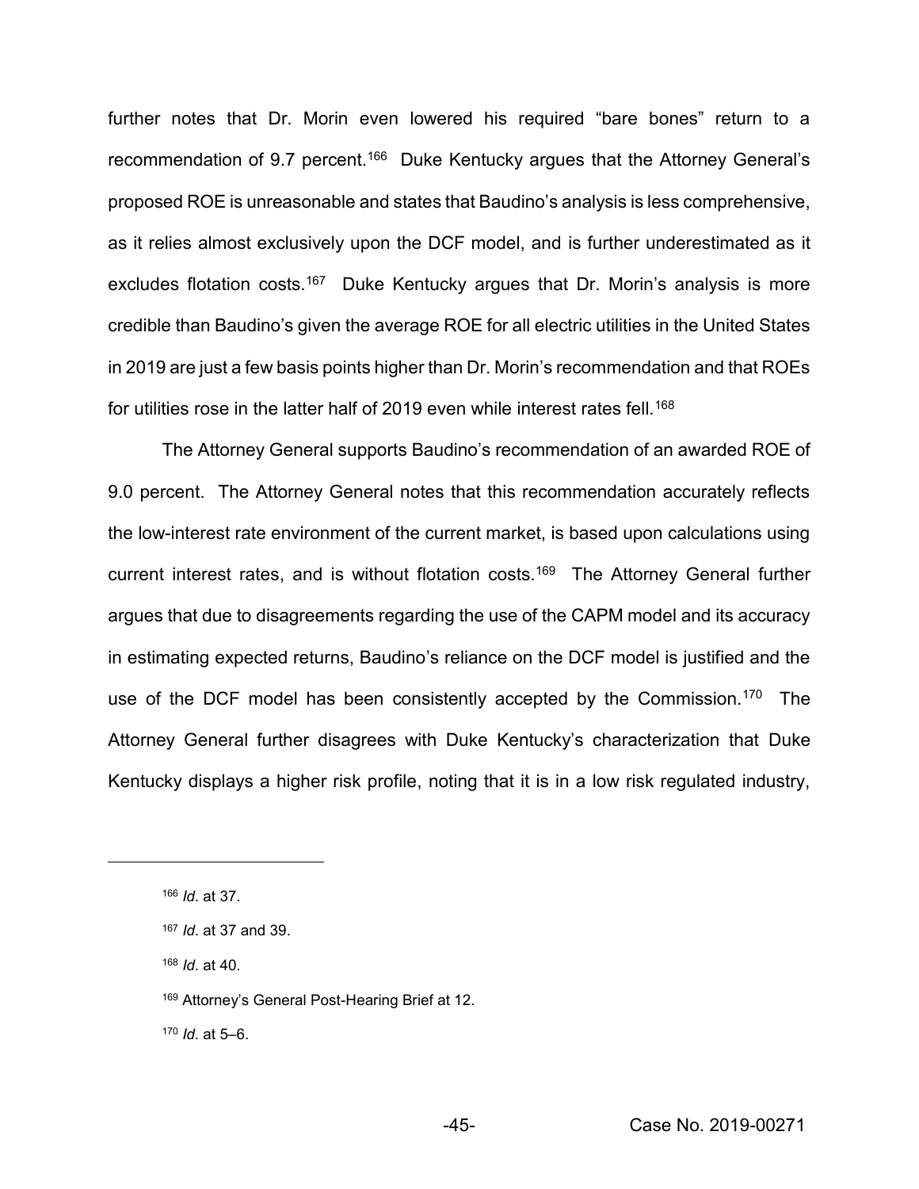further notes that Dr. Morin even lowered his required "bare bones" return to a recommendation of 9.7 percent.[166] Duke Kentucky argues that the Attorney General's proposed ROE is unreasonable and states that Baudino's analysis is less comprehensive, as it relies almost exclusively upon the DCF model, and is further underestimated as it excludes flotation costs.[167] Duke Kentucky argues that Dr. Morin's analysis is more credible than Baudino's given the average ROE for all electric utilities in the United States in 2019 are just a few basis points higher than Dr. Morin's recommendation and that ROEs for utilities rose in the latter half of 2019 even while interest rates fell.[168]

The Attorney General supports Baudino's recommendation of an awarded ROE of 9.0 percent. The Attorney General notes that this recommendation accurately reflects the low-interest rate environment of the current market, is based upon calculations using current interest rates, and is without flotation costs.[169] The Attorney General further argues that due to disagreements regarding the use of the CAPM model and its accuracy in estimating expected returns, Baudino's reliance on the DCF model is justified and the use of the DCF model has been consistently accepted by the Commission.[170] The Attorney General further disagrees with Duke Kentucky's characterization that Duke Kentucky displays a higher risk profile, noting that it is in a low risk regulated industry,

---

[166] *Id*. at 37.

[167] *Id*. at 37 and 39.

[168] *Id*. at 40.

[169] Attorney's General Post-Hearing Brief at 12.

[170] *Id*. at 5–6.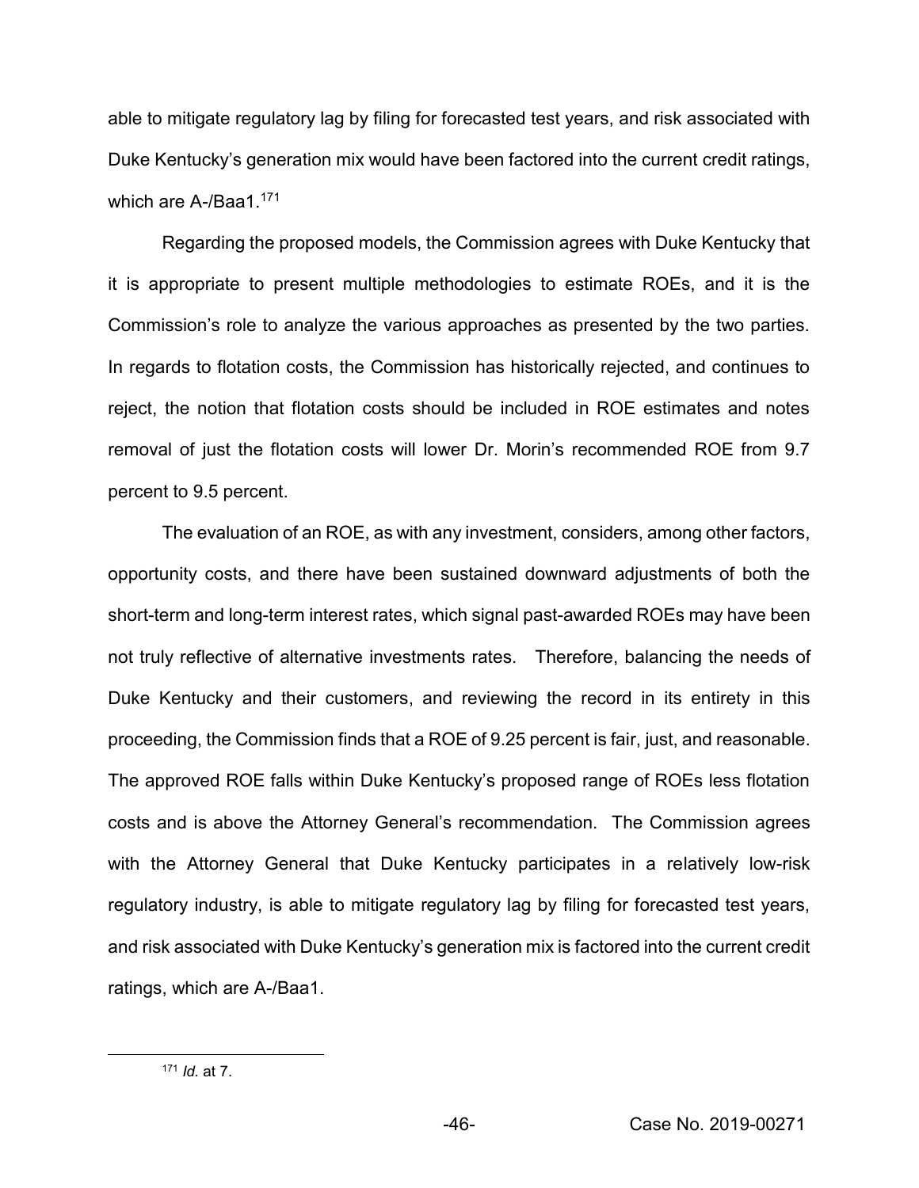able to mitigate regulatory lag by filing for forecasted test years, and risk associated with Duke Kentucky's generation mix would have been factored into the current credit ratings, which are A-/Baa1.[171]

Regarding the proposed models, the Commission agrees with Duke Kentucky that it is appropriate to present multiple methodologies to estimate ROEs, and it is the Commission's role to analyze the various approaches as presented by the two parties. In regards to flotation costs, the Commission has historically rejected, and continues to reject, the notion that flotation costs should be included in ROE estimates and notes removal of just the flotation costs will lower Dr. Morin's recommended ROE from 9.7 percent to 9.5 percent.

The evaluation of an ROE, as with any investment, considers, among other factors, opportunity costs, and there have been sustained downward adjustments of both the short-term and long-term interest rates, which signal past-awarded ROEs may have been not truly reflective of alternative investments rates. Therefore, balancing the needs of Duke Kentucky and their customers, and reviewing the record in its entirety in this proceeding, the Commission finds that a ROE of 9.25 percent is fair, just, and reasonable. The approved ROE falls within Duke Kentucky's proposed range of ROEs less flotation costs and is above the Attorney General's recommendation. The Commission agrees with the Attorney General that Duke Kentucky participates in a relatively low-risk regulatory industry, is able to mitigate regulatory lag by filing for forecasted test years, and risk associated with Duke Kentucky's generation mix is factored into the current credit ratings, which are A-/Baa1.

[171] *Id.* at 7.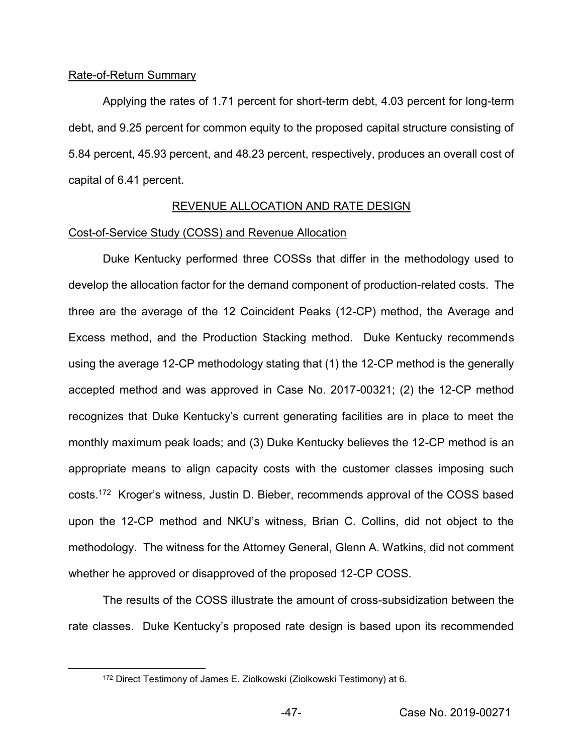Rate-of-Return Summary

Applying the rates of 1.71 percent for short-term debt, 4.03 percent for long-term debt, and 9.25 percent for common equity to the proposed capital structure consisting of 5.84 percent, 45.93 percent, and 48.23 percent, respectively, produces an overall cost of capital of 6.41 percent.

## REVENUE ALLOCATION AND RATE DESIGN

### Cost-of-Service Study (COSS) and Revenue Allocation

Duke Kentucky performed three COSSs that differ in the methodology used to develop the allocation factor for the demand component of production-related costs. The three are the average of the 12 Coincident Peaks (12-CP) method, the Average and Excess method, and the Production Stacking method. Duke Kentucky recommends using the average 12-CP methodology stating that (1) the 12-CP method is the generally accepted method and was approved in Case No. 2017-00321; (2) the 12-CP method recognizes that Duke Kentucky's current generating facilities are in place to meet the monthly maximum peak loads; and (3) Duke Kentucky believes the 12-CP method is an appropriate means to align capacity costs with the customer classes imposing such costs.[172] Kroger's witness, Justin D. Bieber, recommends approval of the COSS based upon the 12-CP method and NKU's witness, Brian C. Collins, did not object to the methodology. The witness for the Attorney General, Glenn A. Watkins, did not comment whether he approved or disapproved of the proposed 12-CP COSS.

The results of the COSS illustrate the amount of cross-subsidization between the rate classes. Duke Kentucky's proposed rate design is based upon its recommended

[172] Direct Testimony of James E. Ziolkowski (Ziolkowski Testimony) at 6.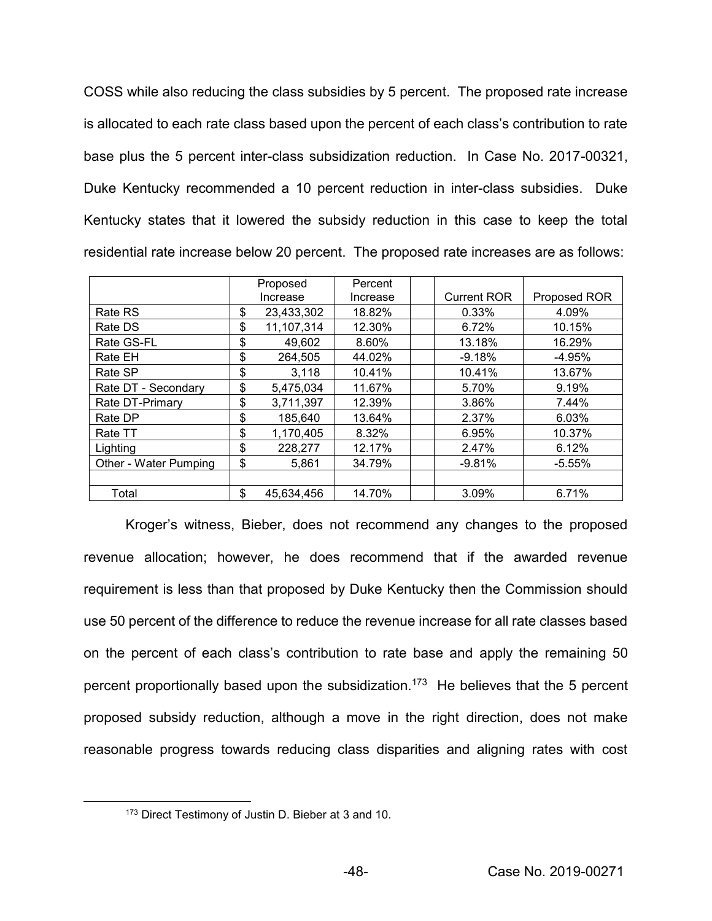COSS while also reducing the class subsidies by 5 percent. The proposed rate increase is allocated to each rate class based upon the percent of each class's contribution to rate base plus the 5 percent inter-class subsidization reduction. In Case No. 2017-00321, Duke Kentucky recommended a 10 percent reduction in inter-class subsidies. Duke Kentucky states that it lowered the subsidy reduction in this case to keep the total residential rate increase below 20 percent. The proposed rate increases are as follows:

| | Proposed Increase | Percent Increase | | Current ROR | Proposed ROR |
|---|---|---|---|---|---|
| Rate RS | $ 23,433,302 | 18.82% | | 0.33% | 4.09% |
| Rate DS | $ 11,107,314 | 12.30% | | 6.72% | 10.15% |
| Rate GS-FL | $ 49,602 | 8.60% | | 13.18% | 16.29% |
| Rate EH | $ 264,505 | 44.02% | | -9.18% | -4.95% |
| Rate SP | $ 3,118 | 10.41% | | 10.41% | 13.67% |
| Rate DT - Secondary | $ 5,475,034 | 11.67% | | 5.70% | 9.19% |
| Rate DT-Primary | $ 3,711,397 | 12.39% | | 3.86% | 7.44% |
| Rate DP | $ 185,640 | 13.64% | | 2.37% | 6.03% |
| Rate TT | $ 1,170,405 | 8.32% | | 6.95% | 10.37% |
| Lighting | $ 228,277 | 12.17% | | 2.47% | 6.12% |
| Other - Water Pumping | $ 5,861 | 34.79% | | -9.81% | -5.55% |
| | | | | | |
| Total | $ 45,634,456 | 14.70% | | 3.09% | 6.71% |

Kroger's witness, Bieber, does not recommend any changes to the proposed revenue allocation; however, he does recommend that if the awarded revenue requirement is less than that proposed by Duke Kentucky then the Commission should use 50 percent of the difference to reduce the revenue increase for all rate classes based on the percent of each class's contribution to rate base and apply the remaining 50 percent proportionally based upon the subsidization.[173] He believes that the 5 percent proposed subsidy reduction, although a move in the right direction, does not make reasonable progress towards reducing class disparities and aligning rates with cost

[173] Direct Testimony of Justin D. Bieber at 3 and 10.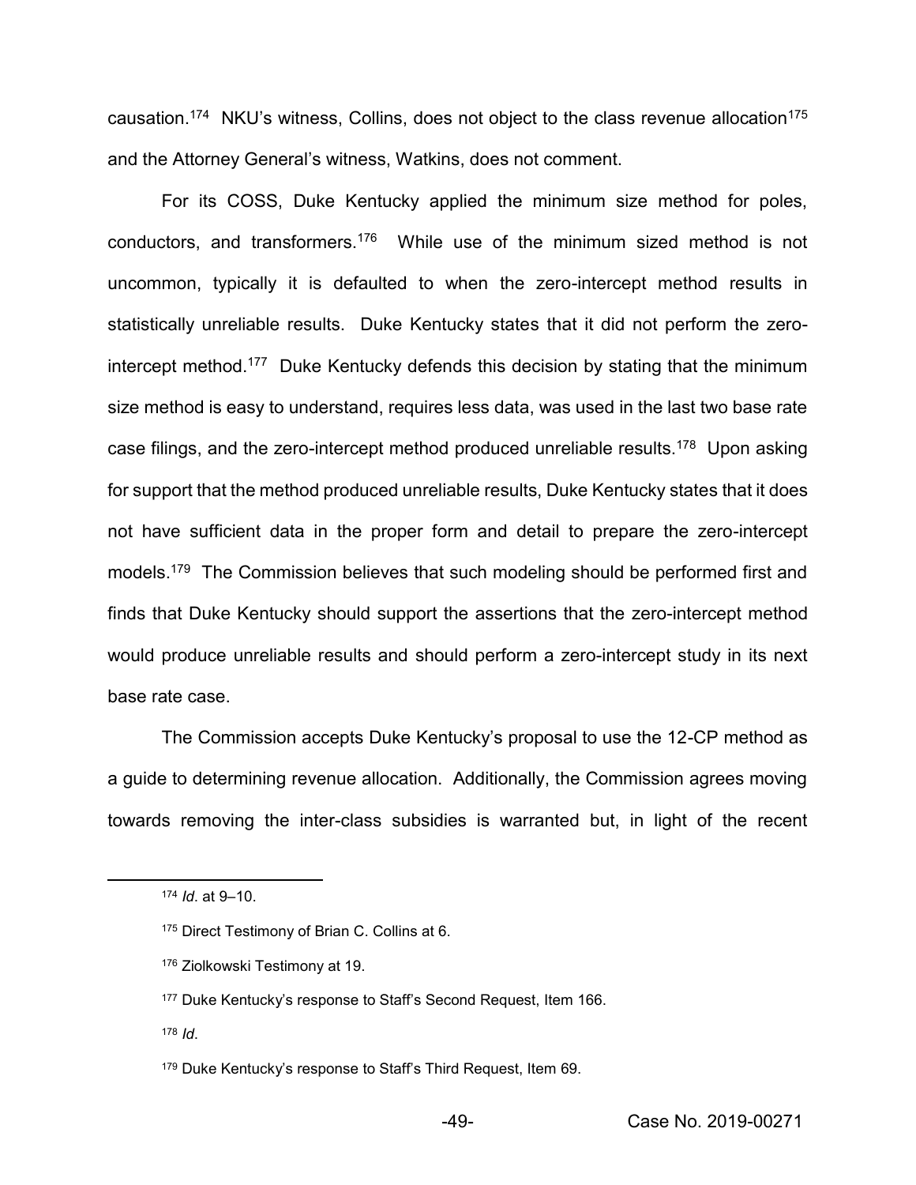causation.[174] NKU's witness, Collins, does not object to the class revenue allocation[175] and the Attorney General's witness, Watkins, does not comment.

For its COSS, Duke Kentucky applied the minimum size method for poles, conductors, and transformers.[176] While use of the minimum sized method is not uncommon, typically it is defaulted to when the zero-intercept method results in statistically unreliable results. Duke Kentucky states that it did not perform the zero-intercept method.[177] Duke Kentucky defends this decision by stating that the minimum size method is easy to understand, requires less data, was used in the last two base rate case filings, and the zero-intercept method produced unreliable results.[178] Upon asking for support that the method produced unreliable results, Duke Kentucky states that it does not have sufficient data in the proper form and detail to prepare the zero-intercept models.[179] The Commission believes that such modeling should be performed first and finds that Duke Kentucky should support the assertions that the zero-intercept method would produce unreliable results and should perform a zero-intercept study in its next base rate case.

The Commission accepts Duke Kentucky's proposal to use the 12-CP method as a guide to determining revenue allocation. Additionally, the Commission agrees moving towards removing the inter-class subsidies is warranted but, in light of the recent

---

[174] *Id*. at 9–10.

[175] Direct Testimony of Brian C. Collins at 6.

[176] Ziolkowski Testimony at 19.

[177] Duke Kentucky's response to Staff's Second Request, Item 166.

[178] *Id*.

[179] Duke Kentucky's response to Staff's Third Request, Item 69.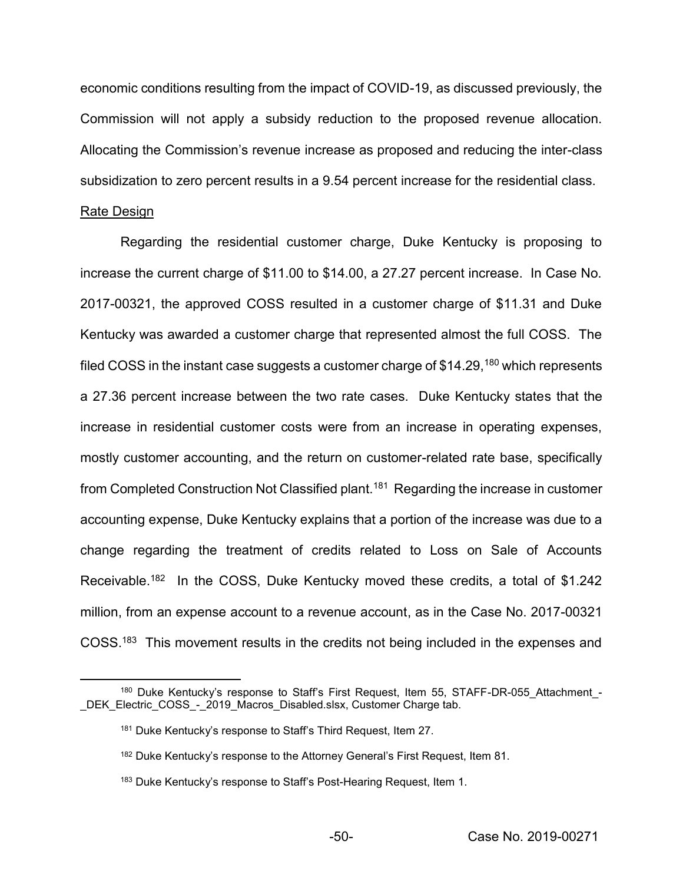economic conditions resulting from the impact of COVID-19, as discussed previously, the Commission will not apply a subsidy reduction to the proposed revenue allocation. Allocating the Commission's revenue increase as proposed and reducing the inter-class subsidization to zero percent results in a 9.54 percent increase for the residential class.

Rate Design

Regarding the residential customer charge, Duke Kentucky is proposing to increase the current charge of $11.00 to $14.00, a 27.27 percent increase. In Case No. 2017-00321, the approved COSS resulted in a customer charge of $11.31 and Duke Kentucky was awarded a customer charge that represented almost the full COSS. The filed COSS in the instant case suggests a customer charge of $14.29,[180] which represents a 27.36 percent increase between the two rate cases. Duke Kentucky states that the increase in residential customer costs were from an increase in operating expenses, mostly customer accounting, and the return on customer-related rate base, specifically from Completed Construction Not Classified plant.[181] Regarding the increase in customer accounting expense, Duke Kentucky explains that a portion of the increase was due to a change regarding the treatment of credits related to Loss on Sale of Accounts Receivable.[182] In the COSS, Duke Kentucky moved these credits, a total of $1.242 million, from an expense account to a revenue account, as in the Case No. 2017-00321 COSS.[183] This movement results in the credits not being included in the expenses and

---

[180] Duke Kentucky's response to Staff's First Request, Item 55, STAFF-DR-055_Attachment_-_DEK_Electric_COSS_-_2019_Macros_Disabled.slsx, Customer Charge tab.

[181] Duke Kentucky's response to Staff's Third Request, Item 27.

[182] Duke Kentucky's response to the Attorney General's First Request, Item 81.

[183] Duke Kentucky's response to Staff's Post-Hearing Request, Item 1.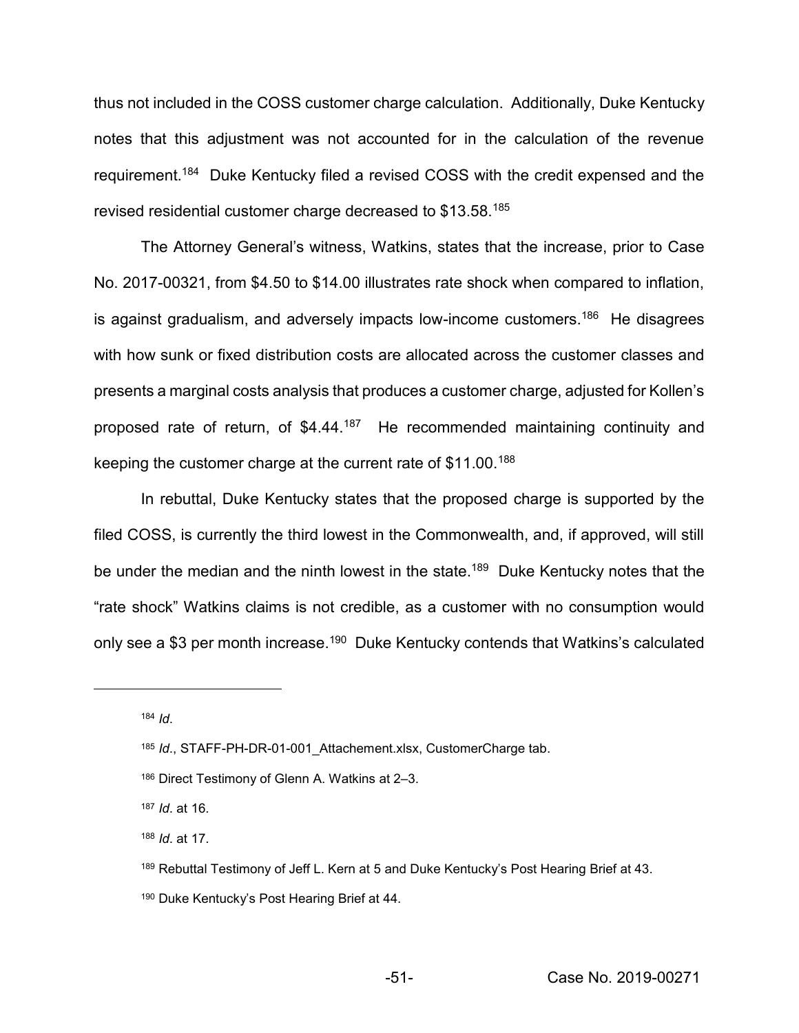thus not included in the COSS customer charge calculation. Additionally, Duke Kentucky notes that this adjustment was not accounted for in the calculation of the revenue requirement.[184] Duke Kentucky filed a revised COSS with the credit expensed and the revised residential customer charge decreased to $13.58.[185]

The Attorney General's witness, Watkins, states that the increase, prior to Case No. 2017-00321, from $4.50 to $14.00 illustrates rate shock when compared to inflation, is against gradualism, and adversely impacts low-income customers.[186] He disagrees with how sunk or fixed distribution costs are allocated across the customer classes and presents a marginal costs analysis that produces a customer charge, adjusted for Kollen's proposed rate of return, of $4.44.[187] He recommended maintaining continuity and keeping the customer charge at the current rate of $11.00.[188]

In rebuttal, Duke Kentucky states that the proposed charge is supported by the filed COSS, is currently the third lowest in the Commonwealth, and, if approved, will still be under the median and the ninth lowest in the state.[189] Duke Kentucky notes that the "rate shock" Watkins claims is not credible, as a customer with no consumption would only see a $3 per month increase.[190] Duke Kentucky contends that Watkins's calculated

---

[184] *Id*.

[185] *Id*., STAFF-PH-DR-01-001_Attachement.xlsx, CustomerCharge tab.

[186] Direct Testimony of Glenn A. Watkins at 2–3.

[187] *Id*. at 16.

[188] *Id*. at 17.

[189] Rebuttal Testimony of Jeff L. Kern at 5 and Duke Kentucky's Post Hearing Brief at 43.

[190] Duke Kentucky's Post Hearing Brief at 44.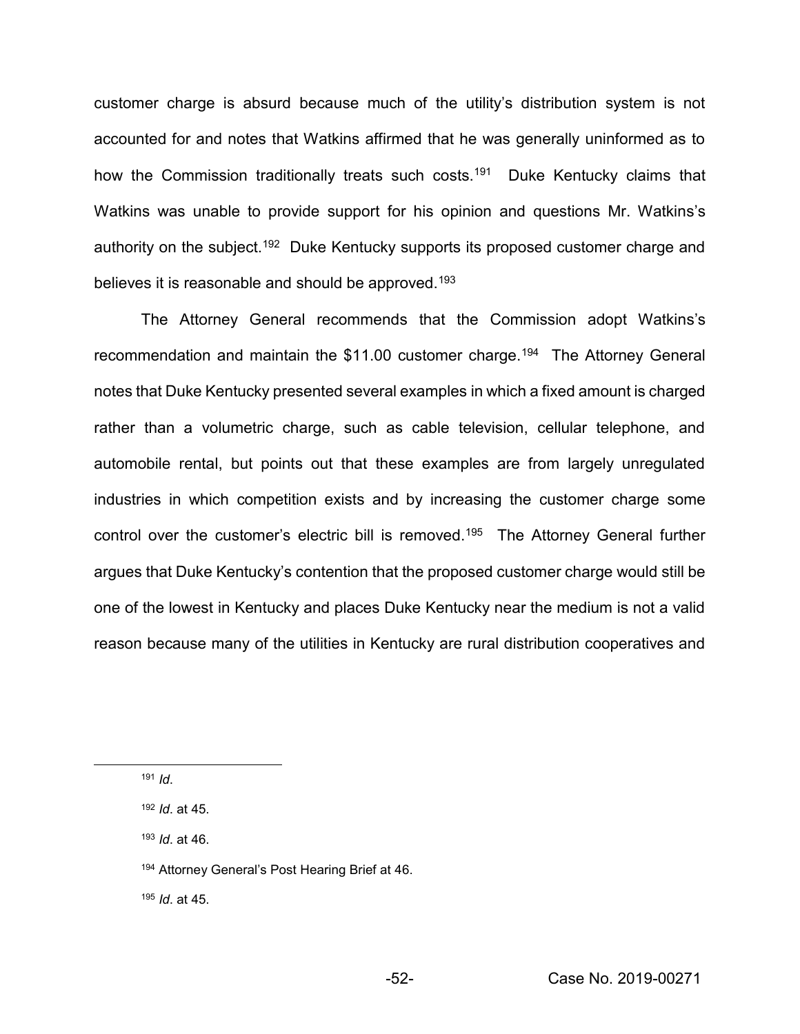customer charge is absurd because much of the utility's distribution system is not accounted for and notes that Watkins affirmed that he was generally uninformed as to how the Commission traditionally treats such costs.[191] Duke Kentucky claims that Watkins was unable to provide support for his opinion and questions Mr. Watkins's authority on the subject.[192] Duke Kentucky supports its proposed customer charge and believes it is reasonable and should be approved.[193]

The Attorney General recommends that the Commission adopt Watkins's recommendation and maintain the $11.00 customer charge.[194] The Attorney General notes that Duke Kentucky presented several examples in which a fixed amount is charged rather than a volumetric charge, such as cable television, cellular telephone, and automobile rental, but points out that these examples are from largely unregulated industries in which competition exists and by increasing the customer charge some control over the customer's electric bill is removed.[195] The Attorney General further argues that Duke Kentucky's contention that the proposed customer charge would still be one of the lowest in Kentucky and places Duke Kentucky near the medium is not a valid reason because many of the utilities in Kentucky are rural distribution cooperatives and

---

[191] *Id*.

[192] *Id*. at 45.

[193] *Id*. at 46.

[194] Attorney General's Post Hearing Brief at 46.

[195] *Id*. at 45.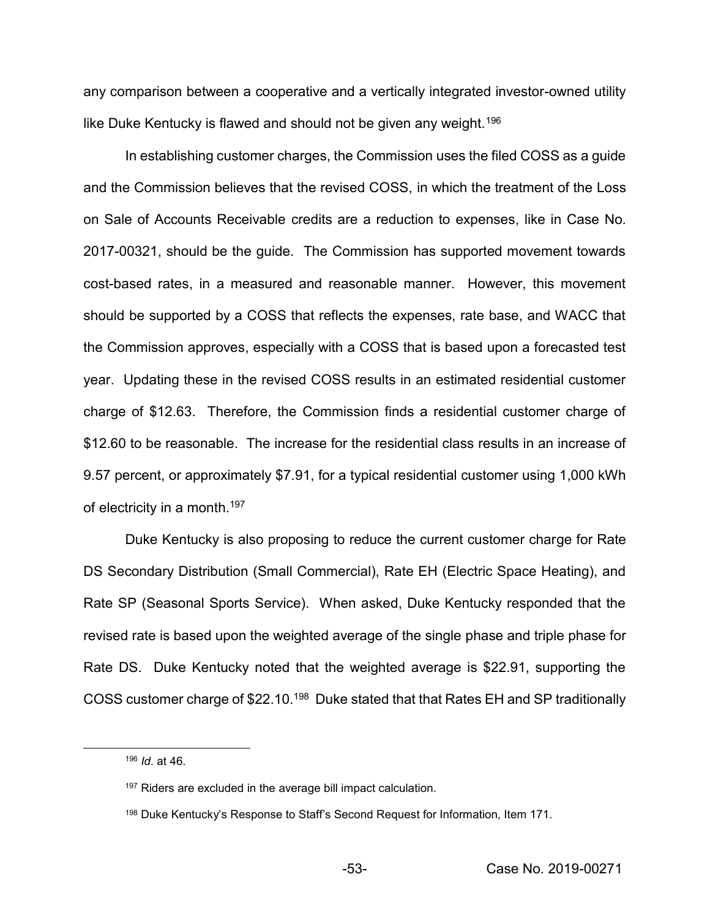any comparison between a cooperative and a vertically integrated investor-owned utility like Duke Kentucky is flawed and should not be given any weight.[196]

In establishing customer charges, the Commission uses the filed COSS as a guide and the Commission believes that the revised COSS, in which the treatment of the Loss on Sale of Accounts Receivable credits are a reduction to expenses, like in Case No. 2017-00321, should be the guide. The Commission has supported movement towards cost-based rates, in a measured and reasonable manner. However, this movement should be supported by a COSS that reflects the expenses, rate base, and WACC that the Commission approves, especially with a COSS that is based upon a forecasted test year. Updating these in the revised COSS results in an estimated residential customer charge of $12.63. Therefore, the Commission finds a residential customer charge of $12.60 to be reasonable. The increase for the residential class results in an increase of 9.57 percent, or approximately $7.91, for a typical residential customer using 1,000 kWh of electricity in a month.[197]

Duke Kentucky is also proposing to reduce the current customer charge for Rate DS Secondary Distribution (Small Commercial), Rate EH (Electric Space Heating), and Rate SP (Seasonal Sports Service). When asked, Duke Kentucky responded that the revised rate is based upon the weighted average of the single phase and triple phase for Rate DS. Duke Kentucky noted that the weighted average is $22.91, supporting the COSS customer charge of $22.10.[198] Duke stated that that Rates EH and SP traditionally

---

[196] *Id*. at 46.

[197] Riders are excluded in the average bill impact calculation.

[198] Duke Kentucky's Response to Staff's Second Request for Information, Item 171.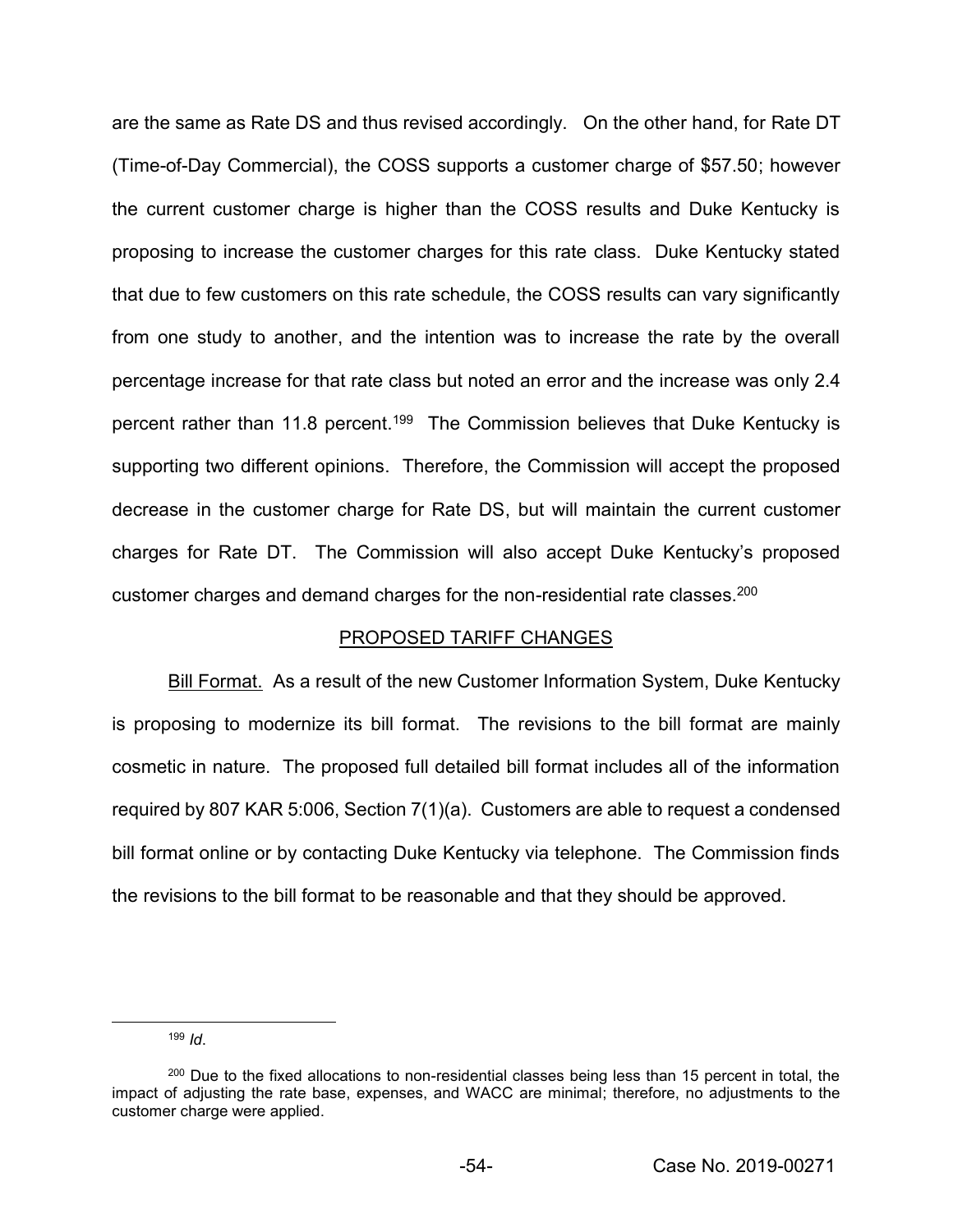are the same as Rate DS and thus revised accordingly. On the other hand, for Rate DT (Time-of-Day Commercial), the COSS supports a customer charge of $57.50; however the current customer charge is higher than the COSS results and Duke Kentucky is proposing to increase the customer charges for this rate class. Duke Kentucky stated that due to few customers on this rate schedule, the COSS results can vary significantly from one study to another, and the intention was to increase the rate by the overall percentage increase for that rate class but noted an error and the increase was only 2.4 percent rather than 11.8 percent.[199] The Commission believes that Duke Kentucky is supporting two different opinions. Therefore, the Commission will accept the proposed decrease in the customer charge for Rate DS, but will maintain the current customer charges for Rate DT. The Commission will also accept Duke Kentucky's proposed customer charges and demand charges for the non-residential rate classes.[200]

## PROPOSED TARIFF CHANGES

Bill Format. As a result of the new Customer Information System, Duke Kentucky is proposing to modernize its bill format. The revisions to the bill format are mainly cosmetic in nature. The proposed full detailed bill format includes all of the information required by 807 KAR 5:006, Section 7(1)(a). Customers are able to request a condensed bill format online or by contacting Duke Kentucky via telephone. The Commission finds the revisions to the bill format to be reasonable and that they should be approved.

---

[199] *Id*.

[200] Due to the fixed allocations to non-residential classes being less than 15 percent in total, the impact of adjusting the rate base, expenses, and WACC are minimal; therefore, no adjustments to the customer charge were applied.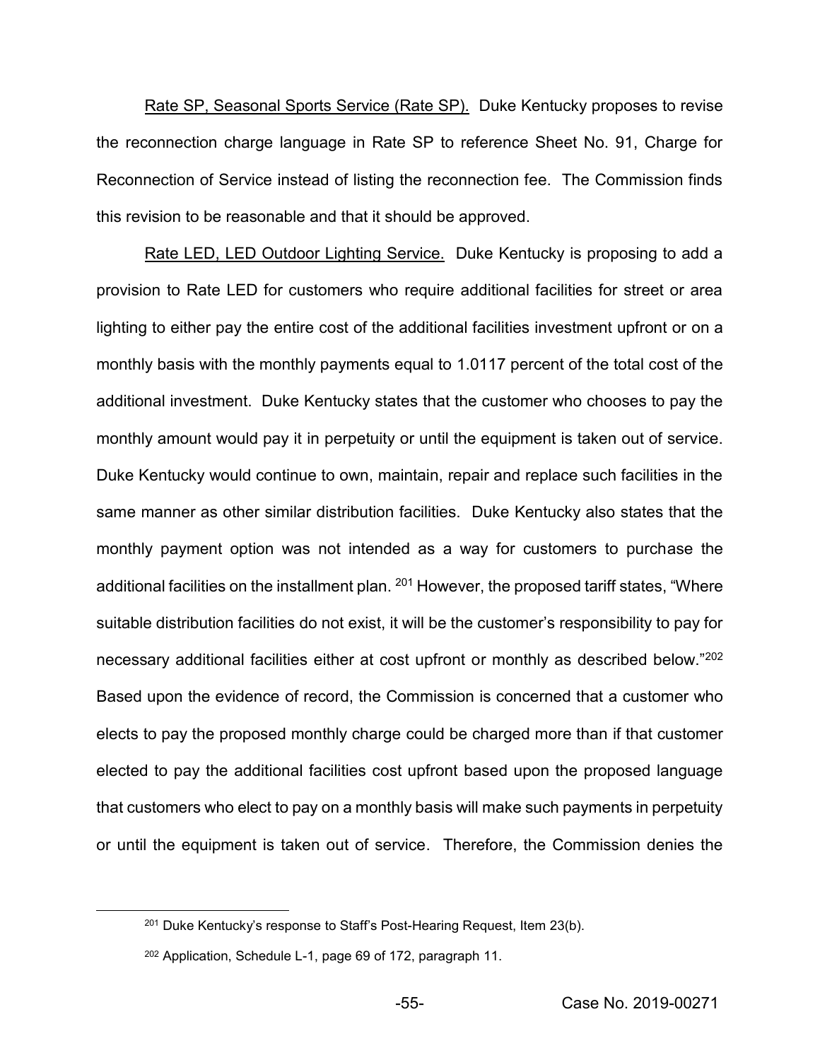Rate SP, Seasonal Sports Service (Rate SP). Duke Kentucky proposes to revise the reconnection charge language in Rate SP to reference Sheet No. 91, Charge for Reconnection of Service instead of listing the reconnection fee. The Commission finds this revision to be reasonable and that it should be approved.

Rate LED, LED Outdoor Lighting Service. Duke Kentucky is proposing to add a provision to Rate LED for customers who require additional facilities for street or area lighting to either pay the entire cost of the additional facilities investment upfront or on a monthly basis with the monthly payments equal to 1.0117 percent of the total cost of the additional investment. Duke Kentucky states that the customer who chooses to pay the monthly amount would pay it in perpetuity or until the equipment is taken out of service. Duke Kentucky would continue to own, maintain, repair and replace such facilities in the same manner as other similar distribution facilities. Duke Kentucky also states that the monthly payment option was not intended as a way for customers to purchase the additional facilities on the installment plan.[201] However, the proposed tariff states, "Where suitable distribution facilities do not exist, it will be the customer's responsibility to pay for necessary additional facilities either at cost upfront or monthly as described below."[202] Based upon the evidence of record, the Commission is concerned that a customer who elects to pay the proposed monthly charge could be charged more than if that customer elected to pay the additional facilities cost upfront based upon the proposed language that customers who elect to pay on a monthly basis will make such payments in perpetuity or until the equipment is taken out of service. Therefore, the Commission denies the

[201] Duke Kentucky's response to Staff's Post-Hearing Request, Item 23(b).

[202] Application, Schedule L-1, page 69 of 172, paragraph 11.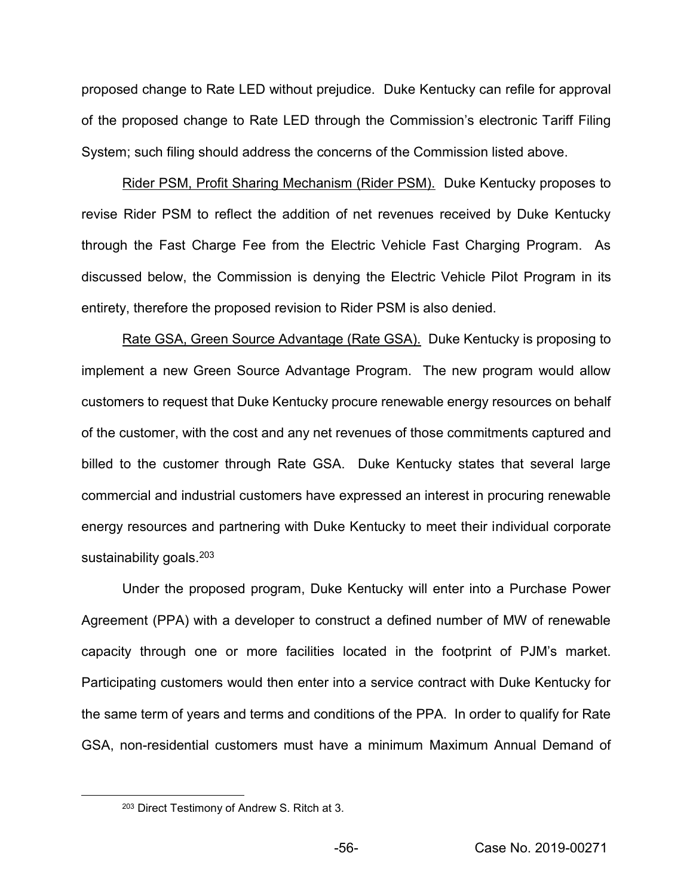proposed change to Rate LED without prejudice. Duke Kentucky can refile for approval of the proposed change to Rate LED through the Commission's electronic Tariff Filing System; such filing should address the concerns of the Commission listed above.

Rider PSM, Profit Sharing Mechanism (Rider PSM). Duke Kentucky proposes to revise Rider PSM to reflect the addition of net revenues received by Duke Kentucky through the Fast Charge Fee from the Electric Vehicle Fast Charging Program. As discussed below, the Commission is denying the Electric Vehicle Pilot Program in its entirety, therefore the proposed revision to Rider PSM is also denied.

Rate GSA, Green Source Advantage (Rate GSA). Duke Kentucky is proposing to implement a new Green Source Advantage Program. The new program would allow customers to request that Duke Kentucky procure renewable energy resources on behalf of the customer, with the cost and any net revenues of those commitments captured and billed to the customer through Rate GSA. Duke Kentucky states that several large commercial and industrial customers have expressed an interest in procuring renewable energy resources and partnering with Duke Kentucky to meet their individual corporate sustainability goals.[203]

Under the proposed program, Duke Kentucky will enter into a Purchase Power Agreement (PPA) with a developer to construct a defined number of MW of renewable capacity through one or more facilities located in the footprint of PJM's market. Participating customers would then enter into a service contract with Duke Kentucky for the same term of years and terms and conditions of the PPA. In order to qualify for Rate GSA, non-residential customers must have a minimum Maximum Annual Demand of

[203] Direct Testimony of Andrew S. Ritch at 3.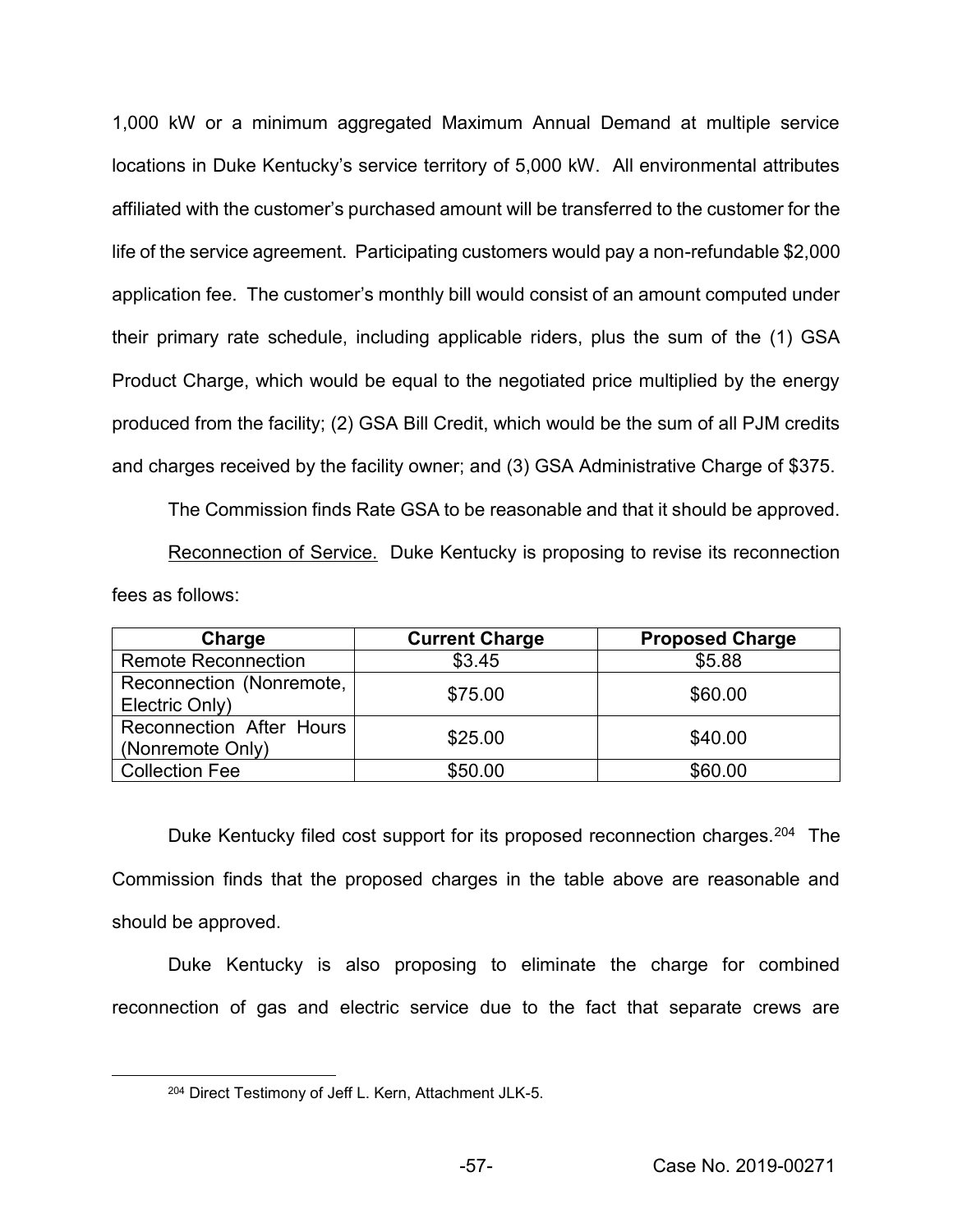1,000 kW or a minimum aggregated Maximum Annual Demand at multiple service locations in Duke Kentucky's service territory of 5,000 kW. All environmental attributes affiliated with the customer's purchased amount will be transferred to the customer for the life of the service agreement. Participating customers would pay a non-refundable $2,000 application fee. The customer's monthly bill would consist of an amount computed under their primary rate schedule, including applicable riders, plus the sum of the (1) GSA Product Charge, which would be equal to the negotiated price multiplied by the energy produced from the facility; (2) GSA Bill Credit, which would be the sum of all PJM credits and charges received by the facility owner; and (3) GSA Administrative Charge of $375.

The Commission finds Rate GSA to be reasonable and that it should be approved.

Reconnection of Service. Duke Kentucky is proposing to revise its reconnection fees as follows:

| Charge | Current Charge | Proposed Charge |
|---|---|---|
| Remote Reconnection | $3.45 | $5.88 |
| Reconnection (Nonremote, Electric Only) | $75.00 | $60.00 |
| Reconnection After Hours (Nonremote Only) | $25.00 | $40.00 |
| Collection Fee | $50.00 | $60.00 |

Duke Kentucky filed cost support for its proposed reconnection charges.[204] The Commission finds that the proposed charges in the table above are reasonable and should be approved.

Duke Kentucky is also proposing to eliminate the charge for combined reconnection of gas and electric service due to the fact that separate crews are

[204] Direct Testimony of Jeff L. Kern, Attachment JLK-5.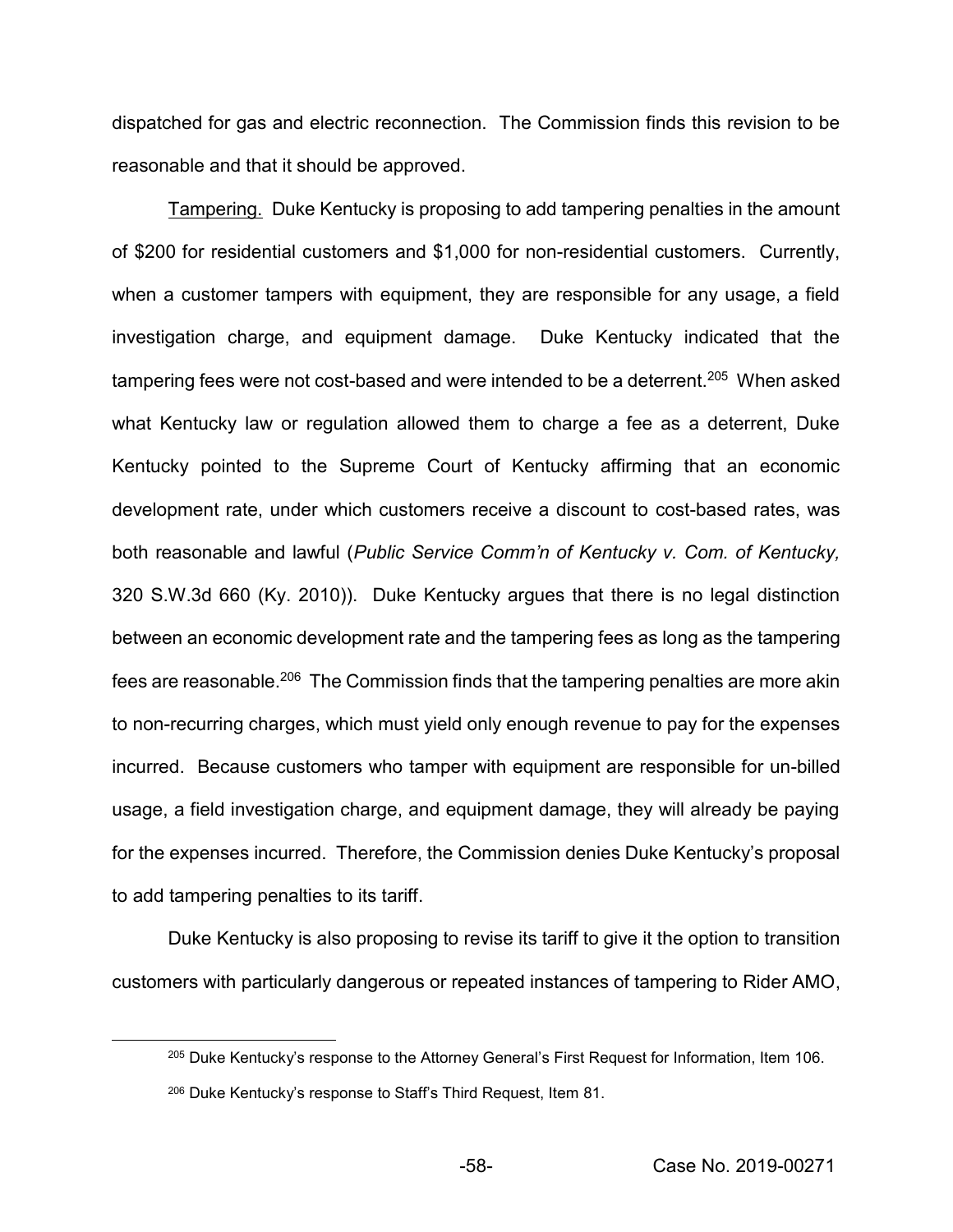dispatched for gas and electric reconnection. The Commission finds this revision to be reasonable and that it should be approved.

Tampering. Duke Kentucky is proposing to add tampering penalties in the amount of $200 for residential customers and $1,000 for non-residential customers. Currently, when a customer tampers with equipment, they are responsible for any usage, a field investigation charge, and equipment damage. Duke Kentucky indicated that the tampering fees were not cost-based and were intended to be a deterrent.[205] When asked what Kentucky law or regulation allowed them to charge a fee as a deterrent, Duke Kentucky pointed to the Supreme Court of Kentucky affirming that an economic development rate, under which customers receive a discount to cost-based rates, was both reasonable and lawful (*Public Service Comm'n of Kentucky v. Com. of Kentucky,* 320 S.W.3d 660 (Ky. 2010)). Duke Kentucky argues that there is no legal distinction between an economic development rate and the tampering fees as long as the tampering fees are reasonable.[206] The Commission finds that the tampering penalties are more akin to non-recurring charges, which must yield only enough revenue to pay for the expenses incurred. Because customers who tamper with equipment are responsible for un-billed usage, a field investigation charge, and equipment damage, they will already be paying for the expenses incurred. Therefore, the Commission denies Duke Kentucky's proposal to add tampering penalties to its tariff.

Duke Kentucky is also proposing to revise its tariff to give it the option to transition customers with particularly dangerous or repeated instances of tampering to Rider AMO,

[205] Duke Kentucky's response to the Attorney General's First Request for Information, Item 106.

[206] Duke Kentucky's response to Staff's Third Request, Item 81.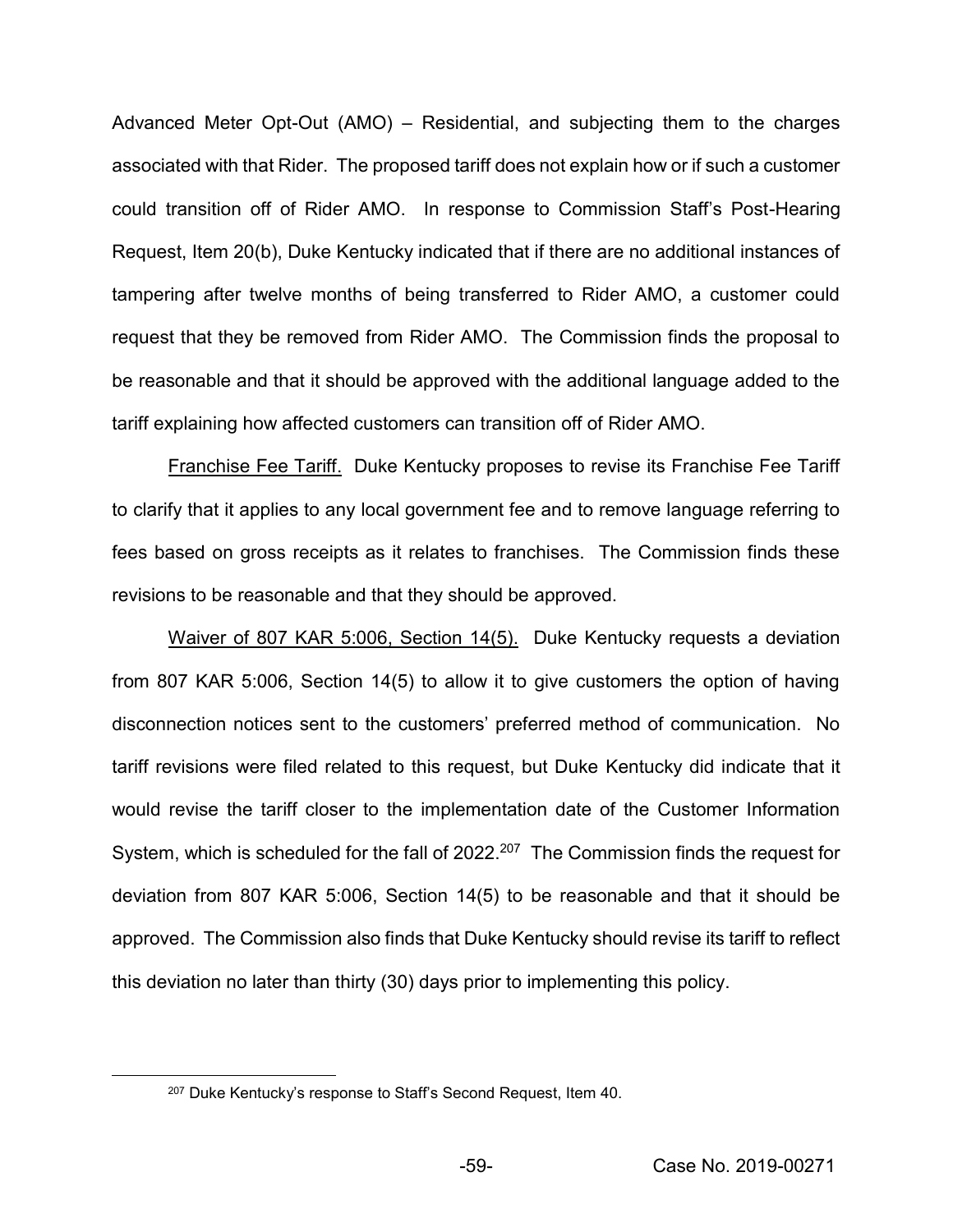Advanced Meter Opt-Out (AMO) – Residential, and subjecting them to the charges associated with that Rider. The proposed tariff does not explain how or if such a customer could transition off of Rider AMO. In response to Commission Staff's Post-Hearing Request, Item 20(b), Duke Kentucky indicated that if there are no additional instances of tampering after twelve months of being transferred to Rider AMO, a customer could request that they be removed from Rider AMO. The Commission finds the proposal to be reasonable and that it should be approved with the additional language added to the tariff explaining how affected customers can transition off of Rider AMO.

Franchise Fee Tariff. Duke Kentucky proposes to revise its Franchise Fee Tariff to clarify that it applies to any local government fee and to remove language referring to fees based on gross receipts as it relates to franchises. The Commission finds these revisions to be reasonable and that they should be approved.

Waiver of 807 KAR 5:006, Section 14(5). Duke Kentucky requests a deviation from 807 KAR 5:006, Section 14(5) to allow it to give customers the option of having disconnection notices sent to the customers' preferred method of communication. No tariff revisions were filed related to this request, but Duke Kentucky did indicate that it would revise the tariff closer to the implementation date of the Customer Information System, which is scheduled for the fall of 2022.[207] The Commission finds the request for deviation from 807 KAR 5:006, Section 14(5) to be reasonable and that it should be approved. The Commission also finds that Duke Kentucky should revise its tariff to reflect this deviation no later than thirty (30) days prior to implementing this policy.

[207] Duke Kentucky's response to Staff's Second Request, Item 40.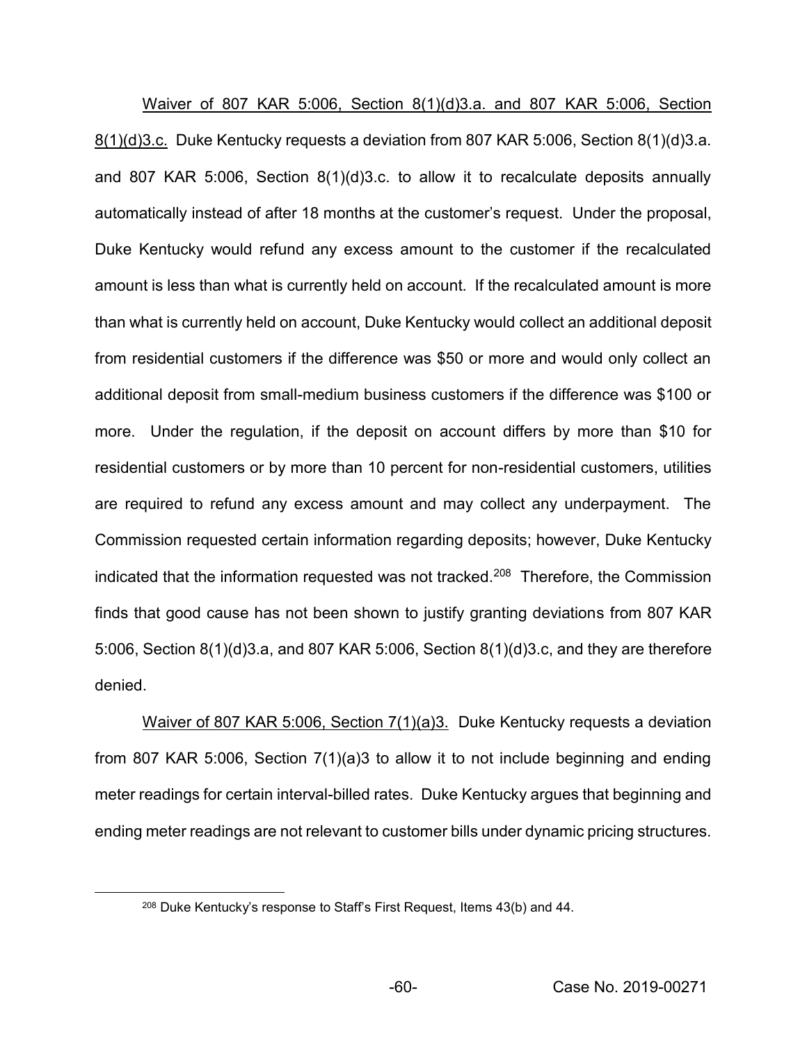Waiver of 807 KAR 5:006, Section 8(1)(d)3.a. and 807 KAR 5:006, Section 8(1)(d)3.c. Duke Kentucky requests a deviation from 807 KAR 5:006, Section 8(1)(d)3.a. and 807 KAR 5:006, Section 8(1)(d)3.c. to allow it to recalculate deposits annually automatically instead of after 18 months at the customer's request. Under the proposal, Duke Kentucky would refund any excess amount to the customer if the recalculated amount is less than what is currently held on account. If the recalculated amount is more than what is currently held on account, Duke Kentucky would collect an additional deposit from residential customers if the difference was $50 or more and would only collect an additional deposit from small-medium business customers if the difference was $100 or more. Under the regulation, if the deposit on account differs by more than $10 for residential customers or by more than 10 percent for non-residential customers, utilities are required to refund any excess amount and may collect any underpayment. The Commission requested certain information regarding deposits; however, Duke Kentucky indicated that the information requested was not tracked.[208] Therefore, the Commission finds that good cause has not been shown to justify granting deviations from 807 KAR 5:006, Section 8(1)(d)3.a, and 807 KAR 5:006, Section 8(1)(d)3.c, and they are therefore denied.

Waiver of 807 KAR 5:006, Section 7(1)(a)3. Duke Kentucky requests a deviation from 807 KAR 5:006, Section 7(1)(a)3 to allow it to not include beginning and ending meter readings for certain interval-billed rates. Duke Kentucky argues that beginning and ending meter readings are not relevant to customer bills under dynamic pricing structures.

[208] Duke Kentucky's response to Staff's First Request, Items 43(b) and 44.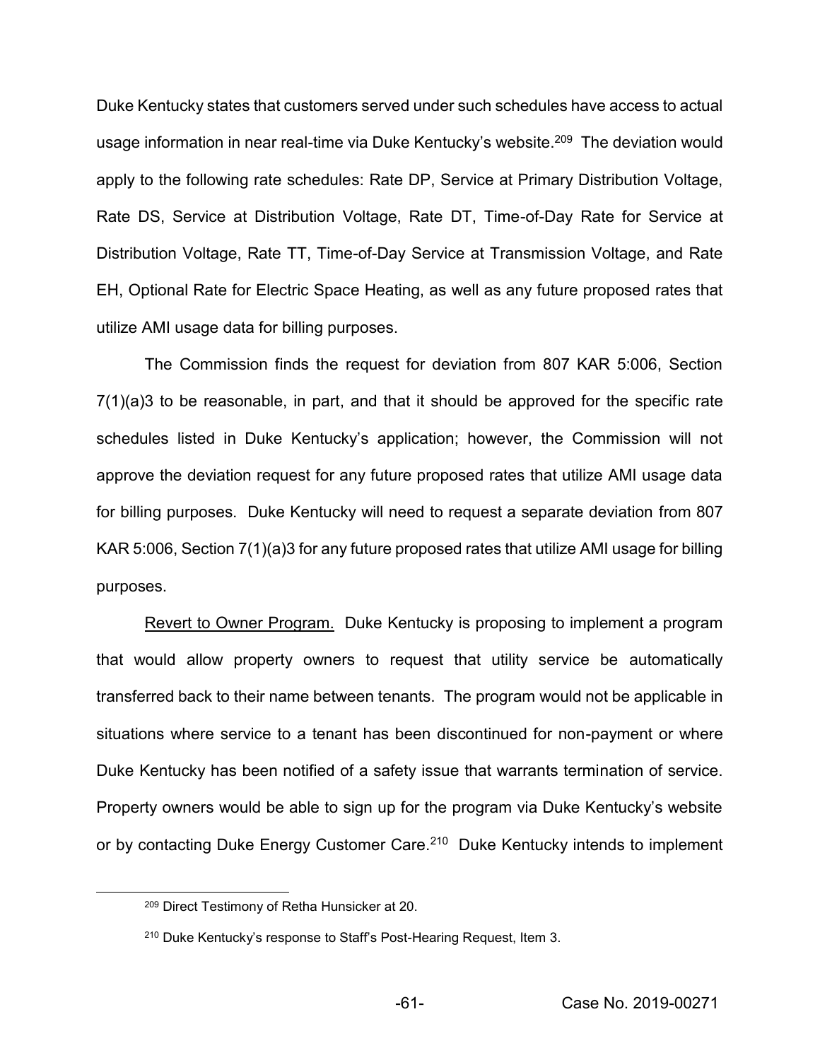Duke Kentucky states that customers served under such schedules have access to actual usage information in near real-time via Duke Kentucky's website.[209] The deviation would apply to the following rate schedules: Rate DP, Service at Primary Distribution Voltage, Rate DS, Service at Distribution Voltage, Rate DT, Time-of-Day Rate for Service at Distribution Voltage, Rate TT, Time-of-Day Service at Transmission Voltage, and Rate EH, Optional Rate for Electric Space Heating, as well as any future proposed rates that utilize AMI usage data for billing purposes.

The Commission finds the request for deviation from 807 KAR 5:006, Section 7(1)(a)3 to be reasonable, in part, and that it should be approved for the specific rate schedules listed in Duke Kentucky's application; however, the Commission will not approve the deviation request for any future proposed rates that utilize AMI usage data for billing purposes. Duke Kentucky will need to request a separate deviation from 807 KAR 5:006, Section 7(1)(a)3 for any future proposed rates that utilize AMI usage for billing purposes.

Revert to Owner Program. Duke Kentucky is proposing to implement a program that would allow property owners to request that utility service be automatically transferred back to their name between tenants. The program would not be applicable in situations where service to a tenant has been discontinued for non-payment or where Duke Kentucky has been notified of a safety issue that warrants termination of service. Property owners would be able to sign up for the program via Duke Kentucky's website or by contacting Duke Energy Customer Care.[210] Duke Kentucky intends to implement

---

[209] Direct Testimony of Retha Hunsicker at 20.

[210] Duke Kentucky's response to Staff's Post-Hearing Request, Item 3.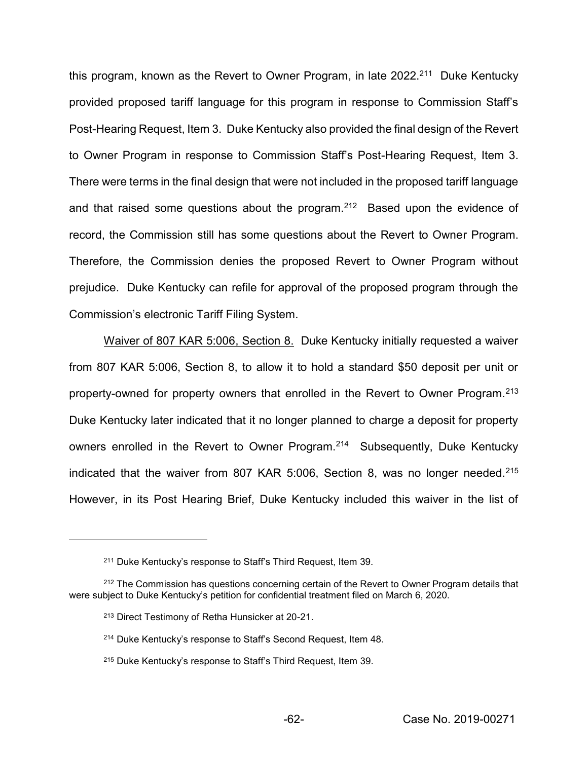this program, known as the Revert to Owner Program, in late 2022.[211] Duke Kentucky provided proposed tariff language for this program in response to Commission Staff's Post-Hearing Request, Item 3. Duke Kentucky also provided the final design of the Revert to Owner Program in response to Commission Staff's Post-Hearing Request, Item 3. There were terms in the final design that were not included in the proposed tariff language and that raised some questions about the program.[212] Based upon the evidence of record, the Commission still has some questions about the Revert to Owner Program. Therefore, the Commission denies the proposed Revert to Owner Program without prejudice. Duke Kentucky can refile for approval of the proposed program through the Commission's electronic Tariff Filing System.

Waiver of 807 KAR 5:006, Section 8. Duke Kentucky initially requested a waiver from 807 KAR 5:006, Section 8, to allow it to hold a standard $50 deposit per unit or property-owned for property owners that enrolled in the Revert to Owner Program.[213] Duke Kentucky later indicated that it no longer planned to charge a deposit for property owners enrolled in the Revert to Owner Program.[214] Subsequently, Duke Kentucky indicated that the waiver from 807 KAR 5:006, Section 8, was no longer needed.[215] However, in its Post Hearing Brief, Duke Kentucky included this waiver in the list of

---

[211] Duke Kentucky's response to Staff's Third Request, Item 39.

[212] The Commission has questions concerning certain of the Revert to Owner Program details that were subject to Duke Kentucky's petition for confidential treatment filed on March 6, 2020.

[213] Direct Testimony of Retha Hunsicker at 20-21.

[214] Duke Kentucky's response to Staff's Second Request, Item 48.

[215] Duke Kentucky's response to Staff's Third Request, Item 39.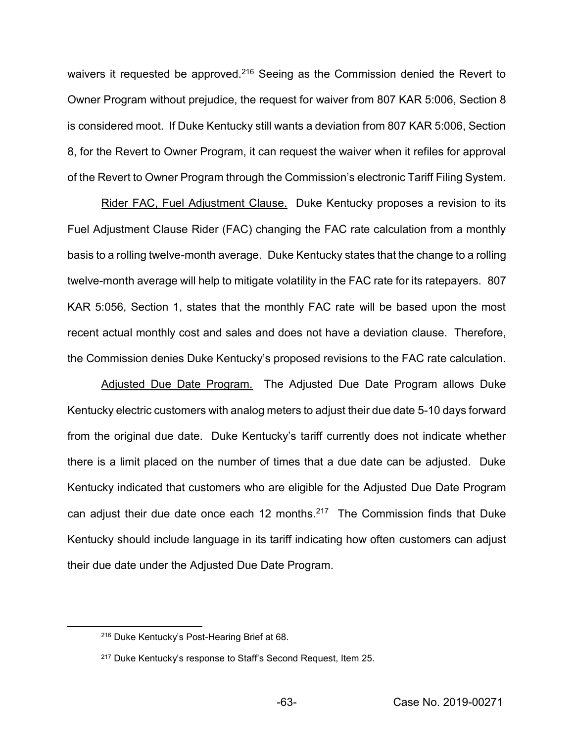waivers it requested be approved.[216] Seeing as the Commission denied the Revert to Owner Program without prejudice, the request for waiver from 807 KAR 5:006, Section 8 is considered moot. If Duke Kentucky still wants a deviation from 807 KAR 5:006, Section 8, for the Revert to Owner Program, it can request the waiver when it refiles for approval of the Revert to Owner Program through the Commission's electronic Tariff Filing System.

Rider FAC, Fuel Adjustment Clause. Duke Kentucky proposes a revision to its Fuel Adjustment Clause Rider (FAC) changing the FAC rate calculation from a monthly basis to a rolling twelve-month average. Duke Kentucky states that the change to a rolling twelve-month average will help to mitigate volatility in the FAC rate for its ratepayers. 807 KAR 5:056, Section 1, states that the monthly FAC rate will be based upon the most recent actual monthly cost and sales and does not have a deviation clause. Therefore, the Commission denies Duke Kentucky's proposed revisions to the FAC rate calculation.

Adjusted Due Date Program. The Adjusted Due Date Program allows Duke Kentucky electric customers with analog meters to adjust their due date 5-10 days forward from the original due date. Duke Kentucky's tariff currently does not indicate whether there is a limit placed on the number of times that a due date can be adjusted. Duke Kentucky indicated that customers who are eligible for the Adjusted Due Date Program can adjust their due date once each 12 months.[217] The Commission finds that Duke Kentucky should include language in its tariff indicating how often customers can adjust their due date under the Adjusted Due Date Program.

[216] Duke Kentucky's Post-Hearing Brief at 68.

[217] Duke Kentucky's response to Staff's Second Request, Item 25.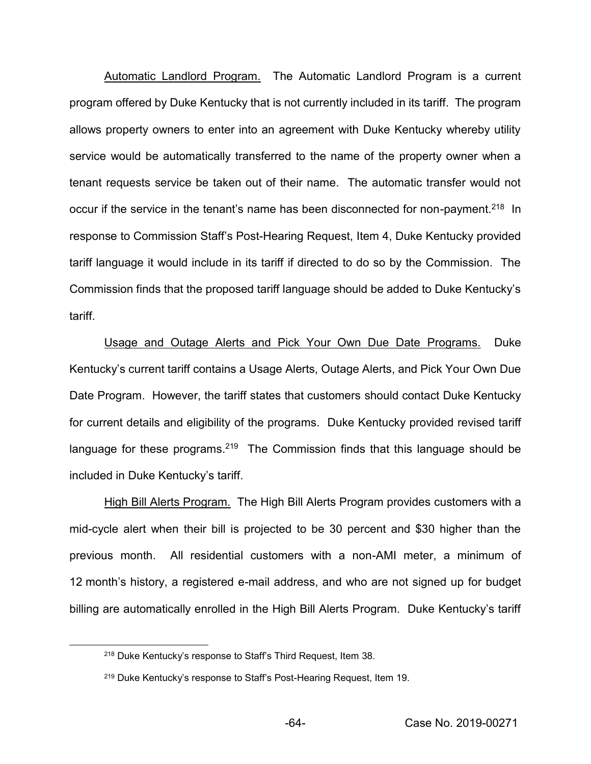Automatic Landlord Program. The Automatic Landlord Program is a current program offered by Duke Kentucky that is not currently included in its tariff. The program allows property owners to enter into an agreement with Duke Kentucky whereby utility service would be automatically transferred to the name of the property owner when a tenant requests service be taken out of their name. The automatic transfer would not occur if the service in the tenant's name has been disconnected for non-payment.[218] In response to Commission Staff's Post-Hearing Request, Item 4, Duke Kentucky provided tariff language it would include in its tariff if directed to do so by the Commission. The Commission finds that the proposed tariff language should be added to Duke Kentucky's tariff.

Usage and Outage Alerts and Pick Your Own Due Date Programs. Duke Kentucky's current tariff contains a Usage Alerts, Outage Alerts, and Pick Your Own Due Date Program. However, the tariff states that customers should contact Duke Kentucky for current details and eligibility of the programs. Duke Kentucky provided revised tariff language for these programs.[219] The Commission finds that this language should be included in Duke Kentucky's tariff.

High Bill Alerts Program. The High Bill Alerts Program provides customers with a mid-cycle alert when their bill is projected to be 30 percent and $30 higher than the previous month. All residential customers with a non-AMI meter, a minimum of 12 month's history, a registered e-mail address, and who are not signed up for budget billing are automatically enrolled in the High Bill Alerts Program. Duke Kentucky's tariff

[218] Duke Kentucky's response to Staff's Third Request, Item 38.

[219] Duke Kentucky's response to Staff's Post-Hearing Request, Item 19.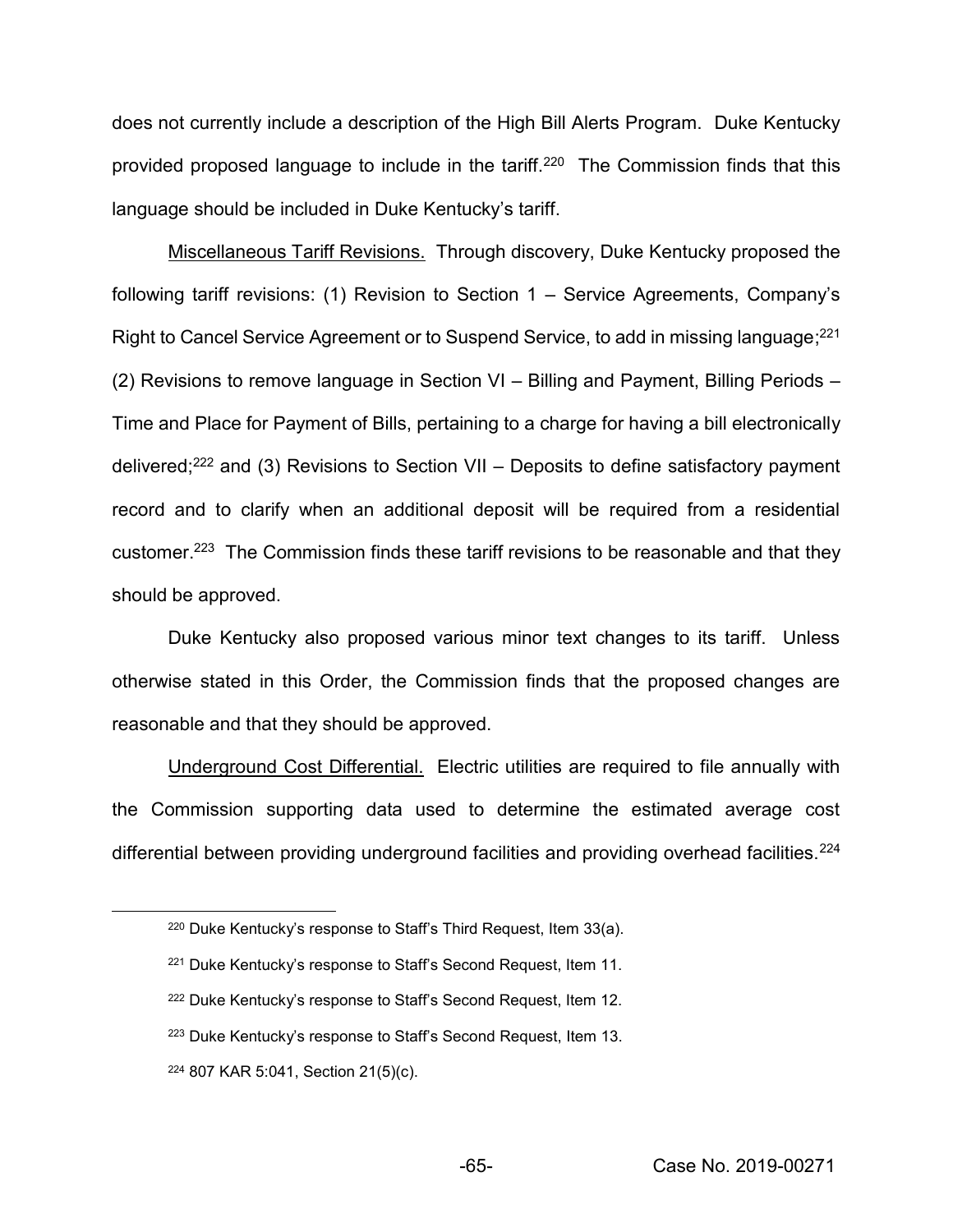does not currently include a description of the High Bill Alerts Program. Duke Kentucky provided proposed language to include in the tariff.[220] The Commission finds that this language should be included in Duke Kentucky's tariff.

Miscellaneous Tariff Revisions. Through discovery, Duke Kentucky proposed the following tariff revisions: (1) Revision to Section 1 – Service Agreements, Company's Right to Cancel Service Agreement or to Suspend Service, to add in missing language;[221] (2) Revisions to remove language in Section VI – Billing and Payment, Billing Periods – Time and Place for Payment of Bills, pertaining to a charge for having a bill electronically delivered;[222] and (3) Revisions to Section VII – Deposits to define satisfactory payment record and to clarify when an additional deposit will be required from a residential customer.[223] The Commission finds these tariff revisions to be reasonable and that they should be approved.

Duke Kentucky also proposed various minor text changes to its tariff. Unless otherwise stated in this Order, the Commission finds that the proposed changes are reasonable and that they should be approved.

Underground Cost Differential. Electric utilities are required to file annually with the Commission supporting data used to determine the estimated average cost differential between providing underground facilities and providing overhead facilities.[224]

---

[220] Duke Kentucky's response to Staff's Third Request, Item 33(a).

[221] Duke Kentucky's response to Staff's Second Request, Item 11.

[222] Duke Kentucky's response to Staff's Second Request, Item 12.

[223] Duke Kentucky's response to Staff's Second Request, Item 13.

[224] 807 KAR 5:041, Section 21(5)(c).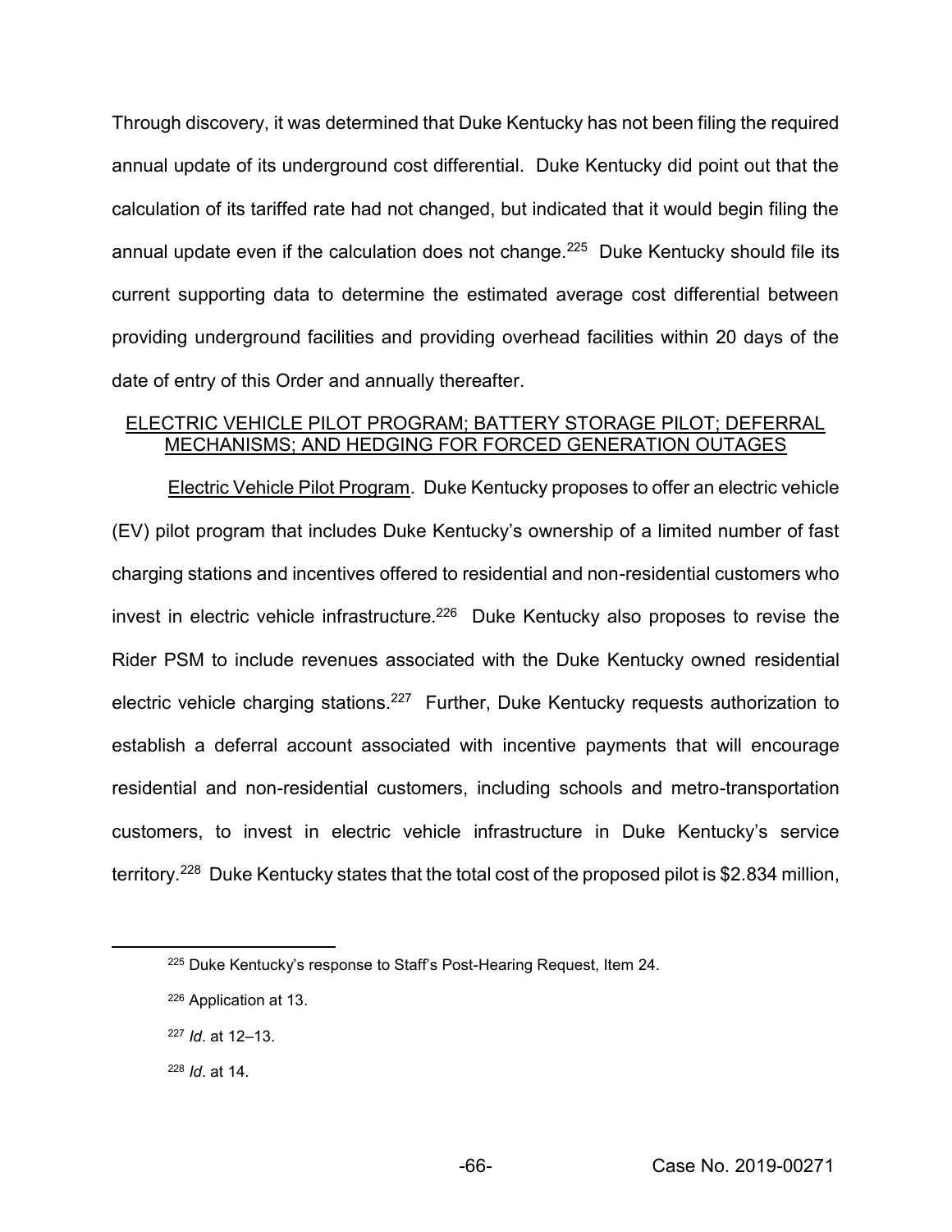Through discovery, it was determined that Duke Kentucky has not been filing the required annual update of its underground cost differential. Duke Kentucky did point out that the calculation of its tariffed rate had not changed, but indicated that it would begin filing the annual update even if the calculation does not change.[225] Duke Kentucky should file its current supporting data to determine the estimated average cost differential between providing underground facilities and providing overhead facilities within 20 days of the date of entry of this Order and annually thereafter.

## ELECTRIC VEHICLE PILOT PROGRAM; BATTERY STORAGE PILOT; DEFERRAL MECHANISMS; AND HEDGING FOR FORCED GENERATION OUTAGES

Electric Vehicle Pilot Program. Duke Kentucky proposes to offer an electric vehicle (EV) pilot program that includes Duke Kentucky's ownership of a limited number of fast charging stations and incentives offered to residential and non-residential customers who invest in electric vehicle infrastructure.[226] Duke Kentucky also proposes to revise the Rider PSM to include revenues associated with the Duke Kentucky owned residential electric vehicle charging stations.[227] Further, Duke Kentucky requests authorization to establish a deferral account associated with incentive payments that will encourage residential and non-residential customers, including schools and metro-transportation customers, to invest in electric vehicle infrastructure in Duke Kentucky's service territory.[228] Duke Kentucky states that the total cost of the proposed pilot is $2.834 million,

[225] Duke Kentucky's response to Staff's Post-Hearing Request, Item 24.

[226] Application at 13.

[227] *Id*. at 12–13.

[228] *Id*. at 14.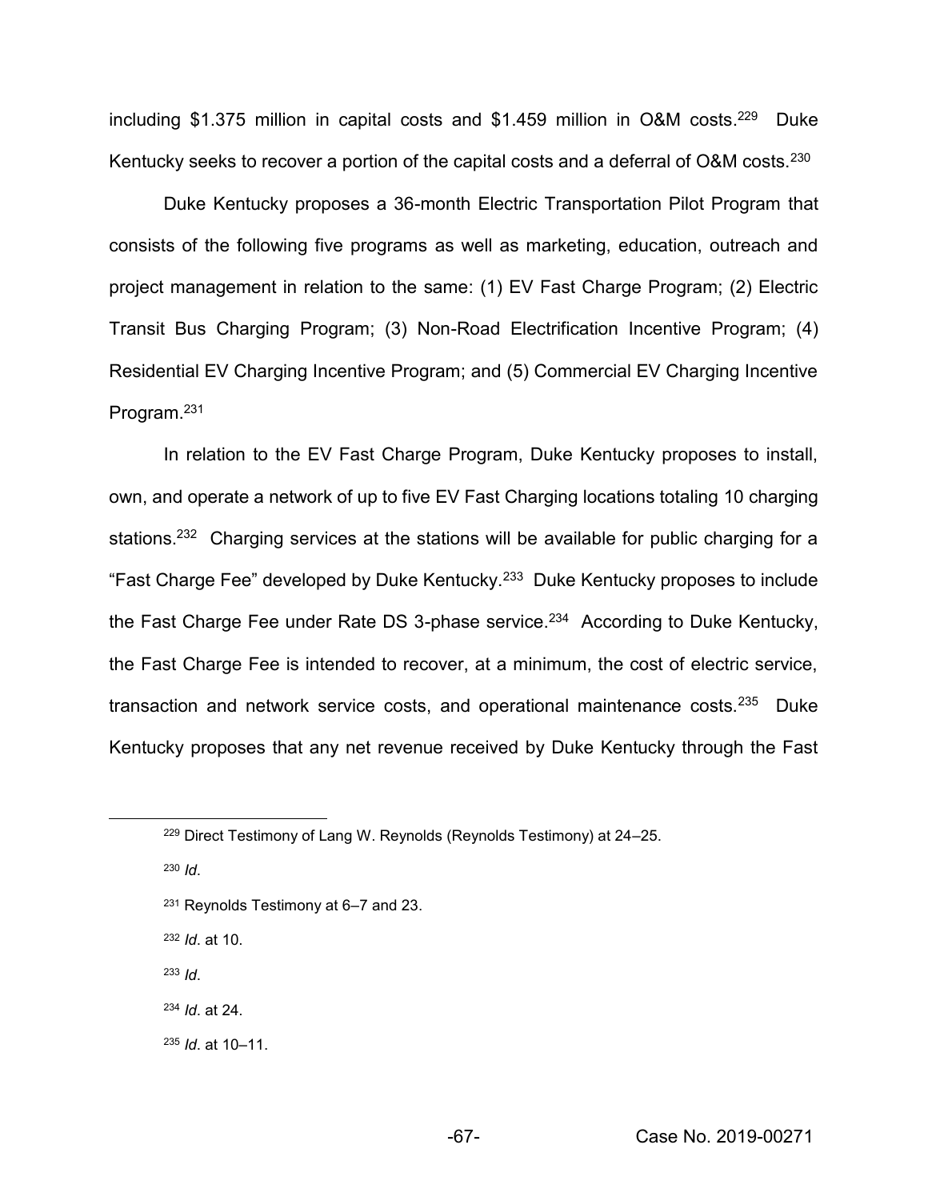including \$1.375 million in capital costs and \$1.459 million in O&M costs.[229] Duke Kentucky seeks to recover a portion of the capital costs and a deferral of O&M costs.[230]

Duke Kentucky proposes a 36-month Electric Transportation Pilot Program that consists of the following five programs as well as marketing, education, outreach and project management in relation to the same: (1) EV Fast Charge Program; (2) Electric Transit Bus Charging Program; (3) Non-Road Electrification Incentive Program; (4) Residential EV Charging Incentive Program; and (5) Commercial EV Charging Incentive Program.[231]

In relation to the EV Fast Charge Program, Duke Kentucky proposes to install, own, and operate a network of up to five EV Fast Charging locations totaling 10 charging stations.[232] Charging services at the stations will be available for public charging for a "Fast Charge Fee" developed by Duke Kentucky.[233] Duke Kentucky proposes to include the Fast Charge Fee under Rate DS 3-phase service.[234] According to Duke Kentucky, the Fast Charge Fee is intended to recover, at a minimum, the cost of electric service, transaction and network service costs, and operational maintenance costs.[235] Duke Kentucky proposes that any net revenue received by Duke Kentucky through the Fast

---

[229] Direct Testimony of Lang W. Reynolds (Reynolds Testimony) at 24–25.

[230] *Id*.

[231] Reynolds Testimony at 6–7 and 23.

[232] *Id*. at 10.

[233] *Id*.

[234] *Id*. at 24.

[235] *Id*. at 10–11.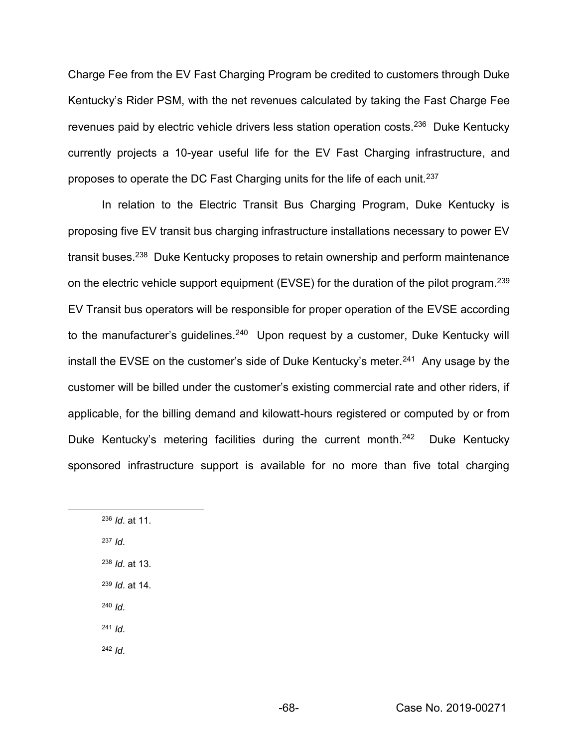Charge Fee from the EV Fast Charging Program be credited to customers through Duke Kentucky's Rider PSM, with the net revenues calculated by taking the Fast Charge Fee revenues paid by electric vehicle drivers less station operation costs.[236] Duke Kentucky currently projects a 10-year useful life for the EV Fast Charging infrastructure, and proposes to operate the DC Fast Charging units for the life of each unit.[237]

In relation to the Electric Transit Bus Charging Program, Duke Kentucky is proposing five EV transit bus charging infrastructure installations necessary to power EV transit buses.[238] Duke Kentucky proposes to retain ownership and perform maintenance on the electric vehicle support equipment (EVSE) for the duration of the pilot program.[239] EV Transit bus operators will be responsible for proper operation of the EVSE according to the manufacturer's guidelines.[240] Upon request by a customer, Duke Kentucky will install the EVSE on the customer's side of Duke Kentucky's meter.[241] Any usage by the customer will be billed under the customer's existing commercial rate and other riders, if applicable, for the billing demand and kilowatt-hours registered or computed by or from Duke Kentucky's metering facilities during the current month.[242] Duke Kentucky sponsored infrastructure support is available for no more than five total charging

---

[236] *Id*. at 11.

[237] *Id*.

[238] *Id*. at 13.

[239] *Id*. at 14.

[240] *Id*.

[241] *Id*.

[242] *Id*.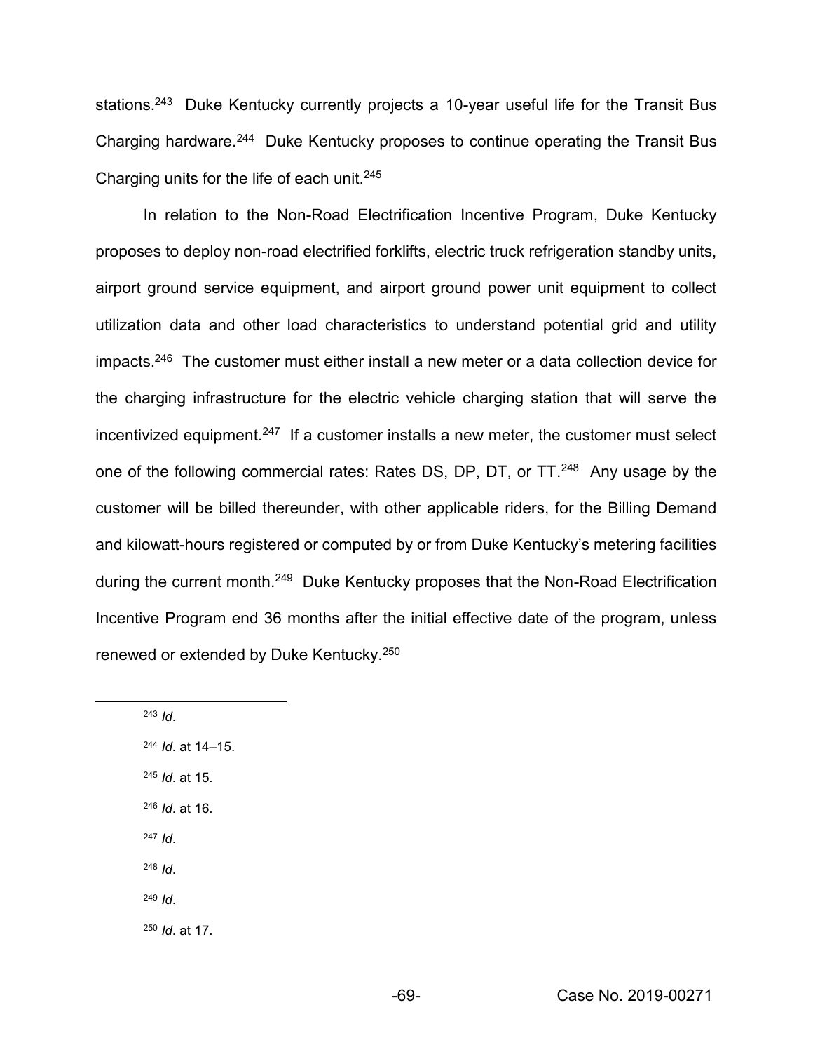stations.[243] Duke Kentucky currently projects a 10-year useful life for the Transit Bus Charging hardware.[244] Duke Kentucky proposes to continue operating the Transit Bus Charging units for the life of each unit.[245]

In relation to the Non-Road Electrification Incentive Program, Duke Kentucky proposes to deploy non-road electrified forklifts, electric truck refrigeration standby units, airport ground service equipment, and airport ground power unit equipment to collect utilization data and other load characteristics to understand potential grid and utility impacts.[246] The customer must either install a new meter or a data collection device for the charging infrastructure for the electric vehicle charging station that will serve the incentivized equipment.[247] If a customer installs a new meter, the customer must select one of the following commercial rates: Rates DS, DP, DT, or TT.[248] Any usage by the customer will be billed thereunder, with other applicable riders, for the Billing Demand and kilowatt-hours registered or computed by or from Duke Kentucky's metering facilities during the current month.[249] Duke Kentucky proposes that the Non-Road Electrification Incentive Program end 36 months after the initial effective date of the program, unless renewed or extended by Duke Kentucky.[250]

---

[243] *Id*.

[244] *Id*. at 14–15.

[245] *Id*. at 15.

[246] *Id*. at 16.

[247] *Id*.

[248] *Id*.

[249] *Id*.

[250] *Id*. at 17.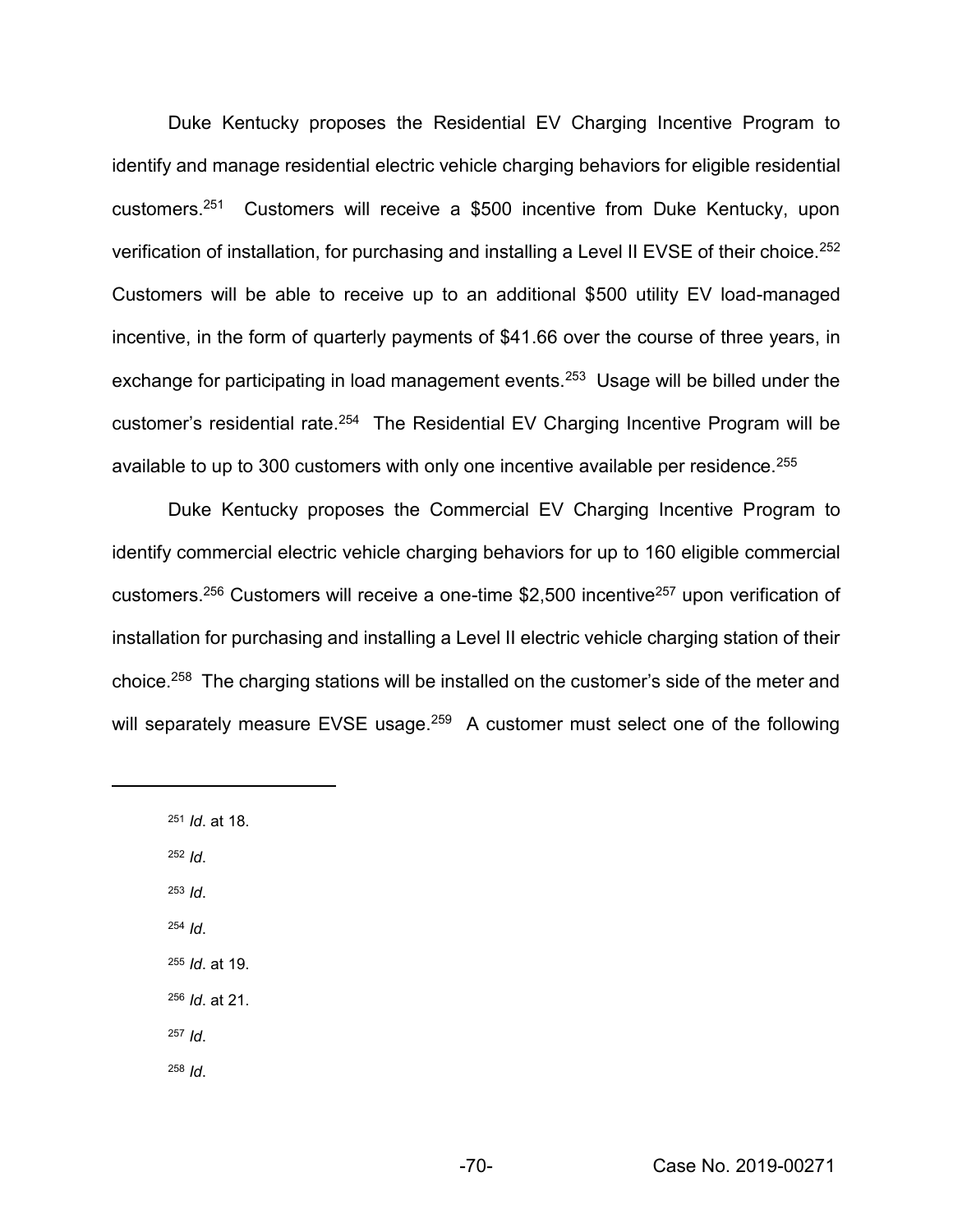Duke Kentucky proposes the Residential EV Charging Incentive Program to identify and manage residential electric vehicle charging behaviors for eligible residential customers.[251] Customers will receive a $500 incentive from Duke Kentucky, upon verification of installation, for purchasing and installing a Level II EVSE of their choice.[252] Customers will be able to receive up to an additional $500 utility EV load-managed incentive, in the form of quarterly payments of $41.66 over the course of three years, in exchange for participating in load management events.[253] Usage will be billed under the customer's residential rate.[254] The Residential EV Charging Incentive Program will be available to up to 300 customers with only one incentive available per residence.[255]

Duke Kentucky proposes the Commercial EV Charging Incentive Program to identify commercial electric vehicle charging behaviors for up to 160 eligible commercial customers.[256] Customers will receive a one-time $2,500 incentive[257] upon verification of installation for purchasing and installing a Level II electric vehicle charging station of their choice.[258] The charging stations will be installed on the customer's side of the meter and will separately measure EVSE usage.[259] A customer must select one of the following

---

[251] *Id*. at 18.

[252] *Id*.

[253] *Id*.

[254] *Id*.

[255] *Id*. at 19.

[256] *Id*. at 21.

[257] *Id*.

[258] *Id*.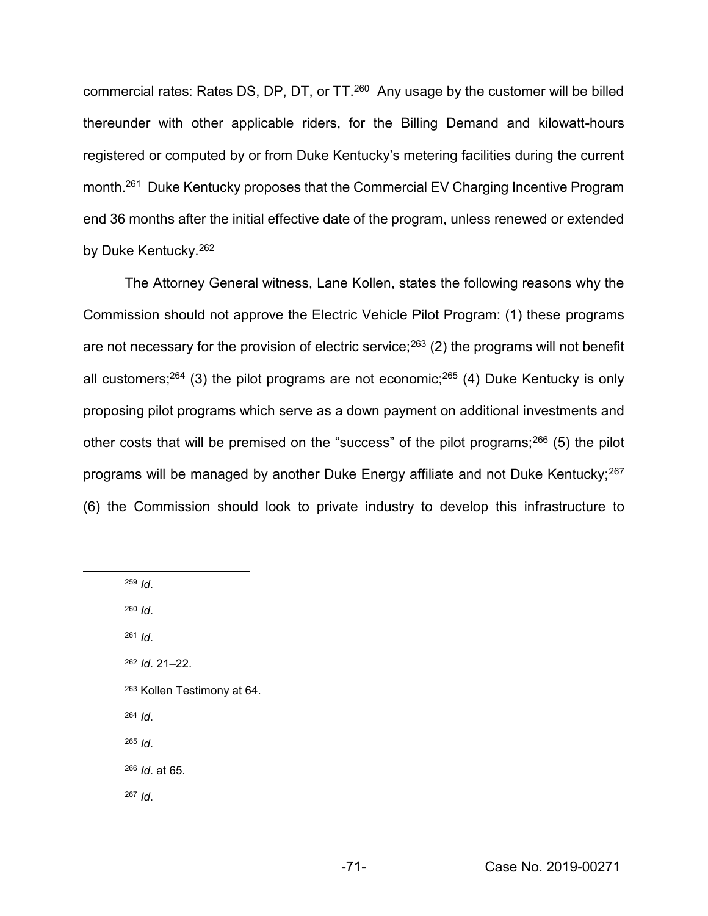commercial rates: Rates DS, DP, DT, or TT.[260] Any usage by the customer will be billed thereunder with other applicable riders, for the Billing Demand and kilowatt-hours registered or computed by or from Duke Kentucky's metering facilities during the current month.[261] Duke Kentucky proposes that the Commercial EV Charging Incentive Program end 36 months after the initial effective date of the program, unless renewed or extended by Duke Kentucky.[262]

The Attorney General witness, Lane Kollen, states the following reasons why the Commission should not approve the Electric Vehicle Pilot Program: (1) these programs are not necessary for the provision of electric service;[263] (2) the programs will not benefit all customers;[264] (3) the pilot programs are not economic;[265] (4) Duke Kentucky is only proposing pilot programs which serve as a down payment on additional investments and other costs that will be premised on the "success" of the pilot programs;[266] (5) the pilot programs will be managed by another Duke Energy affiliate and not Duke Kentucky;[267] (6) the Commission should look to private industry to develop this infrastructure to

---

[259] *Id*.

[260] *Id*.

[261] *Id*.

[262] *Id*. 21–22.

[263] Kollen Testimony at 64.

[264] *Id*.

[265] *Id*.

[266] *Id*. at 65.

[267] *Id*.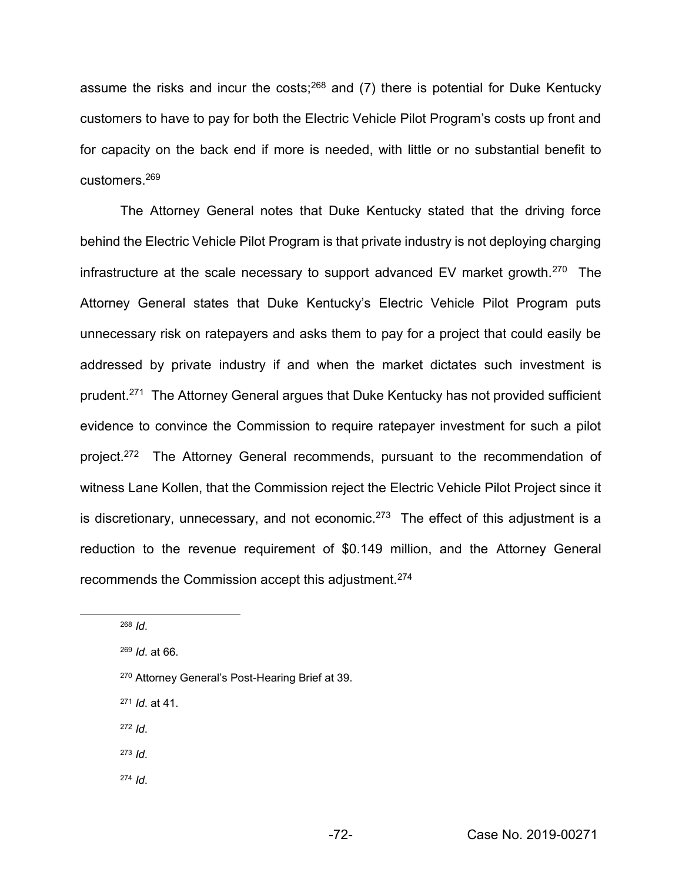assume the risks and incur the costs;[268] and (7) there is potential for Duke Kentucky customers to have to pay for both the Electric Vehicle Pilot Program's costs up front and for capacity on the back end if more is needed, with little or no substantial benefit to customers.[269]

The Attorney General notes that Duke Kentucky stated that the driving force behind the Electric Vehicle Pilot Program is that private industry is not deploying charging infrastructure at the scale necessary to support advanced EV market growth.[270] The Attorney General states that Duke Kentucky's Electric Vehicle Pilot Program puts unnecessary risk on ratepayers and asks them to pay for a project that could easily be addressed by private industry if and when the market dictates such investment is prudent.[271] The Attorney General argues that Duke Kentucky has not provided sufficient evidence to convince the Commission to require ratepayer investment for such a pilot project.[272] The Attorney General recommends, pursuant to the recommendation of witness Lane Kollen, that the Commission reject the Electric Vehicle Pilot Project since it is discretionary, unnecessary, and not economic.[273] The effect of this adjustment is a reduction to the revenue requirement of $0.149 million, and the Attorney General recommends the Commission accept this adjustment.[274]

---

[268] *Id*.

[269] *Id*. at 66.

[270] Attorney General's Post-Hearing Brief at 39.

[271] *Id*. at 41.

[272] *Id*.

[273] *Id*.

[274] *Id*.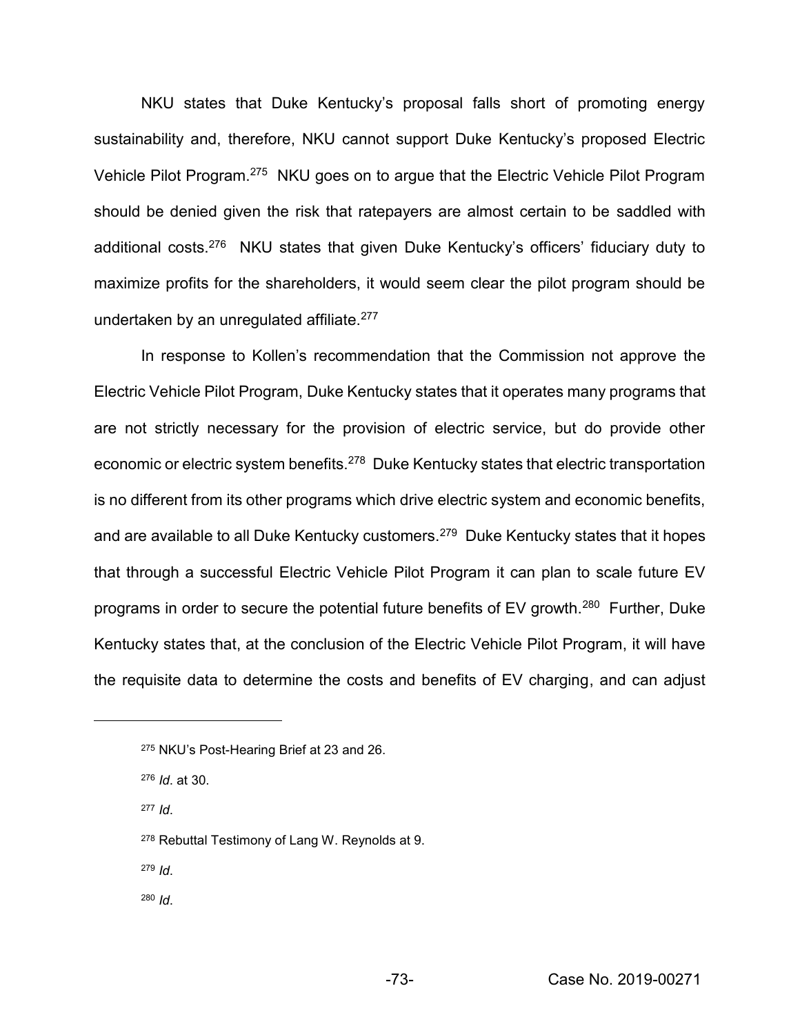NKU states that Duke Kentucky's proposal falls short of promoting energy sustainability and, therefore, NKU cannot support Duke Kentucky's proposed Electric Vehicle Pilot Program.[275] NKU goes on to argue that the Electric Vehicle Pilot Program should be denied given the risk that ratepayers are almost certain to be saddled with additional costs.[276] NKU states that given Duke Kentucky's officers' fiduciary duty to maximize profits for the shareholders, it would seem clear the pilot program should be undertaken by an unregulated affiliate.[277]

In response to Kollen's recommendation that the Commission not approve the Electric Vehicle Pilot Program, Duke Kentucky states that it operates many programs that are not strictly necessary for the provision of electric service, but do provide other economic or electric system benefits.[278] Duke Kentucky states that electric transportation is no different from its other programs which drive electric system and economic benefits, and are available to all Duke Kentucky customers.[279] Duke Kentucky states that it hopes that through a successful Electric Vehicle Pilot Program it can plan to scale future EV programs in order to secure the potential future benefits of EV growth.[280] Further, Duke Kentucky states that, at the conclusion of the Electric Vehicle Pilot Program, it will have the requisite data to determine the costs and benefits of EV charging, and can adjust

---

[275] NKU's Post-Hearing Brief at 23 and 26.

[276] *Id*. at 30.

[277] *Id*.

[278] Rebuttal Testimony of Lang W. Reynolds at 9.

[279] *Id*.

[280] *Id*.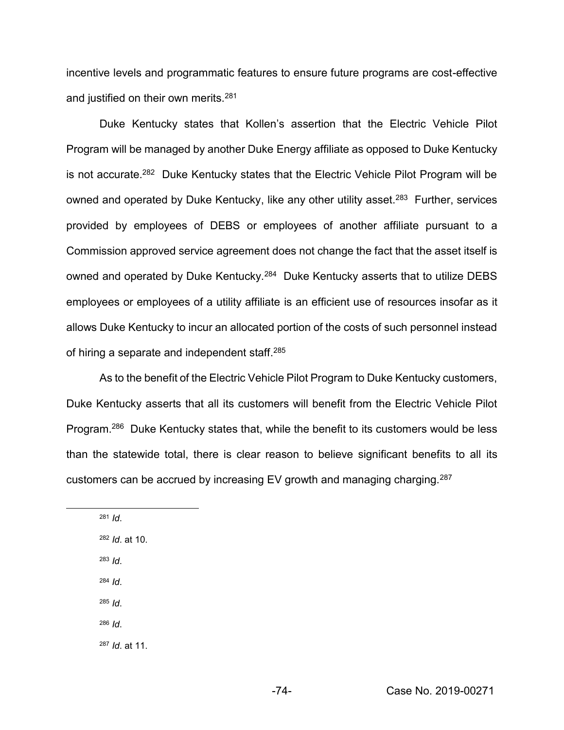incentive levels and programmatic features to ensure future programs are cost-effective and justified on their own merits.[281]

Duke Kentucky states that Kollen's assertion that the Electric Vehicle Pilot Program will be managed by another Duke Energy affiliate as opposed to Duke Kentucky is not accurate.[282] Duke Kentucky states that the Electric Vehicle Pilot Program will be owned and operated by Duke Kentucky, like any other utility asset.[283] Further, services provided by employees of DEBS or employees of another affiliate pursuant to a Commission approved service agreement does not change the fact that the asset itself is owned and operated by Duke Kentucky.[284] Duke Kentucky asserts that to utilize DEBS employees or employees of a utility affiliate is an efficient use of resources insofar as it allows Duke Kentucky to incur an allocated portion of the costs of such personnel instead of hiring a separate and independent staff.[285]

As to the benefit of the Electric Vehicle Pilot Program to Duke Kentucky customers, Duke Kentucky asserts that all its customers will benefit from the Electric Vehicle Pilot Program.[286] Duke Kentucky states that, while the benefit to its customers would be less than the statewide total, there is clear reason to believe significant benefits to all its customers can be accrued by increasing EV growth and managing charging.[287]

---

[281] *Id*.

[282] *Id*. at 10.

[283] *Id*.

[284] *Id*.

[285] *Id*.

[286] *Id*.

[287] *Id*. at 11.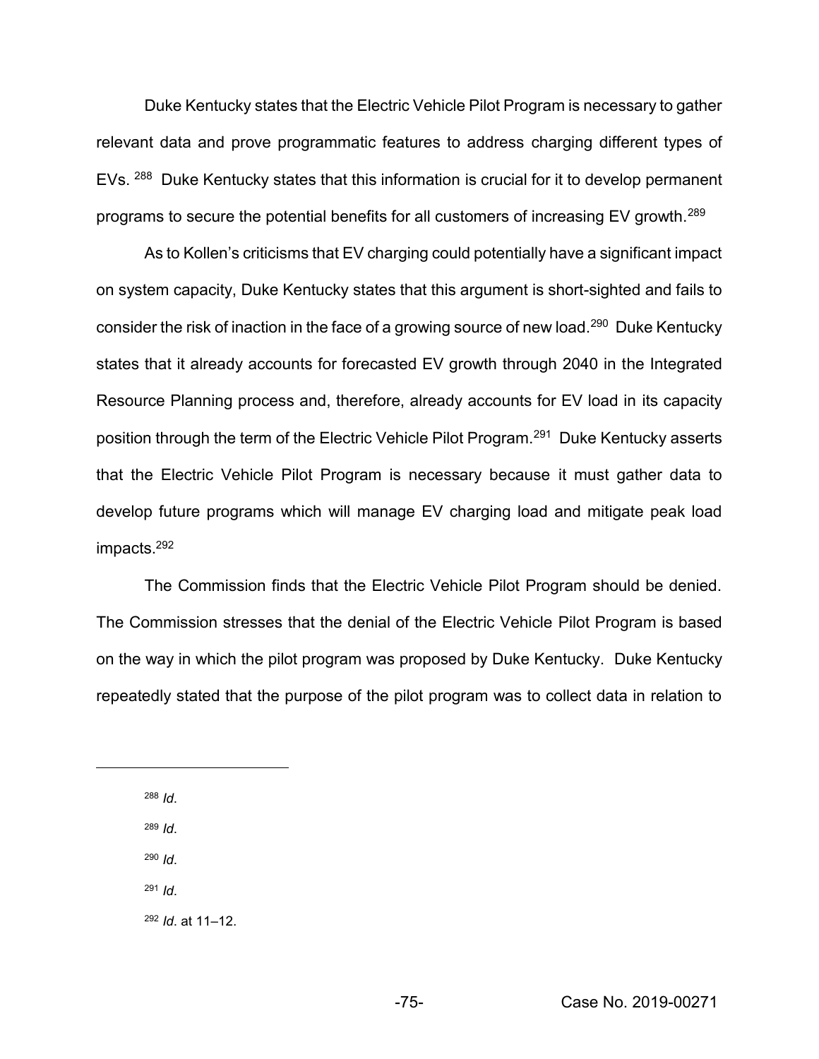Duke Kentucky states that the Electric Vehicle Pilot Program is necessary to gather relevant data and prove programmatic features to address charging different types of EVs. [288] Duke Kentucky states that this information is crucial for it to develop permanent programs to secure the potential benefits for all customers of increasing EV growth.[289]

As to Kollen's criticisms that EV charging could potentially have a significant impact on system capacity, Duke Kentucky states that this argument is short-sighted and fails to consider the risk of inaction in the face of a growing source of new load.[290] Duke Kentucky states that it already accounts for forecasted EV growth through 2040 in the Integrated Resource Planning process and, therefore, already accounts for EV load in its capacity position through the term of the Electric Vehicle Pilot Program.[291] Duke Kentucky asserts that the Electric Vehicle Pilot Program is necessary because it must gather data to develop future programs which will manage EV charging load and mitigate peak load impacts.[292]

The Commission finds that the Electric Vehicle Pilot Program should be denied. The Commission stresses that the denial of the Electric Vehicle Pilot Program is based on the way in which the pilot program was proposed by Duke Kentucky. Duke Kentucky repeatedly stated that the purpose of the pilot program was to collect data in relation to

---

[288] *Id*.

[289] *Id*.

[290] *Id*.

[291] *Id*.

[292] *Id*. at 11–12.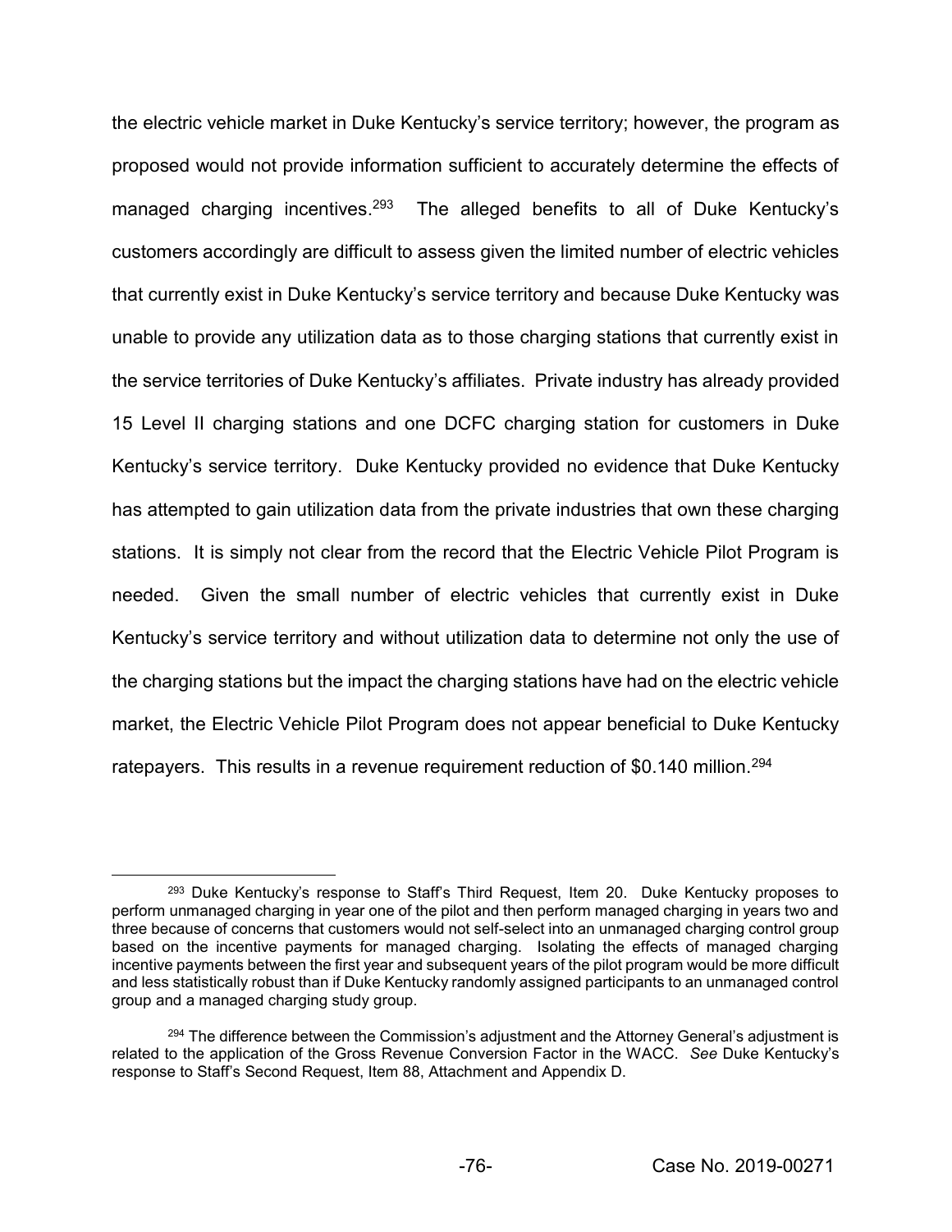the electric vehicle market in Duke Kentucky's service territory; however, the program as proposed would not provide information sufficient to accurately determine the effects of managed charging incentives.[293] The alleged benefits to all of Duke Kentucky's customers accordingly are difficult to assess given the limited number of electric vehicles that currently exist in Duke Kentucky's service territory and because Duke Kentucky was unable to provide any utilization data as to those charging stations that currently exist in the service territories of Duke Kentucky's affiliates. Private industry has already provided 15 Level II charging stations and one DCFC charging station for customers in Duke Kentucky's service territory. Duke Kentucky provided no evidence that Duke Kentucky has attempted to gain utilization data from the private industries that own these charging stations. It is simply not clear from the record that the Electric Vehicle Pilot Program is needed. Given the small number of electric vehicles that currently exist in Duke Kentucky's service territory and without utilization data to determine not only the use of the charging stations but the impact the charging stations have had on the electric vehicle market, the Electric Vehicle Pilot Program does not appear beneficial to Duke Kentucky ratepayers. This results in a revenue requirement reduction of $0.140 million.[294]

---

[293] Duke Kentucky's response to Staff's Third Request, Item 20. Duke Kentucky proposes to perform unmanaged charging in year one of the pilot and then perform managed charging in years two and three because of concerns that customers would not self-select into an unmanaged charging control group based on the incentive payments for managed charging. Isolating the effects of managed charging incentive payments between the first year and subsequent years of the pilot program would be more difficult and less statistically robust than if Duke Kentucky randomly assigned participants to an unmanaged control group and a managed charging study group.

[294] The difference between the Commission's adjustment and the Attorney General's adjustment is related to the application of the Gross Revenue Conversion Factor in the WACC. *See* Duke Kentucky's response to Staff's Second Request, Item 88, Attachment and Appendix D.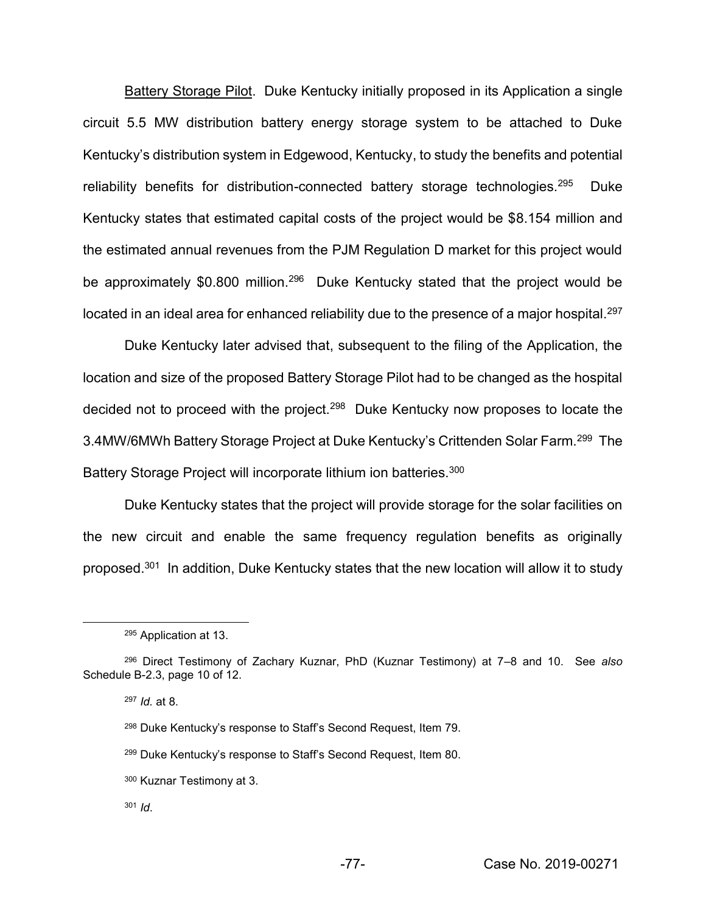Battery Storage Pilot. Duke Kentucky initially proposed in its Application a single circuit 5.5 MW distribution battery energy storage system to be attached to Duke Kentucky's distribution system in Edgewood, Kentucky, to study the benefits and potential reliability benefits for distribution-connected battery storage technologies.[295] Duke Kentucky states that estimated capital costs of the project would be $8.154 million and the estimated annual revenues from the PJM Regulation D market for this project would be approximately $0.800 million.[296] Duke Kentucky stated that the project would be located in an ideal area for enhanced reliability due to the presence of a major hospital.[297]

Duke Kentucky later advised that, subsequent to the filing of the Application, the location and size of the proposed Battery Storage Pilot had to be changed as the hospital decided not to proceed with the project.[298] Duke Kentucky now proposes to locate the 3.4MW/6MWh Battery Storage Project at Duke Kentucky's Crittenden Solar Farm.[299] The Battery Storage Project will incorporate lithium ion batteries.[300]

Duke Kentucky states that the project will provide storage for the solar facilities on the new circuit and enable the same frequency regulation benefits as originally proposed.[301] In addition, Duke Kentucky states that the new location will allow it to study

---

[295] Application at 13.

[296] Direct Testimony of Zachary Kuznar, PhD (Kuznar Testimony) at 7–8 and 10. See *also* Schedule B-2.3, page 10 of 12.

[297] *Id.* at 8.

[298] Duke Kentucky's response to Staff's Second Request, Item 79.

[299] Duke Kentucky's response to Staff's Second Request, Item 80.

[300] Kuznar Testimony at 3.

[301] *Id.*

-77- Case No. 2019-00271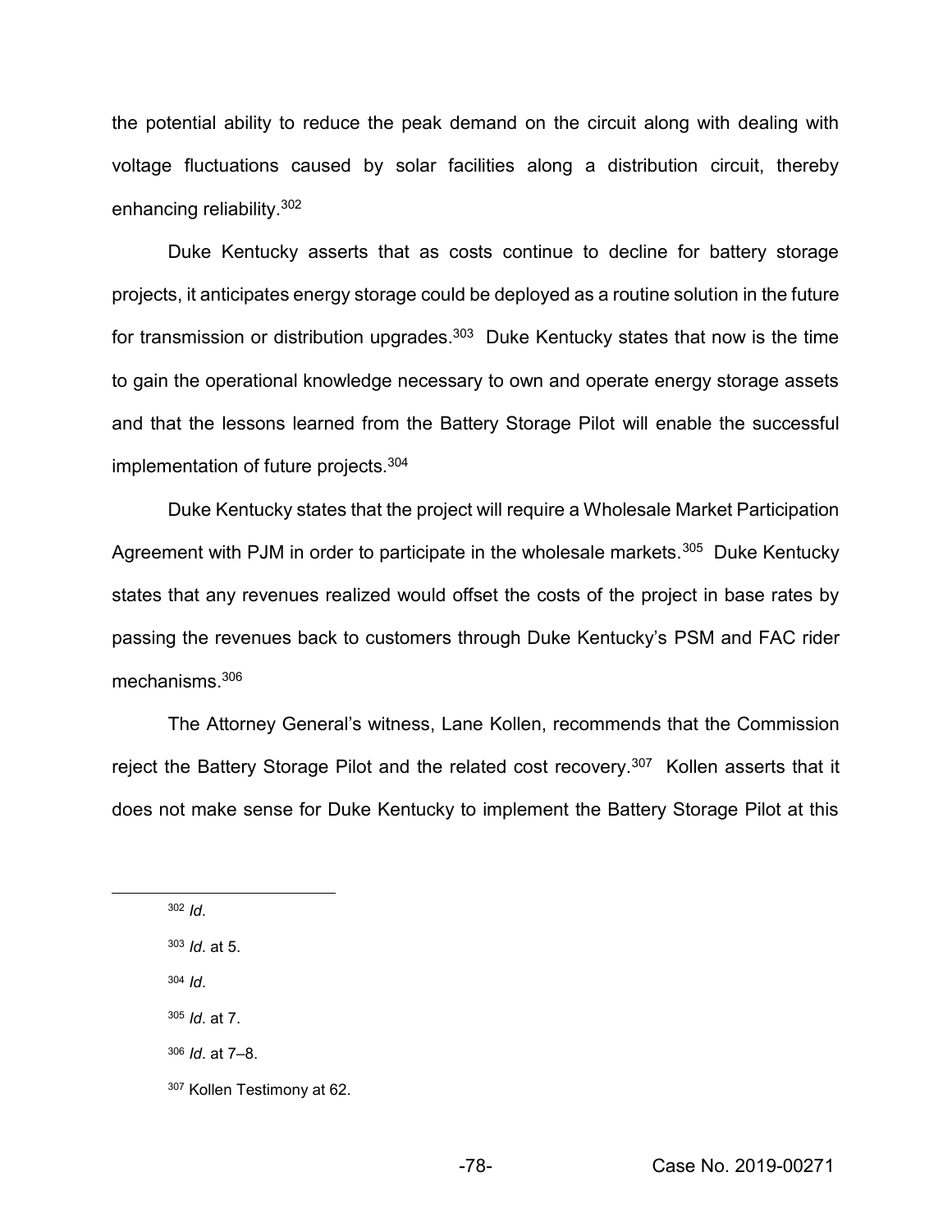the potential ability to reduce the peak demand on the circuit along with dealing with voltage fluctuations caused by solar facilities along a distribution circuit, thereby enhancing reliability.[302]

Duke Kentucky asserts that as costs continue to decline for battery storage projects, it anticipates energy storage could be deployed as a routine solution in the future for transmission or distribution upgrades.[303] Duke Kentucky states that now is the time to gain the operational knowledge necessary to own and operate energy storage assets and that the lessons learned from the Battery Storage Pilot will enable the successful implementation of future projects.[304]

Duke Kentucky states that the project will require a Wholesale Market Participation Agreement with PJM in order to participate in the wholesale markets.[305] Duke Kentucky states that any revenues realized would offset the costs of the project in base rates by passing the revenues back to customers through Duke Kentucky's PSM and FAC rider mechanisms.[306]

The Attorney General's witness, Lane Kollen, recommends that the Commission reject the Battery Storage Pilot and the related cost recovery.[307] Kollen asserts that it does not make sense for Duke Kentucky to implement the Battery Storage Pilot at this

---

[302] *Id*.

[303] *Id*. at 5.

[304] *Id*.

[305] *Id*. at 7.

[306] *Id*. at 7–8.

[307] Kollen Testimony at 62.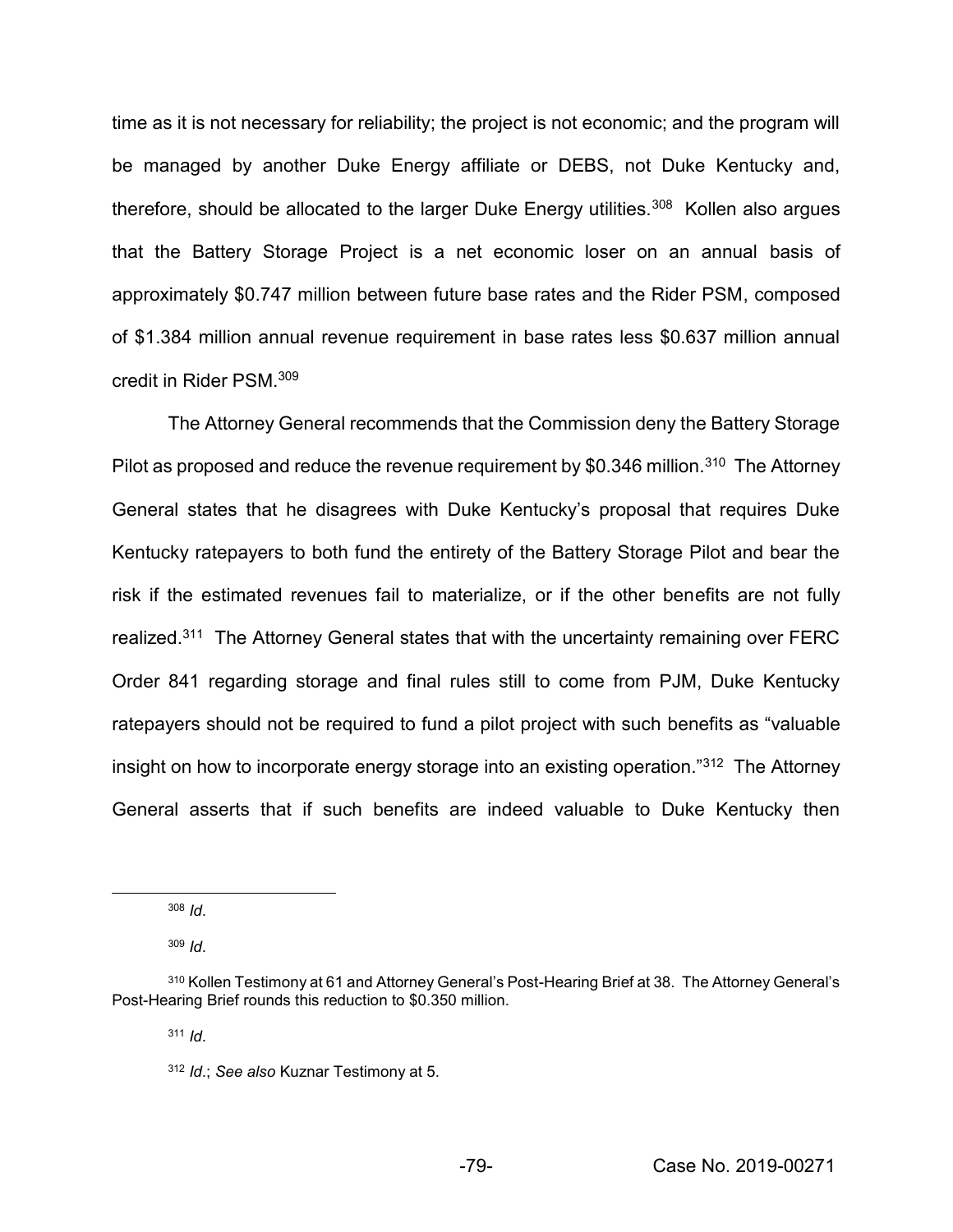time as it is not necessary for reliability; the project is not economic; and the program will be managed by another Duke Energy affiliate or DEBS, not Duke Kentucky and, therefore, should be allocated to the larger Duke Energy utilities.[308] Kollen also argues that the Battery Storage Project is a net economic loser on an annual basis of approximately $0.747 million between future base rates and the Rider PSM, composed of $1.384 million annual revenue requirement in base rates less $0.637 million annual credit in Rider PSM.[309]

The Attorney General recommends that the Commission deny the Battery Storage Pilot as proposed and reduce the revenue requirement by $0.346 million.[310] The Attorney General states that he disagrees with Duke Kentucky's proposal that requires Duke Kentucky ratepayers to both fund the entirety of the Battery Storage Pilot and bear the risk if the estimated revenues fail to materialize, or if the other benefits are not fully realized.[311] The Attorney General states that with the uncertainty remaining over FERC Order 841 regarding storage and final rules still to come from PJM, Duke Kentucky ratepayers should not be required to fund a pilot project with such benefits as "valuable insight on how to incorporate energy storage into an existing operation."[312] The Attorney General asserts that if such benefits are indeed valuable to Duke Kentucky then

---

[308] *Id*.

[309] *Id*.

[310] Kollen Testimony at 61 and Attorney General's Post-Hearing Brief at 38. The Attorney General's Post-Hearing Brief rounds this reduction to $0.350 million.

[311] *Id*.

[312] *Id*.; *See also* Kuznar Testimony at 5.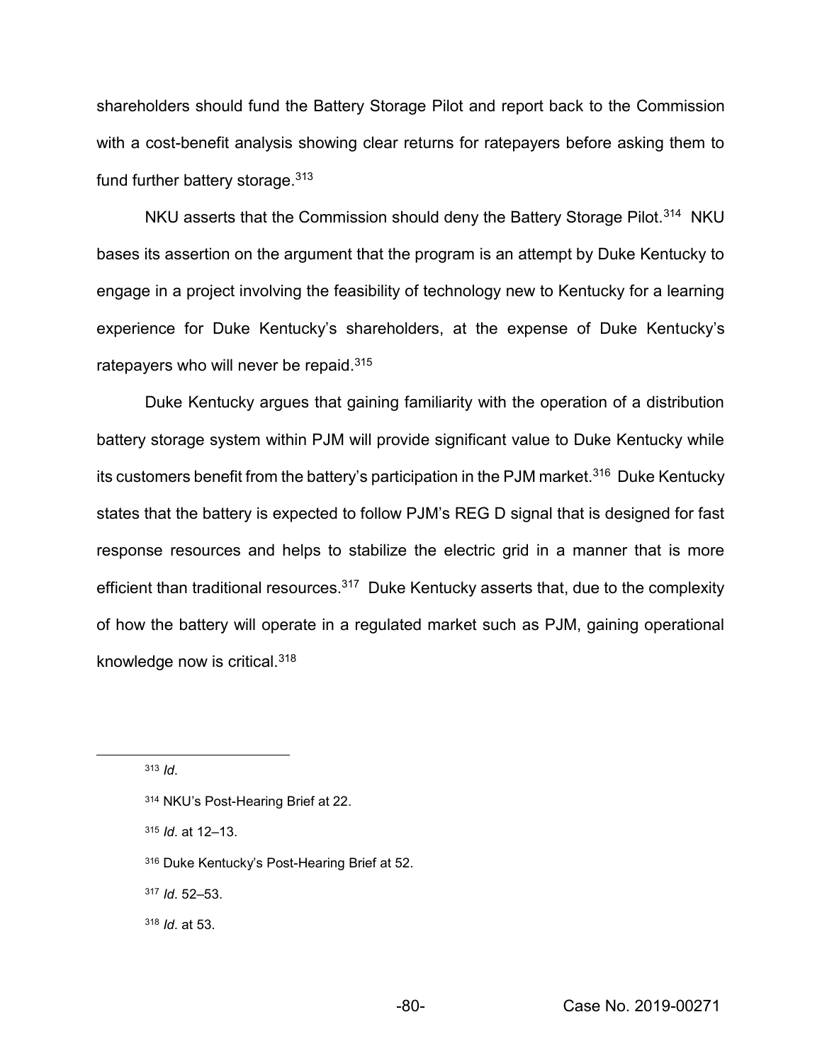shareholders should fund the Battery Storage Pilot and report back to the Commission with a cost-benefit analysis showing clear returns for ratepayers before asking them to fund further battery storage.[313]

NKU asserts that the Commission should deny the Battery Storage Pilot.[314] NKU bases its assertion on the argument that the program is an attempt by Duke Kentucky to engage in a project involving the feasibility of technology new to Kentucky for a learning experience for Duke Kentucky's shareholders, at the expense of Duke Kentucky's ratepayers who will never be repaid.[315]

Duke Kentucky argues that gaining familiarity with the operation of a distribution battery storage system within PJM will provide significant value to Duke Kentucky while its customers benefit from the battery's participation in the PJM market.[316] Duke Kentucky states that the battery is expected to follow PJM's REG D signal that is designed for fast response resources and helps to stabilize the electric grid in a manner that is more efficient than traditional resources.[317] Duke Kentucky asserts that, due to the complexity of how the battery will operate in a regulated market such as PJM, gaining operational knowledge now is critical.[318]

---

[313] *Id*.

[314] NKU's Post-Hearing Brief at 22.

[315] *Id*. at 12–13.

[316] Duke Kentucky's Post-Hearing Brief at 52.

[317] *Id*. 52–53.

[318] *Id*. at 53.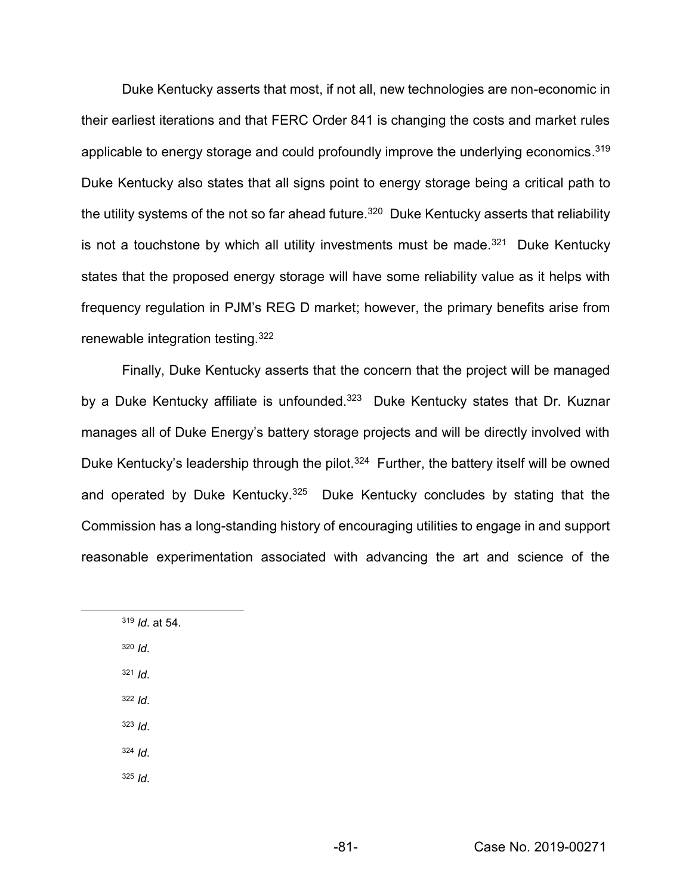Duke Kentucky asserts that most, if not all, new technologies are non-economic in their earliest iterations and that FERC Order 841 is changing the costs and market rules applicable to energy storage and could profoundly improve the underlying economics.[319] Duke Kentucky also states that all signs point to energy storage being a critical path to the utility systems of the not so far ahead future.[320] Duke Kentucky asserts that reliability is not a touchstone by which all utility investments must be made.[321] Duke Kentucky states that the proposed energy storage will have some reliability value as it helps with frequency regulation in PJM's REG D market; however, the primary benefits arise from renewable integration testing.[322]

Finally, Duke Kentucky asserts that the concern that the project will be managed by a Duke Kentucky affiliate is unfounded.[323] Duke Kentucky states that Dr. Kuznar manages all of Duke Energy's battery storage projects and will be directly involved with Duke Kentucky's leadership through the pilot.[324] Further, the battery itself will be owned and operated by Duke Kentucky.[325] Duke Kentucky concludes by stating that the Commission has a long-standing history of encouraging utilities to engage in and support reasonable experimentation associated with advancing the art and science of the

---

[319] *Id*. at 54.

[320] *Id*.

[321] *Id*.

[322] *Id*.

[323] *Id*.

[324] *Id*.

[325] *Id*.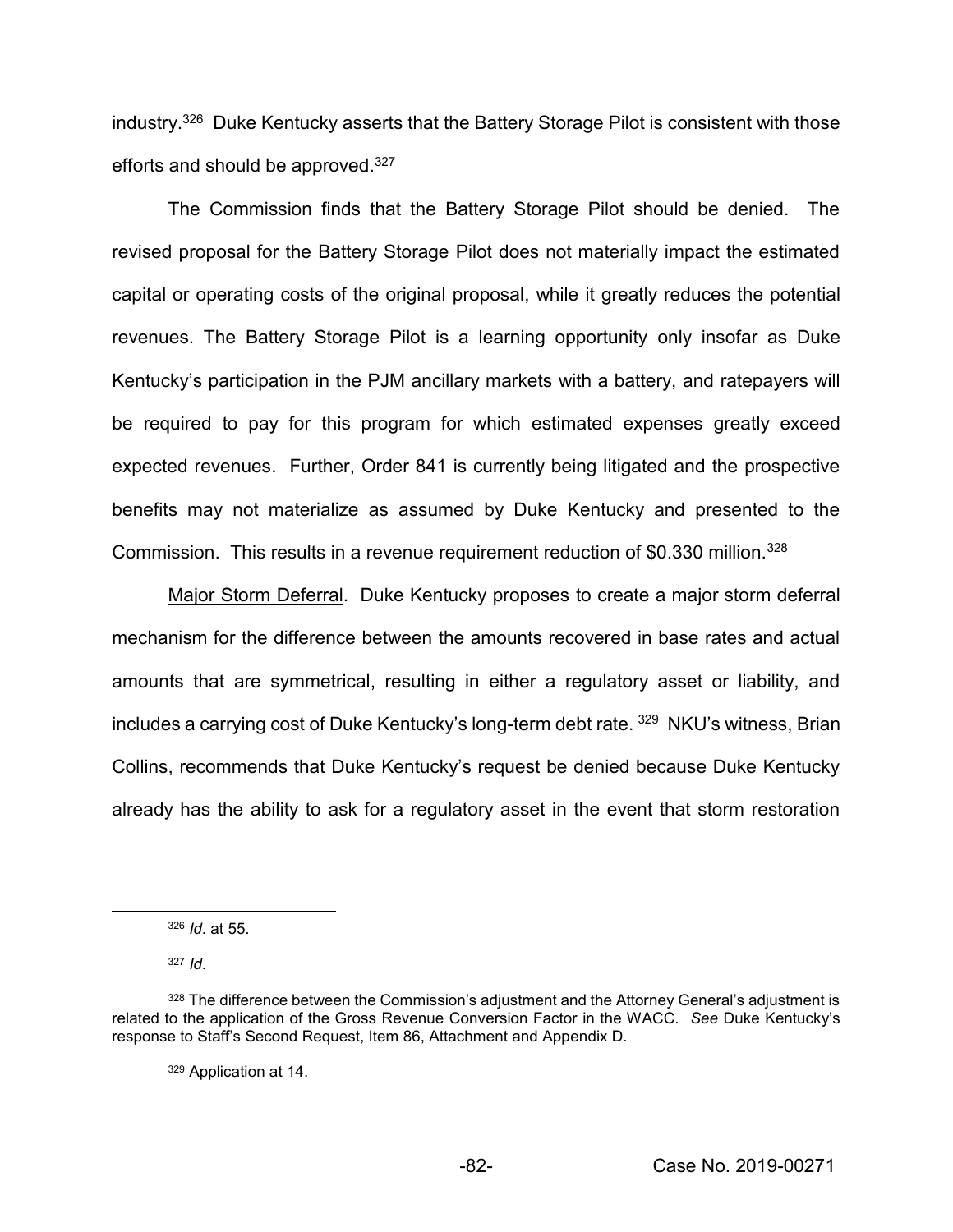industry.[326] Duke Kentucky asserts that the Battery Storage Pilot is consistent with those efforts and should be approved.[327]

The Commission finds that the Battery Storage Pilot should be denied. The revised proposal for the Battery Storage Pilot does not materially impact the estimated capital or operating costs of the original proposal, while it greatly reduces the potential revenues. The Battery Storage Pilot is a learning opportunity only insofar as Duke Kentucky's participation in the PJM ancillary markets with a battery, and ratepayers will be required to pay for this program for which estimated expenses greatly exceed expected revenues. Further, Order 841 is currently being litigated and the prospective benefits may not materialize as assumed by Duke Kentucky and presented to the Commission. This results in a revenue requirement reduction of $0.330 million.[328]

Major Storm Deferral. Duke Kentucky proposes to create a major storm deferral mechanism for the difference between the amounts recovered in base rates and actual amounts that are symmetrical, resulting in either a regulatory asset or liability, and includes a carrying cost of Duke Kentucky's long-term debt rate.[329] NKU's witness, Brian Collins, recommends that Duke Kentucky's request be denied because Duke Kentucky already has the ability to ask for a regulatory asset in the event that storm restoration

---

[326] *Id*. at 55.

[327] *Id*.

[328] The difference between the Commission's adjustment and the Attorney General's adjustment is related to the application of the Gross Revenue Conversion Factor in the WACC. *See* Duke Kentucky's response to Staff's Second Request, Item 86, Attachment and Appendix D.

[329] Application at 14.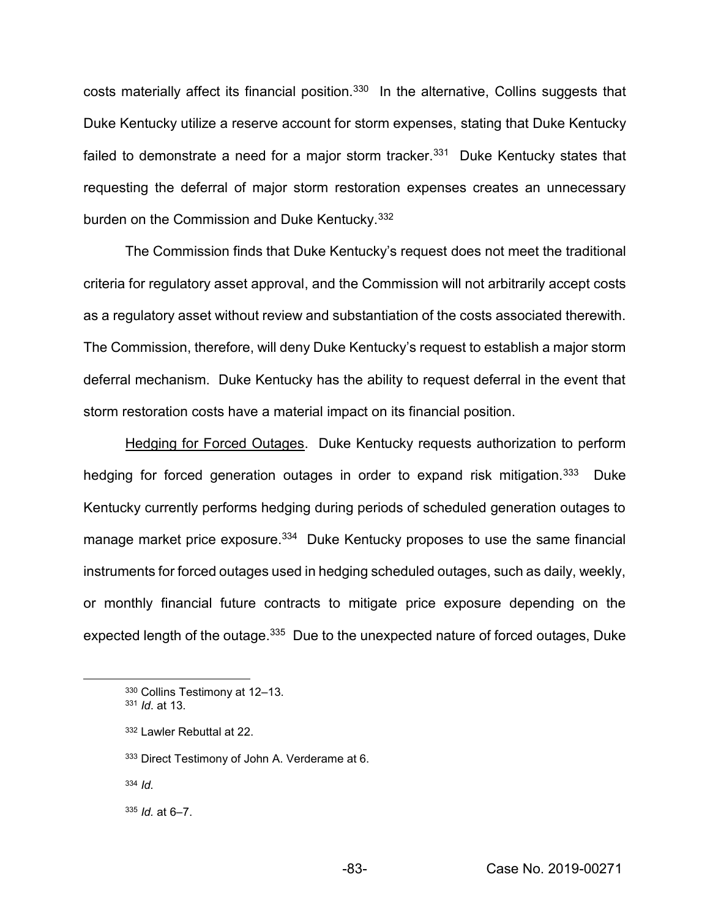costs materially affect its financial position.[330] In the alternative, Collins suggests that Duke Kentucky utilize a reserve account for storm expenses, stating that Duke Kentucky failed to demonstrate a need for a major storm tracker.[331] Duke Kentucky states that requesting the deferral of major storm restoration expenses creates an unnecessary burden on the Commission and Duke Kentucky.[332]

The Commission finds that Duke Kentucky's request does not meet the traditional criteria for regulatory asset approval, and the Commission will not arbitrarily accept costs as a regulatory asset without review and substantiation of the costs associated therewith. The Commission, therefore, will deny Duke Kentucky's request to establish a major storm deferral mechanism. Duke Kentucky has the ability to request deferral in the event that storm restoration costs have a material impact on its financial position.

Hedging for Forced Outages. Duke Kentucky requests authorization to perform hedging for forced generation outages in order to expand risk mitigation.[333] Duke Kentucky currently performs hedging during periods of scheduled generation outages to manage market price exposure.[334] Duke Kentucky proposes to use the same financial instruments for forced outages used in hedging scheduled outages, such as daily, weekly, or monthly financial future contracts to mitigate price exposure depending on the expected length of the outage.[335] Due to the unexpected nature of forced outages, Duke

[330] Collins Testimony at 12–13.

[331] *Id*. at 13.

[332] Lawler Rebuttal at 22.

[333] Direct Testimony of John A. Verderame at 6.

[334] *Id.*

[335] *Id.* at 6–7.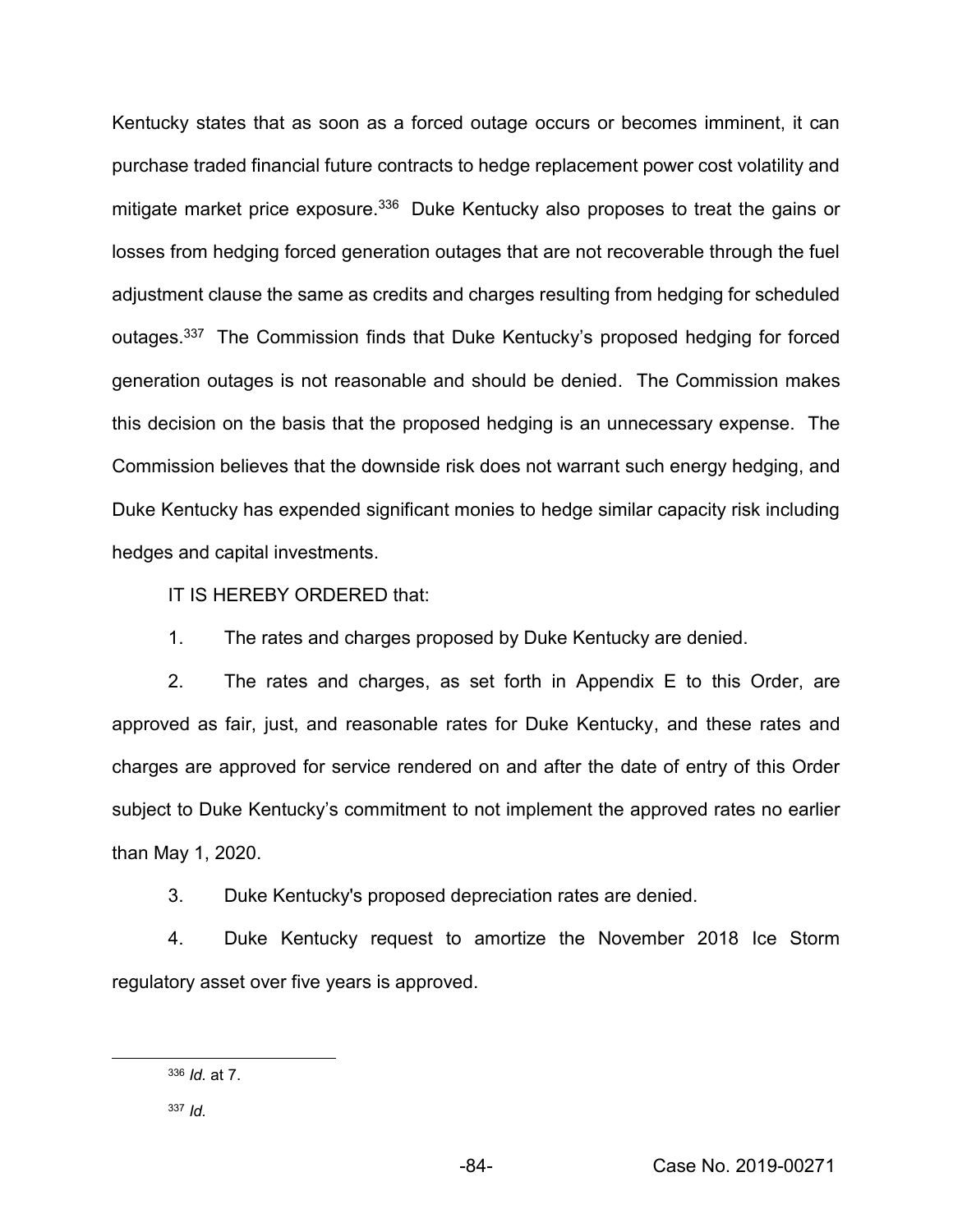Kentucky states that as soon as a forced outage occurs or becomes imminent, it can purchase traded financial future contracts to hedge replacement power cost volatility and mitigate market price exposure.[336] Duke Kentucky also proposes to treat the gains or losses from hedging forced generation outages that are not recoverable through the fuel adjustment clause the same as credits and charges resulting from hedging for scheduled outages.[337] The Commission finds that Duke Kentucky's proposed hedging for forced generation outages is not reasonable and should be denied. The Commission makes this decision on the basis that the proposed hedging is an unnecessary expense. The Commission believes that the downside risk does not warrant such energy hedging, and Duke Kentucky has expended significant monies to hedge similar capacity risk including hedges and capital investments.

IT IS HEREBY ORDERED that:

1. The rates and charges proposed by Duke Kentucky are denied.

2. The rates and charges, as set forth in Appendix E to this Order, are approved as fair, just, and reasonable rates for Duke Kentucky, and these rates and charges are approved for service rendered on and after the date of entry of this Order subject to Duke Kentucky's commitment to not implement the approved rates no earlier than May 1, 2020.

3. Duke Kentucky's proposed depreciation rates are denied.

4. Duke Kentucky request to amortize the November 2018 Ice Storm regulatory asset over five years is approved.

---

[336] *Id.* at 7.

[337] *Id.*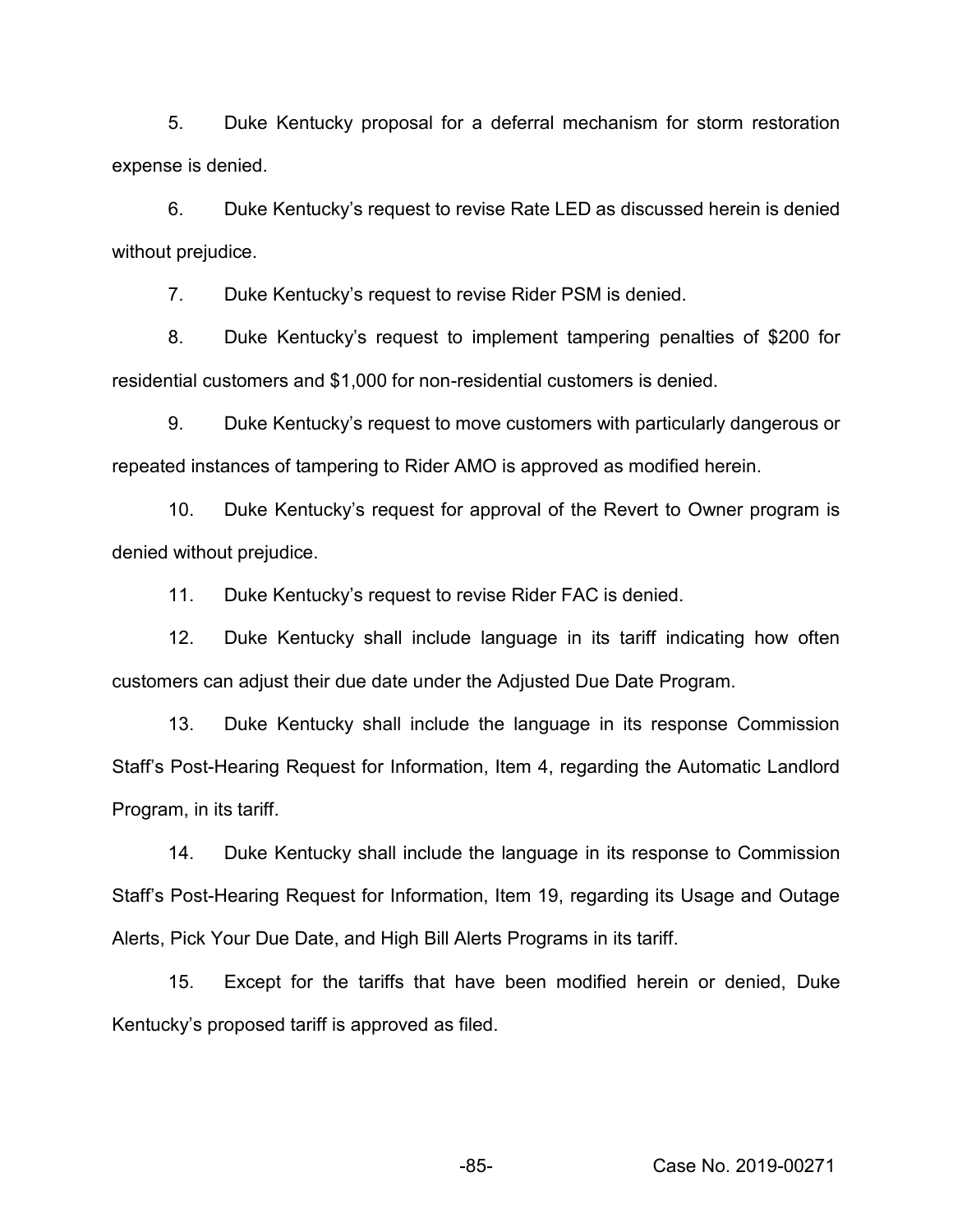5. Duke Kentucky proposal for a deferral mechanism for storm restoration expense is denied.

6. Duke Kentucky's request to revise Rate LED as discussed herein is denied without prejudice.

7. Duke Kentucky's request to revise Rider PSM is denied.

8. Duke Kentucky's request to implement tampering penalties of $200 for residential customers and $1,000 for non-residential customers is denied.

9. Duke Kentucky's request to move customers with particularly dangerous or repeated instances of tampering to Rider AMO is approved as modified herein.

10. Duke Kentucky's request for approval of the Revert to Owner program is denied without prejudice.

11. Duke Kentucky's request to revise Rider FAC is denied.

12. Duke Kentucky shall include language in its tariff indicating how often customers can adjust their due date under the Adjusted Due Date Program.

13. Duke Kentucky shall include the language in its response Commission Staff's Post-Hearing Request for Information, Item 4, regarding the Automatic Landlord Program, in its tariff.

14. Duke Kentucky shall include the language in its response to Commission Staff's Post-Hearing Request for Information, Item 19, regarding its Usage and Outage Alerts, Pick Your Due Date, and High Bill Alerts Programs in its tariff.

15. Except for the tariffs that have been modified herein or denied, Duke Kentucky's proposed tariff is approved as filed.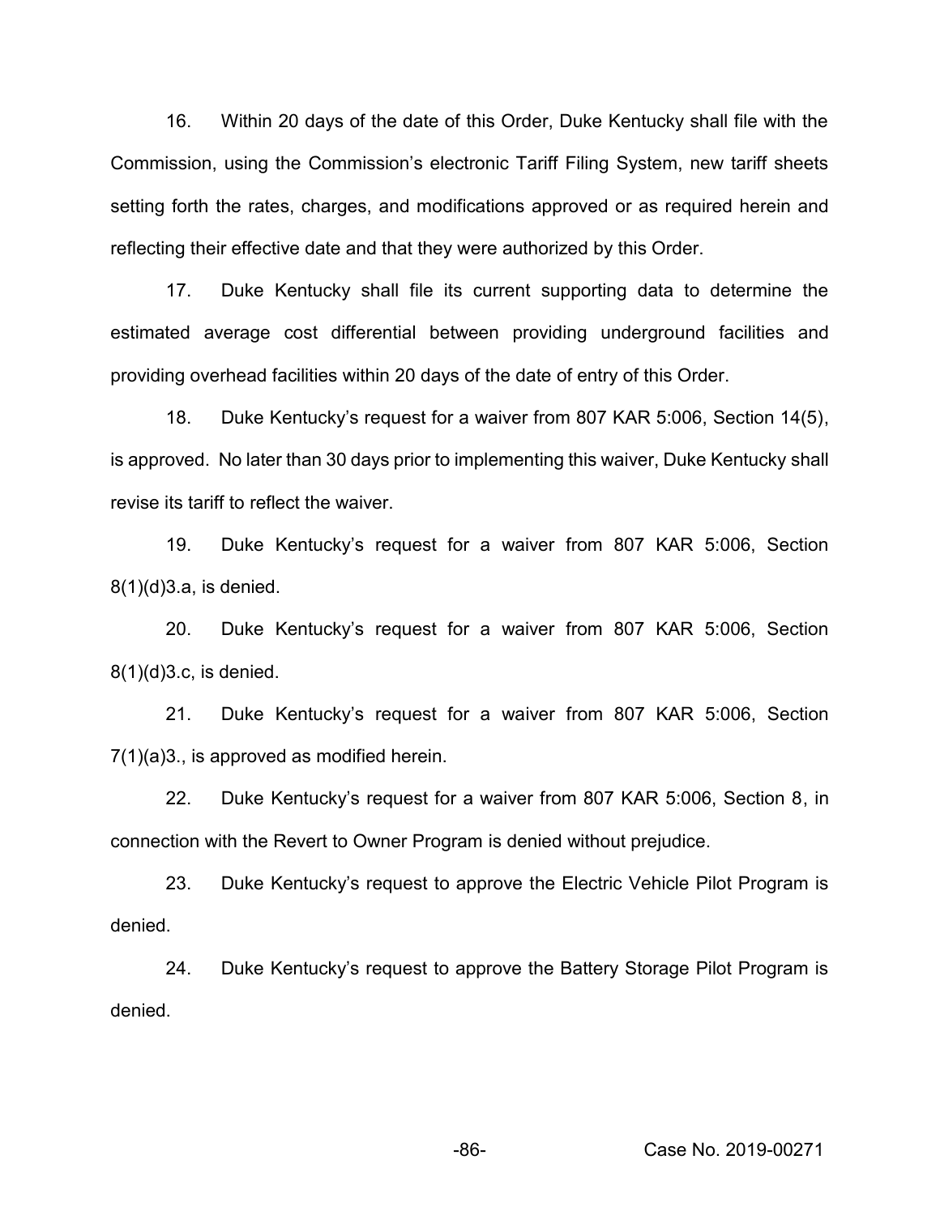16. Within 20 days of the date of this Order, Duke Kentucky shall file with the Commission, using the Commission's electronic Tariff Filing System, new tariff sheets setting forth the rates, charges, and modifications approved or as required herein and reflecting their effective date and that they were authorized by this Order.

17. Duke Kentucky shall file its current supporting data to determine the estimated average cost differential between providing underground facilities and providing overhead facilities within 20 days of the date of entry of this Order.

18. Duke Kentucky's request for a waiver from 807 KAR 5:006, Section 14(5), is approved. No later than 30 days prior to implementing this waiver, Duke Kentucky shall revise its tariff to reflect the waiver.

19. Duke Kentucky's request for a waiver from 807 KAR 5:006, Section 8(1)(d)3.a, is denied.

20. Duke Kentucky's request for a waiver from 807 KAR 5:006, Section 8(1)(d)3.c, is denied.

21. Duke Kentucky's request for a waiver from 807 KAR 5:006, Section 7(1)(a)3., is approved as modified herein.

22. Duke Kentucky's request for a waiver from 807 KAR 5:006, Section 8, in connection with the Revert to Owner Program is denied without prejudice.

23. Duke Kentucky's request to approve the Electric Vehicle Pilot Program is denied.

24. Duke Kentucky's request to approve the Battery Storage Pilot Program is denied.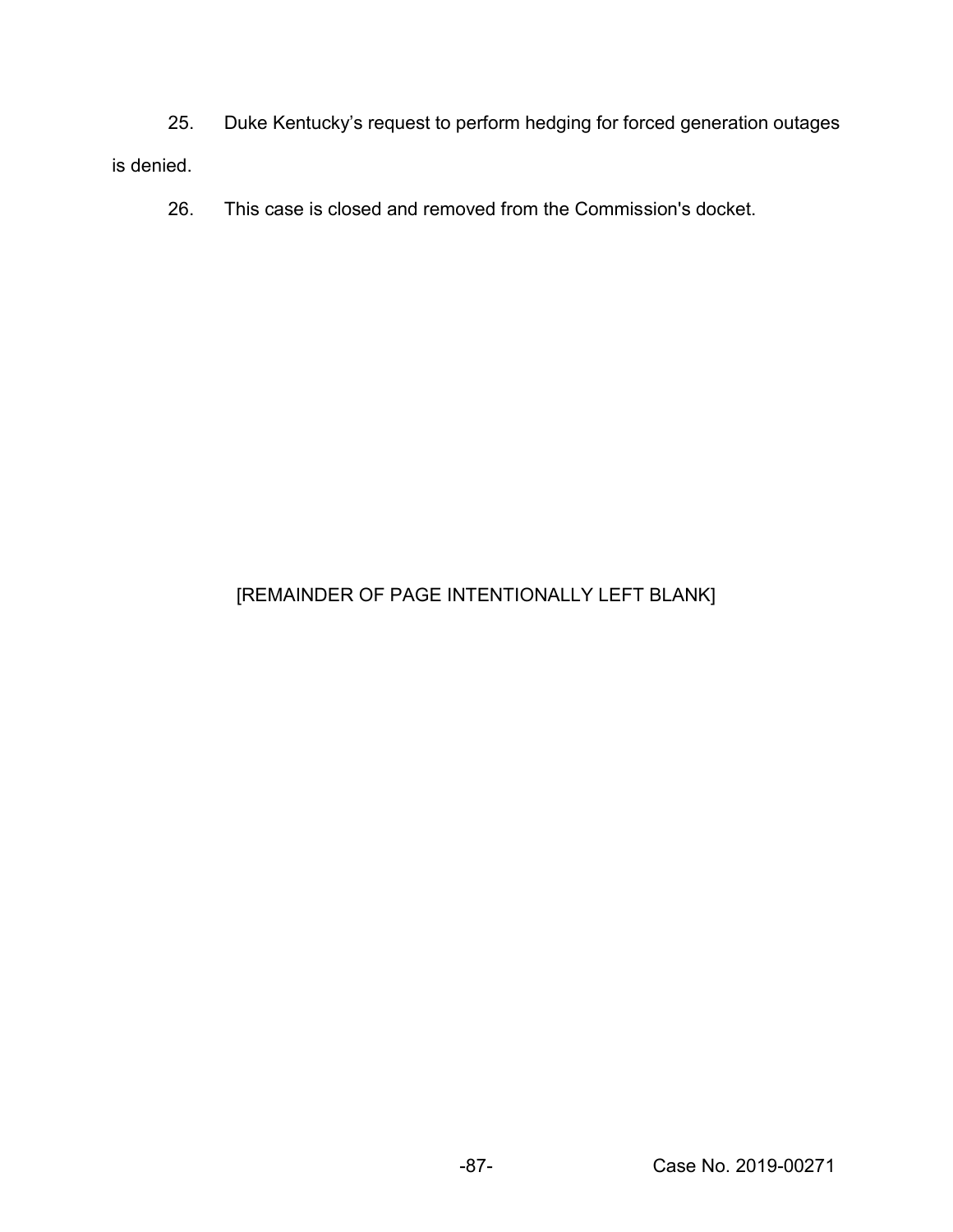25. Duke Kentucky's request to perform hedging for forced generation outages is denied.

26. This case is closed and removed from the Commission's docket.

[REMAINDER OF PAGE INTENTIONALLY LEFT BLANK]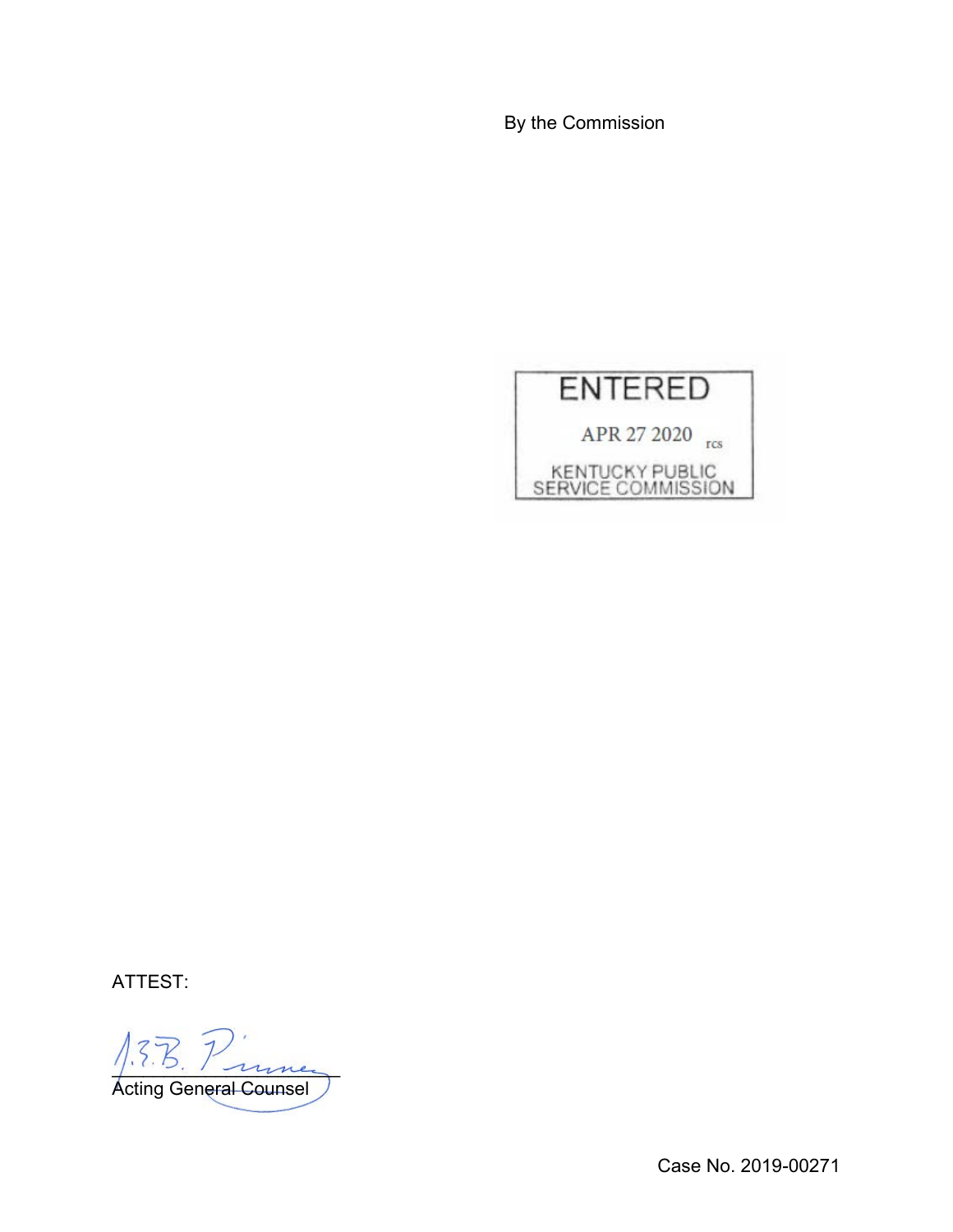By the Commission

ENTERED

APR 27 2020

KENTUCKY PUBLIC SERVICE COMMISSION

ATTEST:

Acting General Counsel

Case No. 2019-00271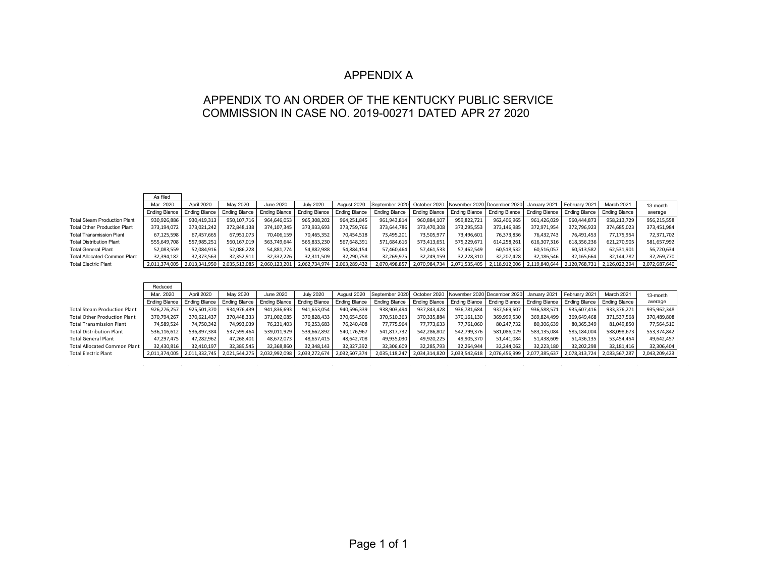# APPENDIX A

## APPENDIX TO AN ORDER OF THE KENTUCKY PUBLIC SERVICE COMMISSION IN CASE NO. 2019-00271 DATED APR 27 2020

| | As filed | | | | | | | | | | | | | |
|---|---|---|---|---|---|---|---|---|---|---|---|---|---|---|
| | Mar. 2020 | April 2020 | May 2020 | June 2020 | July 2020 | August 2020 | September 2020 | October 2020 | November 2020 | December 2020 | January 2021 | February 2021 | March 2021 | 13-month |
| | Ending Blance | Ending Blance | Ending Blance | Ending Blance | Ending Blance | Ending Blance | Ending Blance | Ending Blance | Ending Blance | Ending Blance | Ending Blance | Ending Blance | Ending Blance | average |
| Total Steam Production Plant | 930,926,886 | 930,419,313 | 950,107,716 | 964,646,053 | 965,308,202 | 964,251,845 | 961,943,814 | 960,884,107 | 959,822,721 | 962,406,965 | 961,426,029 | 960,444,873 | 958,213,729 | 956,215,558 |
| Total Other Production Plant | 373,194,072 | 373,021,242 | 372,848,138 | 374,107,345 | 373,933,693 | 373,759,766 | 373,644,786 | 373,470,308 | 373,295,553 | 373,146,985 | 372,971,954 | 372,796,923 | 374,685,023 | 373,451,984 |
| Total Transmission Plant | 67,125,598 | 67,457,665 | 67,951,073 | 70,406,159 | 70,465,352 | 70,454,518 | 73,495,201 | 73,505,977 | 73,496,601 | 76,373,836 | 76,432,743 | 76,491,453 | 77,175,954 | 72,371,702 |
| Total Distribution Plant | 555,649,708 | 557,985,251 | 560,167,019 | 563,749,644 | 565,833,230 | 567,648,391 | 571,684,616 | 573,413,651 | 575,229,671 | 614,258,261 | 616,307,316 | 618,356,236 | 621,270,905 | 581,657,992 |
| Total General Plant | 52,083,559 | 52,084,916 | 52,086,228 | 54,881,774 | 54,882,988 | 54,884,154 | 57,460,464 | 57,461,533 | 57,462,549 | 60,518,532 | 60,516,057 | 60,513,582 | 62,531,901 | 56,720,634 |
| Total Allocated Common Plant | 32,394,182 | 32,373,563 | 32,352,911 | 32,332,226 | 32,311,509 | 32,290,758 | 32,269,975 | 32,249,159 | 32,228,310 | 32,207,428 | 32,186,546 | 32,165,664 | 32,144,782 | 32,269,770 |
| Total Electric Plant | 2,011,374,005 | 2,013,341,950 | 2,035,513,085 | 2,060,123,201 | 2,062,734,974 | 2,063,289,432 | 2,070,498,857 | 2,070,984,734 | 2,071,535,405 | 2,118,912,006 | 2,119,840,644 | 2,120,768,731 | 2,126,022,294 | 2,072,687,640 |

| | Reduced | | | | | | | | | | | | | |
|---|---|---|---|---|---|---|---|---|---|---|---|---|---|---|
| | Mar. 2020 | April 2020 | May 2020 | June 2020 | July 2020 | August 2020 | September 2020 | October 2020 | November 2020 | December 2020 | January 2021 | February 2021 | March 2021 | 13-month |
| | Ending Blance | Ending Blance | Ending Blance | Ending Blance | Ending Blance | Ending Blance | Ending Blance | Ending Blance | Ending Blance | Ending Blance | Ending Blance | Ending Blance | Ending Blance | average |
| Total Steam Production Plant | 926,276,257 | 925,501,370 | 934,976,439 | 941,836,693 | 941,653,054 | 940,596,339 | 938,903,494 | 937,843,428 | 936,781,684 | 937,569,507 | 936,588,571 | 935,607,416 | 933,376,271 | 935,962,348 |
| Total Other Production Plant | 370,794,267 | 370,621,437 | 370,448,333 | 371,002,085 | 370,828,433 | 370,654,506 | 370,510,363 | 370,335,884 | 370,161,130 | 369,999,530 | 369,824,499 | 369,649,468 | 371,537,568 | 370,489,808 |
| Total Transmission Plant | 74,589,524 | 74,750,342 | 74,993,039 | 76,231,403 | 76,253,683 | 76,240,408 | 77,775,964 | 77,773,633 | 77,761,060 | 80,247,732 | 80,306,639 | 80,365,349 | 81,049,850 | 77,564,510 |
| Total Distribution Plant | 536,116,612 | 536,897,384 | 537,599,464 | 539,011,929 | 539,662,892 | 540,176,967 | 541,817,732 | 542,286,802 | 542,799,376 | 581,086,029 | 583,135,084 | 585,184,004 | 588,098,673 | 553,374,842 |
| Total General Plant | 47,297,475 | 47,282,962 | 47,268,401 | 48,672,073 | 48,657,415 | 48,642,708 | 49,935,030 | 49,920,225 | 49,905,370 | 51,441,084 | 51,438,609 | 51,436,135 | 53,454,454 | 49,642,457 |
| Total Allocated Common Plant | 32,430,816 | 32,410,197 | 32,389,545 | 32,368,860 | 32,348,143 | 32,327,392 | 32,306,609 | 32,285,793 | 32,264,944 | 32,244,062 | 32,223,180 | 32,202,298 | 32,181,416 | 32,306,404 |
| Total Electric Plant | 2,011,374,005 | 2,011,332,745 | 2,021,544,275 | 2,032,992,098 | 2,033,272,674 | 2,032,507,374 | 2,035,118,247 | 2,034,314,820 | 2,033,542,618 | 2,076,456,999 | 2,077,385,637 | 2,078,313,724 | 2,083,567,287 | 2,043,209,423 |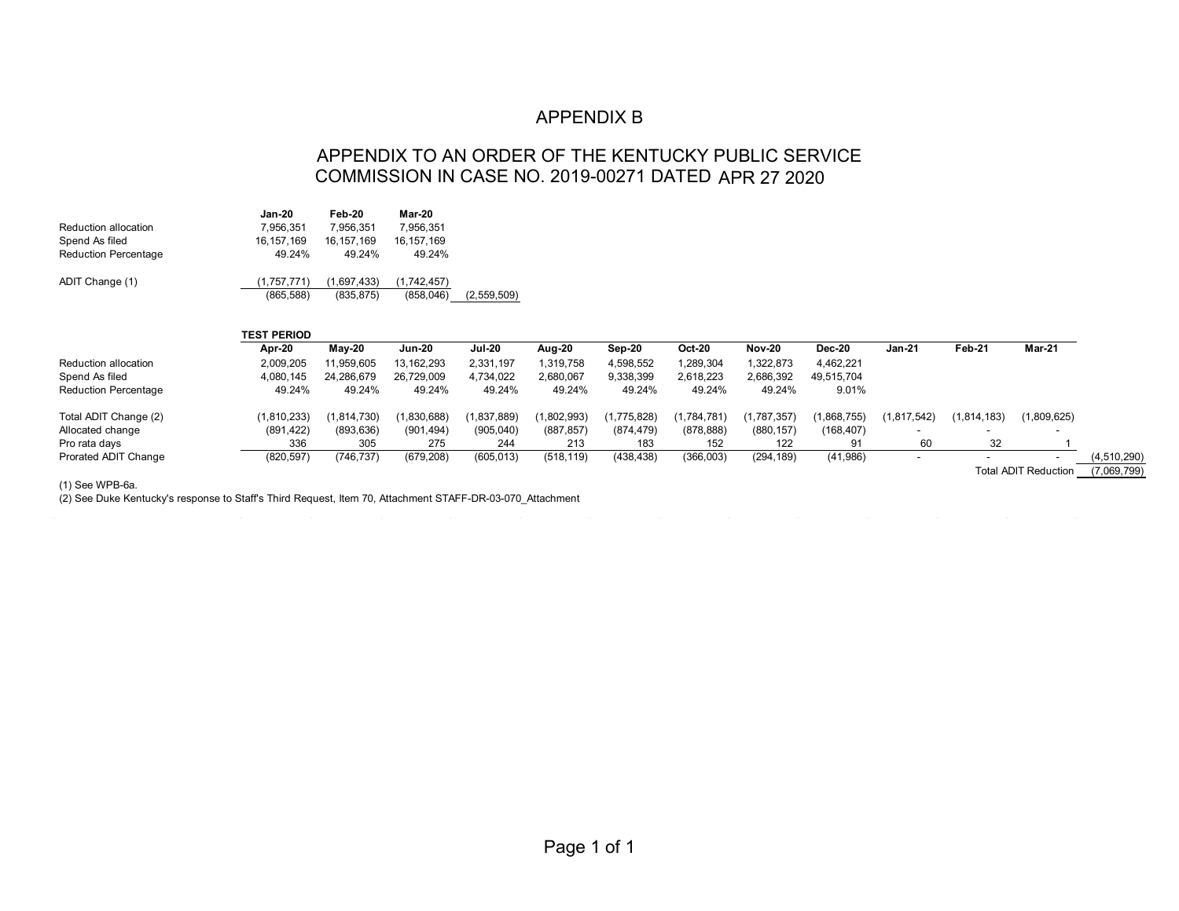# APPENDIX B

## APPENDIX TO AN ORDER OF THE KENTUCKY PUBLIC SERVICE COMMISSION IN CASE NO. 2019-00271 DATED APR 27 2020

| | Jan-20 | Feb-20 | Mar-20 | |
|---|---|---|---|---|
| Reduction allocation | 7,956,351 | 7,956,351 | 7,956,351 | |
| Spend As filed | 16,157,169 | 16,157,169 | 16,157,169 | |
| Reduction Percentage | 49.24% | 49.24% | 49.24% | |
| | | | | |
| ADIT Change (1) | (1,757,771) | (1,697,433) | (1,742,457) | |
| | (865,588) | (835,875) | (858,046) | (2,559,509) |

| | TEST PERIOD | | | | | | | | | | | | |
|---|---|---|---|---|---|---|---|---|---|---|---|---|---|
| | Apr-20 | May-20 | Jun-20 | Jul-20 | Aug-20 | Sep-20 | Oct-20 | Nov-20 | Dec-20 | Jan-21 | Feb-21 | Mar-21 | |
| Reduction allocation | 2,009,205 | 11,959,605 | 13,162,293 | 2,331,197 | 1,319,758 | 4,598,552 | 1,289,304 | 1,322,873 | 4,462,221 | | | | |
| Spend As filed | 4,080,145 | 24,286,679 | 26,729,009 | 4,734,022 | 2,680,067 | 9,338,399 | 2,618,223 | 2,686,392 | 49,515,704 | | | | |
| Reduction Percentage | 49.24% | 49.24% | 49.24% | 49.24% | 49.24% | 49.24% | 49.24% | 49.24% | 9.01% | | | | |
| | | | | | | | | | | | | | |
| Total ADIT Change (2) | (1,810,233) | (1,814,730) | (1,830,688) | (1,837,889) | (1,802,993) | (1,775,828) | (1,784,781) | (1,787,357) | (1,868,755) | (1,817,542) | (1,814,183) | (1,809,625) | |
| Allocated change | (891,422) | (893,636) | (901,494) | (905,040) | (887,857) | (874,479) | (878,888) | (880,157) | (168,407) | - | - | - | |
| Pro rata days | 336 | 305 | 275 | 244 | 213 | 183 | 152 | 122 | 91 | 60 | 32 | 1 | |
| Prorated ADIT Change | (820,597) | (746,737) | (679,208) | (605,013) | (518,119) | (438,438) | (366,003) | (294,189) | (41,986) | - | - | - | (4,510,290) |
| | | | | | | | | | | | | Total ADIT Reduction | (7,069,799) |

(1) See WPB-6a.

(2) See Duke Kentucky's response to Staff's Third Request, Item 70, Attachment STAFF-DR-03-070_Attachment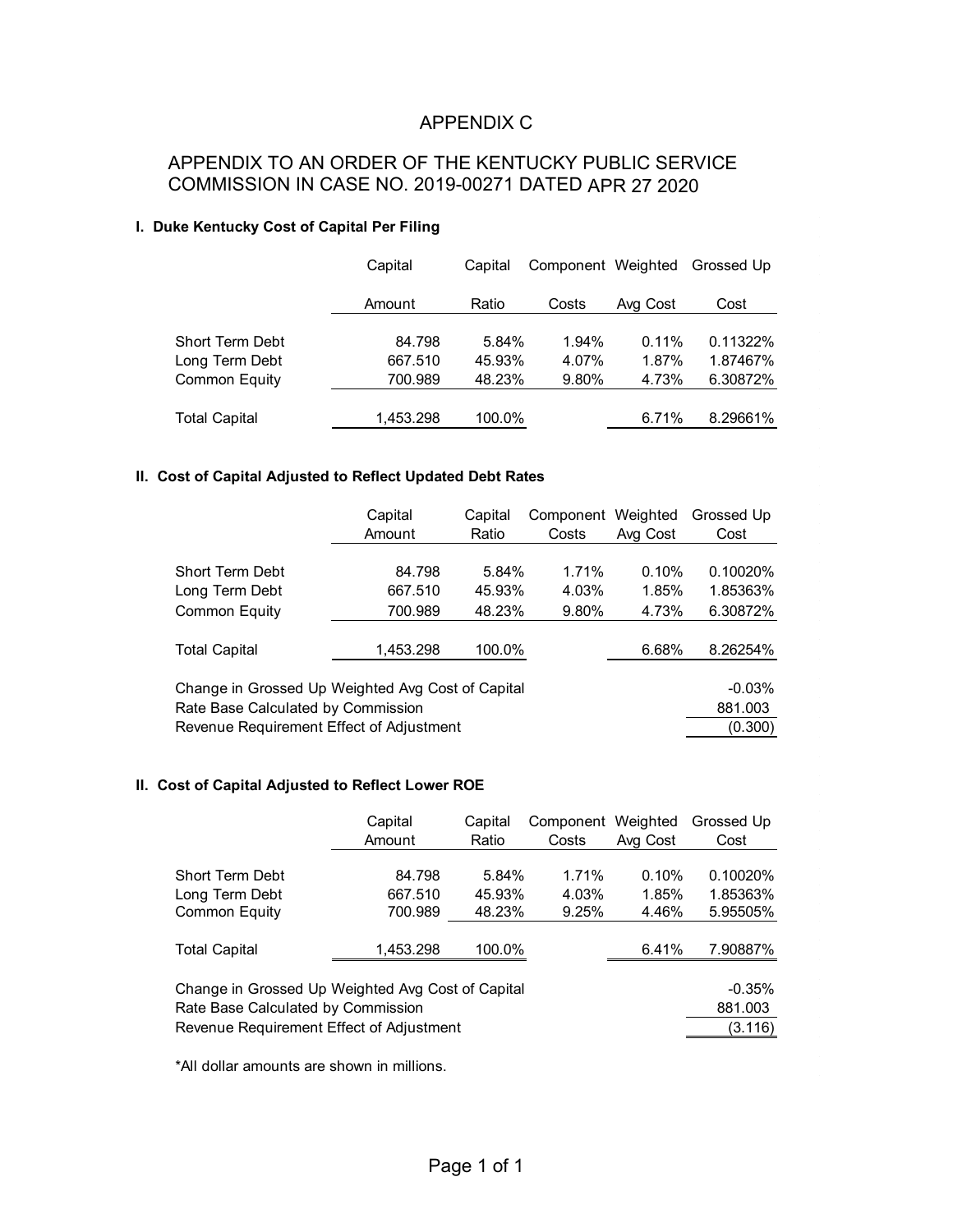# APPENDIX C

## APPENDIX TO AN ORDER OF THE KENTUCKY PUBLIC SERVICE COMMISSION IN CASE NO. 2019-00271 DATED APR 27 2020

### I. Duke Kentucky Cost of Capital Per Filing

| | Capital Amount | Capital Ratio | Component Costs | Weighted Avg Cost | Grossed Up Cost |
|---|---|---|---|---|---|
| Short Term Debt | 84.798 | 5.84% | 1.94% | 0.11% | 0.11322% |
| Long Term Debt | 667.510 | 45.93% | 4.07% | 1.87% | 1.87467% |
| Common Equity | 700.989 | 48.23% | 9.80% | 4.73% | 6.30872% |
| Total Capital | 1,453.298 | 100.0% | | 6.71% | 8.29661% |

### II. Cost of Capital Adjusted to Reflect Updated Debt Rates

| | Capital Amount | Capital Ratio | Component Costs | Weighted Avg Cost | Grossed Up Cost |
|---|---|---|---|---|---|
| Short Term Debt | 84.798 | 5.84% | 1.71% | 0.10% | 0.10020% |
| Long Term Debt | 667.510 | 45.93% | 4.03% | 1.85% | 1.85363% |
| Common Equity | 700.989 | 48.23% | 9.80% | 4.73% | 6.30872% |
| Total Capital | 1,453.298 | 100.0% | | 6.68% | 8.26254% |

| | |
|---|---|
| Change in Grossed Up Weighted Avg Cost of Capital | -0.03% |
| Rate Base Calculated by Commission | 881.003 |
| Revenue Requirement Effect of Adjustment | (0.300) |

### II. Cost of Capital Adjusted to Reflect Lower ROE

| | Capital Amount | Capital Ratio | Component Costs | Weighted Avg Cost | Grossed Up Cost |
|---|---|---|---|---|---|
| Short Term Debt | 84.798 | 5.84% | 1.71% | 0.10% | 0.10020% |
| Long Term Debt | 667.510 | 45.93% | 4.03% | 1.85% | 1.85363% |
| Common Equity | 700.989 | 48.23% | 9.25% | 4.46% | 5.95505% |
| Total Capital | 1,453.298 | 100.0% | | 6.41% | 7.90887% |

| | |
|---|---|
| Change in Grossed Up Weighted Avg Cost of Capital | -0.35% |
| Rate Base Calculated by Commission | 881.003 |
| Revenue Requirement Effect of Adjustment | (3.116) |

*All dollar amounts are shown in millions.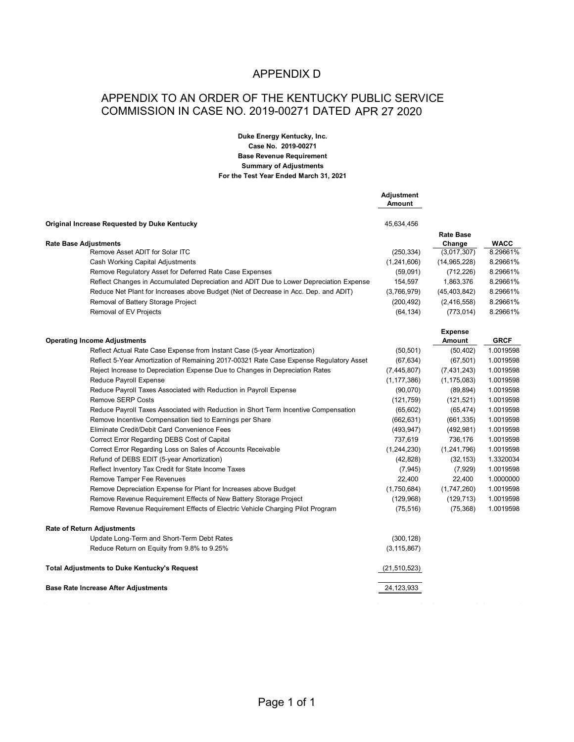# APPENDIX D

## APPENDIX TO AN ORDER OF THE KENTUCKY PUBLIC SERVICE COMMISSION IN CASE NO. 2019-00271 DATED APR 27 2020

**Duke Energy Kentucky, Inc.**
**Case No. 2019-00271**
**Base Revenue Requirement**
**Summary of Adjustments**
**For the Test Year Ended March 31, 2021**

| | Adjustment Amount | | |
|---|---|---|---|
| **Original Increase Requested by Duke Kentucky** | 45,634,456 | | |
| **Rate Base Adjustments** | | **Rate Base Change** | **WACC** |
| Remove Asset ADIT for Solar ITC | (250,334) | (3,017,307) | 8.29661% |
| Cash Working Capital Adjustments | (1,241,606) | (14,965,228) | 8.29661% |
| Remove Regulatory Asset for Deferred Rate Case Expenses | (59,091) | (712,226) | 8.29661% |
| Reflect Changes in Accumulated Depreciation and ADIT Due to Lower Depreciation Expense | 154,597 | 1,863,376 | 8.29661% |
| Reduce Net Plant for Increases above Budget (Net of Decrease in Acc. Dep. and ADIT) | (3,766,979) | (45,403,842) | 8.29661% |
| Removal of Battery Storage Project | (200,492) | (2,416,558) | 8.29661% |
| Removal of EV Projects | (64,134) | (773,014) | 8.29661% |
| **Operating Income Adjustments** | | **Expense Amount** | **GRCF** |
| Reflect Actual Rate Case Expense from Instant Case (5-year Amortization) | (50,501) | (50,402) | 1.0019598 |
| Reflect 5-Year Amortization of Remaining 2017-00321 Rate Case Expense Regulatory Asset | (67,634) | (67,501) | 1.0019598 |
| Reject Increase to Depreciation Expense Due to Changes in Depreciation Rates | (7,445,807) | (7,431,243) | 1.0019598 |
| Reduce Payroll Expense | (1,177,386) | (1,175,083) | 1.0019598 |
| Reduce Payroll Taxes Associated with Reduction in Payroll Expense | (90,070) | (89,894) | 1.0019598 |
| Remove SERP Costs | (121,759) | (121,521) | 1.0019598 |
| Reduce Payroll Taxes Associated with Reduction in Short Term Incentive Compensation | (65,602) | (65,474) | 1.0019598 |
| Remove Incentive Compensation tied to Earnings per Share | (662,631) | (661,335) | 1.0019598 |
| Eliminate Credit/Debit Card Convenience Fees | (493,947) | (492,981) | 1.0019598 |
| Correct Error Regarding DEBS Cost of Capital | 737,619 | 736,176 | 1.0019598 |
| Correct Error Regarding Loss on Sales of Accounts Receivable | (1,244,230) | (1,241,796) | 1.0019598 |
| Refund of DEBS EDIT (5-year Amortization) | (42,828) | (32,153) | 1.3320034 |
| Reflect Inventory Tax Credit for State Income Taxes | (7,945) | (7,929) | 1.0019598 |
| Remove Tamper Fee Revenues | 22,400 | 22,400 | 1.0000000 |
| Remove Depreciation Expense for Plant for Increases above Budget | (1,750,684) | (1,747,260) | 1.0019598 |
| Remove Revenue Requirement Effects of New Battery Storage Project | (129,968) | (129,713) | 1.0019598 |
| Remove Revenue Requirement Effects of Electric Vehicle Charging Pilot Program | (75,516) | (75,368) | 1.0019598 |
| **Rate of Return Adjustments** | | | |
| Update Long-Term and Short-Term Debt Rates | (300,128) | | |
| Reduce Return on Equity from 9.8% to 9.25% | (3,115,867) | | |
| **Total Adjustments to Duke Kentucky's Request** | (21,510,523) | | |
| **Base Rate Increase After Adjustments** | 24,123,933 | | |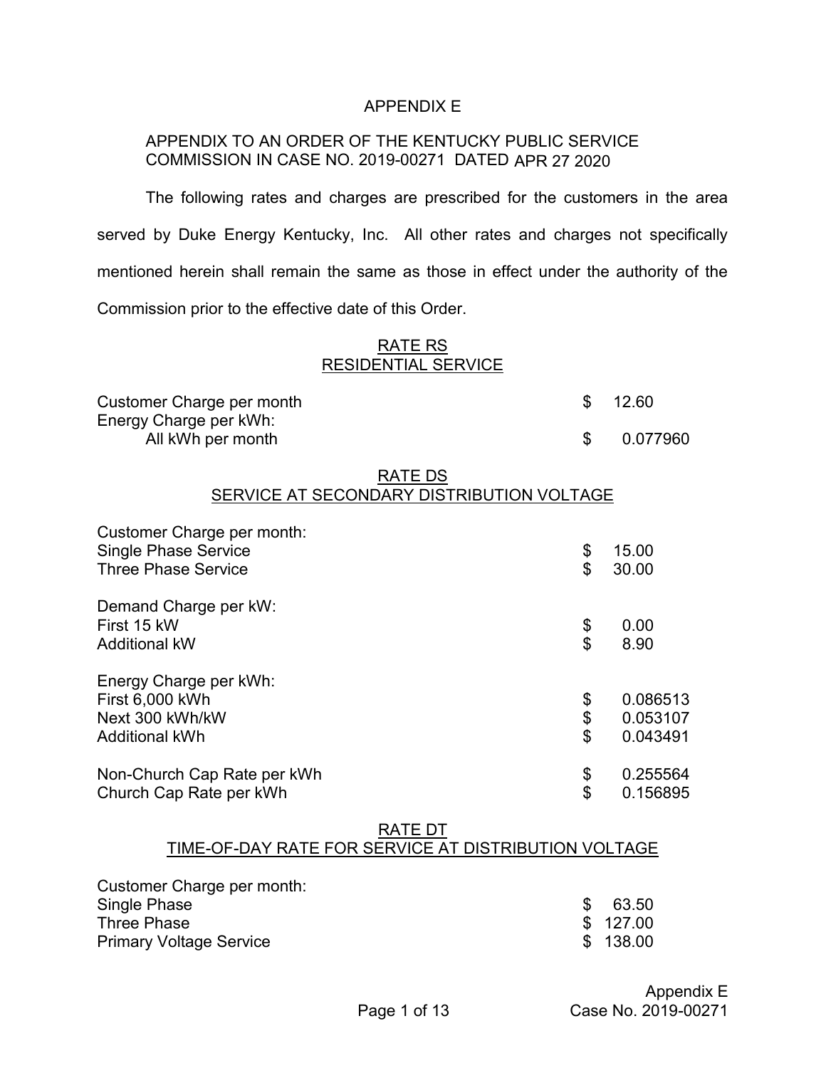APPENDIX E

APPENDIX TO AN ORDER OF THE KENTUCKY PUBLIC SERVICE COMMISSION IN CASE NO. 2019-00271 DATED APR 27 2020

The following rates and charges are prescribed for the customers in the area served by Duke Energy Kentucky, Inc. All other rates and charges not specifically mentioned herein shall remain the same as those in effect under the authority of the Commission prior to the effective date of this Order.

## RATE RS
## RESIDENTIAL SERVICE

| | |
|---|---|
| Customer Charge per month | $ 12.60 |
| Energy Charge per kWh: | |
| All kWh per month | $ 0.077960 |

## RATE DS
## SERVICE AT SECONDARY DISTRIBUTION VOLTAGE

| | |
|---|---|
| Customer Charge per month: | |
| Single Phase Service | $ 15.00 |
| Three Phase Service | $ 30.00 |
| | |
| Demand Charge per kW: | |
| First 15 kW | $ 0.00 |
| Additional kW | $ 8.90 |
| | |
| Energy Charge per kWh: | |
| First 6,000 kWh | $ 0.086513 |
| Next 300 kWh/kW | $ 0.053107 |
| Additional kWh | $ 0.043491 |
| | |
| Non-Church Cap Rate per kWh | $ 0.255564 |
| Church Cap Rate per kWh | $ 0.156895 |

## RATE DT
## TIME-OF-DAY RATE FOR SERVICE AT DISTRIBUTION VOLTAGE

| | |
|---|---|
| Customer Charge per month: | |
| Single Phase | $ 63.50 |
| Three Phase | $ 127.00 |
| Primary Voltage Service | $ 138.00 |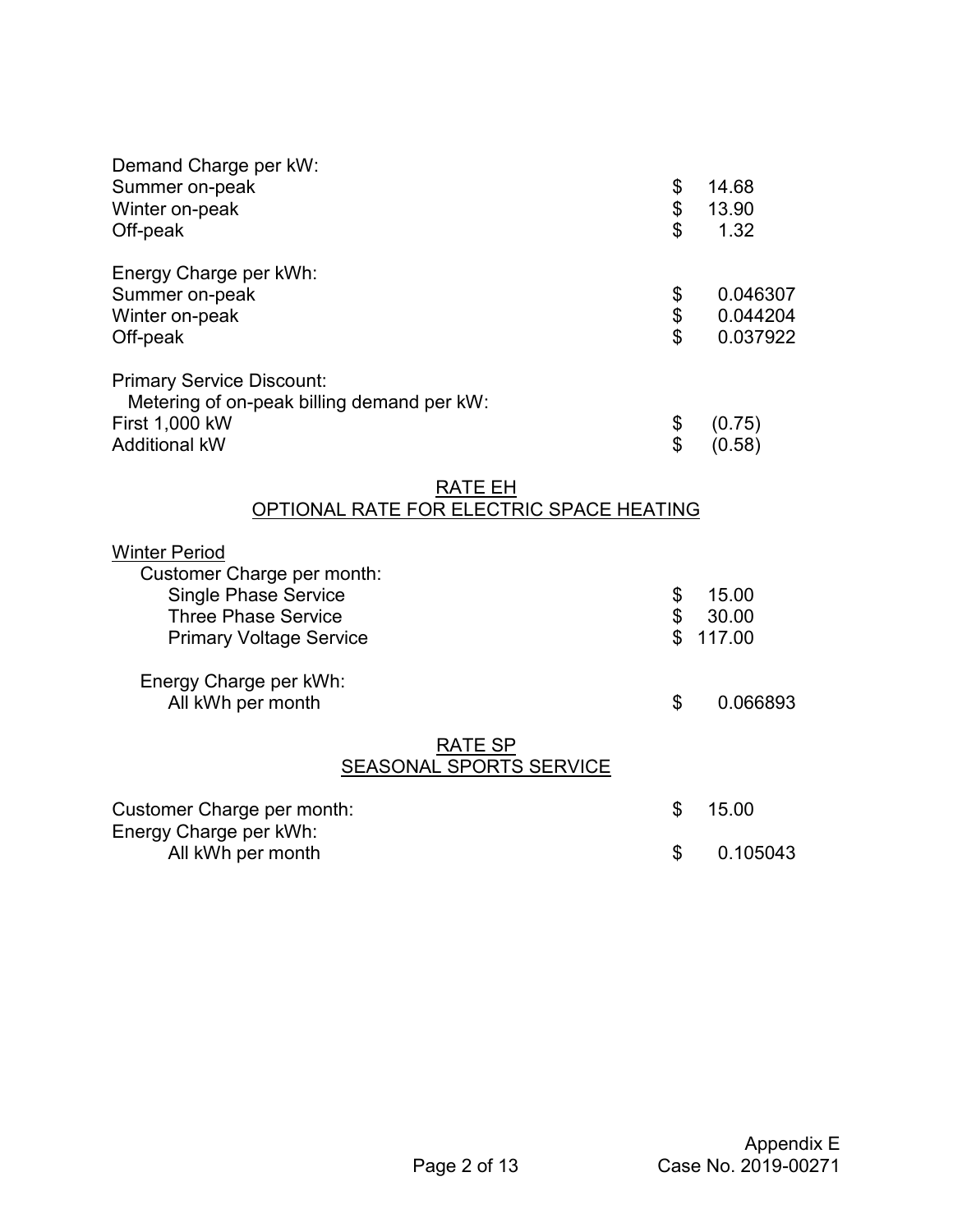| | |
|---|---|
| Demand Charge per kW: | |
| Summer on-peak | $ 14.68 |
| Winter on-peak | $ 13.90 |
| Off-peak | $ 1.32 |
| | |
| Energy Charge per kWh: | |
| Summer on-peak | $ 0.046307 |
| Winter on-peak | $ 0.044204 |
| Off-peak | $ 0.037922 |
| | |
| Primary Service Discount: | |
| Metering of on-peak billing demand per kW: | |
| First 1,000 kW | $ (0.75) |
| Additional kW | $ (0.58) |

## RATE EH
## OPTIONAL RATE FOR ELECTRIC SPACE HEATING

Winter Period

| | |
|---|---|
| Customer Charge per month: | |
| Single Phase Service | $ 15.00 |
| Three Phase Service | $ 30.00 |
| Primary Voltage Service | $ 117.00 |
| | |
| Energy Charge per kWh: | |
| All kWh per month | $ 0.066893 |

## RATE SP
## SEASONAL SPORTS SERVICE

| | |
|---|---|
| Customer Charge per month: | $ 15.00 |
| Energy Charge per kWh: | |
| All kWh per month | $ 0.105043 |

Appendix E
Case No. 2019-00271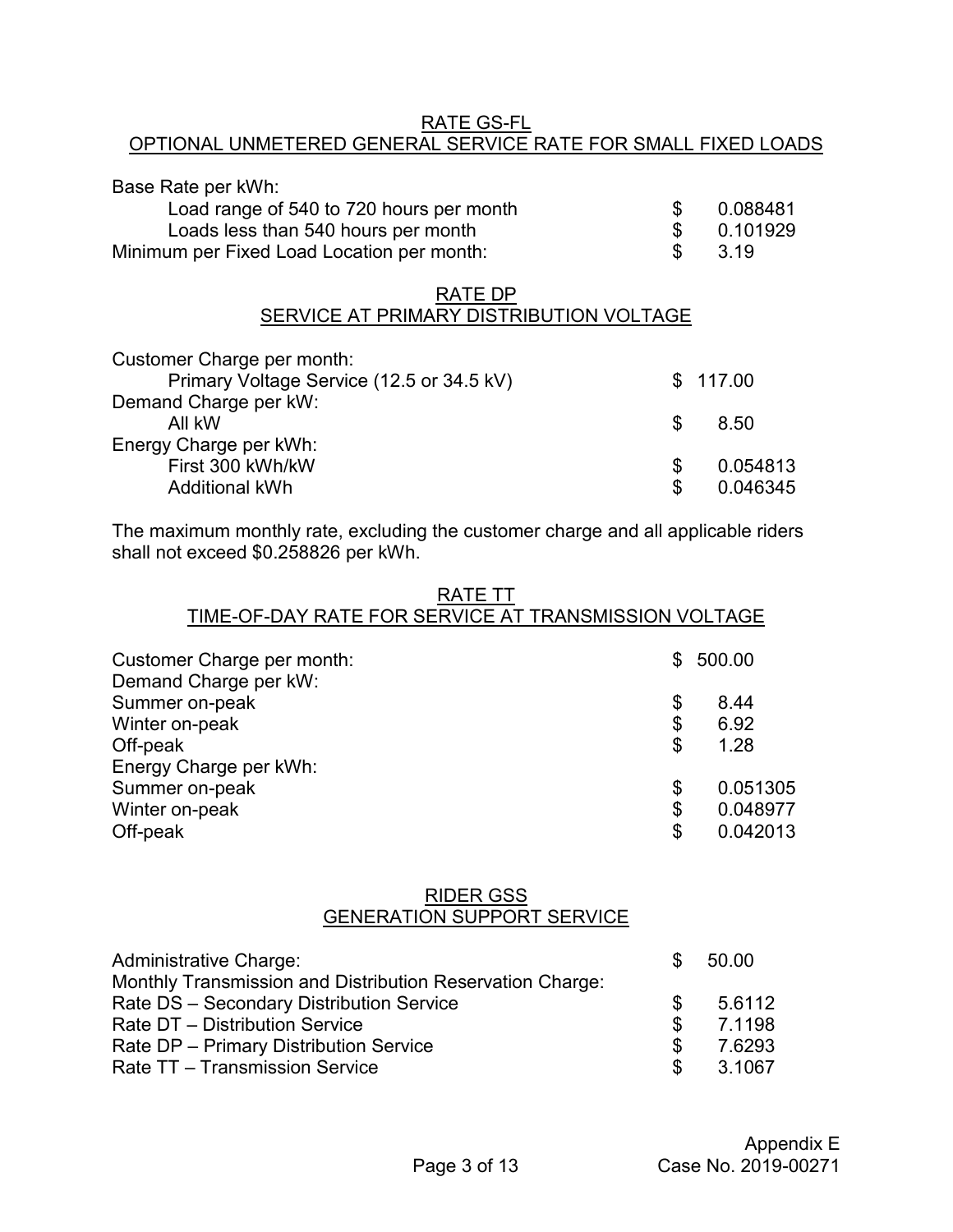## RATE GS-FL
## OPTIONAL UNMETERED GENERAL SERVICE RATE FOR SMALL FIXED LOADS

| | | |
|---|---|---|
| Base Rate per kWh: | | |
| Load range of 540 to 720 hours per month | $ | 0.088481 |
| Loads less than 540 hours per month | $ | 0.101929 |
| Minimum per Fixed Load Location per month: | $ | 3.19 |

## RATE DP
## SERVICE AT PRIMARY DISTRIBUTION VOLTAGE

| | | |
|---|---|---|
| Customer Charge per month: | | |
| Primary Voltage Service (12.5 or 34.5 kV) | $ | 117.00 |
| Demand Charge per kW: | | |
| All kW | $ | 8.50 |
| Energy Charge per kWh: | | |
| First 300 kWh/kW | $ | 0.054813 |
| Additional kWh | $ | 0.046345 |

The maximum monthly rate, excluding the customer charge and all applicable riders shall not exceed $0.258826 per kWh.

## RATE TT
## TIME-OF-DAY RATE FOR SERVICE AT TRANSMISSION VOLTAGE

| | | |
|---|---|---|
| Customer Charge per month: | $ | 500.00 |
| Demand Charge per kW: | | |
| Summer on-peak | $ | 8.44 |
| Winter on-peak | $ | 6.92 |
| Off-peak | $ | 1.28 |
| Energy Charge per kWh: | | |
| Summer on-peak | $ | 0.051305 |
| Winter on-peak | $ | 0.048977 |
| Off-peak | $ | 0.042013 |

## RIDER GSS
## GENERATION SUPPORT SERVICE

| | | |
|---|---|---|
| Administrative Charge: | $ | 50.00 |
| Monthly Transmission and Distribution Reservation Charge: | | |
| Rate DS – Secondary Distribution Service | $ | 5.6112 |
| Rate DT – Distribution Service | $ | 7.1198 |
| Rate DP – Primary Distribution Service | $ | 7.6293 |
| Rate TT – Transmission Service | $ | 3.1067 |

Appendix E
Case No. 2019-00271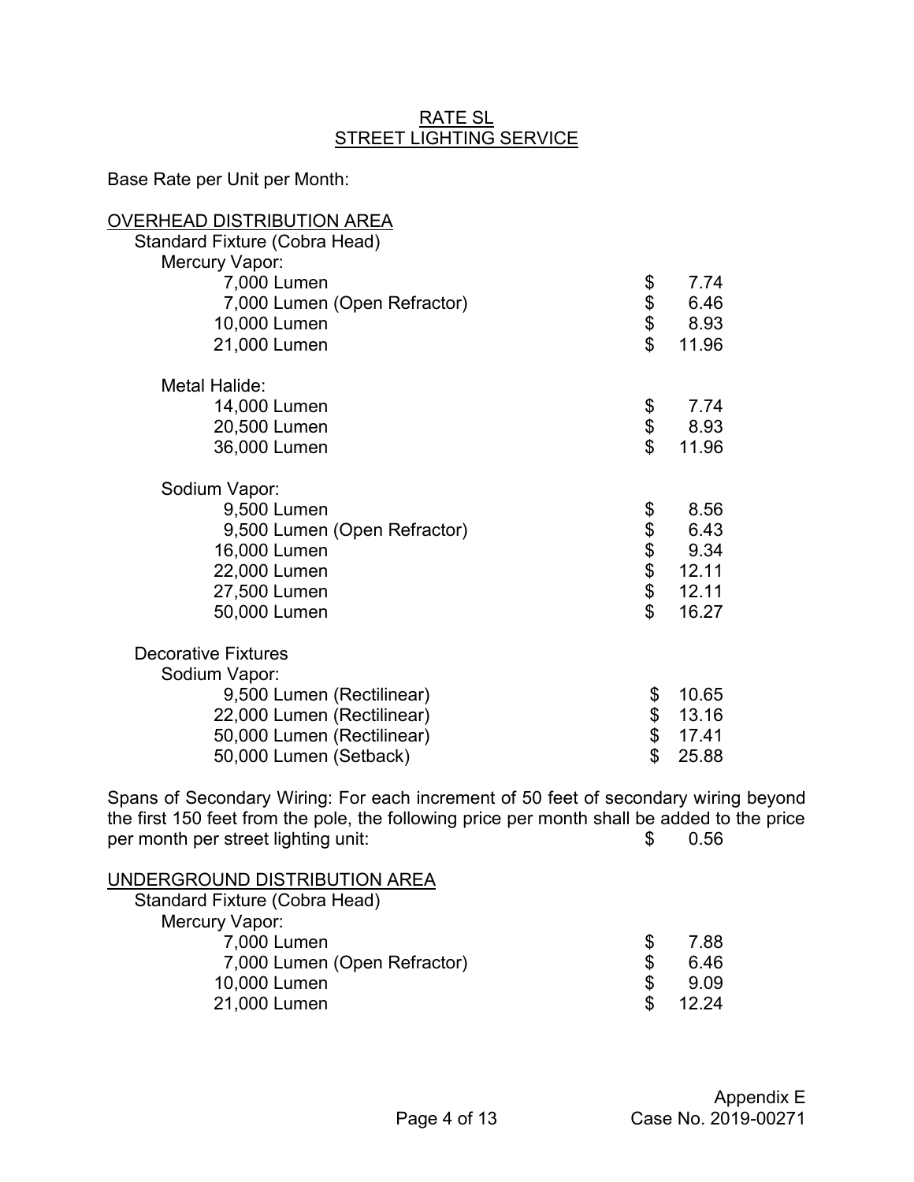## RATE SL
## STREET LIGHTING SERVICE

Base Rate per Unit per Month:

OVERHEAD DISTRIBUTION AREA

| | |
|---|---|
| **Standard Fixture (Cobra Head)** | |
| Mercury Vapor: | |
| 7,000 Lumen | $ 7.74 |
| 7,000 Lumen (Open Refractor) | $ 6.46 |
| 10,000 Lumen | $ 8.93 |
| 21,000 Lumen | $ 11.96 |
| Metal Halide: | |
| 14,000 Lumen | $ 7.74 |
| 20,500 Lumen | $ 8.93 |
| 36,000 Lumen | $ 11.96 |
| Sodium Vapor: | |
| 9,500 Lumen | $ 8.56 |
| 9,500 Lumen (Open Refractor) | $ 6.43 |
| 16,000 Lumen | $ 9.34 |
| 22,000 Lumen | $ 12.11 |
| 27,500 Lumen | $ 12.11 |
| 50,000 Lumen | $ 16.27 |
| **Decorative Fixtures** | |
| Sodium Vapor: | |
| 9,500 Lumen (Rectilinear) | $ 10.65 |
| 22,000 Lumen (Rectilinear) | $ 13.16 |
| 50,000 Lumen (Rectilinear) | $ 17.41 |
| 50,000 Lumen (Setback) | $ 25.88 |

Spans of Secondary Wiring: For each increment of 50 feet of secondary wiring beyond the first 150 feet from the pole, the following price per month shall be added to the price per month per street lighting unit: $ 0.56

UNDERGROUND DISTRIBUTION AREA

| | |
|---|---|
| **Standard Fixture (Cobra Head)** | |
| Mercury Vapor: | |
| 7,000 Lumen | $ 7.88 |
| 7,000 Lumen (Open Refractor) | $ 6.46 |
| 10,000 Lumen | $ 9.09 |
| 21,000 Lumen | $ 12.24 |

Appendix E
Case No. 2019-00271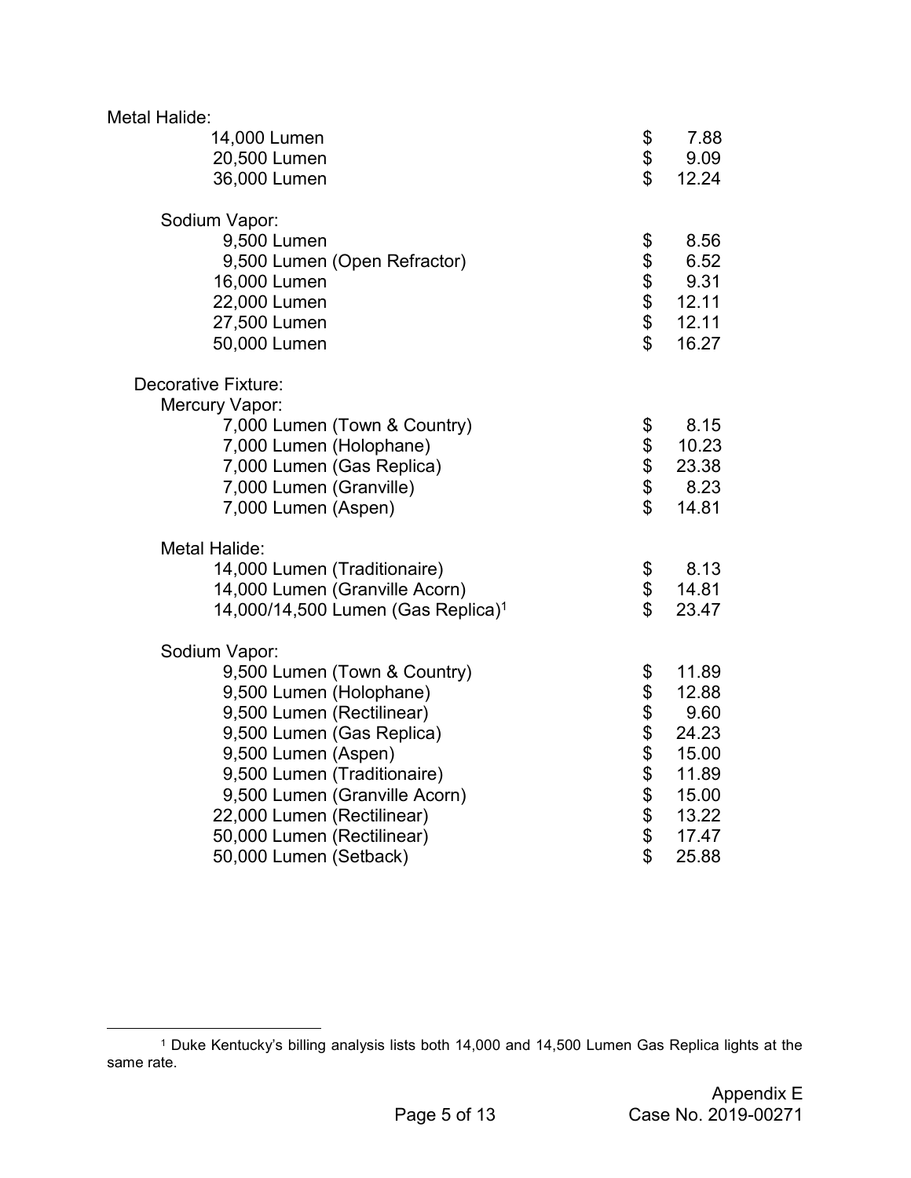| | |
|---|---|
| Metal Halide: | |
| 14,000 Lumen | $ 7.88 |
| 20,500 Lumen | $ 9.09 |
| 36,000 Lumen | $ 12.24 |
| | |
| Sodium Vapor: | |
| 9,500 Lumen | $ 8.56 |
| 9,500 Lumen (Open Refractor) | $ 6.52 |
| 16,000 Lumen | $ 9.31 |
| 22,000 Lumen | $ 12.11 |
| 27,500 Lumen | $ 12.11 |
| 50,000 Lumen | $ 16.27 |
| | |
| Decorative Fixture: | |
| Mercury Vapor: | |
| 7,000 Lumen (Town & Country) | $ 8.15 |
| 7,000 Lumen (Holophane) | $ 10.23 |
| 7,000 Lumen (Gas Replica) | $ 23.38 |
| 7,000 Lumen (Granville) | $ 8.23 |
| 7,000 Lumen (Aspen) | $ 14.81 |
| | |
| Metal Halide: | |
| 14,000 Lumen (Traditionaire) | $ 8.13 |
| 14,000 Lumen (Granville Acorn) | $ 14.81 |
| 14,000/14,500 Lumen (Gas Replica)[1] | $ 23.47 |
| | |
| Sodium Vapor: | |
| 9,500 Lumen (Town & Country) | $ 11.89 |
| 9,500 Lumen (Holophane) | $ 12.88 |
| 9,500 Lumen (Rectilinear) | $ 9.60 |
| 9,500 Lumen (Gas Replica) | $ 24.23 |
| 9,500 Lumen (Aspen) | $ 15.00 |
| 9,500 Lumen (Traditionaire) | $ 11.89 |
| 9,500 Lumen (Granville Acorn) | $ 15.00 |
| 22,000 Lumen (Rectilinear) | $ 13.22 |
| 50,000 Lumen (Rectilinear) | $ 17.47 |
| 50,000 Lumen (Setback) | $ 25.88 |

[1] Duke Kentucky's billing analysis lists both 14,000 and 14,500 Lumen Gas Replica lights at the same rate.

Appendix E
Case No. 2019-00271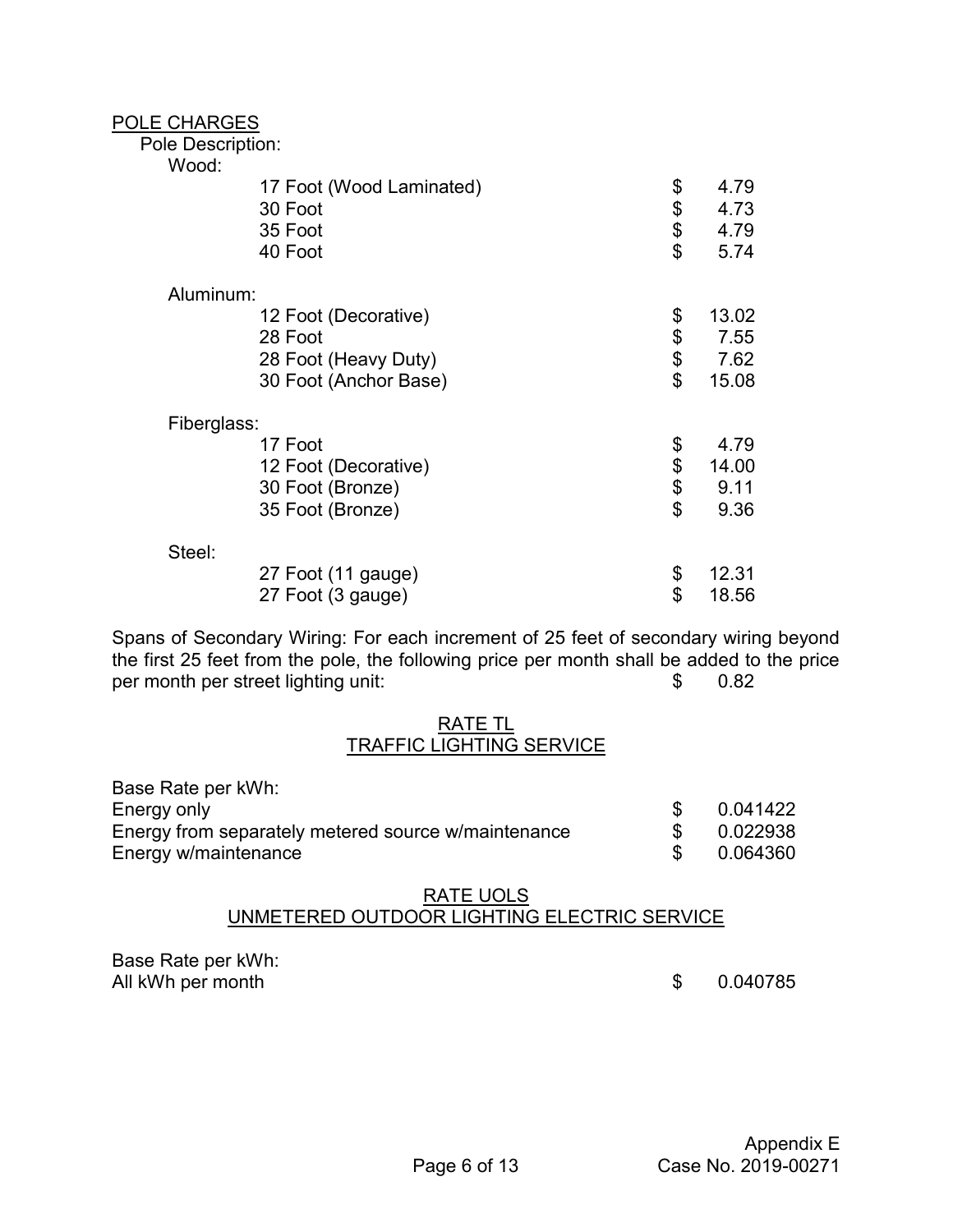POLE CHARGES

Pole Description:

| | | |
|---|---|---|
| Wood: | | |
| | 17 Foot (Wood Laminated) | $ 4.79 |
| | 30 Foot | $ 4.73 |
| | 35 Foot | $ 4.79 |
| | 40 Foot | $ 5.74 |
| Aluminum: | | |
| | 12 Foot (Decorative) | $ 13.02 |
| | 28 Foot | $ 7.55 |
| | 28 Foot (Heavy Duty) | $ 7.62 |
| | 30 Foot (Anchor Base) | $ 15.08 |
| Fiberglass: | | |
| | 17 Foot | $ 4.79 |
| | 12 Foot (Decorative) | $ 14.00 |
| | 30 Foot (Bronze) | $ 9.11 |
| | 35 Foot (Bronze) | $ 9.36 |
| Steel: | | |
| | 27 Foot (11 gauge) | $ 12.31 |
| | 27 Foot (3 gauge) | $ 18.56 |

Spans of Secondary Wiring: For each increment of 25 feet of secondary wiring beyond the first 25 feet from the pole, the following price per month shall be added to the price per month per street lighting unit: $ 0.82

## RATE TL
## TRAFFIC LIGHTING SERVICE

| | |
|---|---|
| Base Rate per kWh: | |
| Energy only | $ 0.041422 |
| Energy from separately metered source w/maintenance | $ 0.022938 |
| Energy w/maintenance | $ 0.064360 |

## RATE UOLS
## UNMETERED OUTDOOR LIGHTING ELECTRIC SERVICE

| | |
|---|---|
| Base Rate per kWh: | |
| All kWh per month | $ 0.040785 |

Appendix E
Case No. 2019-00271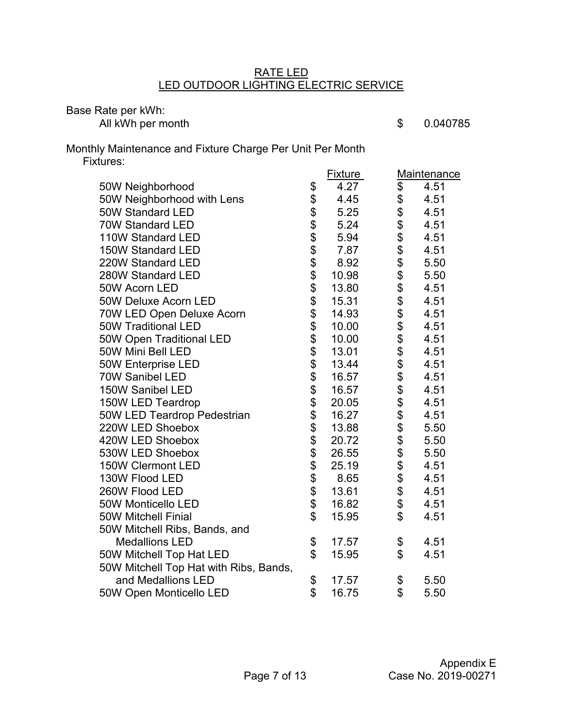## RATE LED
## LED OUTDOOR LIGHTING ELECTRIC SERVICE

Base Rate per kWh:

All kWh per month $ 0.040785

Monthly Maintenance and Fixture Charge Per Unit Per Month

Fixtures:

| | Fixture | Maintenance |
|---|---|---|
| 50W Neighborhood | $ 4.27 | $ 4.51 |
| 50W Neighborhood with Lens | $ 4.45 | $ 4.51 |
| 50W Standard LED | $ 5.25 | $ 4.51 |
| 70W Standard LED | $ 5.24 | $ 4.51 |
| 110W Standard LED | $ 5.94 | $ 4.51 |
| 150W Standard LED | $ 7.87 | $ 4.51 |
| 220W Standard LED | $ 8.92 | $ 5.50 |
| 280W Standard LED | $ 10.98 | $ 5.50 |
| 50W Acorn LED | $ 13.80 | $ 4.51 |
| 50W Deluxe Acorn LED | $ 15.31 | $ 4.51 |
| 70W LED Open Deluxe Acorn | $ 14.93 | $ 4.51 |
| 50W Traditional LED | $ 10.00 | $ 4.51 |
| 50W Open Traditional LED | $ 10.00 | $ 4.51 |
| 50W Mini Bell LED | $ 13.01 | $ 4.51 |
| 50W Enterprise LED | $ 13.44 | $ 4.51 |
| 70W Sanibel LED | $ 16.57 | $ 4.51 |
| 150W Sanibel LED | $ 16.57 | $ 4.51 |
| 150W LED Teardrop | $ 20.05 | $ 4.51 |
| 50W LED Teardrop Pedestrian | $ 16.27 | $ 4.51 |
| 220W LED Shoebox | $ 13.88 | $ 5.50 |
| 420W LED Shoebox | $ 20.72 | $ 5.50 |
| 530W LED Shoebox | $ 26.55 | $ 5.50 |
| 150W Clermont LED | $ 25.19 | $ 4.51 |
| 130W Flood LED | $ 8.65 | $ 4.51 |
| 260W Flood LED | $ 13.61 | $ 4.51 |
| 50W Monticello LED | $ 16.82 | $ 4.51 |
| 50W Mitchell Finial | $ 15.95 | $ 4.51 |
| 50W Mitchell Ribs, Bands, and Medallions LED | $ 17.57 | $ 4.51 |
| 50W Mitchell Top Hat LED | $ 15.95 | $ 4.51 |
| 50W Mitchell Top Hat with Ribs, Bands, and Medallions LED | $ 17.57 | $ 5.50 |
| 50W Open Monticello LED | $ 16.75 | $ 5.50 |

Appendix E
Case No. 2019-00271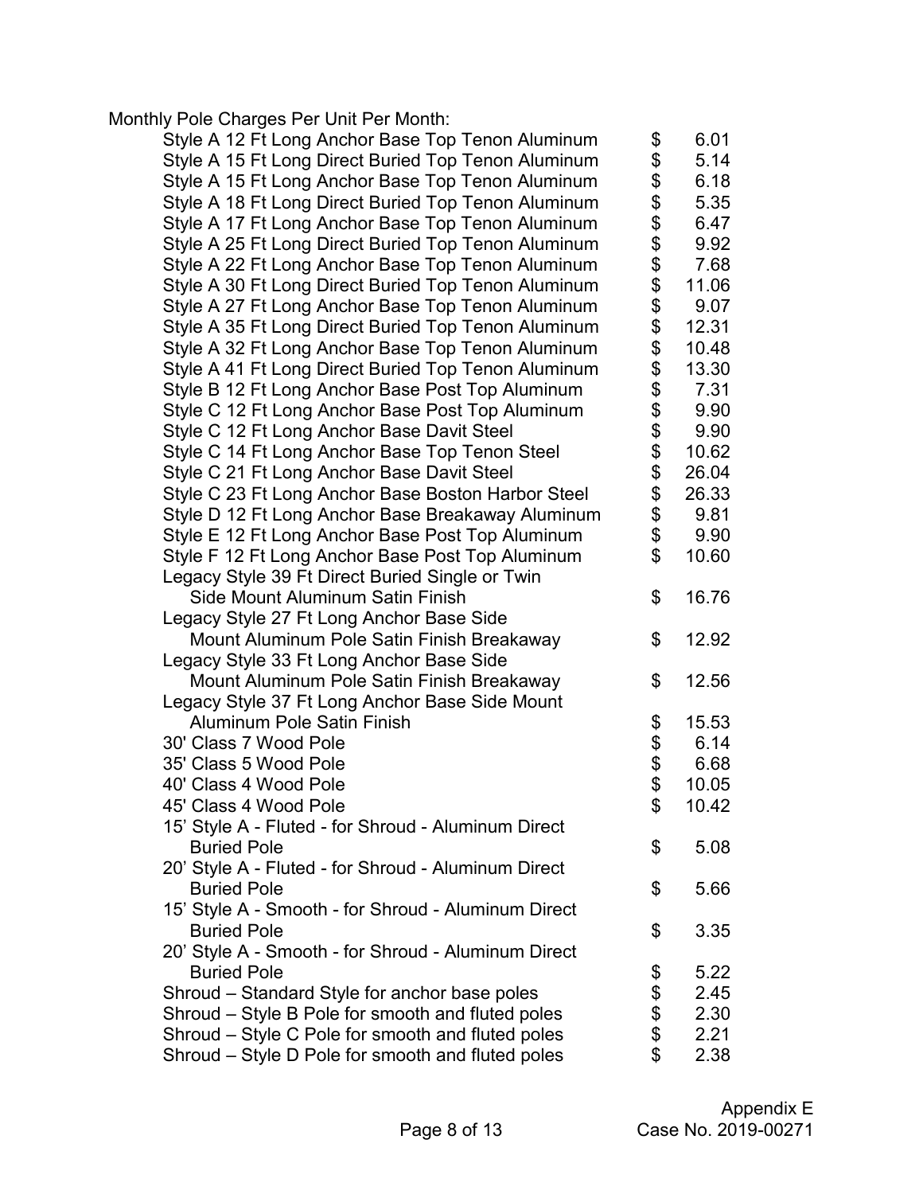Monthly Pole Charges Per Unit Per Month:

| | | |
|---|---|---|
| Style A 12 Ft Long Anchor Base Top Tenon Aluminum | $ | 6.01 |
| Style A 15 Ft Long Direct Buried Top Tenon Aluminum | $ | 5.14 |
| Style A 15 Ft Long Anchor Base Top Tenon Aluminum | $ | 6.18 |
| Style A 18 Ft Long Direct Buried Top Tenon Aluminum | $ | 5.35 |
| Style A 17 Ft Long Anchor Base Top Tenon Aluminum | $ | 6.47 |
| Style A 25 Ft Long Direct Buried Top Tenon Aluminum | $ | 9.92 |
| Style A 22 Ft Long Anchor Base Top Tenon Aluminum | $ | 7.68 |
| Style A 30 Ft Long Direct Buried Top Tenon Aluminum | $ | 11.06 |
| Style A 27 Ft Long Anchor Base Top Tenon Aluminum | $ | 9.07 |
| Style A 35 Ft Long Direct Buried Top Tenon Aluminum | $ | 12.31 |
| Style A 32 Ft Long Anchor Base Top Tenon Aluminum | $ | 10.48 |
| Style A 41 Ft Long Direct Buried Top Tenon Aluminum | $ | 13.30 |
| Style B 12 Ft Long Anchor Base Post Top Aluminum | $ | 7.31 |
| Style C 12 Ft Long Anchor Base Post Top Aluminum | $ | 9.90 |
| Style C 12 Ft Long Anchor Base Davit Steel | $ | 9.90 |
| Style C 14 Ft Long Anchor Base Top Tenon Steel | $ | 10.62 |
| Style C 21 Ft Long Anchor Base Davit Steel | $ | 26.04 |
| Style C 23 Ft Long Anchor Base Boston Harbor Steel | $ | 26.33 |
| Style D 12 Ft Long Anchor Base Breakaway Aluminum | $ | 9.81 |
| Style E 12 Ft Long Anchor Base Post Top Aluminum | $ | 9.90 |
| Style F 12 Ft Long Anchor Base Post Top Aluminum | $ | 10.60 |
| Legacy Style 39 Ft Direct Buried Single or Twin Side Mount Aluminum Satin Finish | $ | 16.76 |
| Legacy Style 27 Ft Long Anchor Base Side Mount Aluminum Pole Satin Finish Breakaway | $ | 12.92 |
| Legacy Style 33 Ft Long Anchor Base Side Mount Aluminum Pole Satin Finish Breakaway | $ | 12.56 |
| Legacy Style 37 Ft Long Anchor Base Side Mount Aluminum Pole Satin Finish | $ | 15.53 |
| 30' Class 7 Wood Pole | $ | 6.14 |
| 35' Class 5 Wood Pole | $ | 6.68 |
| 40' Class 4 Wood Pole | $ | 10.05 |
| 45' Class 4 Wood Pole | $ | 10.42 |
| 15' Style A - Fluted - for Shroud - Aluminum Direct Buried Pole | $ | 5.08 |
| 20' Style A - Fluted - for Shroud - Aluminum Direct Buried Pole | $ | 5.66 |
| 15' Style A - Smooth - for Shroud - Aluminum Direct Buried Pole | $ | 3.35 |
| 20' Style A - Smooth - for Shroud - Aluminum Direct Buried Pole | $ | 5.22 |
| Shroud – Standard Style for anchor base poles | $ | 2.45 |
| Shroud – Style B Pole for smooth and fluted poles | $ | 2.30 |
| Shroud – Style C Pole for smooth and fluted poles | $ | 2.21 |
| Shroud – Style D Pole for smooth and fluted poles | $ | 2.38 |

Appendix E
Case No. 2019-00271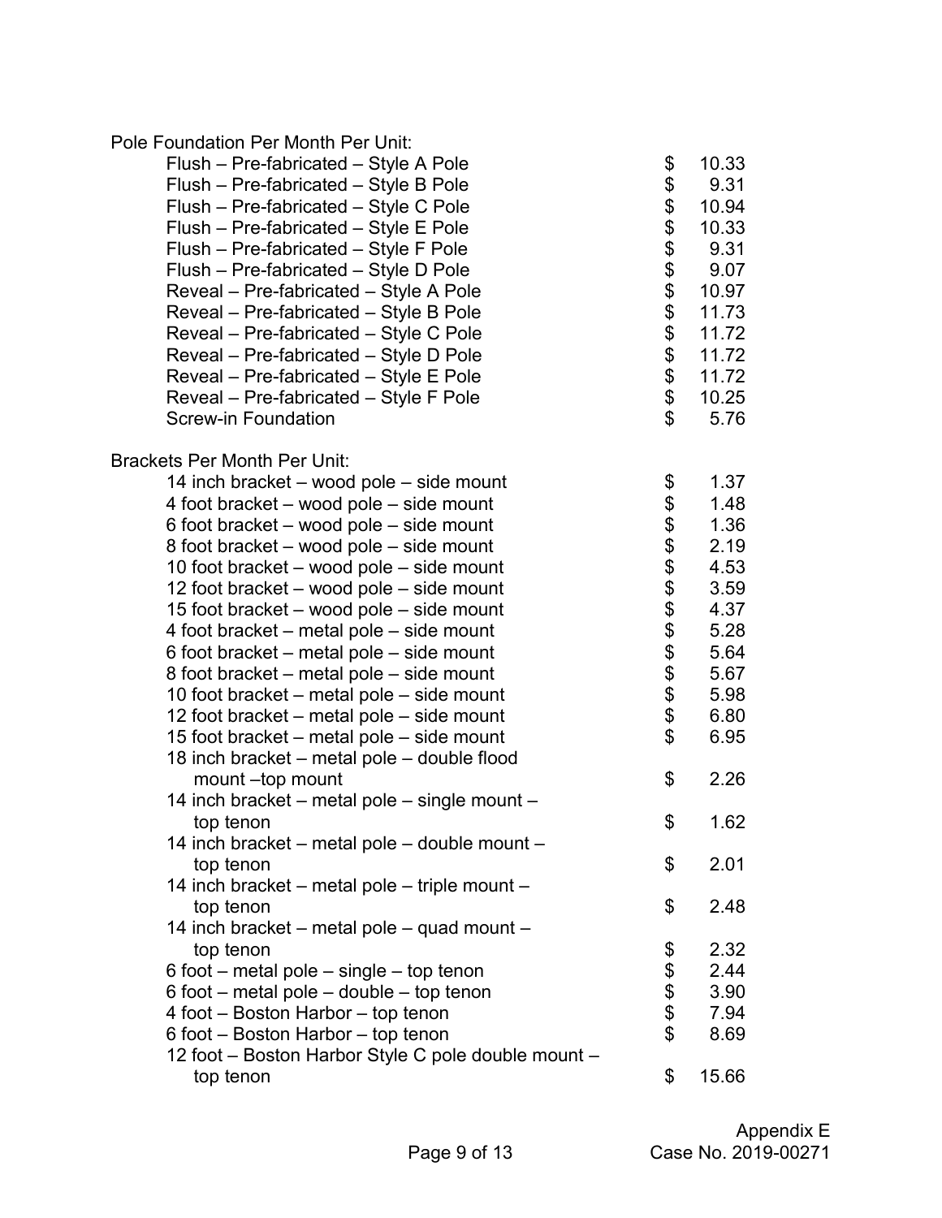Pole Foundation Per Month Per Unit:

| | |
|---|---|
| Flush – Pre-fabricated – Style A Pole | $ 10.33 |
| Flush – Pre-fabricated – Style B Pole | $ 9.31 |
| Flush – Pre-fabricated – Style C Pole | $ 10.94 |
| Flush – Pre-fabricated – Style E Pole | $ 10.33 |
| Flush – Pre-fabricated – Style F Pole | $ 9.31 |
| Flush – Pre-fabricated – Style D Pole | $ 9.07 |
| Reveal – Pre-fabricated – Style A Pole | $ 10.97 |
| Reveal – Pre-fabricated – Style B Pole | $ 11.73 |
| Reveal – Pre-fabricated – Style C Pole | $ 11.72 |
| Reveal – Pre-fabricated – Style D Pole | $ 11.72 |
| Reveal – Pre-fabricated – Style E Pole | $ 11.72 |
| Reveal – Pre-fabricated – Style F Pole | $ 10.25 |
| Screw-in Foundation | $ 5.76 |

Brackets Per Month Per Unit:

| | |
|---|---|
| 14 inch bracket – wood pole – side mount | $ 1.37 |
| 4 foot bracket – wood pole – side mount | $ 1.48 |
| 6 foot bracket – wood pole – side mount | $ 1.36 |
| 8 foot bracket – wood pole – side mount | $ 2.19 |
| 10 foot bracket – wood pole – side mount | $ 4.53 |
| 12 foot bracket – wood pole – side mount | $ 3.59 |
| 15 foot bracket – wood pole – side mount | $ 4.37 |
| 4 foot bracket – metal pole – side mount | $ 5.28 |
| 6 foot bracket – metal pole – side mount | $ 5.64 |
| 8 foot bracket – metal pole – side mount | $ 5.67 |
| 10 foot bracket – metal pole – side mount | $ 5.98 |
| 12 foot bracket – metal pole – side mount | $ 6.80 |
| 15 foot bracket – metal pole – side mount | $ 6.95 |
| 18 inch bracket – metal pole – double flood mount –top mount | $ 2.26 |
| 14 inch bracket – metal pole – single mount – top tenon | $ 1.62 |
| 14 inch bracket – metal pole – double mount – top tenon | $ 2.01 |
| 14 inch bracket – metal pole – triple mount – top tenon | $ 2.48 |
| 14 inch bracket – metal pole – quad mount – top tenon | $ 2.32 |
| 6 foot – metal pole – single – top tenon | $ 2.44 |
| 6 foot – metal pole – double – top tenon | $ 3.90 |
| 4 foot – Boston Harbor – top tenon | $ 7.94 |
| 6 foot – Boston Harbor – top tenon | $ 8.69 |
| 12 foot – Boston Harbor Style C pole double mount – top tenon | $ 15.66 |

Appendix E
Case No. 2019-00271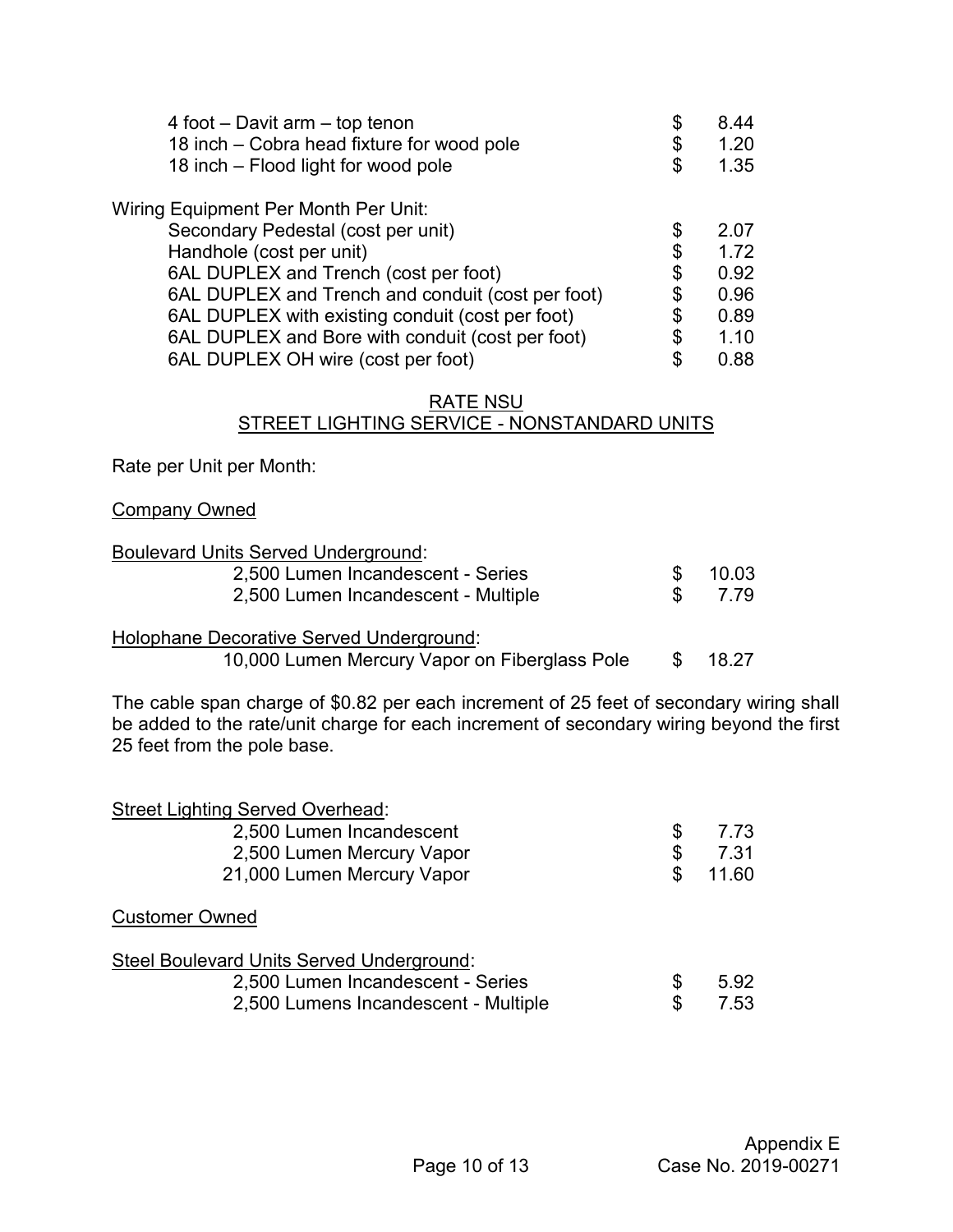| | | |
|---|---|---|
| 4 foot – Davit arm – top tenon | $ | 8.44 |
| 18 inch – Cobra head fixture for wood pole | $ | 1.20 |
| 18 inch – Flood light for wood pole | $ | 1.35 |

Wiring Equipment Per Month Per Unit:

| | | |
|---|---|---|
| Secondary Pedestal (cost per unit) | $ | 2.07 |
| Handhole (cost per unit) | $ | 1.72 |
| 6AL DUPLEX and Trench (cost per foot) | $ | 0.92 |
| 6AL DUPLEX and Trench and conduit (cost per foot) | $ | 0.96 |
| 6AL DUPLEX with existing conduit (cost per foot) | $ | 0.89 |
| 6AL DUPLEX and Bore with conduit (cost per foot) | $ | 1.10 |
| 6AL DUPLEX OH wire (cost per foot) | $ | 0.88 |

## RATE NSU
## STREET LIGHTING SERVICE - NONSTANDARD UNITS

Rate per Unit per Month:

Company Owned

Boulevard Units Served Underground:

| | | |
|---|---|---|
| 2,500 Lumen Incandescent - Series | $ | 10.03 |
| 2,500 Lumen Incandescent - Multiple | $ | 7.79 |

Holophane Decorative Served Underground:

| | | |
|---|---|---|
| 10,000 Lumen Mercury Vapor on Fiberglass Pole | $ | 18.27 |

The cable span charge of $0.82 per each increment of 25 feet of secondary wiring shall be added to the rate/unit charge for each increment of secondary wiring beyond the first 25 feet from the pole base.

Street Lighting Served Overhead:

| | | |
|---|---|---|
| 2,500 Lumen Incandescent | $ | 7.73 |
| 2,500 Lumen Mercury Vapor | $ | 7.31 |
| 21,000 Lumen Mercury Vapor | $ | 11.60 |

Customer Owned

Steel Boulevard Units Served Underground:

| | | |
|---|---|---|
| 2,500 Lumen Incandescent - Series | $ | 5.92 |
| 2,500 Lumens Incandescent - Multiple | $ | 7.53 |

Appendix E
Case No. 2019-00271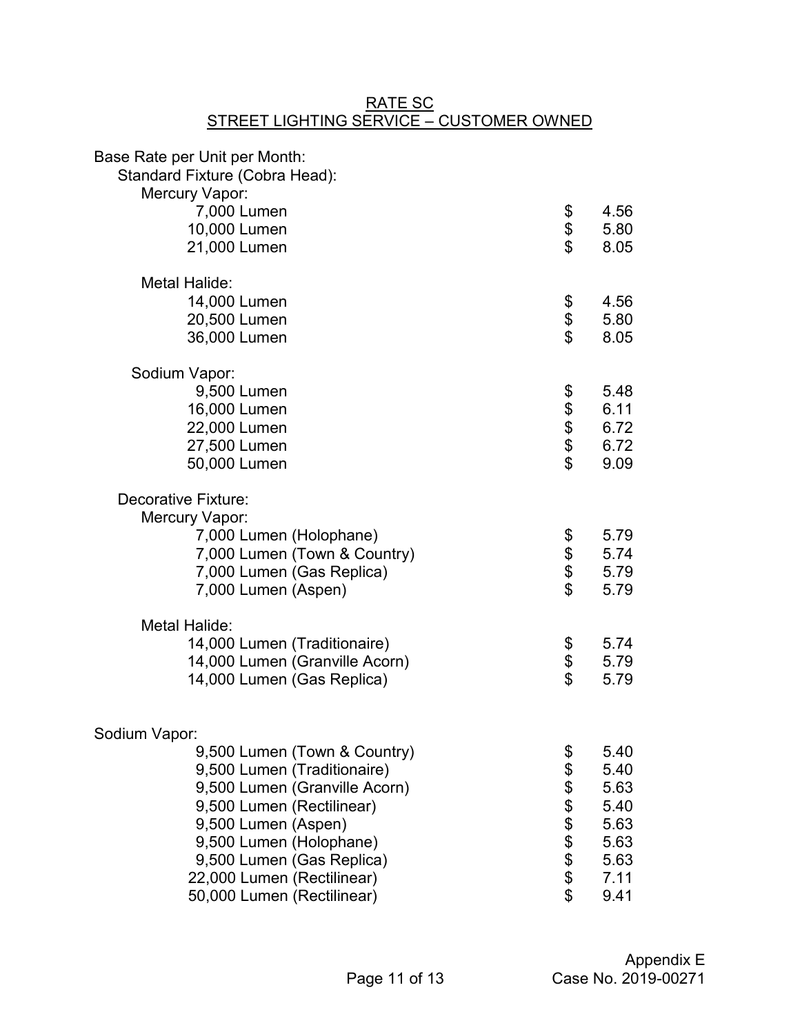RATE SC

STREET LIGHTING SERVICE – CUSTOMER OWNED

| | |
|---|---|
| Base Rate per Unit per Month: | |
| Standard Fixture (Cobra Head): | |
| Mercury Vapor: | |
| 7,000 Lumen | $ 4.56 |
| 10,000 Lumen | $ 5.80 |
| 21,000 Lumen | $ 8.05 |
| Metal Halide: | |
| 14,000 Lumen | $ 4.56 |
| 20,500 Lumen | $ 5.80 |
| 36,000 Lumen | $ 8.05 |
| Sodium Vapor: | |
| 9,500 Lumen | $ 5.48 |
| 16,000 Lumen | $ 6.11 |
| 22,000 Lumen | $ 6.72 |
| 27,500 Lumen | $ 6.72 |
| 50,000 Lumen | $ 9.09 |
| Decorative Fixture: | |
| Mercury Vapor: | |
| 7,000 Lumen (Holophane) | $ 5.79 |
| 7,000 Lumen (Town & Country) | $ 5.74 |
| 7,000 Lumen (Gas Replica) | $ 5.79 |
| 7,000 Lumen (Aspen) | $ 5.79 |
| Metal Halide: | |
| 14,000 Lumen (Traditionaire) | $ 5.74 |
| 14,000 Lumen (Granville Acorn) | $ 5.79 |
| 14,000 Lumen (Gas Replica) | $ 5.79 |
| Sodium Vapor: | |
| 9,500 Lumen (Town & Country) | $ 5.40 |
| 9,500 Lumen (Traditionaire) | $ 5.40 |
| 9,500 Lumen (Granville Acorn) | $ 5.63 |
| 9,500 Lumen (Rectilinear) | $ 5.40 |
| 9,500 Lumen (Aspen) | $ 5.63 |
| 9,500 Lumen (Holophane) | $ 5.63 |
| 9,500 Lumen (Gas Replica) | $ 5.63 |
| 22,000 Lumen (Rectilinear) | $ 7.11 |
| 50,000 Lumen (Rectilinear) | $ 9.41 |

Appendix E
Case No. 2019-00271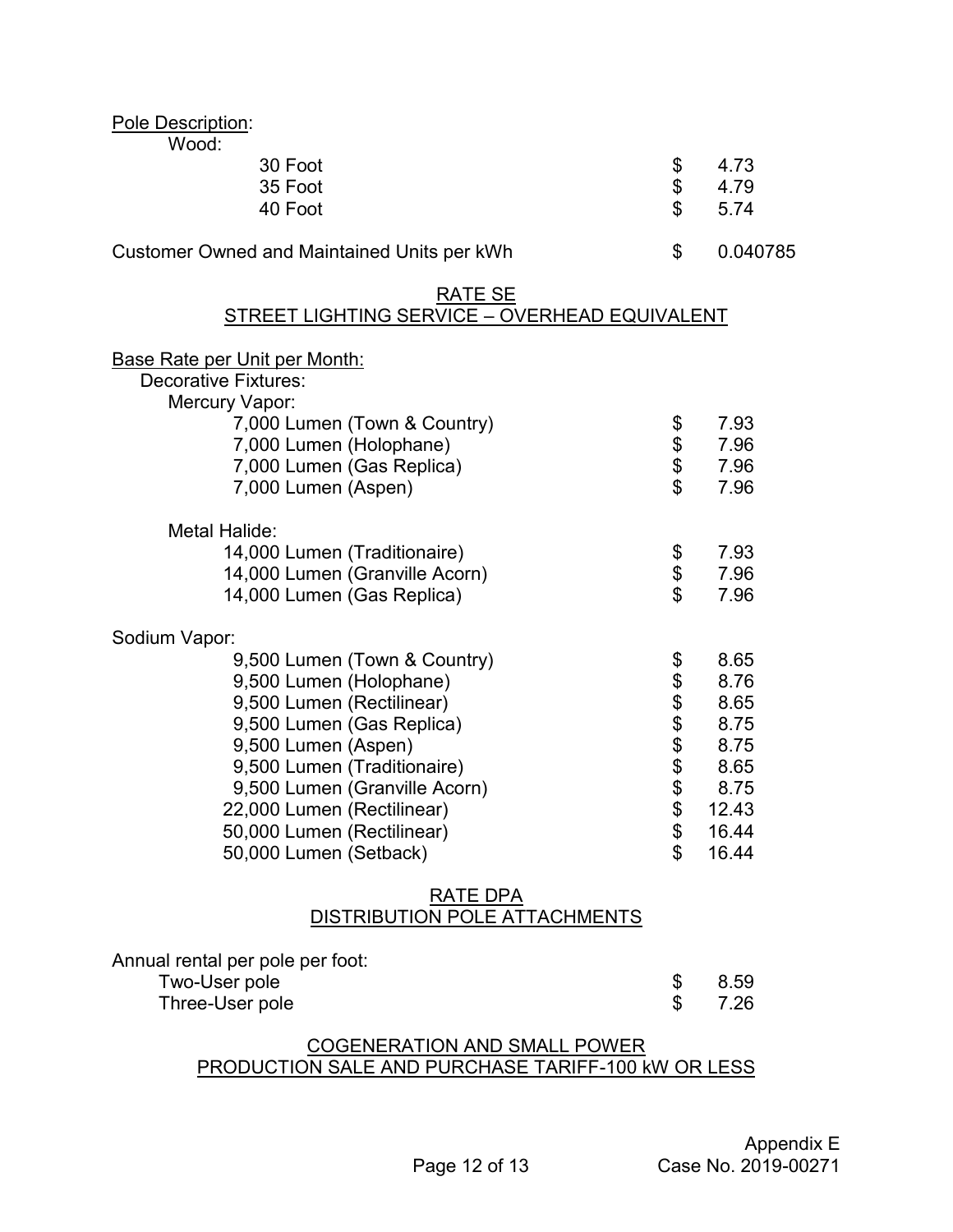Pole Description:

| | | |
|---|---|---|
| Wood: | | |
| 30 Foot | $ | 4.73 |
| 35 Foot | $ | 4.79 |
| 40 Foot | $ | 5.74 |

| | | |
|---|---|---|
| Customer Owned and Maintained Units per kWh | $ | 0.040785 |

## RATE SE
## STREET LIGHTING SERVICE – OVERHEAD EQUIVALENT

Base Rate per Unit per Month:

| | | |
|---|---|---|
| Decorative Fixtures: | | |
| Mercury Vapor: | | |
| 7,000 Lumen (Town & Country) | $ | 7.93 |
| 7,000 Lumen (Holophane) | $ | 7.96 |
| 7,000 Lumen (Gas Replica) | $ | 7.96 |
| 7,000 Lumen (Aspen) | $ | 7.96 |
| Metal Halide: | | |
| 14,000 Lumen (Traditionaire) | $ | 7.93 |
| 14,000 Lumen (Granville Acorn) | $ | 7.96 |
| 14,000 Lumen (Gas Replica) | $ | 7.96 |
| Sodium Vapor: | | |
| 9,500 Lumen (Town & Country) | $ | 8.65 |
| 9,500 Lumen (Holophane) | $ | 8.76 |
| 9,500 Lumen (Rectilinear) | $ | 8.65 |
| 9,500 Lumen (Gas Replica) | $ | 8.75 |
| 9,500 Lumen (Aspen) | $ | 8.75 |
| 9,500 Lumen (Traditionaire) | $ | 8.65 |
| 9,500 Lumen (Granville Acorn) | $ | 8.75 |
| 22,000 Lumen (Rectilinear) | $ | 12.43 |
| 50,000 Lumen (Rectilinear) | $ | 16.44 |
| 50,000 Lumen (Setback) | $ | 16.44 |

## RATE DPA
## DISTRIBUTION POLE ATTACHMENTS

Annual rental per pole per foot:

| | | |
|---|---|---|
| Two-User pole | $ | 8.59 |
| Three-User pole | $ | 7.26 |

## COGENERATION AND SMALL POWER PRODUCTION SALE AND PURCHASE TARIFF-100 kW OR LESS

Appendix E
Case No. 2019-00271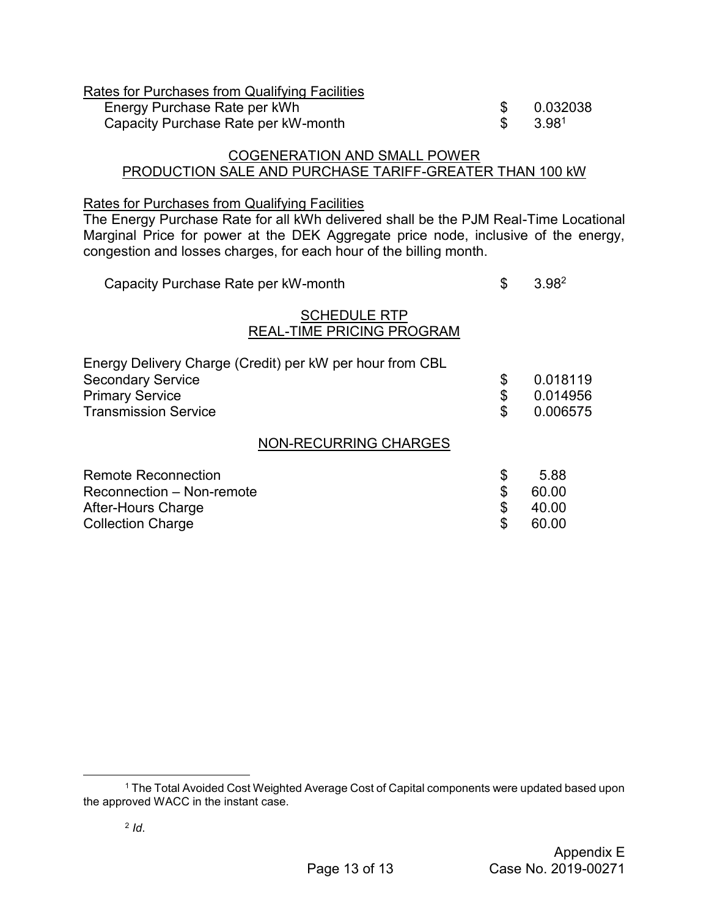Rates for Purchases from Qualifying Facilities

| | | |
|---|---|---|
| Energy Purchase Rate per kWh | $ | 0.032038 |
| Capacity Purchase Rate per kW-month | $ | 3.98[1] |

COGENERATION AND SMALL POWER PRODUCTION SALE AND PURCHASE TARIFF-GREATER THAN 100 kW

Rates for Purchases from Qualifying Facilities

The Energy Purchase Rate for all kWh delivered shall be the PJM Real-Time Locational Marginal Price for power at the DEK Aggregate price node, inclusive of the energy, congestion and losses charges, for each hour of the billing month.

| | | |
|---|---|---|
| Capacity Purchase Rate per kW-month | $ | 3.98[2] |

SCHEDULE RTP
REAL-TIME PRICING PROGRAM

| | | |
|---|---|---|
| Energy Delivery Charge (Credit) per kW per hour from CBL | | |
| Secondary Service | $ | 0.018119 |
| Primary Service | $ | 0.014956 |
| Transmission Service | $ | 0.006575 |

NON-RECURRING CHARGES

| | | |
|---|---|---|
| Remote Reconnection | $ | 5.88 |
| Reconnection – Non-remote | $ | 60.00 |
| After-Hours Charge | $ | 40.00 |
| Collection Charge | $ | 60.00 |

[1] The Total Avoided Cost Weighted Average Cost of Capital components were updated based upon the approved WACC in the instant case.

[2] *Id*.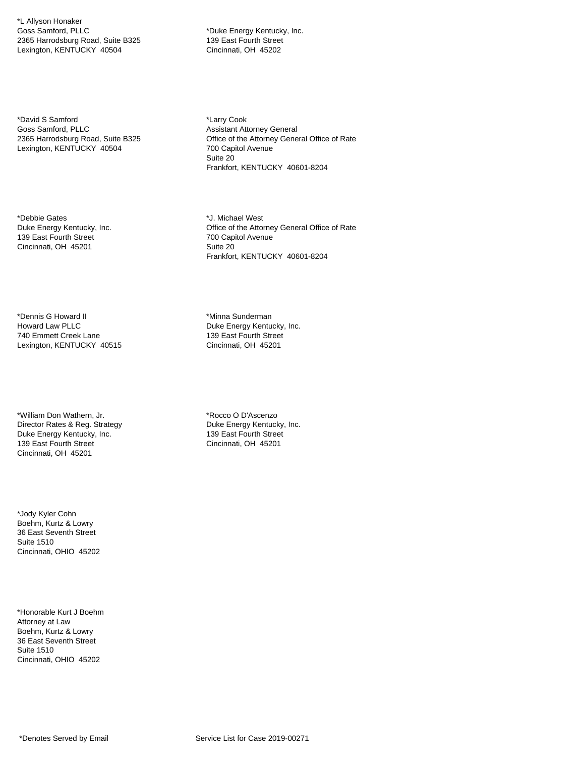*L Allyson Honaker
Goss Samford, PLLC
2365 Harrodsburg Road, Suite B325
Lexington, KENTUCKY  40504

*Duke Energy Kentucky, Inc.
139 East Fourth Street
Cincinnati, OH  45202

*David S Samford
Goss Samford, PLLC
2365 Harrodsburg Road, Suite B325
Lexington, KENTUCKY  40504

*Larry Cook
Assistant Attorney General
Office of the Attorney General Office of Rate
700 Capitol Avenue
Suite 20
Frankfort, KENTUCKY  40601-8204

*Debbie Gates
Duke Energy Kentucky, Inc.
139 East Fourth Street
Cincinnati, OH  45201

*J. Michael West
Office of the Attorney General Office of Rate
700 Capitol Avenue
Suite 20
Frankfort, KENTUCKY  40601-8204

*Dennis G Howard II
Howard Law PLLC
740 Emmett Creek Lane
Lexington, KENTUCKY  40515

*Minna Sunderman
Duke Energy Kentucky, Inc.
139 East Fourth Street
Cincinnati, OH  45201

*William Don Wathern, Jr.
Director Rates & Reg. Strategy
Duke Energy Kentucky, Inc.
139 East Fourth Street
Cincinnati, OH  45201

*Rocco O D'Ascenzo
Duke Energy Kentucky, Inc.
139 East Fourth Street
Cincinnati, OH  45201

*Jody Kyler Cohn
Boehm, Kurtz & Lowry
36 East Seventh Street
Suite 1510
Cincinnati, OHIO  45202

*Honorable Kurt J Boehm
Attorney at Law
Boehm, Kurtz & Lowry
36 East Seventh Street
Suite 1510
Cincinnati, OHIO  45202

*Denotes Served by Email

Service List for Case 2019-00271